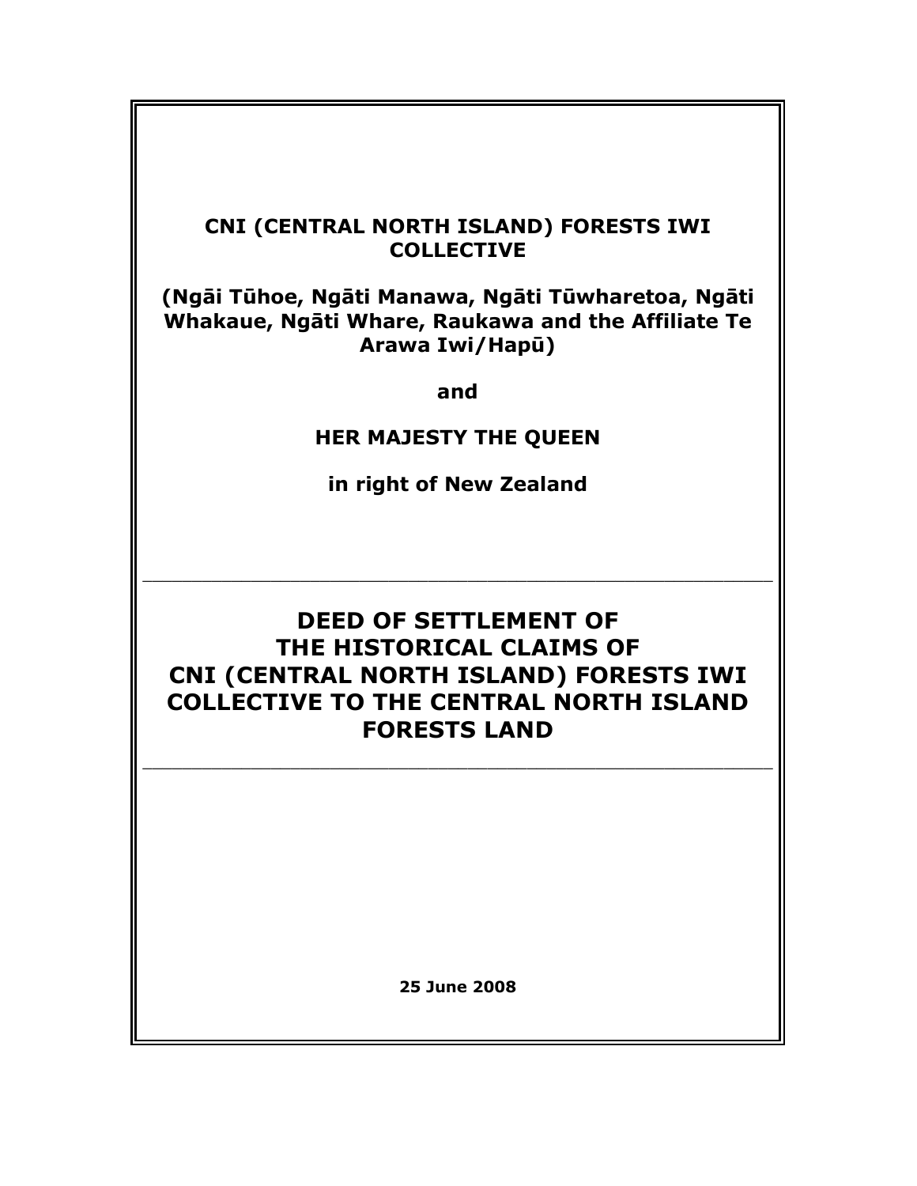**CNI (CENTRAL NORTH ISLAND) FORESTS IWI COLLECTIVE**

**(Ngāi Tūhoe, Ngāti Manawa, Ngāti Tūwharetoa, Ngāti Whakaue, Ngāti Whare, Raukawa and the Affiliate Te Arawa Iwi/Hapū)**

**and**

**HER MAJESTY THE QUEEN**

**in right of New Zealand**

---

# DEED OF SETTLEMENT OF THE HISTORICAL CLAIMS OF CNI (CENTRAL NORTH ISLAND) FORESTS IWI COLLECTIVE TO THE CENTRAL NORTH ISLAND FORESTS LAND

---

**25 June 2008**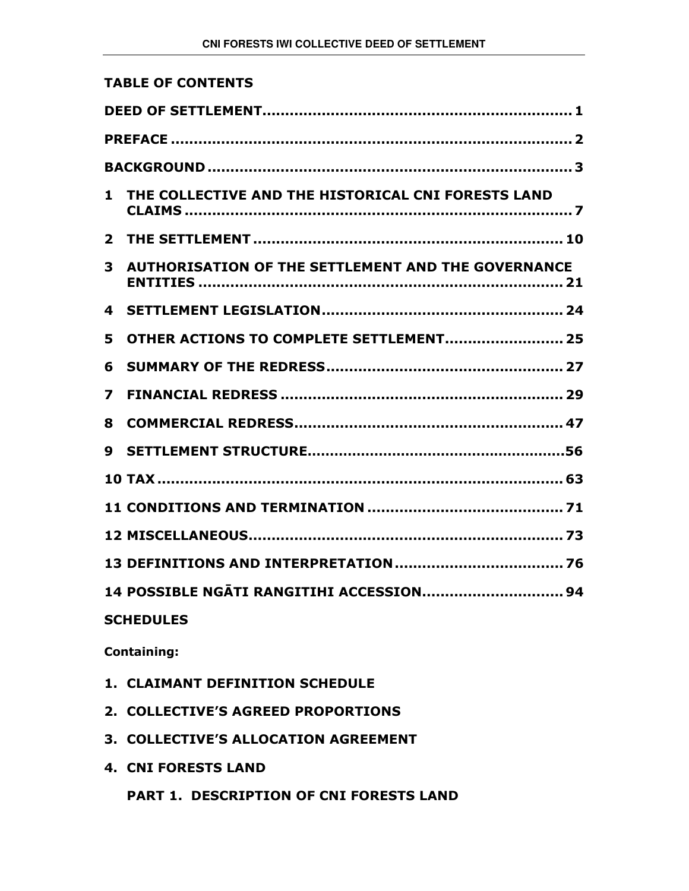## TABLE OF CONTENTS

| | |
|---|---|
| **DEED OF SETTLEMENT** | **1** |
| **PREFACE** | **2** |
| **BACKGROUND** | **3** |
| **1 THE COLLECTIVE AND THE HISTORICAL CNI FORESTS LAND CLAIMS** | **7** |
| **2 THE SETTLEMENT** | **10** |
| **3 AUTHORISATION OF THE SETTLEMENT AND THE GOVERNANCE ENTITIES** | **21** |
| **4 SETTLEMENT LEGISLATION** | **24** |
| **5 OTHER ACTIONS TO COMPLETE SETTLEMENT** | **25** |
| **6 SUMMARY OF THE REDRESS** | **27** |
| **7 FINANCIAL REDRESS** | **29** |
| **8 COMMERCIAL REDRESS** | **47** |
| **9 SETTLEMENT STRUCTURE** | **56** |
| **10 TAX** | **63** |
| **11 CONDITIONS AND TERMINATION** | **71** |
| **12 MISCELLANEOUS** | **73** |
| **13 DEFINITIONS AND INTERPRETATION** | **76** |
| **14 POSSIBLE NGĀTI RANGITIHI ACCESSION** | **94** |

**SCHEDULES**

**Containing:**

1. **CLAIMANT DEFINITION SCHEDULE**
2. **COLLECTIVE'S AGREED PROPORTIONS**
3. **COLLECTIVE'S ALLOCATION AGREEMENT**
4. **CNI FORESTS LAND**

   **PART 1. DESCRIPTION OF CNI FORESTS LAND**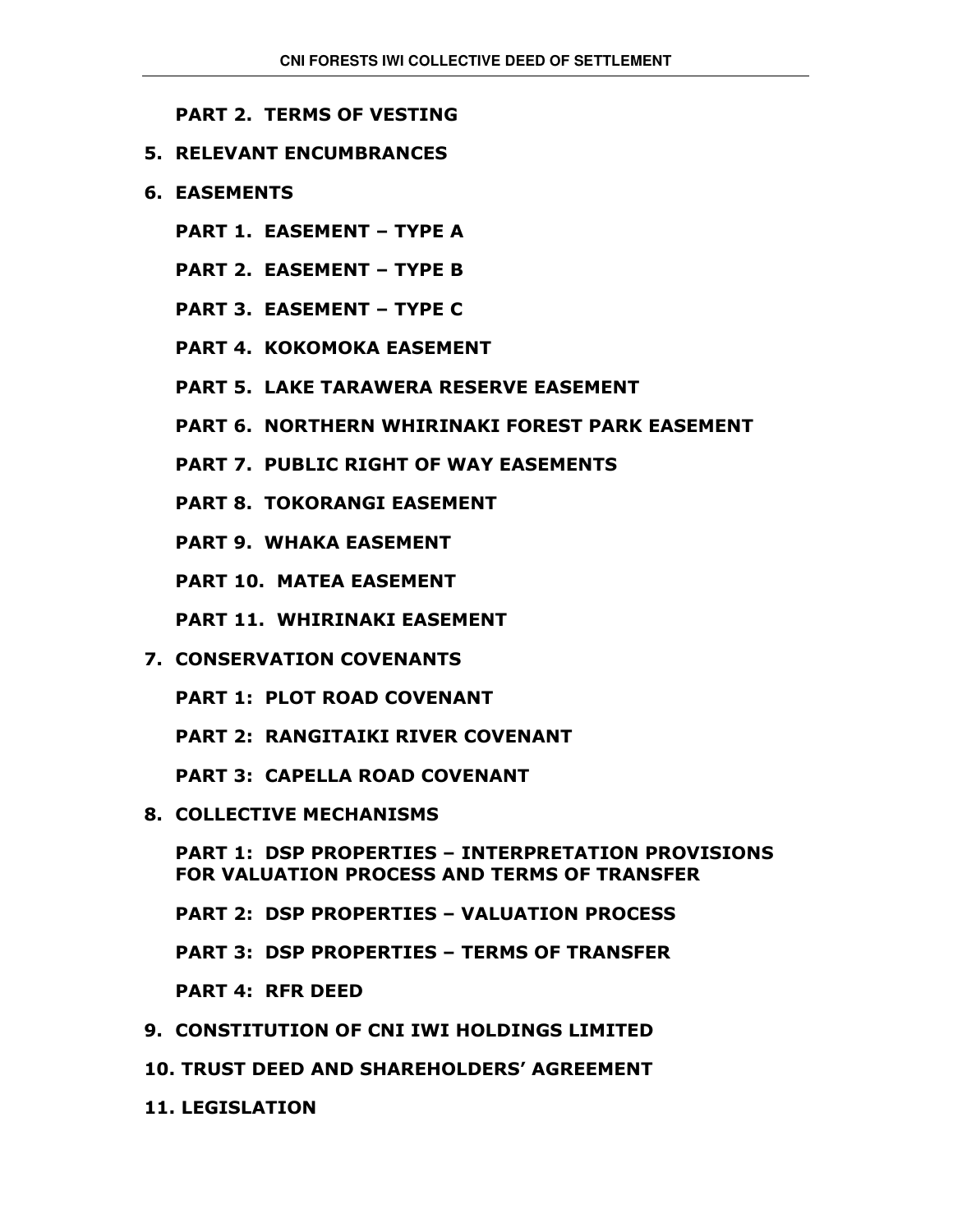**PART 2. TERMS OF VESTING**

**5. RELEVANT ENCUMBRANCES**

**6. EASEMENTS**

**PART 1. EASEMENT – TYPE A**

**PART 2. EASEMENT – TYPE B**

**PART 3. EASEMENT – TYPE C**

**PART 4. KOKOMOKA EASEMENT**

**PART 5. LAKE TARAWERA RESERVE EASEMENT**

**PART 6. NORTHERN WHIRINAKI FOREST PARK EASEMENT**

**PART 7. PUBLIC RIGHT OF WAY EASEMENTS**

**PART 8. TOKORANGI EASEMENT**

**PART 9. WHAKA EASEMENT**

**PART 10. MATEA EASEMENT**

**PART 11. WHIRINAKI EASEMENT**

**7. CONSERVATION COVENANTS**

**PART 1: PLOT ROAD COVENANT**

**PART 2: RANGITAIKI RIVER COVENANT**

**PART 3: CAPELLA ROAD COVENANT**

**8. COLLECTIVE MECHANISMS**

**PART 1: DSP PROPERTIES – INTERPRETATION PROVISIONS FOR VALUATION PROCESS AND TERMS OF TRANSFER**

**PART 2: DSP PROPERTIES – VALUATION PROCESS**

**PART 3: DSP PROPERTIES – TERMS OF TRANSFER**

**PART 4: RFR DEED**

**9. CONSTITUTION OF CNI IWI HOLDINGS LIMITED**

**10. TRUST DEED AND SHAREHOLDERS' AGREEMENT**

**11. LEGISLATION**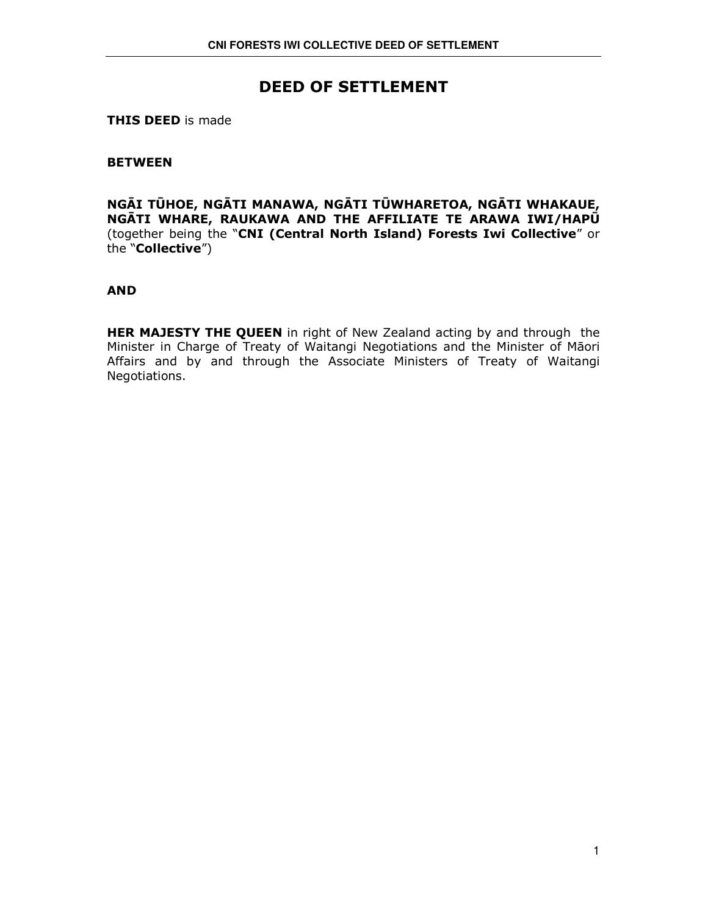# DEED OF SETTLEMENT

**THIS DEED** is made

**BETWEEN**

**NGĀI TŪHOE, NGĀTI MANAWA, NGĀTI TŪWHARETOA, NGĀTI WHAKAUE, NGĀTI WHARE, RAUKAWA AND THE AFFILIATE TE ARAWA IWI/HAPŪ** (together being the "**CNI (Central North Island) Forests Iwi Collective**" or the "**Collective**")

**AND**

**HER MAJESTY THE QUEEN** in right of New Zealand acting by and through the Minister in Charge of Treaty of Waitangi Negotiations and the Minister of Māori Affairs and by and through the Associate Ministers of Treaty of Waitangi Negotiations.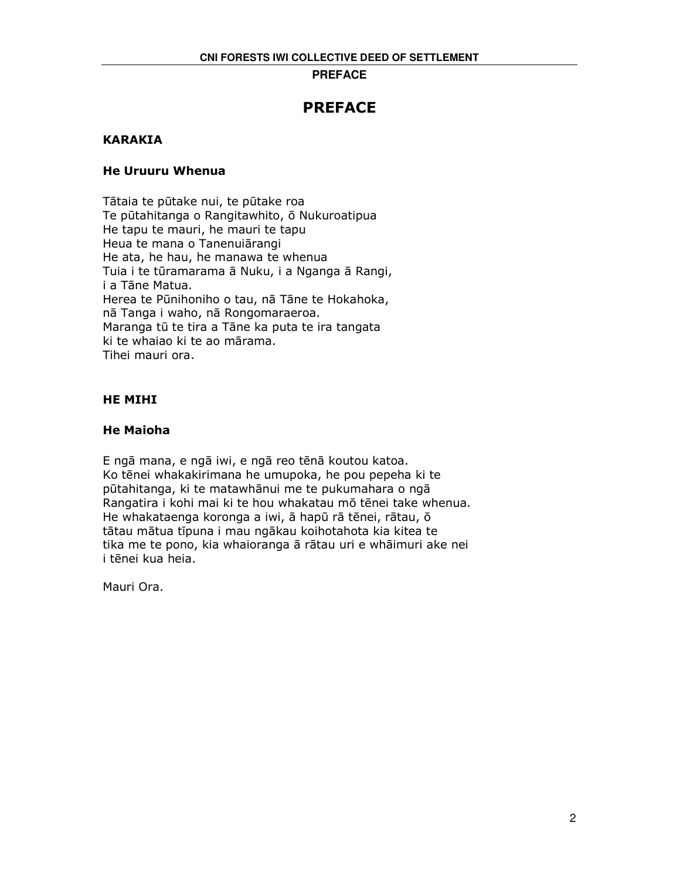# PREFACE

## KARAKIA

### He Uruuru Whenua

Tātaia te pūtake nui, te pūtake roa
Te pūtahitanga o Rangitawhito, ō Nukuroatipua
He tapu te mauri, he mauri te tapu
Heua te mana o Tanenuiārangi
He ata, he hau, he manawa te whenua
Tuia i te tūramarama ā Nuku, i a Nganga ā Rangi,
i a Tāne Matua.
Herea te Pūnihoniho o tau, nā Tāne te Hokahoka,
nā Tanga i waho, nā Rongomaraeroa.
Maranga tū te tira a Tāne ka puta te ira tangata
ki te whaiao ki te ao mārama.
Tihei mauri ora.

## HE MIHI

### He Maioha

E ngā mana, e ngā iwi, e ngā reo tēnā koutou katoa.
Ko tēnei whakakirimana he umupoka, he pou pepeha ki te
pūtahitanga, ki te matawhānui me te pukumahara o ngā
Rangatira i kohi mai ki te hou whakatau mō tēnei take whenua.
He whakataenga koronga a iwi, ā hapū rā tēnei, rātau, ō
tātau mātua tīpuna i mau ngākau koihotahota kia kitea te
tika me te pono, kia whaioranga ā rātau uri e whāimuri ake nei
i tēnei kua heia.

Mauri Ora.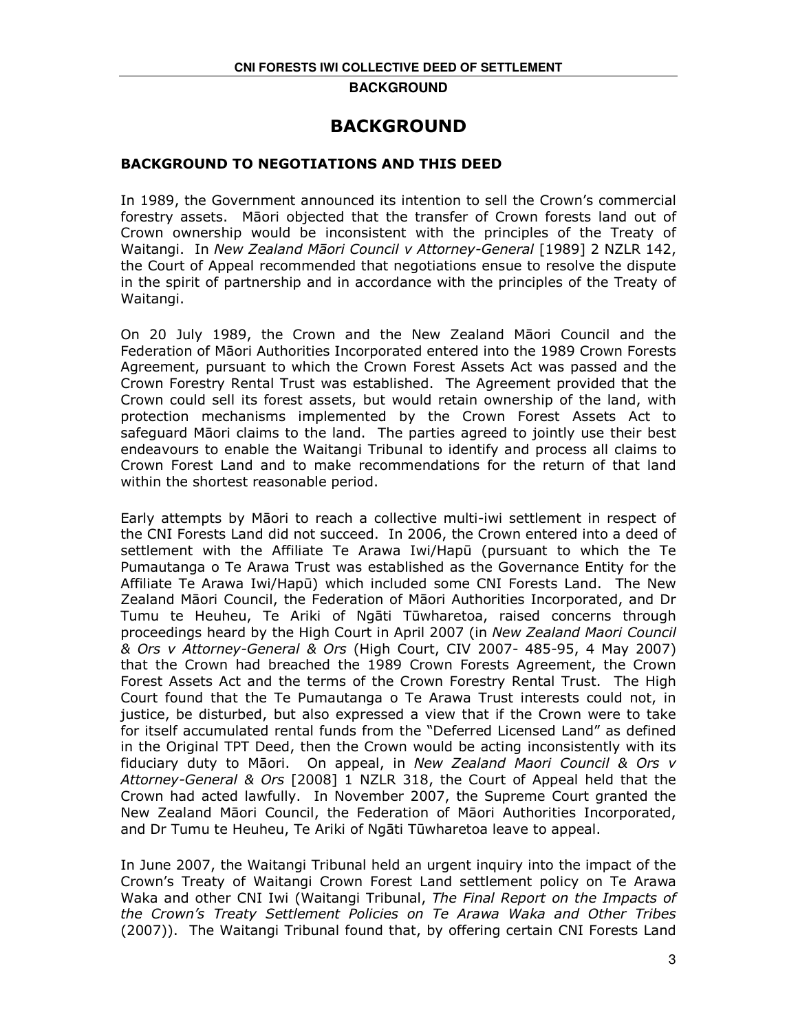# BACKGROUND

## BACKGROUND TO NEGOTIATIONS AND THIS DEED

In 1989, the Government announced its intention to sell the Crown's commercial forestry assets. Māori objected that the transfer of Crown forests land out of Crown ownership would be inconsistent with the principles of the Treaty of Waitangi. In *New Zealand Māori Council v Attorney-General* [1989] 2 NZLR 142, the Court of Appeal recommended that negotiations ensue to resolve the dispute in the spirit of partnership and in accordance with the principles of the Treaty of Waitangi.

On 20 July 1989, the Crown and the New Zealand Māori Council and the Federation of Māori Authorities Incorporated entered into the 1989 Crown Forests Agreement, pursuant to which the Crown Forest Assets Act was passed and the Crown Forestry Rental Trust was established. The Agreement provided that the Crown could sell its forest assets, but would retain ownership of the land, with protection mechanisms implemented by the Crown Forest Assets Act to safeguard Māori claims to the land. The parties agreed to jointly use their best endeavours to enable the Waitangi Tribunal to identify and process all claims to Crown Forest Land and to make recommendations for the return of that land within the shortest reasonable period.

Early attempts by Māori to reach a collective multi-iwi settlement in respect of the CNI Forests Land did not succeed. In 2006, the Crown entered into a deed of settlement with the Affiliate Te Arawa Iwi/Hapū (pursuant to which the Te Pumautanga o Te Arawa Trust was established as the Governance Entity for the Affiliate Te Arawa Iwi/Hapū) which included some CNI Forests Land. The New Zealand Māori Council, the Federation of Māori Authorities Incorporated, and Dr Tumu te Heuheu, Te Ariki of Ngāti Tūwharetoa, raised concerns through proceedings heard by the High Court in April 2007 (in *New Zealand Maori Council & Ors v Attorney-General & Ors* (High Court, CIV 2007- 485-95, 4 May 2007) that the Crown had breached the 1989 Crown Forests Agreement, the Crown Forest Assets Act and the terms of the Crown Forestry Rental Trust. The High Court found that the Te Pumautanga o Te Arawa Trust interests could not, in justice, be disturbed, but also expressed a view that if the Crown were to take for itself accumulated rental funds from the "Deferred Licensed Land" as defined in the Original TPT Deed, then the Crown would be acting inconsistently with its fiduciary duty to Māori. On appeal, in *New Zealand Maori Council & Ors v Attorney-General & Ors* [2008] 1 NZLR 318, the Court of Appeal held that the Crown had acted lawfully. In November 2007, the Supreme Court granted the New Zealand Māori Council, the Federation of Māori Authorities Incorporated, and Dr Tumu te Heuheu, Te Ariki of Ngāti Tūwharetoa leave to appeal.

In June 2007, the Waitangi Tribunal held an urgent inquiry into the impact of the Crown's Treaty of Waitangi Crown Forest Land settlement policy on Te Arawa Waka and other CNI Iwi (Waitangi Tribunal, *The Final Report on the Impacts of the Crown's Treaty Settlement Policies on Te Arawa Waka and Other Tribes* (2007)). The Waitangi Tribunal found that, by offering certain CNI Forests Land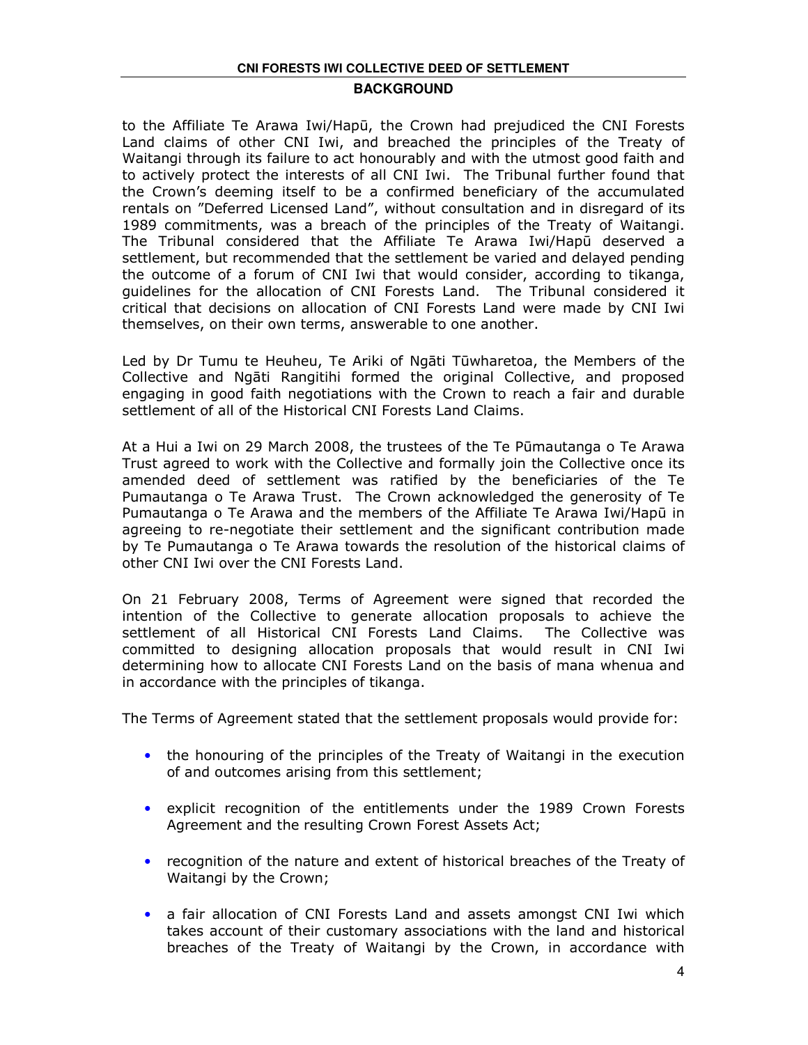## BACKGROUND

to the Affiliate Te Arawa Iwi/Hapū, the Crown had prejudiced the CNI Forests Land claims of other CNI Iwi, and breached the principles of the Treaty of Waitangi through its failure to act honourably and with the utmost good faith and to actively protect the interests of all CNI Iwi. The Tribunal further found that the Crown's deeming itself to be a confirmed beneficiary of the accumulated rentals on "Deferred Licensed Land", without consultation and in disregard of its 1989 commitments, was a breach of the principles of the Treaty of Waitangi. The Tribunal considered that the Affiliate Te Arawa Iwi/Hapū deserved a settlement, but recommended that the settlement be varied and delayed pending the outcome of a forum of CNI Iwi that would consider, according to tikanga, guidelines for the allocation of CNI Forests Land. The Tribunal considered it critical that decisions on allocation of CNI Forests Land were made by CNI Iwi themselves, on their own terms, answerable to one another.

Led by Dr Tumu te Heuheu, Te Ariki of Ngāti Tūwharetoa, the Members of the Collective and Ngāti Rangitihi formed the original Collective, and proposed engaging in good faith negotiations with the Crown to reach a fair and durable settlement of all of the Historical CNI Forests Land Claims.

At a Hui a Iwi on 29 March 2008, the trustees of the Te Pūmautanga o Te Arawa Trust agreed to work with the Collective and formally join the Collective once its amended deed of settlement was ratified by the beneficiaries of the Te Pumautanga o Te Arawa Trust. The Crown acknowledged the generosity of Te Pumautanga o Te Arawa and the members of the Affiliate Te Arawa Iwi/Hapū in agreeing to re-negotiate their settlement and the significant contribution made by Te Pumautanga o Te Arawa towards the resolution of the historical claims of other CNI Iwi over the CNI Forests Land.

On 21 February 2008, Terms of Agreement were signed that recorded the intention of the Collective to generate allocation proposals to achieve the settlement of all Historical CNI Forests Land Claims. The Collective was committed to designing allocation proposals that would result in CNI Iwi determining how to allocate CNI Forests Land on the basis of mana whenua and in accordance with the principles of tikanga.

The Terms of Agreement stated that the settlement proposals would provide for:

- the honouring of the principles of the Treaty of Waitangi in the execution of and outcomes arising from this settlement;
- explicit recognition of the entitlements under the 1989 Crown Forests Agreement and the resulting Crown Forest Assets Act;
- recognition of the nature and extent of historical breaches of the Treaty of Waitangi by the Crown;
- a fair allocation of CNI Forests Land and assets amongst CNI Iwi which takes account of their customary associations with the land and historical breaches of the Treaty of Waitangi by the Crown, in accordance with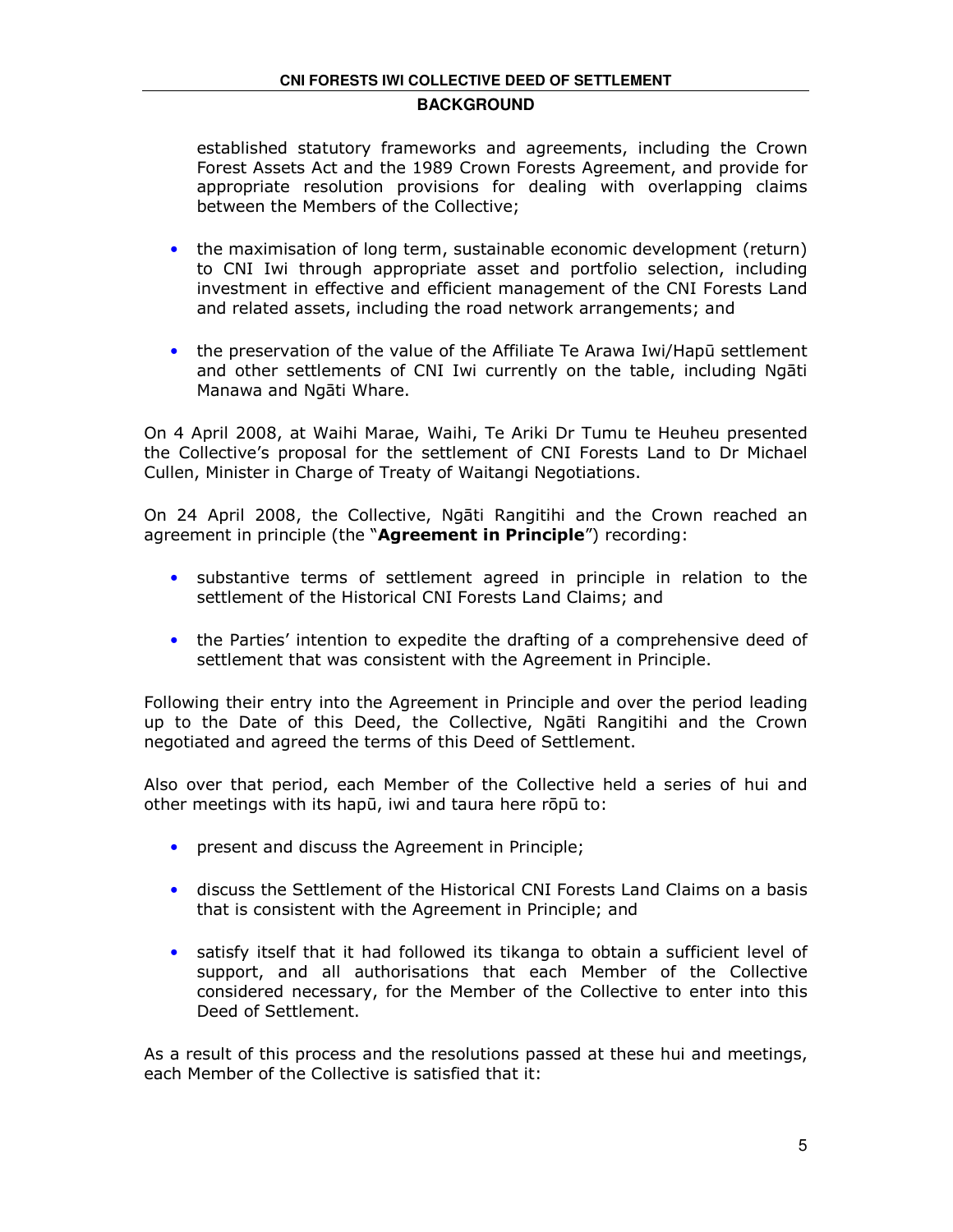## BACKGROUND

established statutory frameworks and agreements, including the Crown Forest Assets Act and the 1989 Crown Forests Agreement, and provide for appropriate resolution provisions for dealing with overlapping claims between the Members of the Collective;

- the maximisation of long term, sustainable economic development (return) to CNI Iwi through appropriate asset and portfolio selection, including investment in effective and efficient management of the CNI Forests Land and related assets, including the road network arrangements; and
- the preservation of the value of the Affiliate Te Arawa Iwi/Hapū settlement and other settlements of CNI Iwi currently on the table, including Ngāti Manawa and Ngāti Whare.

On 4 April 2008, at Waihi Marae, Waihi, Te Ariki Dr Tumu te Heuheu presented the Collective's proposal for the settlement of CNI Forests Land to Dr Michael Cullen, Minister in Charge of Treaty of Waitangi Negotiations.

On 24 April 2008, the Collective, Ngāti Rangitihi and the Crown reached an agreement in principle (the "**Agreement in Principle**") recording:

- substantive terms of settlement agreed in principle in relation to the settlement of the Historical CNI Forests Land Claims; and
- the Parties' intention to expedite the drafting of a comprehensive deed of settlement that was consistent with the Agreement in Principle.

Following their entry into the Agreement in Principle and over the period leading up to the Date of this Deed, the Collective, Ngāti Rangitihi and the Crown negotiated and agreed the terms of this Deed of Settlement.

Also over that period, each Member of the Collective held a series of hui and other meetings with its hapū, iwi and taura here rōpū to:

- present and discuss the Agreement in Principle;
- discuss the Settlement of the Historical CNI Forests Land Claims on a basis that is consistent with the Agreement in Principle; and
- satisfy itself that it had followed its tikanga to obtain a sufficient level of support, and all authorisations that each Member of the Collective considered necessary, for the Member of the Collective to enter into this Deed of Settlement.

As a result of this process and the resolutions passed at these hui and meetings, each Member of the Collective is satisfied that it: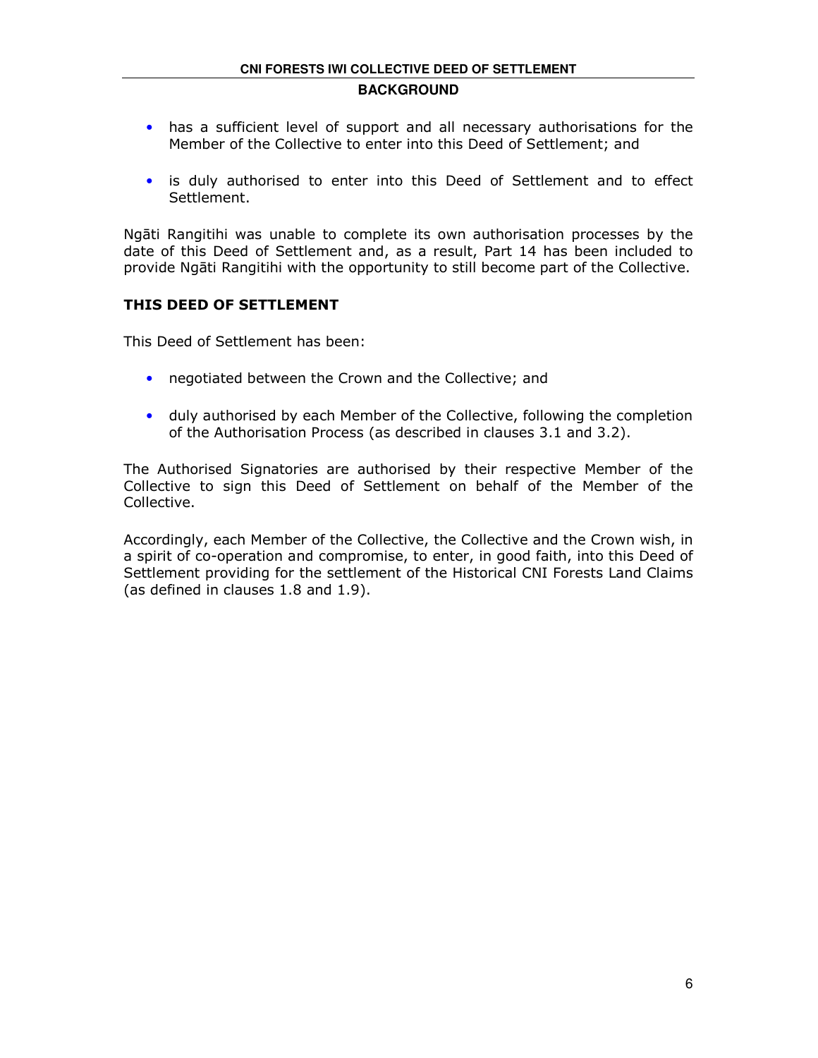- has a sufficient level of support and all necessary authorisations for the Member of the Collective to enter into this Deed of Settlement; and
- is duly authorised to enter into this Deed of Settlement and to effect Settlement.

Ngāti Rangitihi was unable to complete its own authorisation processes by the date of this Deed of Settlement and, as a result, Part 14 has been included to provide Ngāti Rangitihi with the opportunity to still become part of the Collective.

## THIS DEED OF SETTLEMENT

This Deed of Settlement has been:

- negotiated between the Crown and the Collective; and
- duly authorised by each Member of the Collective, following the completion of the Authorisation Process (as described in clauses 3.1 and 3.2).

The Authorised Signatories are authorised by their respective Member of the Collective to sign this Deed of Settlement on behalf of the Member of the Collective.

Accordingly, each Member of the Collective, the Collective and the Crown wish, in a spirit of co-operation and compromise, to enter, in good faith, into this Deed of Settlement providing for the settlement of the Historical CNI Forests Land Claims (as defined in clauses 1.8 and 1.9).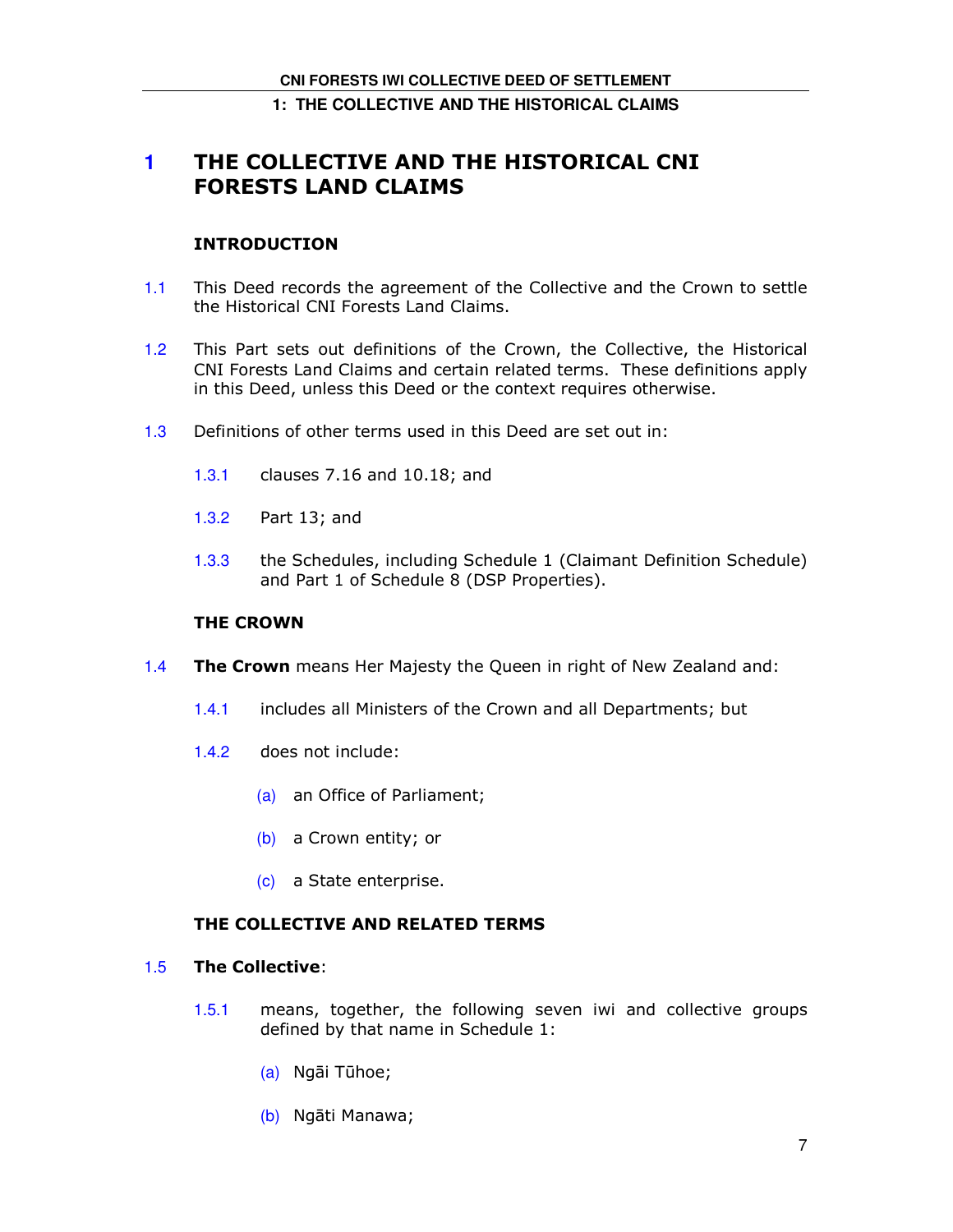# 1 THE COLLECTIVE AND THE HISTORICAL CNI FORESTS LAND CLAIMS

## INTRODUCTION

1.1 This Deed records the agreement of the Collective and the Crown to settle the Historical CNI Forests Land Claims.

1.2 This Part sets out definitions of the Crown, the Collective, the Historical CNI Forests Land Claims and certain related terms. These definitions apply in this Deed, unless this Deed or the context requires otherwise.

1.3 Definitions of other terms used in this Deed are set out in:

1.3.1 clauses 7.16 and 10.18; and

1.3.2 Part 13; and

1.3.3 the Schedules, including Schedule 1 (Claimant Definition Schedule) and Part 1 of Schedule 8 (DSP Properties).

## THE CROWN

1.4 **The Crown** means Her Majesty the Queen in right of New Zealand and:

1.4.1 includes all Ministers of the Crown and all Departments; but

1.4.2 does not include:

(a) an Office of Parliament;

(b) a Crown entity; or

(c) a State enterprise.

## THE COLLECTIVE AND RELATED TERMS

1.5 **The Collective**:

1.5.1 means, together, the following seven iwi and collective groups defined by that name in Schedule 1:

(a) Ngāi Tūhoe;

(b) Ngāti Manawa;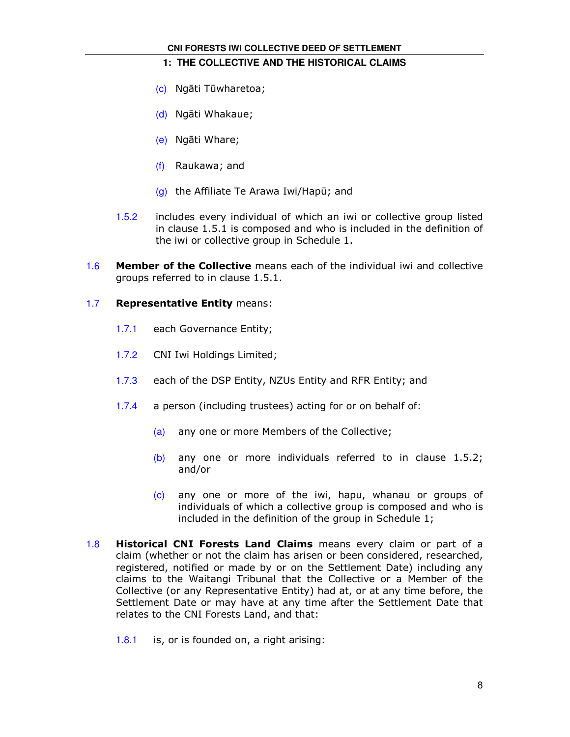(c) Ngāti Tūwharetoa;

(d) Ngāti Whakaue;

(e) Ngāti Whare;

(f) Raukawa; and

(g) the Affiliate Te Arawa Iwi/Hapū; and

1.5.2 includes every individual of which an iwi or collective group listed in clause 1.5.1 is composed and who is included in the definition of the iwi or collective group in Schedule 1.

1.6 **Member of the Collective** means each of the individual iwi and collective groups referred to in clause 1.5.1.

1.7 **Representative Entity** means:

1.7.1 each Governance Entity;

1.7.2 CNI Iwi Holdings Limited;

1.7.3 each of the DSP Entity, NZUs Entity and RFR Entity; and

1.7.4 a person (including trustees) acting for or on behalf of:

(a) any one or more Members of the Collective;

(b) any one or more individuals referred to in clause 1.5.2; and/or

(c) any one or more of the iwi, hapu, whanau or groups of individuals of which a collective group is composed and who is included in the definition of the group in Schedule 1;

1.8 **Historical CNI Forests Land Claims** means every claim or part of a claim (whether or not the claim has arisen or been considered, researched, registered, notified or made by or on the Settlement Date) including any claims to the Waitangi Tribunal that the Collective or a Member of the Collective (or any Representative Entity) had at, or at any time before, the Settlement Date or may have at any time after the Settlement Date that relates to the CNI Forests Land, and that:

1.8.1 is, or is founded on, a right arising: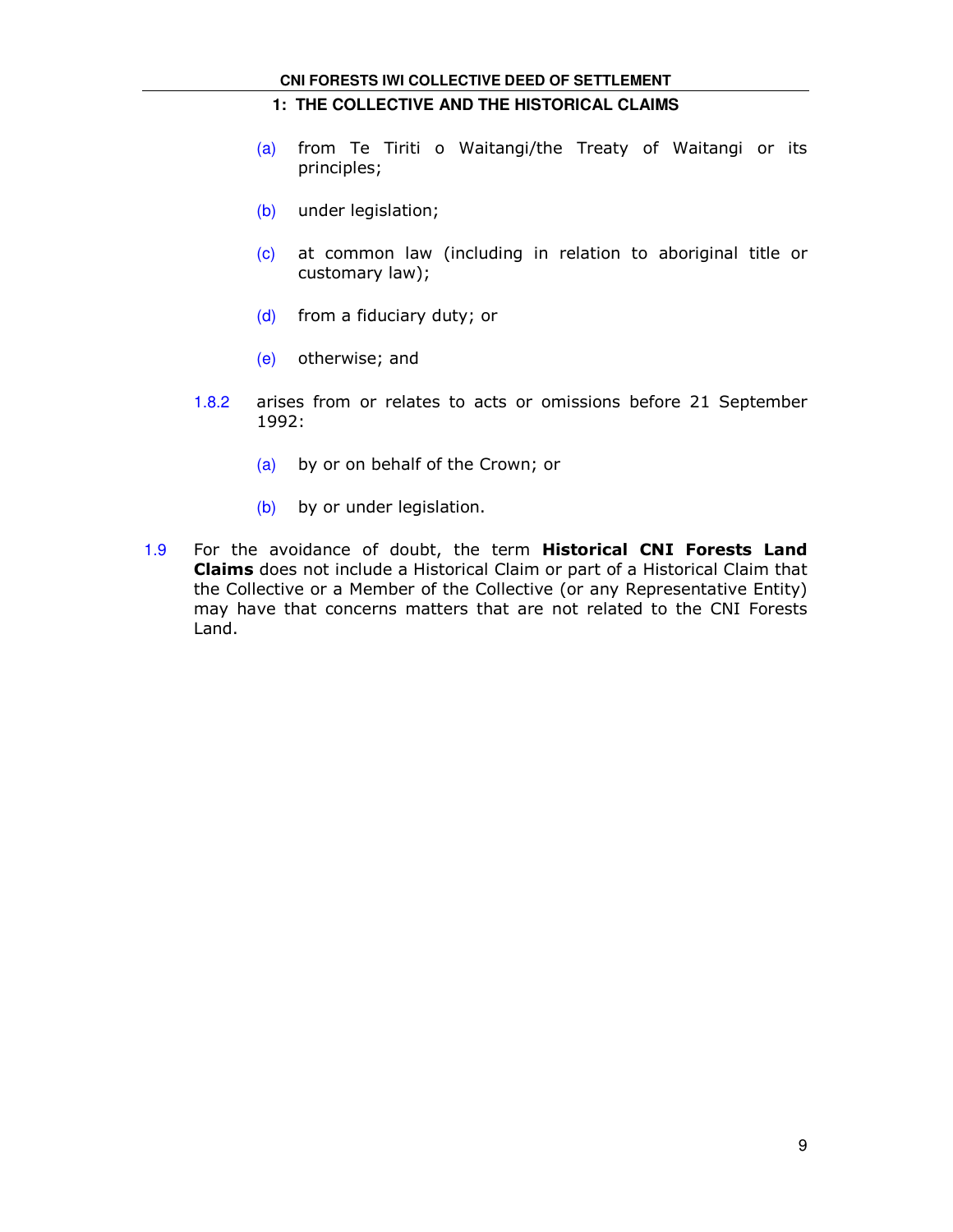(a) from Te Tiriti o Waitangi/the Treaty of Waitangi or its principles;

(b) under legislation;

(c) at common law (including in relation to aboriginal title or customary law);

(d) from a fiduciary duty; or

(e) otherwise; and

1.8.2 arises from or relates to acts or omissions before 21 September 1992:

(a) by or on behalf of the Crown; or

(b) by or under legislation.

1.9 For the avoidance of doubt, the term **Historical CNI Forests Land Claims** does not include a Historical Claim or part of a Historical Claim that the Collective or a Member of the Collective (or any Representative Entity) may have that concerns matters that are not related to the CNI Forests Land.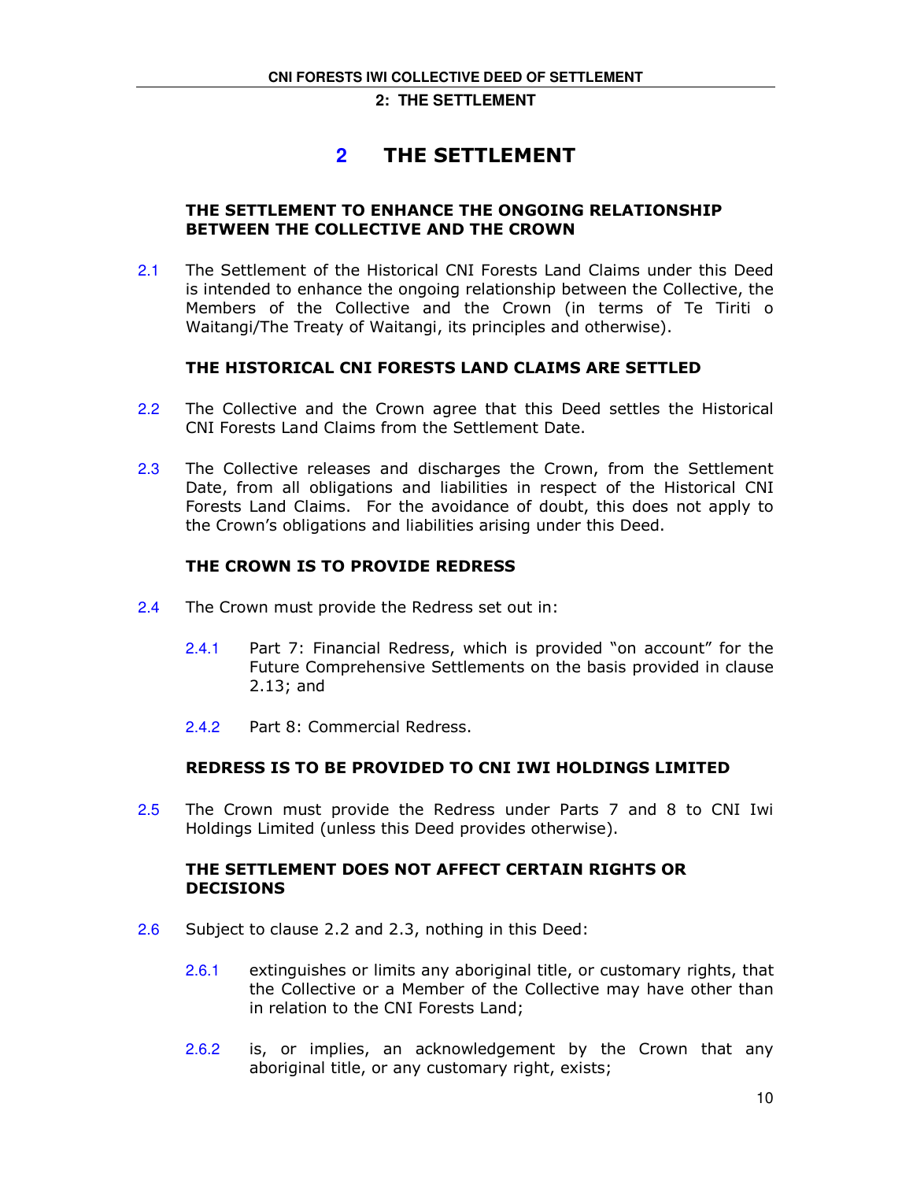# 2 THE SETTLEMENT

## THE SETTLEMENT TO ENHANCE THE ONGOING RELATIONSHIP BETWEEN THE COLLECTIVE AND THE CROWN

2.1 The Settlement of the Historical CNI Forests Land Claims under this Deed is intended to enhance the ongoing relationship between the Collective, the Members of the Collective and the Crown (in terms of Te Tiriti o Waitangi/The Treaty of Waitangi, its principles and otherwise).

## THE HISTORICAL CNI FORESTS LAND CLAIMS ARE SETTLED

2.2 The Collective and the Crown agree that this Deed settles the Historical CNI Forests Land Claims from the Settlement Date.

2.3 The Collective releases and discharges the Crown, from the Settlement Date, from all obligations and liabilities in respect of the Historical CNI Forests Land Claims. For the avoidance of doubt, this does not apply to the Crown's obligations and liabilities arising under this Deed.

## THE CROWN IS TO PROVIDE REDRESS

2.4 The Crown must provide the Redress set out in:

2.4.1 Part 7: Financial Redress, which is provided "on account" for the Future Comprehensive Settlements on the basis provided in clause 2.13; and

2.4.2 Part 8: Commercial Redress.

## REDRESS IS TO BE PROVIDED TO CNI IWI HOLDINGS LIMITED

2.5 The Crown must provide the Redress under Parts 7 and 8 to CNI Iwi Holdings Limited (unless this Deed provides otherwise).

## THE SETTLEMENT DOES NOT AFFECT CERTAIN RIGHTS OR DECISIONS

2.6 Subject to clause 2.2 and 2.3, nothing in this Deed:

2.6.1 extinguishes or limits any aboriginal title, or customary rights, that the Collective or a Member of the Collective may have other than in relation to the CNI Forests Land;

2.6.2 is, or implies, an acknowledgement by the Crown that any aboriginal title, or any customary right, exists;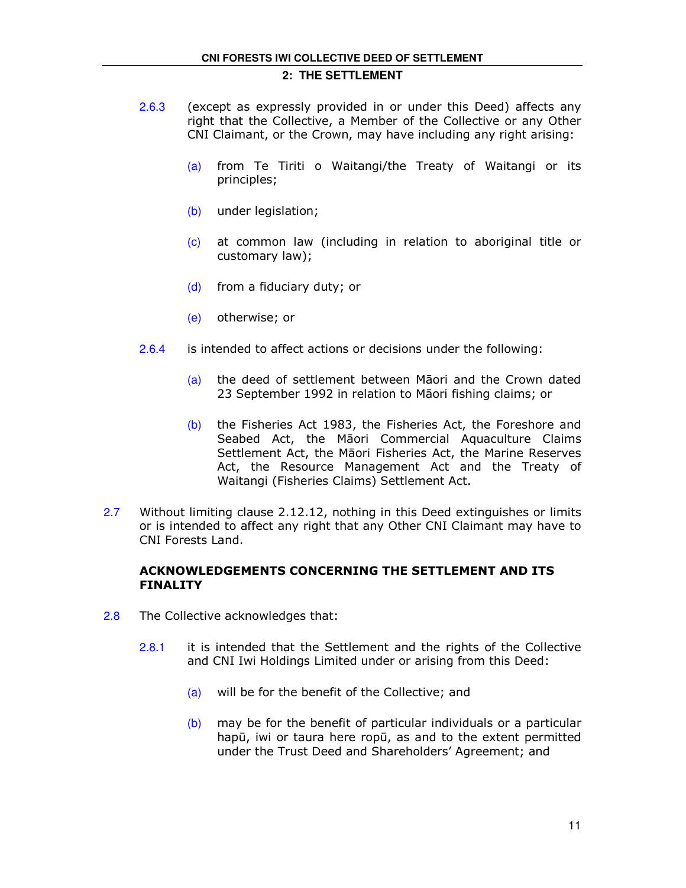2.6.3 (except as expressly provided in or under this Deed) affects any right that the Collective, a Member of the Collective or any Other CNI Claimant, or the Crown, may have including any right arising:

(a) from Te Tiriti o Waitangi/the Treaty of Waitangi or its principles;

(b) under legislation;

(c) at common law (including in relation to aboriginal title or customary law);

(d) from a fiduciary duty; or

(e) otherwise; or

2.6.4 is intended to affect actions or decisions under the following:

(a) the deed of settlement between Māori and the Crown dated 23 September 1992 in relation to Māori fishing claims; or

(b) the Fisheries Act 1983, the Fisheries Act, the Foreshore and Seabed Act, the Māori Commercial Aquaculture Claims Settlement Act, the Māori Fisheries Act, the Marine Reserves Act, the Resource Management Act and the Treaty of Waitangi (Fisheries Claims) Settlement Act.

2.7 Without limiting clause 2.12.12, nothing in this Deed extinguishes or limits or is intended to affect any right that any Other CNI Claimant may have to CNI Forests Land.

### ACKNOWLEDGEMENTS CONCERNING THE SETTLEMENT AND ITS FINALITY

2.8 The Collective acknowledges that:

2.8.1 it is intended that the Settlement and the rights of the Collective and CNI Iwi Holdings Limited under or arising from this Deed:

(a) will be for the benefit of the Collective; and

(b) may be for the benefit of particular individuals or a particular hapū, iwi or taura here ropū, as and to the extent permitted under the Trust Deed and Shareholders' Agreement; and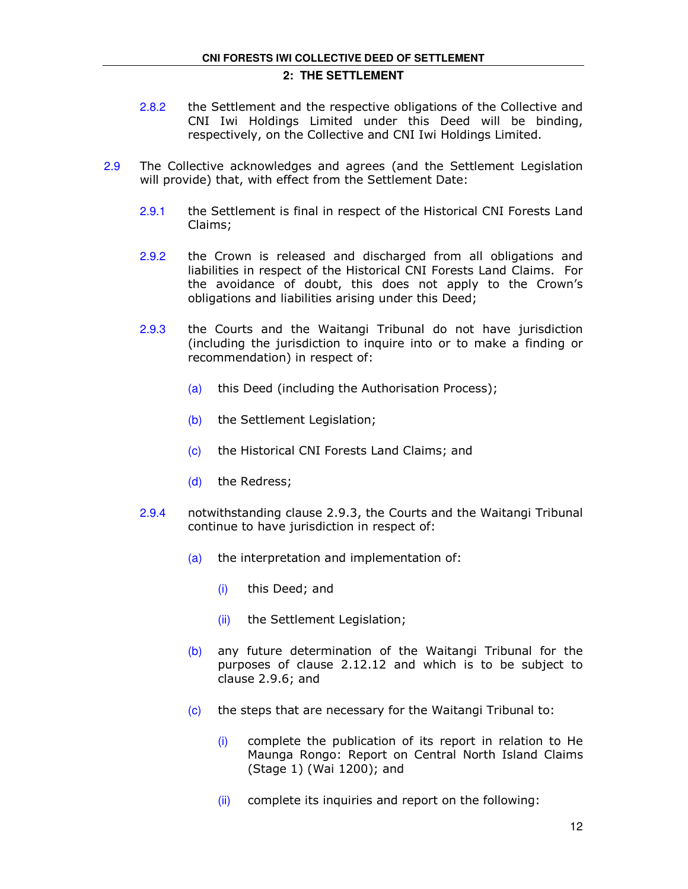2.8.2 the Settlement and the respective obligations of the Collective and CNI Iwi Holdings Limited under this Deed will be binding, respectively, on the Collective and CNI Iwi Holdings Limited.

2.9 The Collective acknowledges and agrees (and the Settlement Legislation will provide) that, with effect from the Settlement Date:

2.9.1 the Settlement is final in respect of the Historical CNI Forests Land Claims;

2.9.2 the Crown is released and discharged from all obligations and liabilities in respect of the Historical CNI Forests Land Claims. For the avoidance of doubt, this does not apply to the Crown's obligations and liabilities arising under this Deed;

2.9.3 the Courts and the Waitangi Tribunal do not have jurisdiction (including the jurisdiction to inquire into or to make a finding or recommendation) in respect of:

(a) this Deed (including the Authorisation Process);

(b) the Settlement Legislation;

(c) the Historical CNI Forests Land Claims; and

(d) the Redress;

2.9.4 notwithstanding clause 2.9.3, the Courts and the Waitangi Tribunal continue to have jurisdiction in respect of:

(a) the interpretation and implementation of:

(i) this Deed; and

(ii) the Settlement Legislation;

(b) any future determination of the Waitangi Tribunal for the purposes of clause 2.12.12 and which is to be subject to clause 2.9.6; and

(c) the steps that are necessary for the Waitangi Tribunal to:

(i) complete the publication of its report in relation to He Maunga Rongo: Report on Central North Island Claims (Stage 1) (Wai 1200); and

(ii) complete its inquiries and report on the following: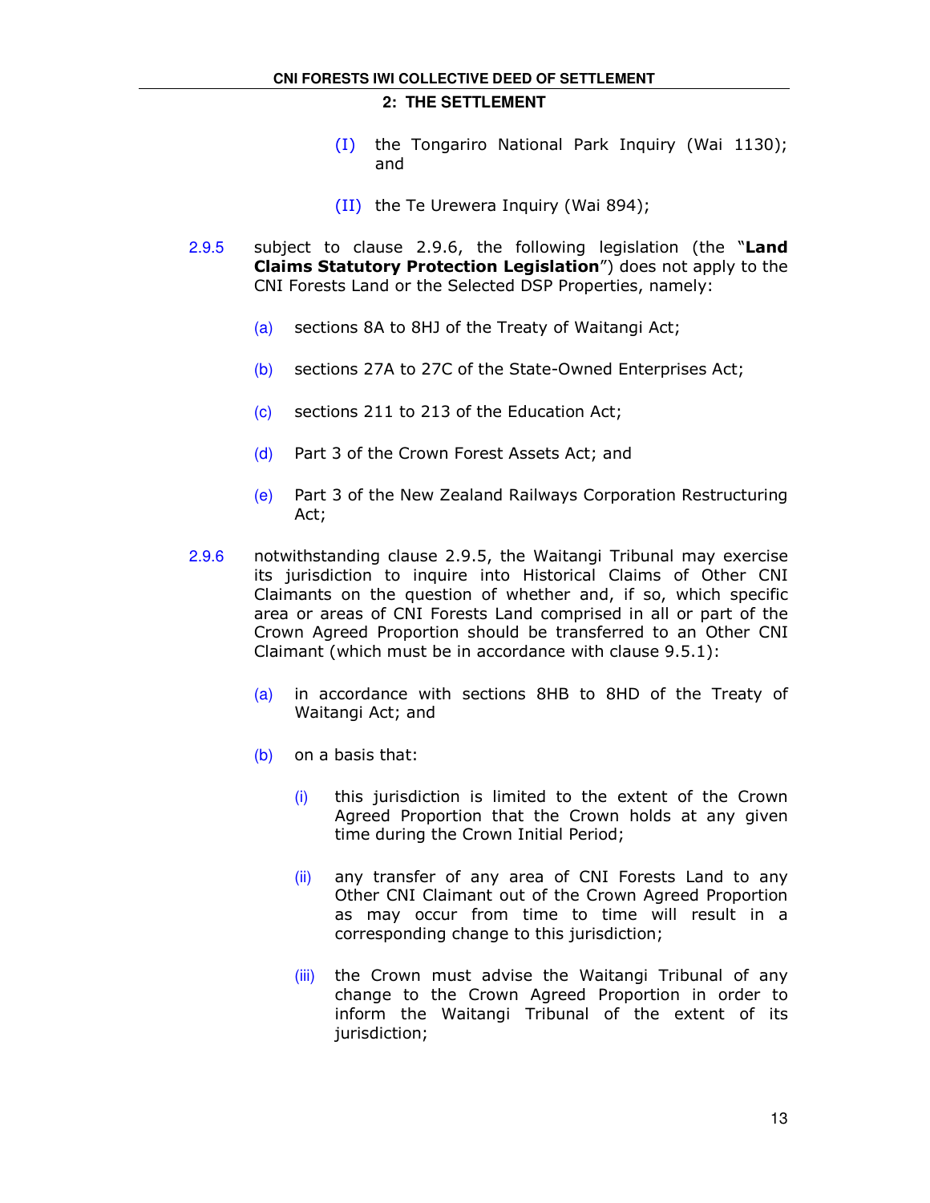(I) the Tongariro National Park Inquiry (Wai 1130); and

(II) the Te Urewera Inquiry (Wai 894);

2.9.5 subject to clause 2.9.6, the following legislation (the "**Land Claims Statutory Protection Legislation**") does not apply to the CNI Forests Land or the Selected DSP Properties, namely:

(a) sections 8A to 8HJ of the Treaty of Waitangi Act;

(b) sections 27A to 27C of the State-Owned Enterprises Act;

(c) sections 211 to 213 of the Education Act;

(d) Part 3 of the Crown Forest Assets Act; and

(e) Part 3 of the New Zealand Railways Corporation Restructuring Act;

2.9.6 notwithstanding clause 2.9.5, the Waitangi Tribunal may exercise its jurisdiction to inquire into Historical Claims of Other CNI Claimants on the question of whether and, if so, which specific area or areas of CNI Forests Land comprised in all or part of the Crown Agreed Proportion should be transferred to an Other CNI Claimant (which must be in accordance with clause 9.5.1):

(a) in accordance with sections 8HB to 8HD of the Treaty of Waitangi Act; and

(b) on a basis that:

(i) this jurisdiction is limited to the extent of the Crown Agreed Proportion that the Crown holds at any given time during the Crown Initial Period;

(ii) any transfer of any area of CNI Forests Land to any Other CNI Claimant out of the Crown Agreed Proportion as may occur from time to time will result in a corresponding change to this jurisdiction;

(iii) the Crown must advise the Waitangi Tribunal of any change to the Crown Agreed Proportion in order to inform the Waitangi Tribunal of the extent of its jurisdiction;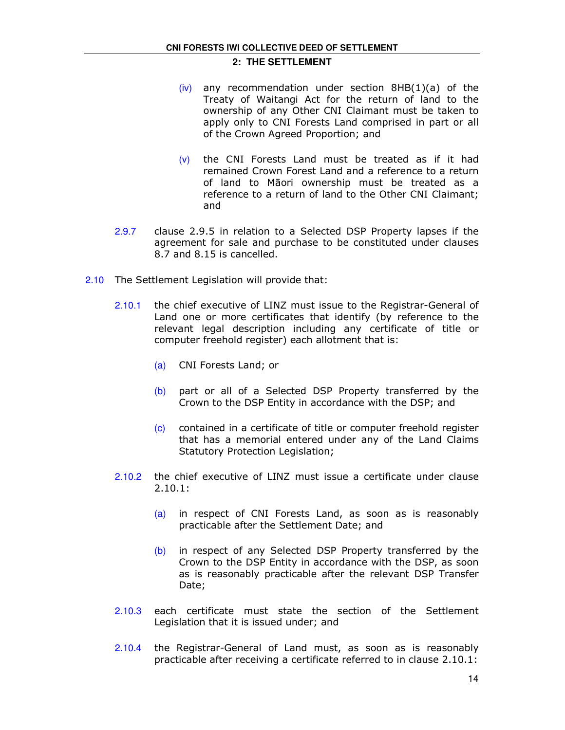(iv) any recommendation under section 8HB(1)(a) of the Treaty of Waitangi Act for the return of land to the ownership of any Other CNI Claimant must be taken to apply only to CNI Forests Land comprised in part or all of the Crown Agreed Proportion; and

(v) the CNI Forests Land must be treated as if it had remained Crown Forest Land and a reference to a return of land to Māori ownership must be treated as a reference to a return of land to the Other CNI Claimant; and

2.9.7 clause 2.9.5 in relation to a Selected DSP Property lapses if the agreement for sale and purchase to be constituted under clauses 8.7 and 8.15 is cancelled.

2.10 The Settlement Legislation will provide that:

2.10.1 the chief executive of LINZ must issue to the Registrar-General of Land one or more certificates that identify (by reference to the relevant legal description including any certificate of title or computer freehold register) each allotment that is:

(a) CNI Forests Land; or

(b) part or all of a Selected DSP Property transferred by the Crown to the DSP Entity in accordance with the DSP; and

(c) contained in a certificate of title or computer freehold register that has a memorial entered under any of the Land Claims Statutory Protection Legislation;

2.10.2 the chief executive of LINZ must issue a certificate under clause 2.10.1:

(a) in respect of CNI Forests Land, as soon as is reasonably practicable after the Settlement Date; and

(b) in respect of any Selected DSP Property transferred by the Crown to the DSP Entity in accordance with the DSP, as soon as is reasonably practicable after the relevant DSP Transfer Date;

2.10.3 each certificate must state the section of the Settlement Legislation that it is issued under; and

2.10.4 the Registrar-General of Land must, as soon as is reasonably practicable after receiving a certificate referred to in clause 2.10.1: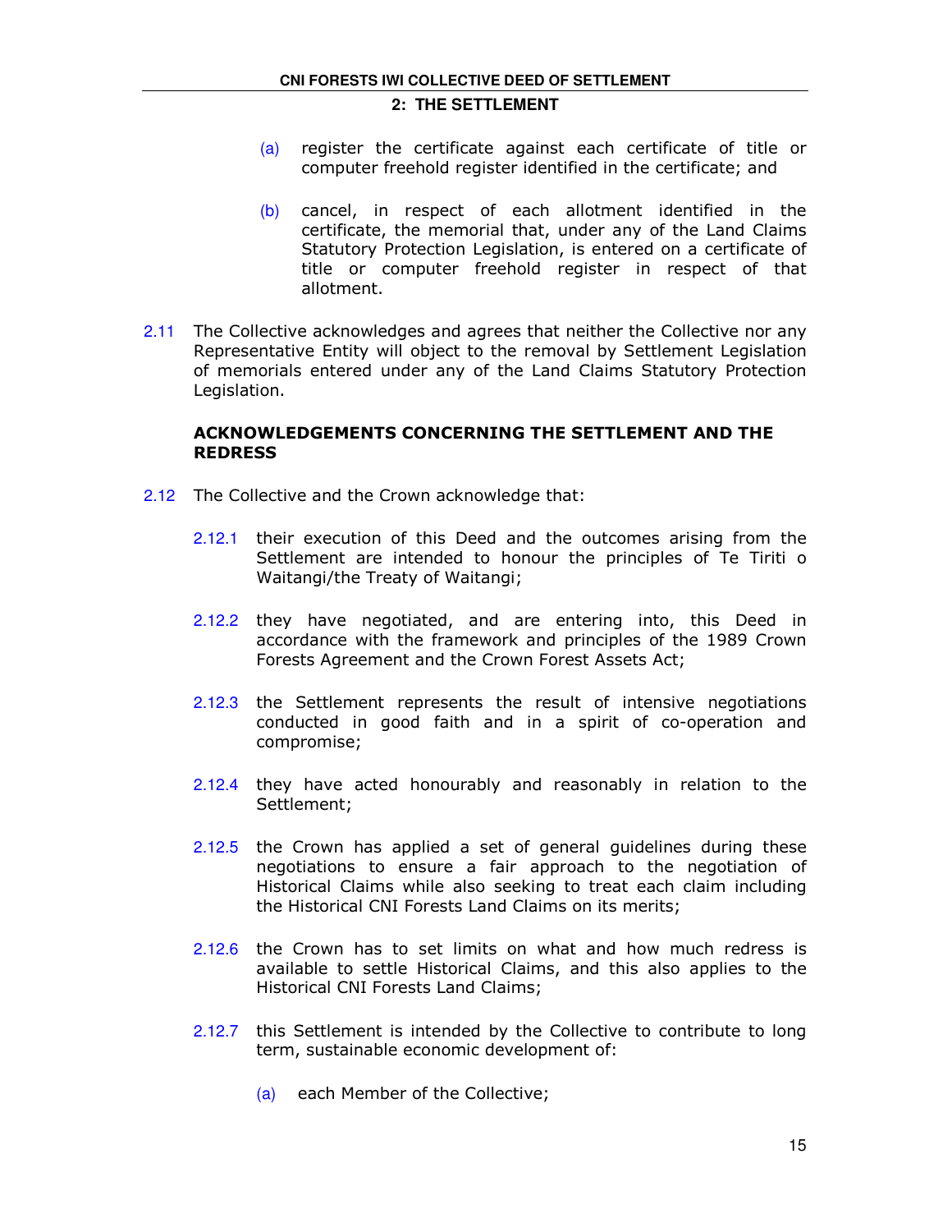(a) register the certificate against each certificate of title or computer freehold register identified in the certificate; and

(b) cancel, in respect of each allotment identified in the certificate, the memorial that, under any of the Land Claims Statutory Protection Legislation, is entered on a certificate of title or computer freehold register in respect of that allotment.

2.11 The Collective acknowledges and agrees that neither the Collective nor any Representative Entity will object to the removal by Settlement Legislation of memorials entered under any of the Land Claims Statutory Protection Legislation.

**ACKNOWLEDGEMENTS CONCERNING THE SETTLEMENT AND THE REDRESS**

2.12 The Collective and the Crown acknowledge that:

2.12.1 their execution of this Deed and the outcomes arising from the Settlement are intended to honour the principles of Te Tiriti o Waitangi/the Treaty of Waitangi;

2.12.2 they have negotiated, and are entering into, this Deed in accordance with the framework and principles of the 1989 Crown Forests Agreement and the Crown Forest Assets Act;

2.12.3 the Settlement represents the result of intensive negotiations conducted in good faith and in a spirit of co-operation and compromise;

2.12.4 they have acted honourably and reasonably in relation to the Settlement;

2.12.5 the Crown has applied a set of general guidelines during these negotiations to ensure a fair approach to the negotiation of Historical Claims while also seeking to treat each claim including the Historical CNI Forests Land Claims on its merits;

2.12.6 the Crown has to set limits on what and how much redress is available to settle Historical Claims, and this also applies to the Historical CNI Forests Land Claims;

2.12.7 this Settlement is intended by the Collective to contribute to long term, sustainable economic development of:

(a) each Member of the Collective;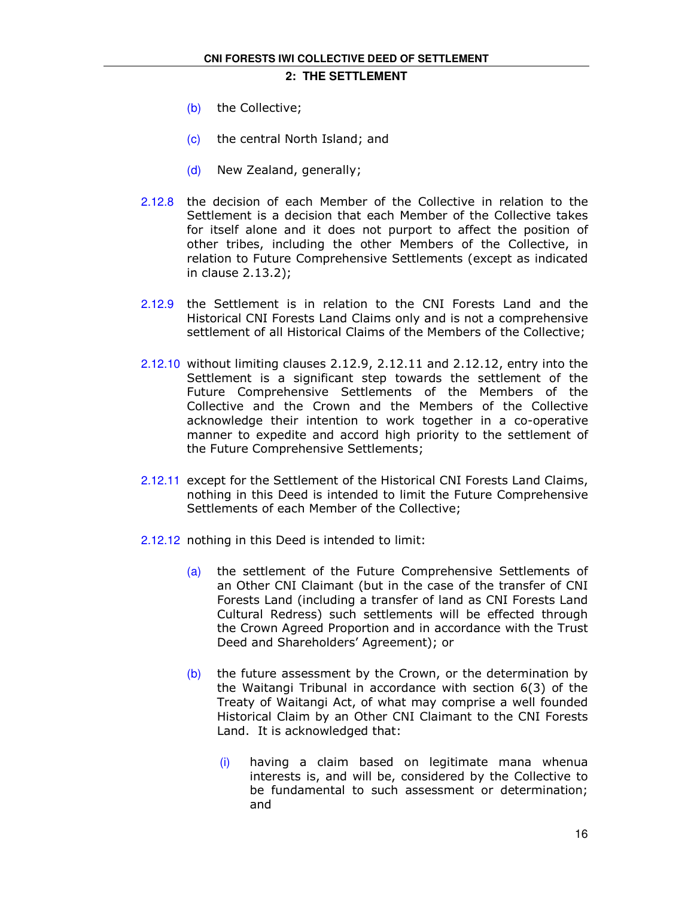(b) the Collective;

(c) the central North Island; and

(d) New Zealand, generally;

2.12.8 the decision of each Member of the Collective in relation to the Settlement is a decision that each Member of the Collective takes for itself alone and it does not purport to affect the position of other tribes, including the other Members of the Collective, in relation to Future Comprehensive Settlements (except as indicated in clause 2.13.2);

2.12.9 the Settlement is in relation to the CNI Forests Land and the Historical CNI Forests Land Claims only and is not a comprehensive settlement of all Historical Claims of the Members of the Collective;

2.12.10 without limiting clauses 2.12.9, 2.12.11 and 2.12.12, entry into the Settlement is a significant step towards the settlement of the Future Comprehensive Settlements of the Members of the Collective and the Crown and the Members of the Collective acknowledge their intention to work together in a co-operative manner to expedite and accord high priority to the settlement of the Future Comprehensive Settlements;

2.12.11 except for the Settlement of the Historical CNI Forests Land Claims, nothing in this Deed is intended to limit the Future Comprehensive Settlements of each Member of the Collective;

2.12.12 nothing in this Deed is intended to limit:

(a) the settlement of the Future Comprehensive Settlements of an Other CNI Claimant (but in the case of the transfer of CNI Forests Land (including a transfer of land as CNI Forests Land Cultural Redress) such settlements will be effected through the Crown Agreed Proportion and in accordance with the Trust Deed and Shareholders' Agreement); or

(b) the future assessment by the Crown, or the determination by the Waitangi Tribunal in accordance with section 6(3) of the Treaty of Waitangi Act, of what may comprise a well founded Historical Claim by an Other CNI Claimant to the CNI Forests Land. It is acknowledged that:

(i) having a claim based on legitimate mana whenua interests is, and will be, considered by the Collective to be fundamental to such assessment or determination; and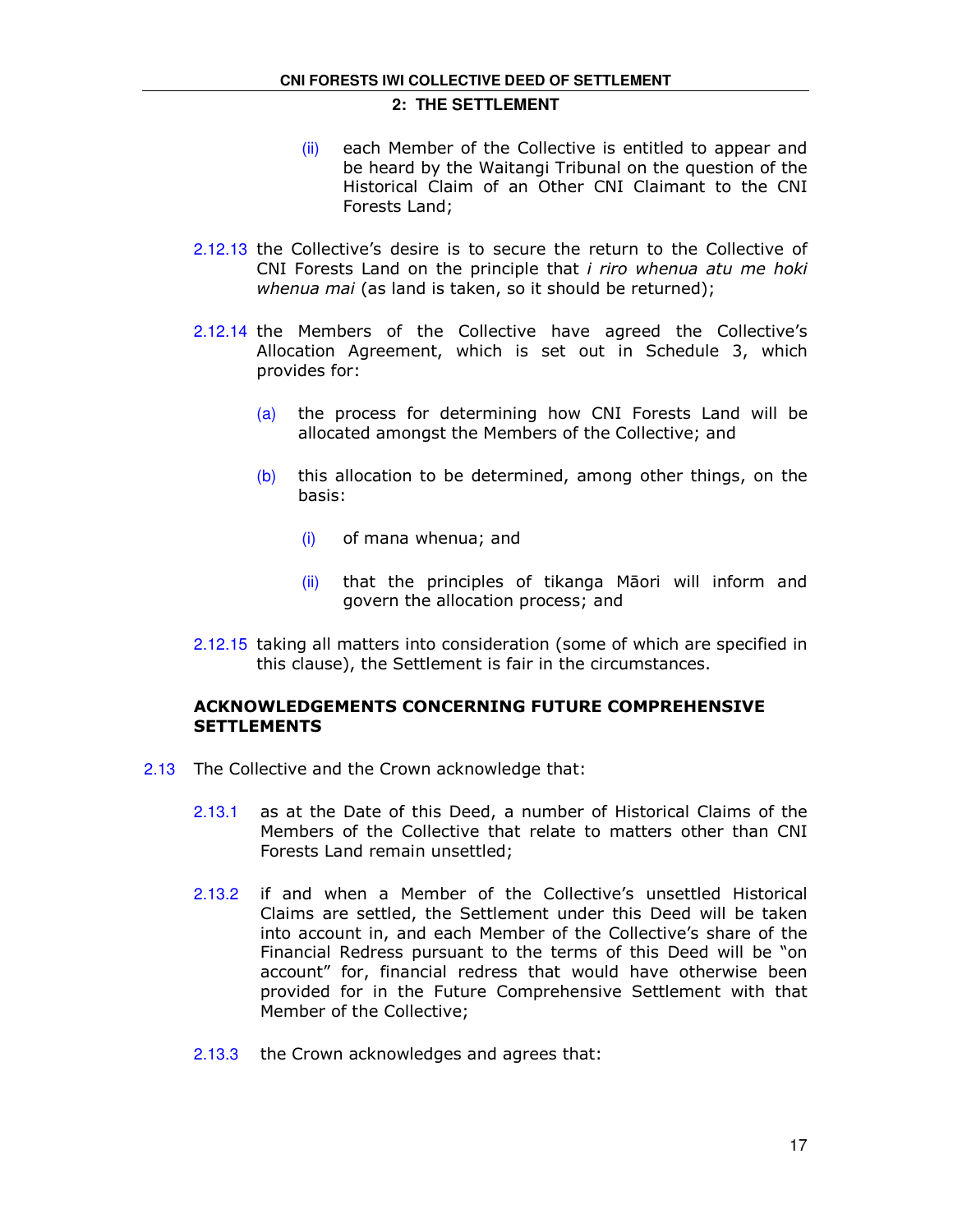(ii) each Member of the Collective is entitled to appear and be heard by the Waitangi Tribunal on the question of the Historical Claim of an Other CNI Claimant to the CNI Forests Land;

2.12.13 the Collective's desire is to secure the return to the Collective of CNI Forests Land on the principle that *i riro whenua atu me hoki whenua mai* (as land is taken, so it should be returned);

2.12.14 the Members of the Collective have agreed the Collective's Allocation Agreement, which is set out in Schedule 3, which provides for:

(a) the process for determining how CNI Forests Land will be allocated amongst the Members of the Collective; and

(b) this allocation to be determined, among other things, on the basis:

(i) of mana whenua; and

(ii) that the principles of tikanga Māori will inform and govern the allocation process; and

2.12.15 taking all matters into consideration (some of which are specified in this clause), the Settlement is fair in the circumstances.

**ACKNOWLEDGEMENTS CONCERNING FUTURE COMPREHENSIVE SETTLEMENTS**

2.13 The Collective and the Crown acknowledge that:

2.13.1 as at the Date of this Deed, a number of Historical Claims of the Members of the Collective that relate to matters other than CNI Forests Land remain unsettled;

2.13.2 if and when a Member of the Collective's unsettled Historical Claims are settled, the Settlement under this Deed will be taken into account in, and each Member of the Collective's share of the Financial Redress pursuant to the terms of this Deed will be "on account" for, financial redress that would have otherwise been provided for in the Future Comprehensive Settlement with that Member of the Collective;

2.13.3 the Crown acknowledges and agrees that: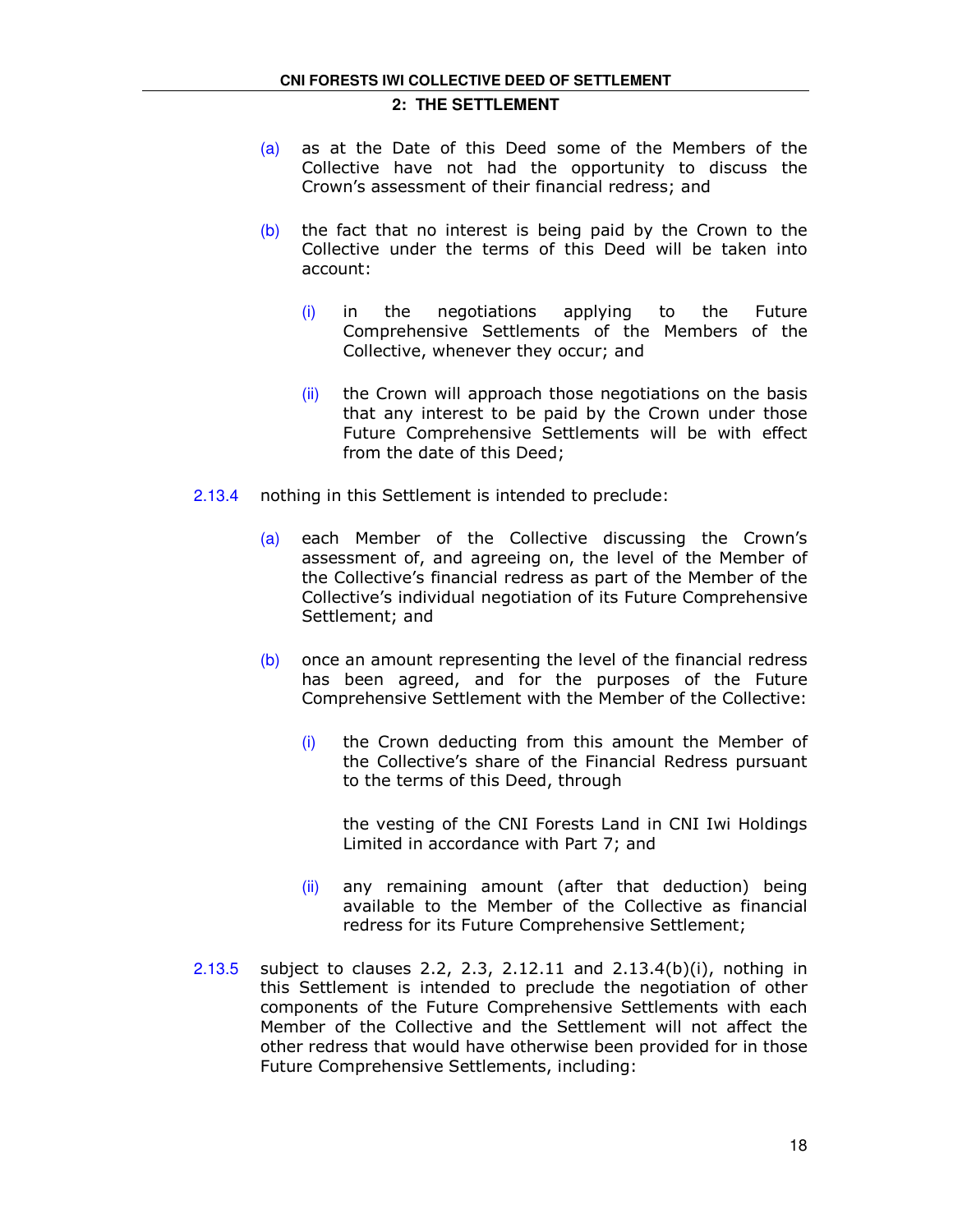(a) as at the Date of this Deed some of the Members of the Collective have not had the opportunity to discuss the Crown's assessment of their financial redress; and

(b) the fact that no interest is being paid by the Crown to the Collective under the terms of this Deed will be taken into account:

(i) in the negotiations applying to the Future Comprehensive Settlements of the Members of the Collective, whenever they occur; and

(ii) the Crown will approach those negotiations on the basis that any interest to be paid by the Crown under those Future Comprehensive Settlements will be with effect from the date of this Deed;

2.13.4 nothing in this Settlement is intended to preclude:

(a) each Member of the Collective discussing the Crown's assessment of, and agreeing on, the level of the Member of the Collective's financial redress as part of the Member of the Collective's individual negotiation of its Future Comprehensive Settlement; and

(b) once an amount representing the level of the financial redress has been agreed, and for the purposes of the Future Comprehensive Settlement with the Member of the Collective:

(i) the Crown deducting from this amount the Member of the Collective's share of the Financial Redress pursuant to the terms of this Deed, through

the vesting of the CNI Forests Land in CNI Iwi Holdings Limited in accordance with Part 7; and

(ii) any remaining amount (after that deduction) being available to the Member of the Collective as financial redress for its Future Comprehensive Settlement;

2.13.5 subject to clauses 2.2, 2.3, 2.12.11 and 2.13.4(b)(i), nothing in this Settlement is intended to preclude the negotiation of other components of the Future Comprehensive Settlements with each Member of the Collective and the Settlement will not affect the other redress that would have otherwise been provided for in those Future Comprehensive Settlements, including: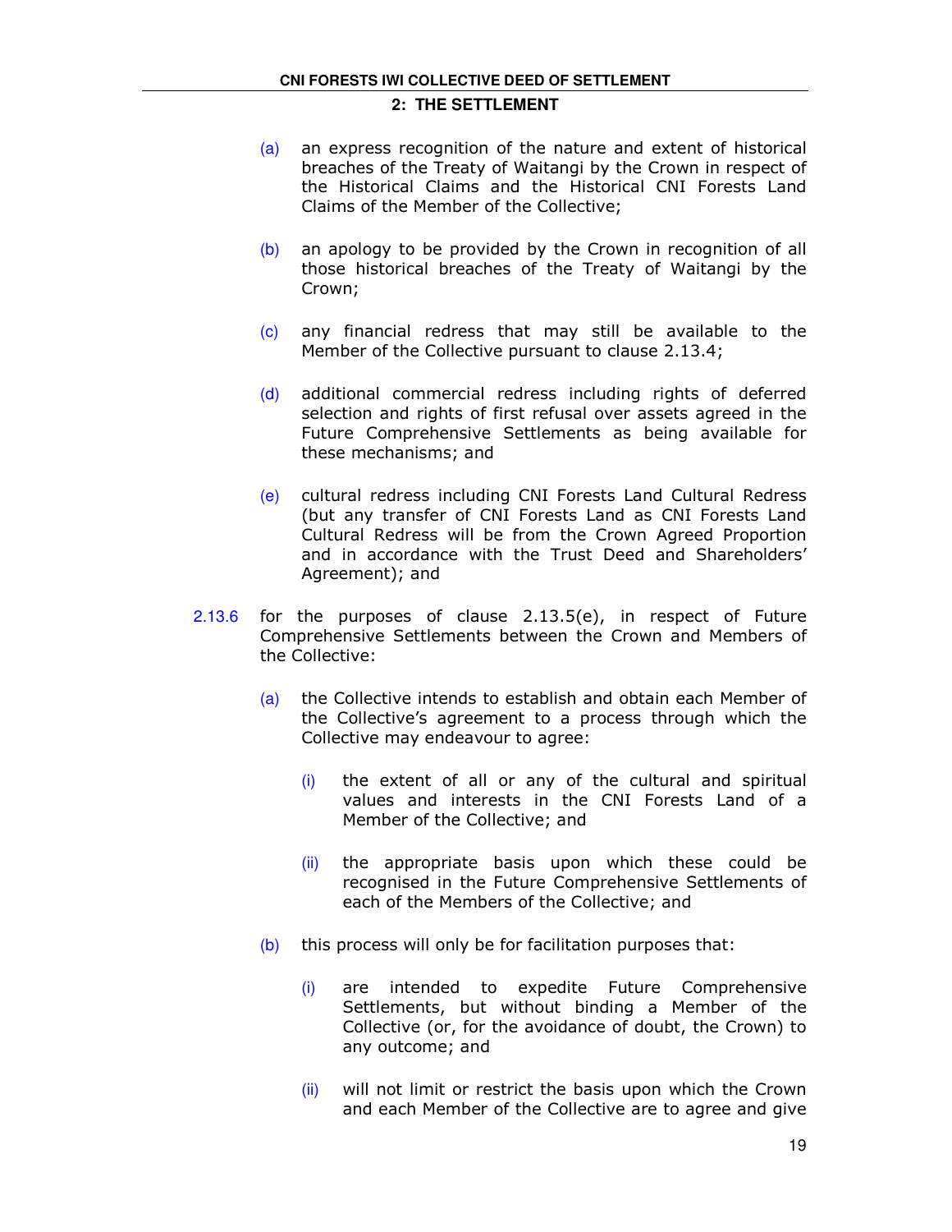(a) an express recognition of the nature and extent of historical breaches of the Treaty of Waitangi by the Crown in respect of the Historical Claims and the Historical CNI Forests Land Claims of the Member of the Collective;

(b) an apology to be provided by the Crown in recognition of all those historical breaches of the Treaty of Waitangi by the Crown;

(c) any financial redress that may still be available to the Member of the Collective pursuant to clause 2.13.4;

(d) additional commercial redress including rights of deferred selection and rights of first refusal over assets agreed in the Future Comprehensive Settlements as being available for these mechanisms; and

(e) cultural redress including CNI Forests Land Cultural Redress (but any transfer of CNI Forests Land as CNI Forests Land Cultural Redress will be from the Crown Agreed Proportion and in accordance with the Trust Deed and Shareholders' Agreement); and

2.13.6 for the purposes of clause 2.13.5(e), in respect of Future Comprehensive Settlements between the Crown and Members of the Collective:

(a) the Collective intends to establish and obtain each Member of the Collective's agreement to a process through which the Collective may endeavour to agree:

(i) the extent of all or any of the cultural and spiritual values and interests in the CNI Forests Land of a Member of the Collective; and

(ii) the appropriate basis upon which these could be recognised in the Future Comprehensive Settlements of each of the Members of the Collective; and

(b) this process will only be for facilitation purposes that:

(i) are intended to expedite Future Comprehensive Settlements, but without binding a Member of the Collective (or, for the avoidance of doubt, the Crown) to any outcome; and

(ii) will not limit or restrict the basis upon which the Crown and each Member of the Collective are to agree and give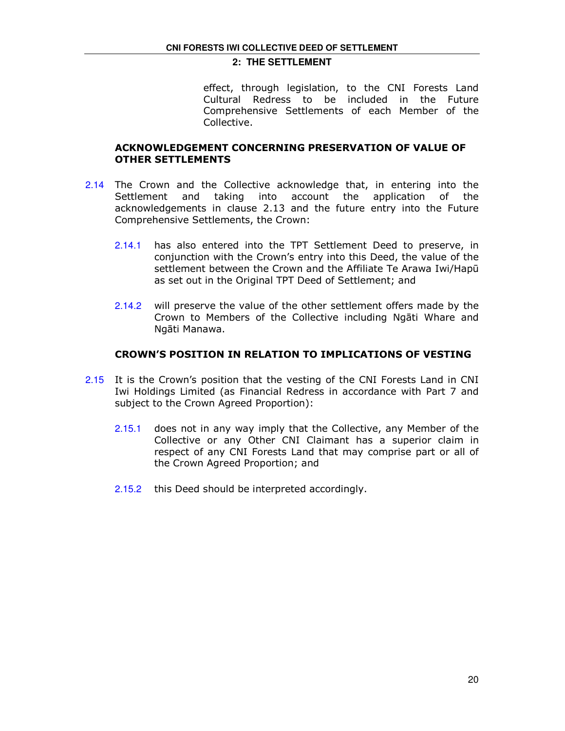effect, through legislation, to the CNI Forests Land Cultural Redress to be included in the Future Comprehensive Settlements of each Member of the Collective.

## ACKNOWLEDGEMENT CONCERNING PRESERVATION OF VALUE OF OTHER SETTLEMENTS

2.14 The Crown and the Collective acknowledge that, in entering into the Settlement and taking into account the application of the acknowledgements in clause 2.13 and the future entry into the Future Comprehensive Settlements, the Crown:

2.14.1 has also entered into the TPT Settlement Deed to preserve, in conjunction with the Crown's entry into this Deed, the value of the settlement between the Crown and the Affiliate Te Arawa Iwi/Hapū as set out in the Original TPT Deed of Settlement; and

2.14.2 will preserve the value of the other settlement offers made by the Crown to Members of the Collective including Ngāti Whare and Ngāti Manawa.

## CROWN'S POSITION IN RELATION TO IMPLICATIONS OF VESTING

2.15 It is the Crown's position that the vesting of the CNI Forests Land in CNI Iwi Holdings Limited (as Financial Redress in accordance with Part 7 and subject to the Crown Agreed Proportion):

2.15.1 does not in any way imply that the Collective, any Member of the Collective or any Other CNI Claimant has a superior claim in respect of any CNI Forests Land that may comprise part or all of the Crown Agreed Proportion; and

2.15.2 this Deed should be interpreted accordingly.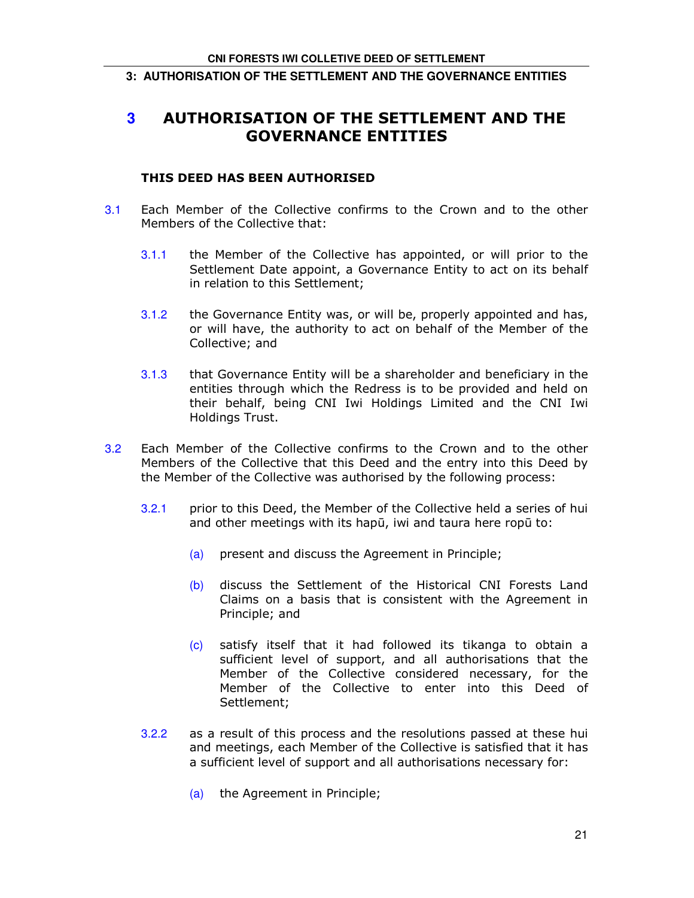# 3 AUTHORISATION OF THE SETTLEMENT AND THE GOVERNANCE ENTITIES

### THIS DEED HAS BEEN AUTHORISED

3.1 Each Member of the Collective confirms to the Crown and to the other Members of the Collective that:

3.1.1 the Member of the Collective has appointed, or will prior to the Settlement Date appoint, a Governance Entity to act on its behalf in relation to this Settlement;

3.1.2 the Governance Entity was, or will be, properly appointed and has, or will have, the authority to act on behalf of the Member of the Collective; and

3.1.3 that Governance Entity will be a shareholder and beneficiary in the entities through which the Redress is to be provided and held on their behalf, being CNI Iwi Holdings Limited and the CNI Iwi Holdings Trust.

3.2 Each Member of the Collective confirms to the Crown and to the other Members of the Collective that this Deed and the entry into this Deed by the Member of the Collective was authorised by the following process:

3.2.1 prior to this Deed, the Member of the Collective held a series of hui and other meetings with its hapū, iwi and taura here ropū to:

(a) present and discuss the Agreement in Principle;

(b) discuss the Settlement of the Historical CNI Forests Land Claims on a basis that is consistent with the Agreement in Principle; and

(c) satisfy itself that it had followed its tikanga to obtain a sufficient level of support, and all authorisations that the Member of the Collective considered necessary, for the Member of the Collective to enter into this Deed of Settlement;

3.2.2 as a result of this process and the resolutions passed at these hui and meetings, each Member of the Collective is satisfied that it has a sufficient level of support and all authorisations necessary for:

(a) the Agreement in Principle;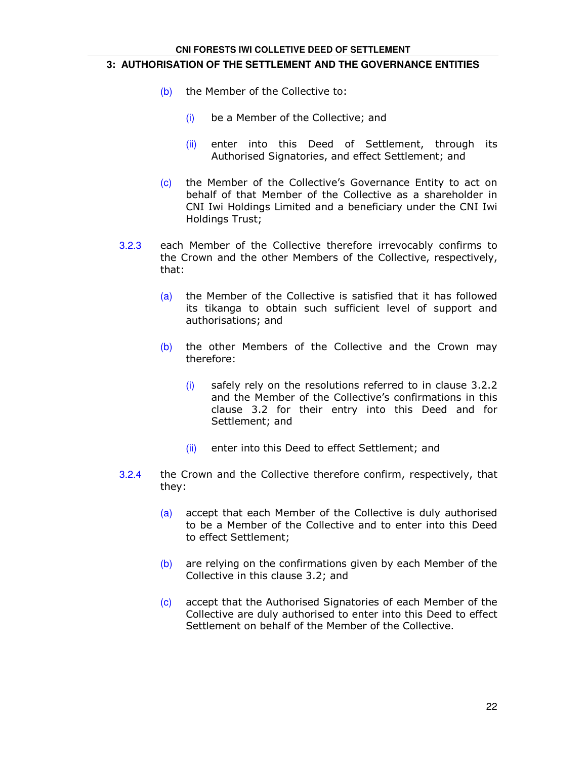## 3: AUTHORISATION OF THE SETTLEMENT AND THE GOVERNANCE ENTITIES

(b) the Member of the Collective to:

(i) be a Member of the Collective; and

(ii) enter into this Deed of Settlement, through its Authorised Signatories, and effect Settlement; and

(c) the Member of the Collective's Governance Entity to act on behalf of that Member of the Collective as a shareholder in CNI Iwi Holdings Limited and a beneficiary under the CNI Iwi Holdings Trust;

3.2.3 each Member of the Collective therefore irrevocably confirms to the Crown and the other Members of the Collective, respectively, that:

(a) the Member of the Collective is satisfied that it has followed its tikanga to obtain such sufficient level of support and authorisations; and

(b) the other Members of the Collective and the Crown may therefore:

(i) safely rely on the resolutions referred to in clause 3.2.2 and the Member of the Collective's confirmations in this clause 3.2 for their entry into this Deed and for Settlement; and

(ii) enter into this Deed to effect Settlement; and

3.2.4 the Crown and the Collective therefore confirm, respectively, that they:

(a) accept that each Member of the Collective is duly authorised to be a Member of the Collective and to enter into this Deed to effect Settlement;

(b) are relying on the confirmations given by each Member of the Collective in this clause 3.2; and

(c) accept that the Authorised Signatories of each Member of the Collective are duly authorised to enter into this Deed to effect Settlement on behalf of the Member of the Collective.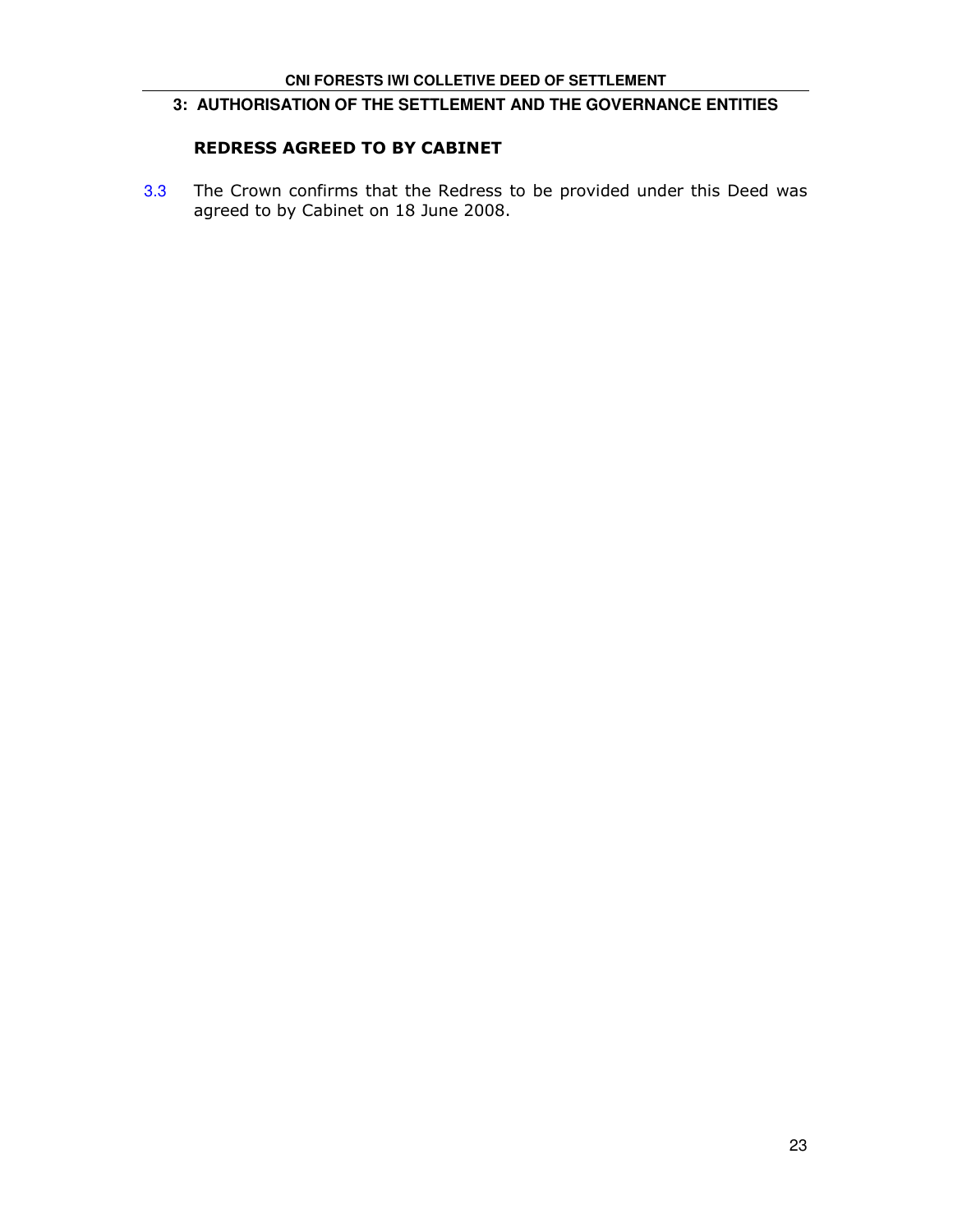## REDRESS AGREED TO BY CABINET

3.3 The Crown confirms that the Redress to be provided under this Deed was agreed to by Cabinet on 18 June 2008.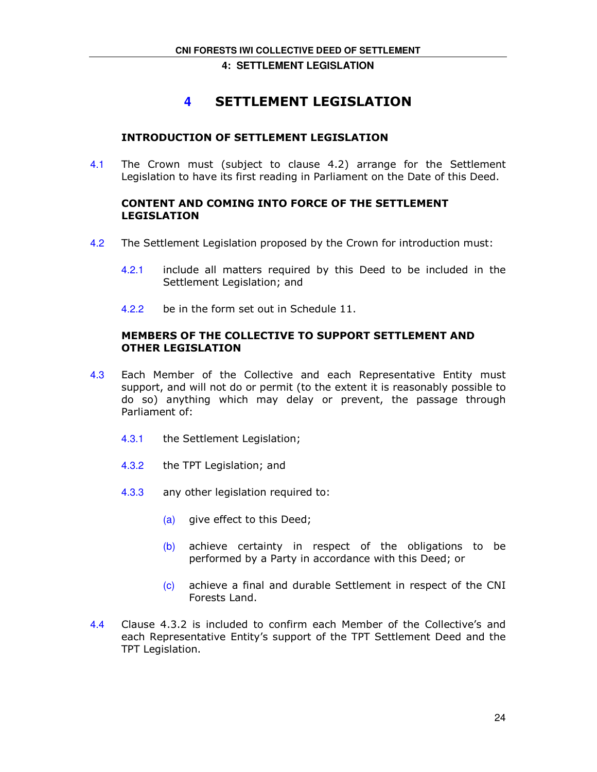# 4 SETTLEMENT LEGISLATION

## INTRODUCTION OF SETTLEMENT LEGISLATION

4.1 The Crown must (subject to clause 4.2) arrange for the Settlement Legislation to have its first reading in Parliament on the Date of this Deed.

## CONTENT AND COMING INTO FORCE OF THE SETTLEMENT LEGISLATION

4.2 The Settlement Legislation proposed by the Crown for introduction must:

4.2.1 include all matters required by this Deed to be included in the Settlement Legislation; and

4.2.2 be in the form set out in Schedule 11.

## MEMBERS OF THE COLLECTIVE TO SUPPORT SETTLEMENT AND OTHER LEGISLATION

4.3 Each Member of the Collective and each Representative Entity must support, and will not do or permit (to the extent it is reasonably possible to do so) anything which may delay or prevent, the passage through Parliament of:

4.3.1 the Settlement Legislation;

4.3.2 the TPT Legislation; and

4.3.3 any other legislation required to:

(a) give effect to this Deed;

(b) achieve certainty in respect of the obligations to be performed by a Party in accordance with this Deed; or

(c) achieve a final and durable Settlement in respect of the CNI Forests Land.

4.4 Clause 4.3.2 is included to confirm each Member of the Collective's and each Representative Entity's support of the TPT Settlement Deed and the TPT Legislation.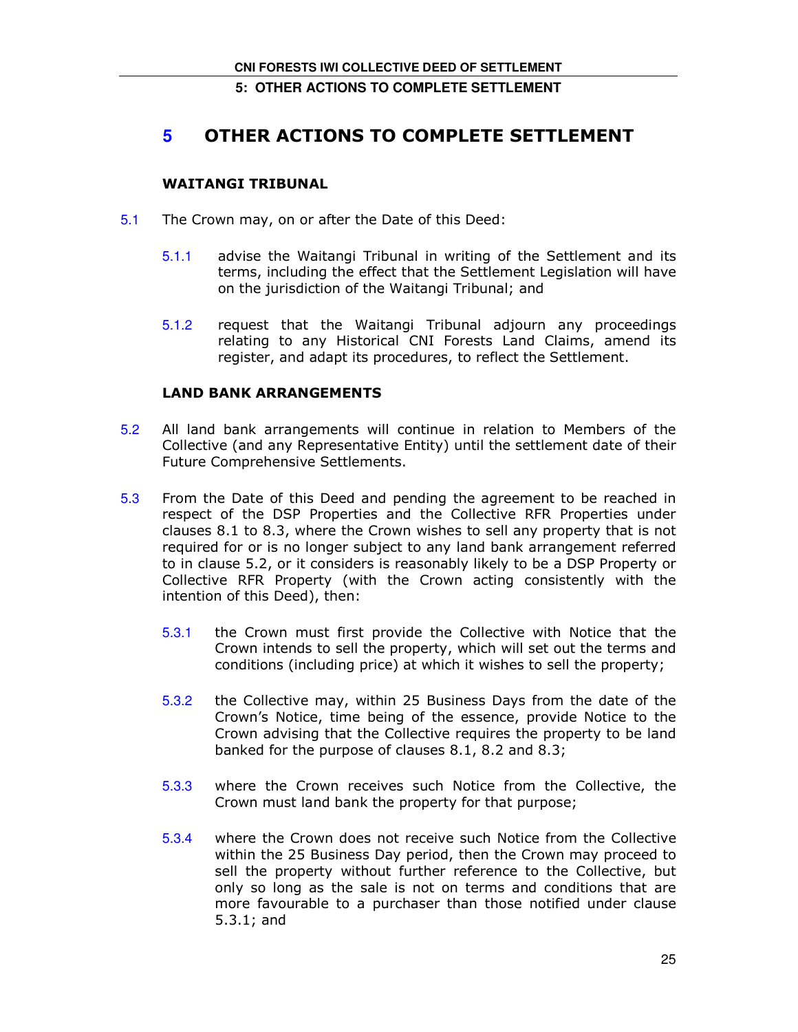# 5 OTHER ACTIONS TO COMPLETE SETTLEMENT

## WAITANGI TRIBUNAL

5.1 The Crown may, on or after the Date of this Deed:

5.1.1 advise the Waitangi Tribunal in writing of the Settlement and its terms, including the effect that the Settlement Legislation will have on the jurisdiction of the Waitangi Tribunal; and

5.1.2 request that the Waitangi Tribunal adjourn any proceedings relating to any Historical CNI Forests Land Claims, amend its register, and adapt its procedures, to reflect the Settlement.

## LAND BANK ARRANGEMENTS

5.2 All land bank arrangements will continue in relation to Members of the Collective (and any Representative Entity) until the settlement date of their Future Comprehensive Settlements.

5.3 From the Date of this Deed and pending the agreement to be reached in respect of the DSP Properties and the Collective RFR Properties under clauses 8.1 to 8.3, where the Crown wishes to sell any property that is not required for or is no longer subject to any land bank arrangement referred to in clause 5.2, or it considers is reasonably likely to be a DSP Property or Collective RFR Property (with the Crown acting consistently with the intention of this Deed), then:

5.3.1 the Crown must first provide the Collective with Notice that the Crown intends to sell the property, which will set out the terms and conditions (including price) at which it wishes to sell the property;

5.3.2 the Collective may, within 25 Business Days from the date of the Crown's Notice, time being of the essence, provide Notice to the Crown advising that the Collective requires the property to be land banked for the purpose of clauses 8.1, 8.2 and 8.3;

5.3.3 where the Crown receives such Notice from the Collective, the Crown must land bank the property for that purpose;

5.3.4 where the Crown does not receive such Notice from the Collective within the 25 Business Day period, then the Crown may proceed to sell the property without further reference to the Collective, but only so long as the sale is not on terms and conditions that are more favourable to a purchaser than those notified under clause 5.3.1; and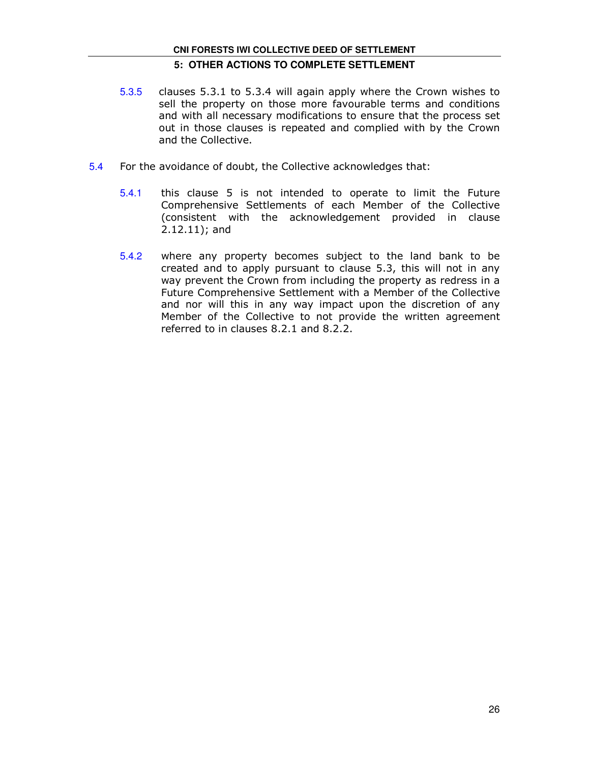5.3.5 clauses 5.3.1 to 5.3.4 will again apply where the Crown wishes to sell the property on those more favourable terms and conditions and with all necessary modifications to ensure that the process set out in those clauses is repeated and complied with by the Crown and the Collective.

5.4 For the avoidance of doubt, the Collective acknowledges that:

5.4.1 this clause 5 is not intended to operate to limit the Future Comprehensive Settlements of each Member of the Collective (consistent with the acknowledgement provided in clause 2.12.11); and

5.4.2 where any property becomes subject to the land bank to be created and to apply pursuant to clause 5.3, this will not in any way prevent the Crown from including the property as redress in a Future Comprehensive Settlement with a Member of the Collective and nor will this in any way impact upon the discretion of any Member of the Collective to not provide the written agreement referred to in clauses 8.2.1 and 8.2.2.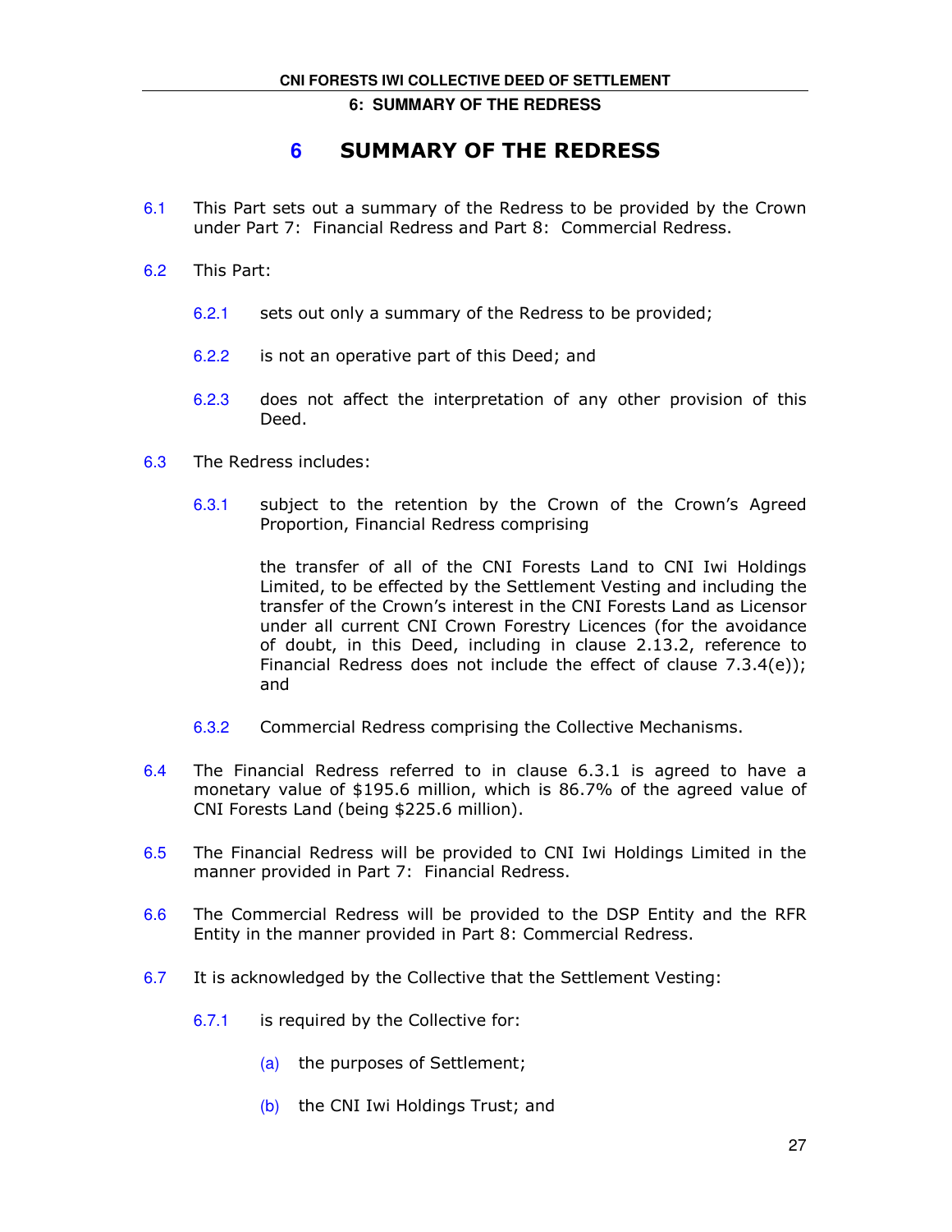# 6 SUMMARY OF THE REDRESS

6.1 This Part sets out a summary of the Redress to be provided by the Crown under Part 7: Financial Redress and Part 8: Commercial Redress.

6.2 This Part:

6.2.1 sets out only a summary of the Redress to be provided;

6.2.2 is not an operative part of this Deed; and

6.2.3 does not affect the interpretation of any other provision of this Deed.

6.3 The Redress includes:

6.3.1 subject to the retention by the Crown of the Crown's Agreed Proportion, Financial Redress comprising

the transfer of all of the CNI Forests Land to CNI Iwi Holdings Limited, to be effected by the Settlement Vesting and including the transfer of the Crown's interest in the CNI Forests Land as Licensor under all current CNI Crown Forestry Licences (for the avoidance of doubt, in this Deed, including in clause 2.13.2, reference to Financial Redress does not include the effect of clause 7.3.4(e)); and

6.3.2 Commercial Redress comprising the Collective Mechanisms.

6.4 The Financial Redress referred to in clause 6.3.1 is agreed to have a monetary value of $195.6 million, which is 86.7% of the agreed value of CNI Forests Land (being $225.6 million).

6.5 The Financial Redress will be provided to CNI Iwi Holdings Limited in the manner provided in Part 7: Financial Redress.

6.6 The Commercial Redress will be provided to the DSP Entity and the RFR Entity in the manner provided in Part 8: Commercial Redress.

6.7 It is acknowledged by the Collective that the Settlement Vesting:

6.7.1 is required by the Collective for:

(a) the purposes of Settlement;

(b) the CNI Iwi Holdings Trust; and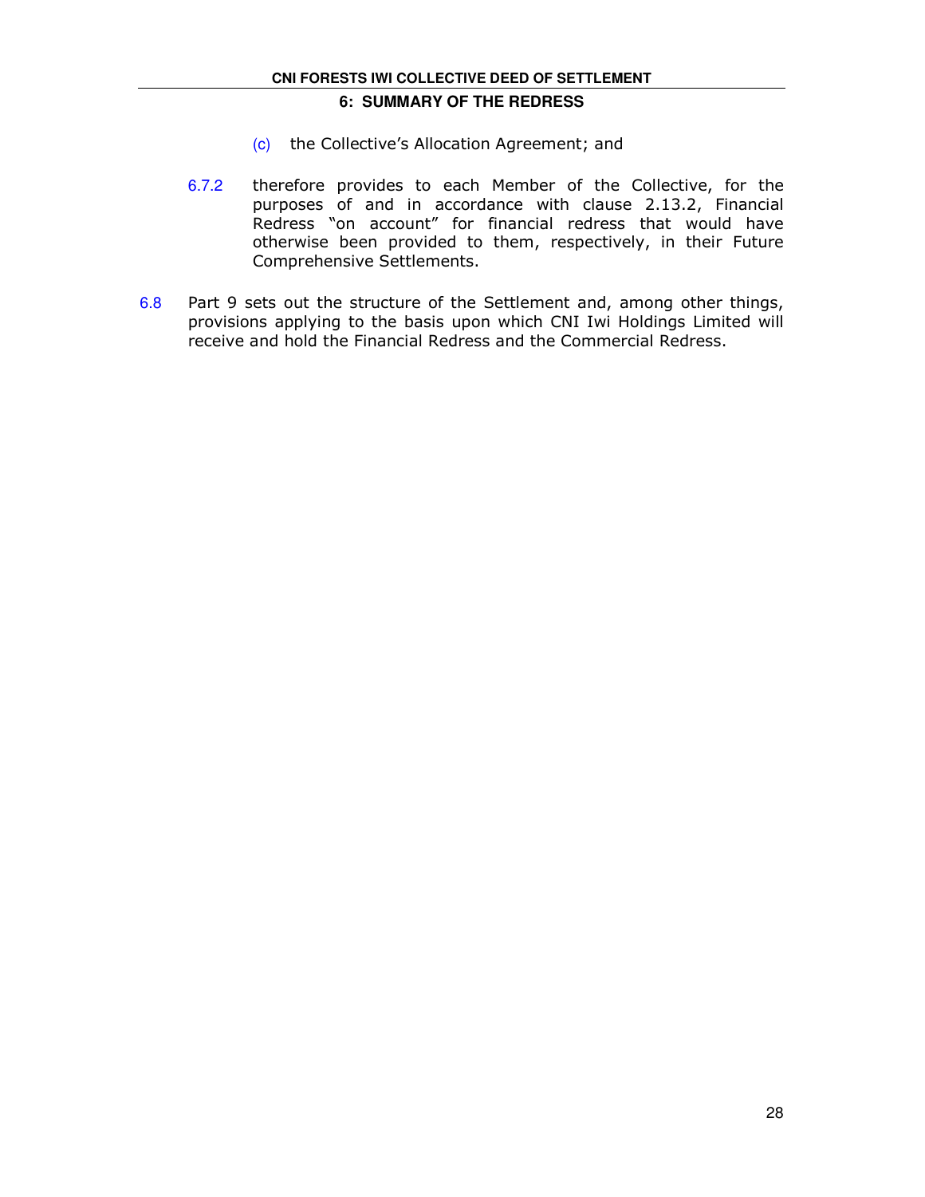(c) the Collective's Allocation Agreement; and

6.7.2 therefore provides to each Member of the Collective, for the purposes of and in accordance with clause 2.13.2, Financial Redress "on account" for financial redress that would have otherwise been provided to them, respectively, in their Future Comprehensive Settlements.

6.8 Part 9 sets out the structure of the Settlement and, among other things, provisions applying to the basis upon which CNI Iwi Holdings Limited will receive and hold the Financial Redress and the Commercial Redress.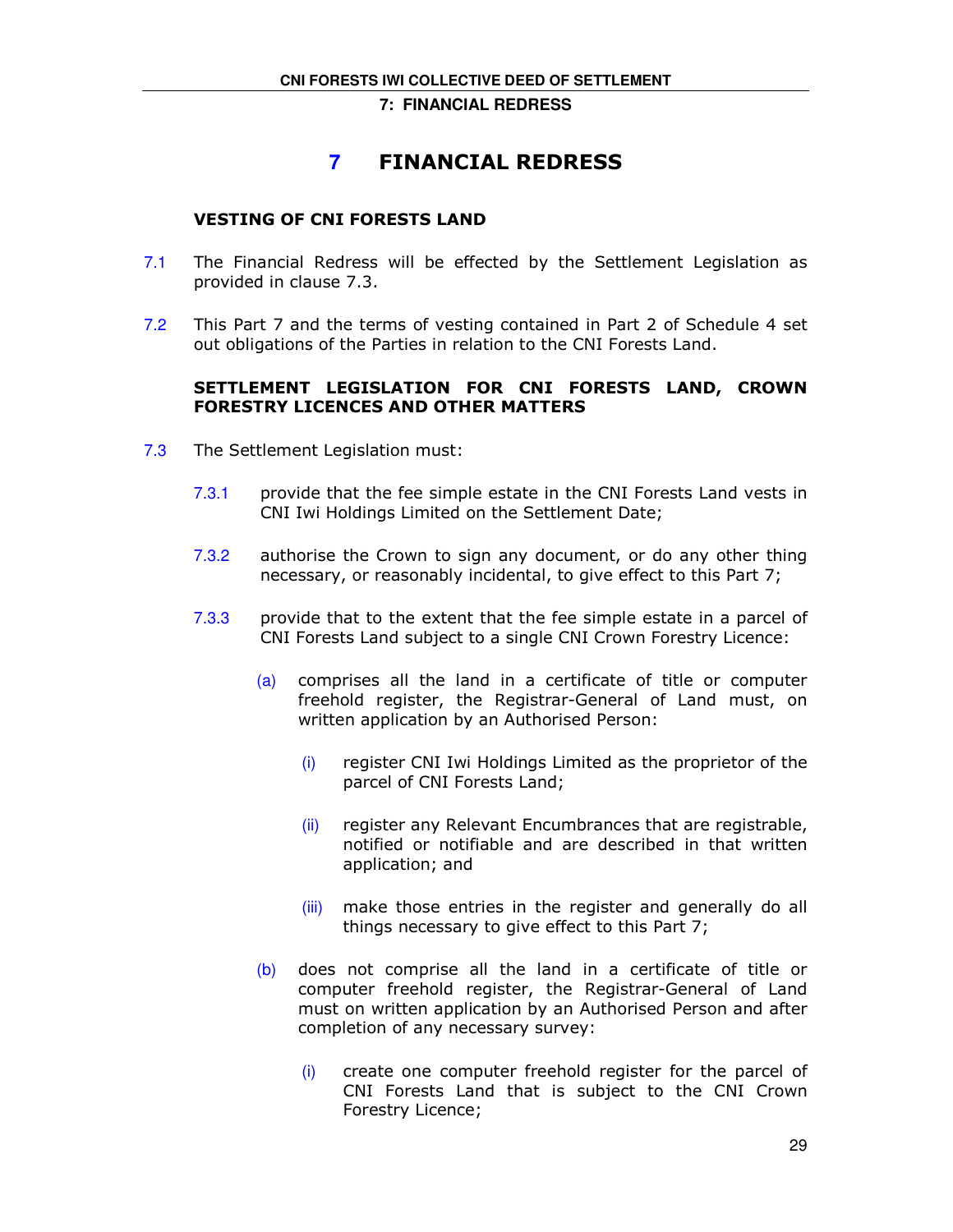# 7 FINANCIAL REDRESS

## VESTING OF CNI FORESTS LAND

7.1 The Financial Redress will be effected by the Settlement Legislation as provided in clause 7.3.

7.2 This Part 7 and the terms of vesting contained in Part 2 of Schedule 4 set out obligations of the Parties in relation to the CNI Forests Land.

## SETTLEMENT LEGISLATION FOR CNI FORESTS LAND, CROWN FORESTRY LICENCES AND OTHER MATTERS

7.3 The Settlement Legislation must:

7.3.1 provide that the fee simple estate in the CNI Forests Land vests in CNI Iwi Holdings Limited on the Settlement Date;

7.3.2 authorise the Crown to sign any document, or do any other thing necessary, or reasonably incidental, to give effect to this Part 7;

7.3.3 provide that to the extent that the fee simple estate in a parcel of CNI Forests Land subject to a single CNI Crown Forestry Licence:

(a) comprises all the land in a certificate of title or computer freehold register, the Registrar-General of Land must, on written application by an Authorised Person:

(i) register CNI Iwi Holdings Limited as the proprietor of the parcel of CNI Forests Land;

(ii) register any Relevant Encumbrances that are registrable, notified or notifiable and are described in that written application; and

(iii) make those entries in the register and generally do all things necessary to give effect to this Part 7;

(b) does not comprise all the land in a certificate of title or computer freehold register, the Registrar-General of Land must on written application by an Authorised Person and after completion of any necessary survey:

(i) create one computer freehold register for the parcel of CNI Forests Land that is subject to the CNI Crown Forestry Licence;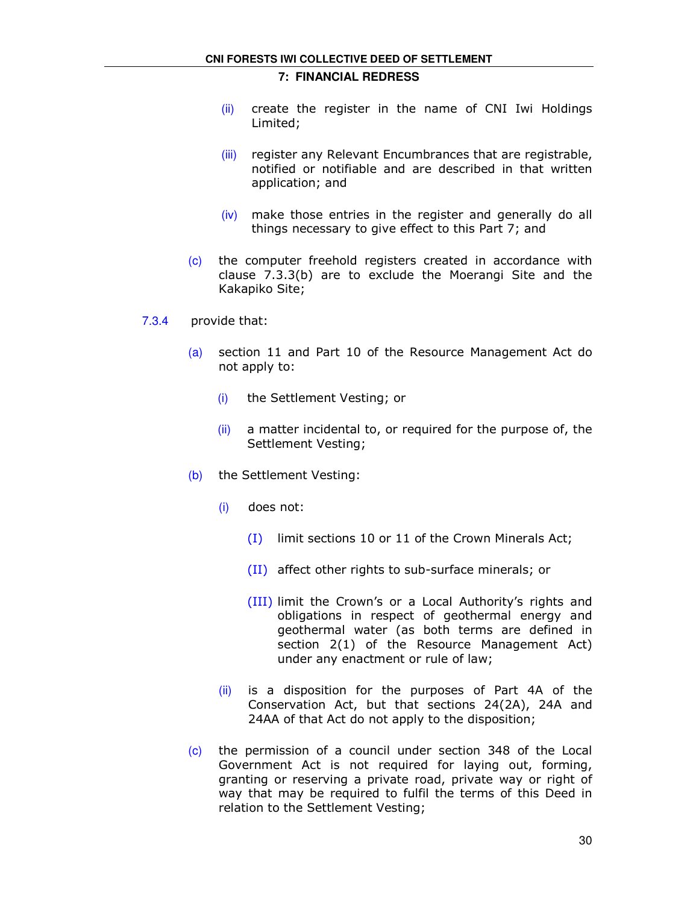(ii) create the register in the name of CNI Iwi Holdings Limited;

(iii) register any Relevant Encumbrances that are registrable, notified or notifiable and are described in that written application; and

(iv) make those entries in the register and generally do all things necessary to give effect to this Part 7; and

(c) the computer freehold registers created in accordance with clause 7.3.3(b) are to exclude the Moerangi Site and the Kakapiko Site;

7.3.4 provide that:

(a) section 11 and Part 10 of the Resource Management Act do not apply to:

(i) the Settlement Vesting; or

(ii) a matter incidental to, or required for the purpose of, the Settlement Vesting;

(b) the Settlement Vesting:

(i) does not:

(I) limit sections 10 or 11 of the Crown Minerals Act;

(II) affect other rights to sub-surface minerals; or

(III) limit the Crown's or a Local Authority's rights and obligations in respect of geothermal energy and geothermal water (as both terms are defined in section 2(1) of the Resource Management Act) under any enactment or rule of law;

(ii) is a disposition for the purposes of Part 4A of the Conservation Act, but that sections 24(2A), 24A and 24AA of that Act do not apply to the disposition;

(c) the permission of a council under section 348 of the Local Government Act is not required for laying out, forming, granting or reserving a private road, private way or right of way that may be required to fulfil the terms of this Deed in relation to the Settlement Vesting;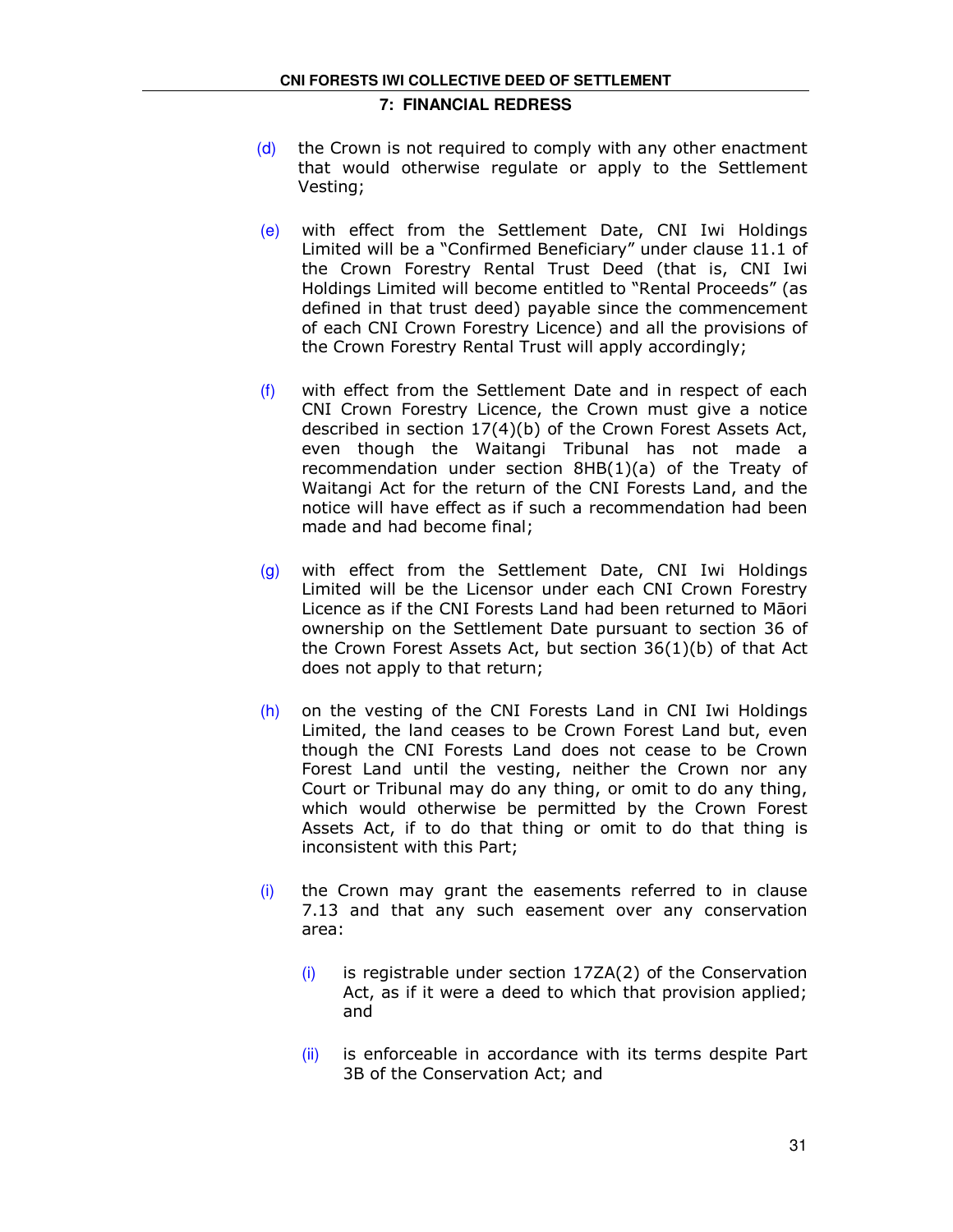(d) the Crown is not required to comply with any other enactment that would otherwise regulate or apply to the Settlement Vesting;

(e) with effect from the Settlement Date, CNI Iwi Holdings Limited will be a "Confirmed Beneficiary" under clause 11.1 of the Crown Forestry Rental Trust Deed (that is, CNI Iwi Holdings Limited will become entitled to "Rental Proceeds" (as defined in that trust deed) payable since the commencement of each CNI Crown Forestry Licence) and all the provisions of the Crown Forestry Rental Trust will apply accordingly;

(f) with effect from the Settlement Date and in respect of each CNI Crown Forestry Licence, the Crown must give a notice described in section 17(4)(b) of the Crown Forest Assets Act, even though the Waitangi Tribunal has not made a recommendation under section 8HB(1)(a) of the Treaty of Waitangi Act for the return of the CNI Forests Land, and the notice will have effect as if such a recommendation had been made and had become final;

(g) with effect from the Settlement Date, CNI Iwi Holdings Limited will be the Licensor under each CNI Crown Forestry Licence as if the CNI Forests Land had been returned to Māori ownership on the Settlement Date pursuant to section 36 of the Crown Forest Assets Act, but section 36(1)(b) of that Act does not apply to that return;

(h) on the vesting of the CNI Forests Land in CNI Iwi Holdings Limited, the land ceases to be Crown Forest Land but, even though the CNI Forests Land does not cease to be Crown Forest Land until the vesting, neither the Crown nor any Court or Tribunal may do any thing, or omit to do any thing, which would otherwise be permitted by the Crown Forest Assets Act, if to do that thing or omit to do that thing is inconsistent with this Part;

(i) the Crown may grant the easements referred to in clause 7.13 and that any such easement over any conservation area:

   (i) is registrable under section 17ZA(2) of the Conservation Act, as if it were a deed to which that provision applied; and

   (ii) is enforceable in accordance with its terms despite Part 3B of the Conservation Act; and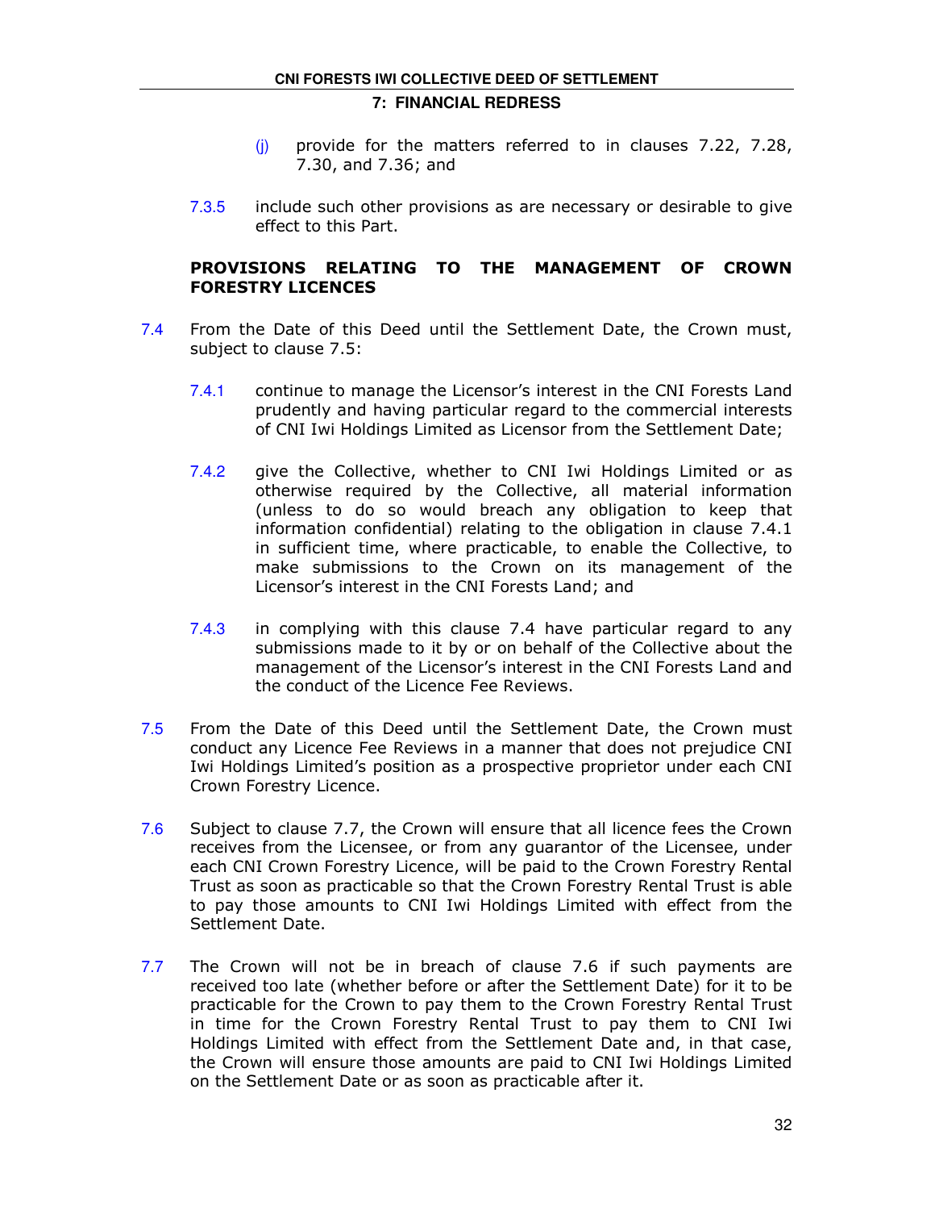(j) provide for the matters referred to in clauses 7.22, 7.28, 7.30, and 7.36; and

7.3.5 include such other provisions as are necessary or desirable to give effect to this Part.

**PROVISIONS RELATING TO THE MANAGEMENT OF CROWN FORESTRY LICENCES**

7.4 From the Date of this Deed until the Settlement Date, the Crown must, subject to clause 7.5:

7.4.1 continue to manage the Licensor's interest in the CNI Forests Land prudently and having particular regard to the commercial interests of CNI Iwi Holdings Limited as Licensor from the Settlement Date;

7.4.2 give the Collective, whether to CNI Iwi Holdings Limited or as otherwise required by the Collective, all material information (unless to do so would breach any obligation to keep that information confidential) relating to the obligation in clause 7.4.1 in sufficient time, where practicable, to enable the Collective, to make submissions to the Crown on its management of the Licensor's interest in the CNI Forests Land; and

7.4.3 in complying with this clause 7.4 have particular regard to any submissions made to it by or on behalf of the Collective about the management of the Licensor's interest in the CNI Forests Land and the conduct of the Licence Fee Reviews.

7.5 From the Date of this Deed until the Settlement Date, the Crown must conduct any Licence Fee Reviews in a manner that does not prejudice CNI Iwi Holdings Limited's position as a prospective proprietor under each CNI Crown Forestry Licence.

7.6 Subject to clause 7.7, the Crown will ensure that all licence fees the Crown receives from the Licensee, or from any guarantor of the Licensee, under each CNI Crown Forestry Licence, will be paid to the Crown Forestry Rental Trust as soon as practicable so that the Crown Forestry Rental Trust is able to pay those amounts to CNI Iwi Holdings Limited with effect from the Settlement Date.

7.7 The Crown will not be in breach of clause 7.6 if such payments are received too late (whether before or after the Settlement Date) for it to be practicable for the Crown to pay them to the Crown Forestry Rental Trust in time for the Crown Forestry Rental Trust to pay them to CNI Iwi Holdings Limited with effect from the Settlement Date and, in that case, the Crown will ensure those amounts are paid to CNI Iwi Holdings Limited on the Settlement Date or as soon as practicable after it.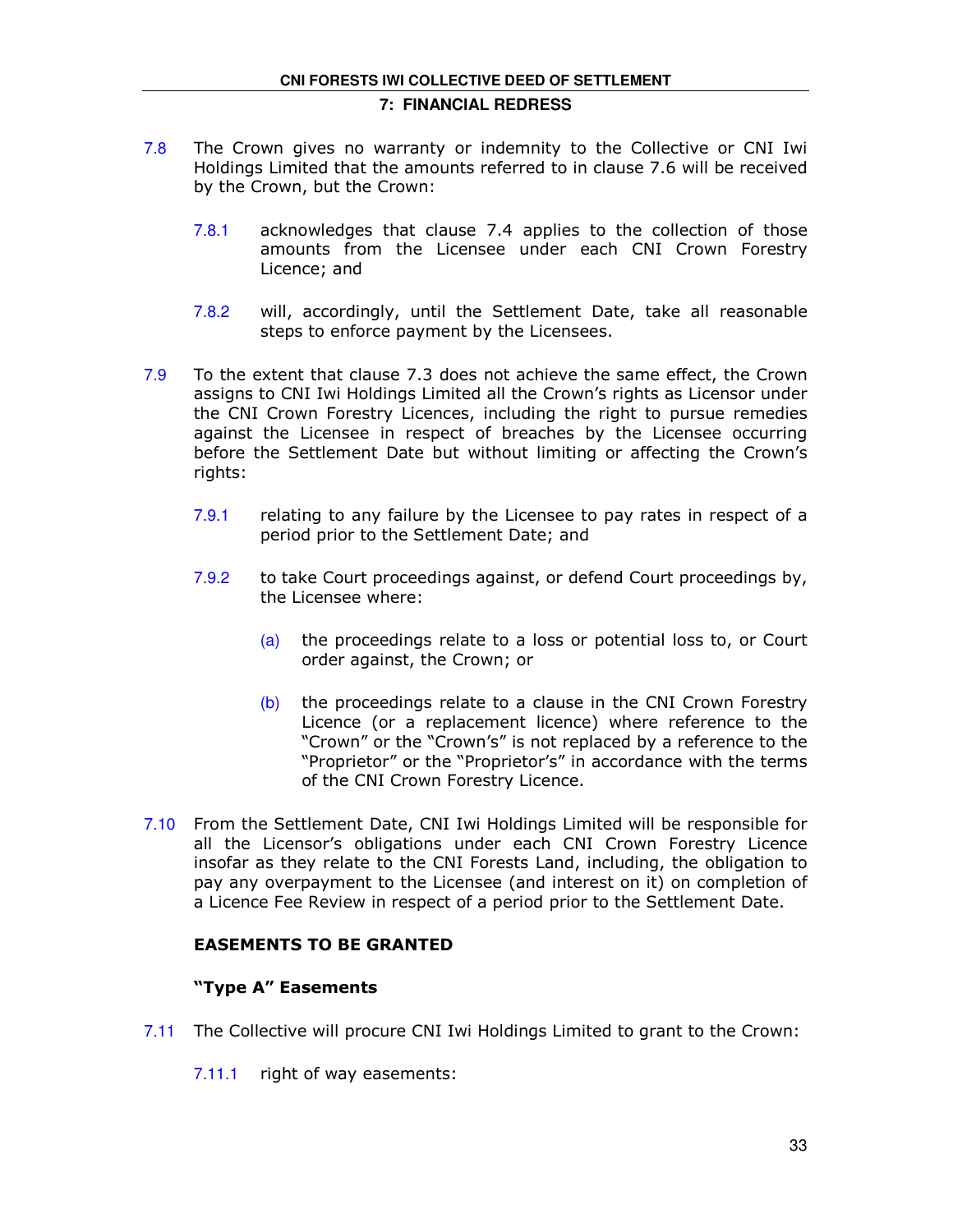7.8 The Crown gives no warranty or indemnity to the Collective or CNI Iwi Holdings Limited that the amounts referred to in clause 7.6 will be received by the Crown, but the Crown:

7.8.1 acknowledges that clause 7.4 applies to the collection of those amounts from the Licensee under each CNI Crown Forestry Licence; and

7.8.2 will, accordingly, until the Settlement Date, take all reasonable steps to enforce payment by the Licensees.

7.9 To the extent that clause 7.3 does not achieve the same effect, the Crown assigns to CNI Iwi Holdings Limited all the Crown's rights as Licensor under the CNI Crown Forestry Licences, including the right to pursue remedies against the Licensee in respect of breaches by the Licensee occurring before the Settlement Date but without limiting or affecting the Crown's rights:

7.9.1 relating to any failure by the Licensee to pay rates in respect of a period prior to the Settlement Date; and

7.9.2 to take Court proceedings against, or defend Court proceedings by, the Licensee where:

(a) the proceedings relate to a loss or potential loss to, or Court order against, the Crown; or

(b) the proceedings relate to a clause in the CNI Crown Forestry Licence (or a replacement licence) where reference to the "Crown" or the "Crown's" is not replaced by a reference to the "Proprietor" or the "Proprietor's" in accordance with the terms of the CNI Crown Forestry Licence.

7.10 From the Settlement Date, CNI Iwi Holdings Limited will be responsible for all the Licensor's obligations under each CNI Crown Forestry Licence insofar as they relate to the CNI Forests Land, including, the obligation to pay any overpayment to the Licensee (and interest on it) on completion of a Licence Fee Review in respect of a period prior to the Settlement Date.

## EASEMENTS TO BE GRANTED

### "Type A" Easements

7.11 The Collective will procure CNI Iwi Holdings Limited to grant to the Crown:

7.11.1 right of way easements: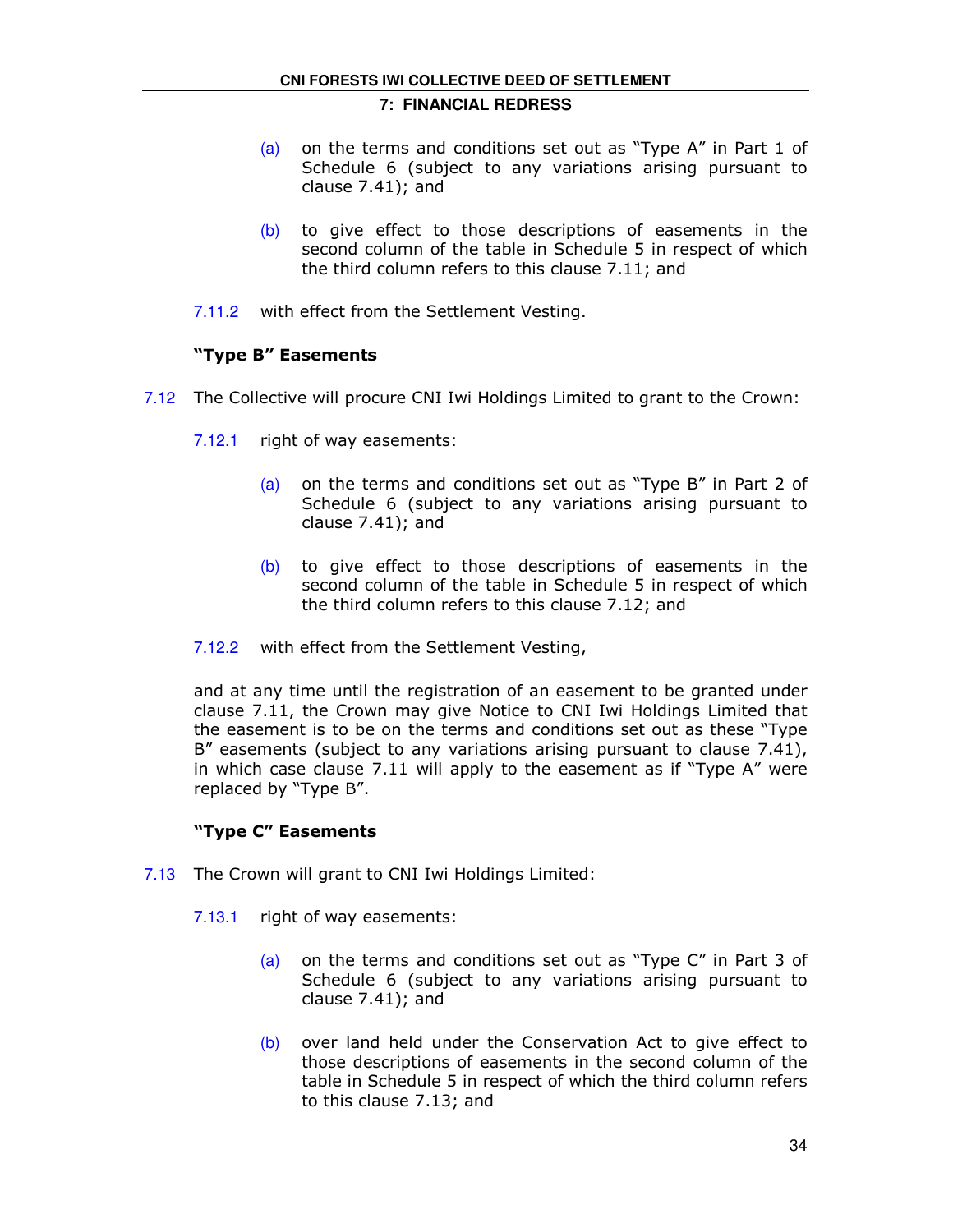(a) on the terms and conditions set out as "Type A" in Part 1 of Schedule 6 (subject to any variations arising pursuant to clause 7.41); and

(b) to give effect to those descriptions of easements in the second column of the table in Schedule 5 in respect of which the third column refers to this clause 7.11; and

7.11.2 with effect from the Settlement Vesting.

**"Type B" Easements**

7.12 The Collective will procure CNI Iwi Holdings Limited to grant to the Crown:

7.12.1 right of way easements:

(a) on the terms and conditions set out as "Type B" in Part 2 of Schedule 6 (subject to any variations arising pursuant to clause 7.41); and

(b) to give effect to those descriptions of easements in the second column of the table in Schedule 5 in respect of which the third column refers to this clause 7.12; and

7.12.2 with effect from the Settlement Vesting,

and at any time until the registration of an easement to be granted under clause 7.11, the Crown may give Notice to CNI Iwi Holdings Limited that the easement is to be on the terms and conditions set out as these "Type B" easements (subject to any variations arising pursuant to clause 7.41), in which case clause 7.11 will apply to the easement as if "Type A" were replaced by "Type B".

**"Type C" Easements**

7.13 The Crown will grant to CNI Iwi Holdings Limited:

7.13.1 right of way easements:

(a) on the terms and conditions set out as "Type C" in Part 3 of Schedule 6 (subject to any variations arising pursuant to clause 7.41); and

(b) over land held under the Conservation Act to give effect to those descriptions of easements in the second column of the table in Schedule 5 in respect of which the third column refers to this clause 7.13; and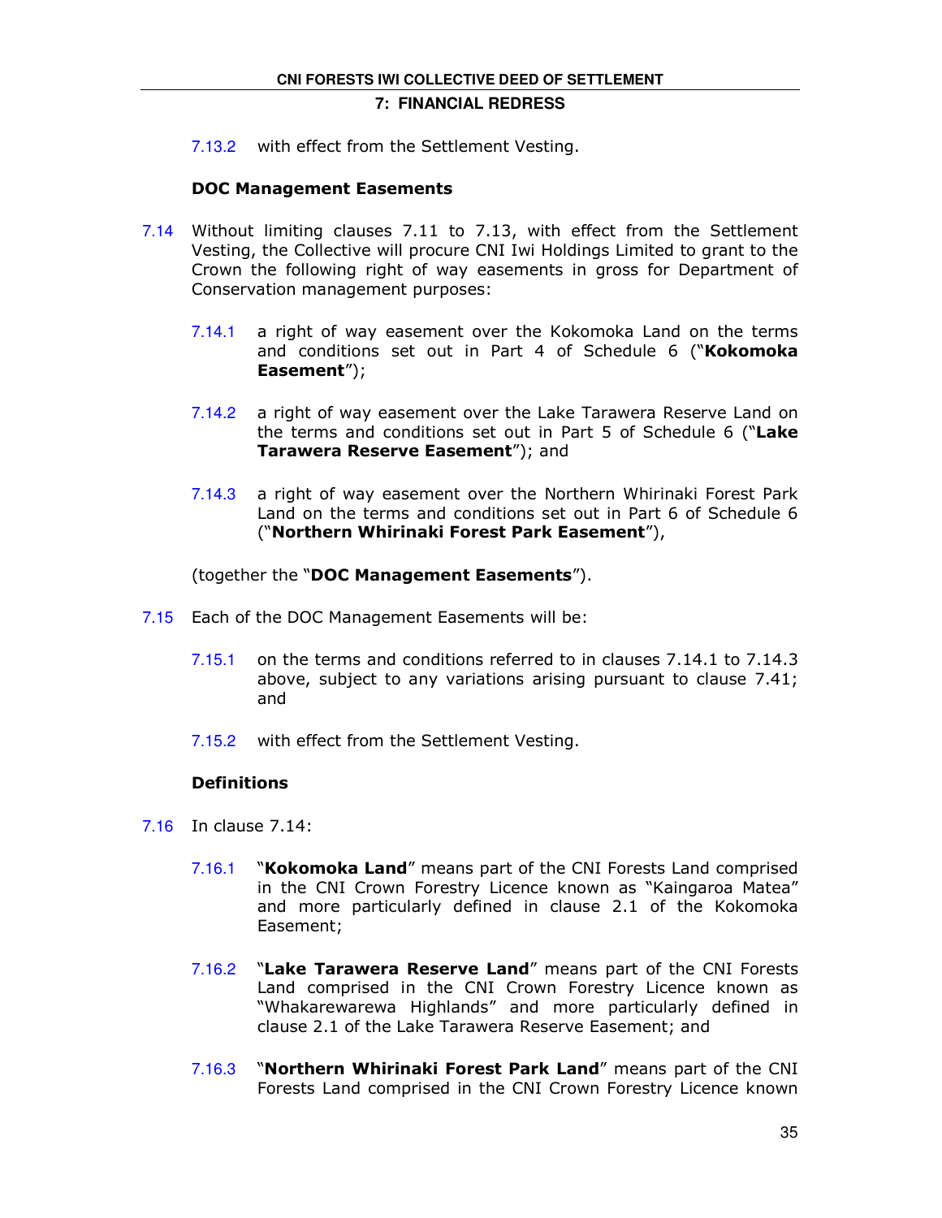7.13.2 with effect from the Settlement Vesting.

**DOC Management Easements**

7.14 Without limiting clauses 7.11 to 7.13, with effect from the Settlement Vesting, the Collective will procure CNI Iwi Holdings Limited to grant to the Crown the following right of way easements in gross for Department of Conservation management purposes:

7.14.1 a right of way easement over the Kokomoka Land on the terms and conditions set out in Part 4 of Schedule 6 ("**Kokomoka Easement**");

7.14.2 a right of way easement over the Lake Tarawera Reserve Land on the terms and conditions set out in Part 5 of Schedule 6 ("**Lake Tarawera Reserve Easement**"); and

7.14.3 a right of way easement over the Northern Whirinaki Forest Park Land on the terms and conditions set out in Part 6 of Schedule 6 ("**Northern Whirinaki Forest Park Easement**"),

(together the "**DOC Management Easements**").

7.15 Each of the DOC Management Easements will be:

7.15.1 on the terms and conditions referred to in clauses 7.14.1 to 7.14.3 above, subject to any variations arising pursuant to clause 7.41; and

7.15.2 with effect from the Settlement Vesting.

**Definitions**

7.16 In clause 7.14:

7.16.1 "**Kokomoka Land**" means part of the CNI Forests Land comprised in the CNI Crown Forestry Licence known as "Kaingaroa Matea" and more particularly defined in clause 2.1 of the Kokomoka Easement;

7.16.2 "**Lake Tarawera Reserve Land**" means part of the CNI Forests Land comprised in the CNI Crown Forestry Licence known as "Whakarewarewa Highlands" and more particularly defined in clause 2.1 of the Lake Tarawera Reserve Easement; and

7.16.3 "**Northern Whirinaki Forest Park Land**" means part of the CNI Forests Land comprised in the CNI Crown Forestry Licence known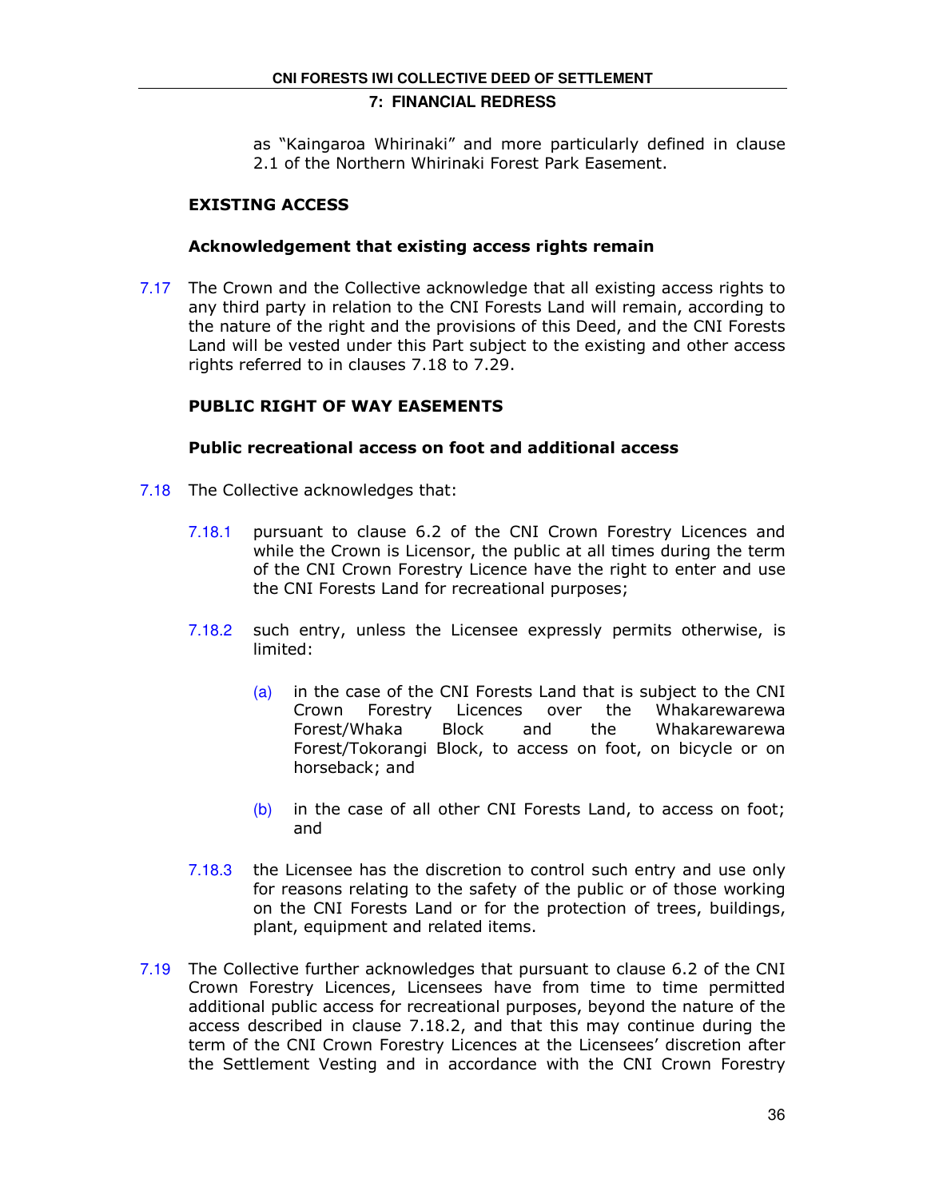as "Kaingaroa Whirinaki" and more particularly defined in clause 2.1 of the Northern Whirinaki Forest Park Easement.

**EXISTING ACCESS**

**Acknowledgement that existing access rights remain**

7.17 The Crown and the Collective acknowledge that all existing access rights to any third party in relation to the CNI Forests Land will remain, according to the nature of the right and the provisions of this Deed, and the CNI Forests Land will be vested under this Part subject to the existing and other access rights referred to in clauses 7.18 to 7.29.

**PUBLIC RIGHT OF WAY EASEMENTS**

**Public recreational access on foot and additional access**

7.18 The Collective acknowledges that:

7.18.1 pursuant to clause 6.2 of the CNI Crown Forestry Licences and while the Crown is Licensor, the public at all times during the term of the CNI Crown Forestry Licence have the right to enter and use the CNI Forests Land for recreational purposes;

7.18.2 such entry, unless the Licensee expressly permits otherwise, is limited:

(a) in the case of the CNI Forests Land that is subject to the CNI Crown Forestry Licences over the Whakarewarewa Forest/Whaka Block and the Whakarewarewa Forest/Tokorangi Block, to access on foot, on bicycle or on horseback; and

(b) in the case of all other CNI Forests Land, to access on foot; and

7.18.3 the Licensee has the discretion to control such entry and use only for reasons relating to the safety of the public or of those working on the CNI Forests Land or for the protection of trees, buildings, plant, equipment and related items.

7.19 The Collective further acknowledges that pursuant to clause 6.2 of the CNI Crown Forestry Licences, Licensees have from time to time permitted additional public access for recreational purposes, beyond the nature of the access described in clause 7.18.2, and that this may continue during the term of the CNI Crown Forestry Licences at the Licensees' discretion after the Settlement Vesting and in accordance with the CNI Crown Forestry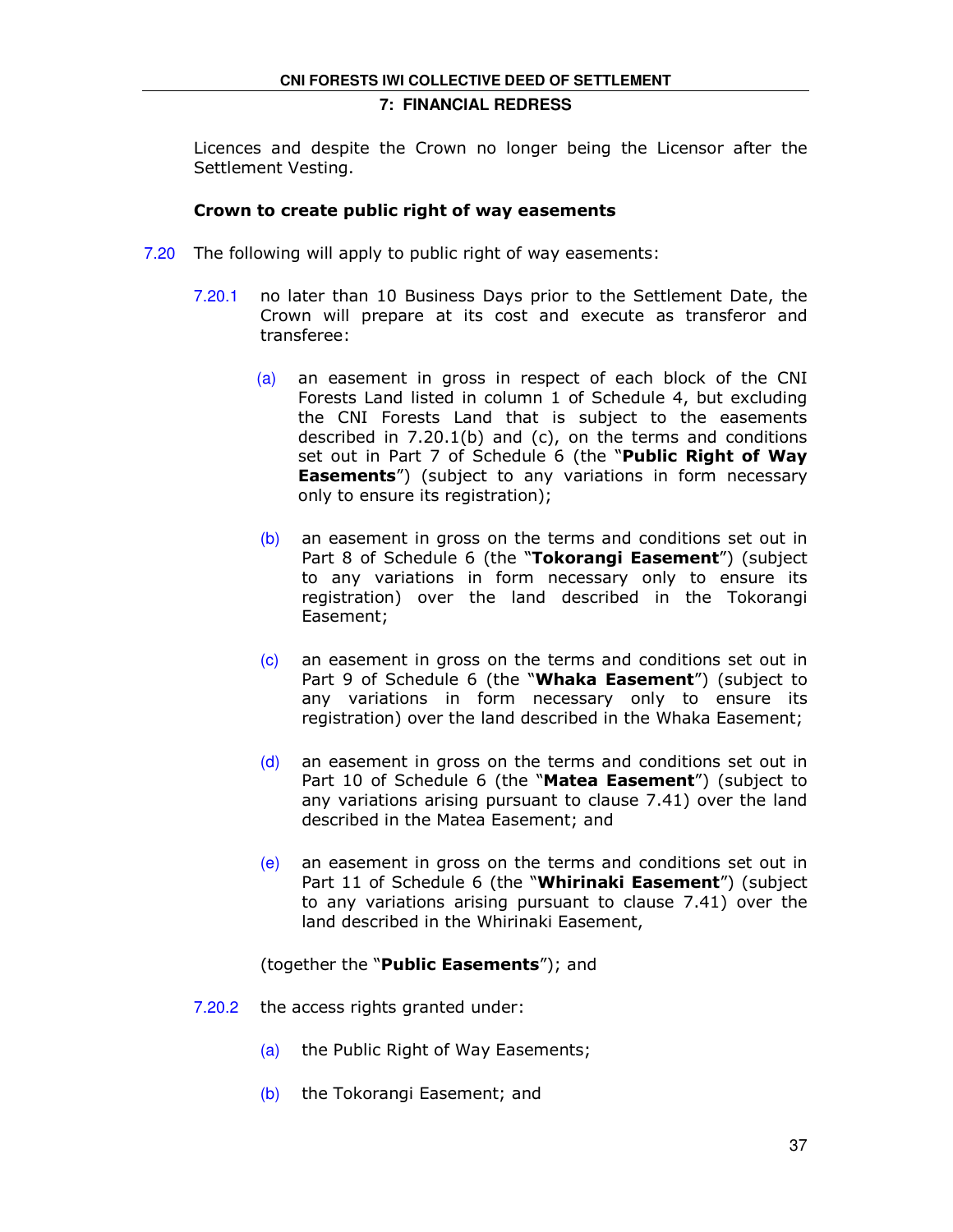Licences and despite the Crown no longer being the Licensor after the Settlement Vesting.

**Crown to create public right of way easements**

7.20 The following will apply to public right of way easements:

7.20.1 no later than 10 Business Days prior to the Settlement Date, the Crown will prepare at its cost and execute as transferor and transferee:

(a) an easement in gross in respect of each block of the CNI Forests Land listed in column 1 of Schedule 4, but excluding the CNI Forests Land that is subject to the easements described in 7.20.1(b) and (c), on the terms and conditions set out in Part 7 of Schedule 6 (the "**Public Right of Way Easements**") (subject to any variations in form necessary only to ensure its registration);

(b) an easement in gross on the terms and conditions set out in Part 8 of Schedule 6 (the "**Tokorangi Easement**") (subject to any variations in form necessary only to ensure its registration) over the land described in the Tokorangi Easement;

(c) an easement in gross on the terms and conditions set out in Part 9 of Schedule 6 (the "**Whaka Easement**") (subject to any variations in form necessary only to ensure its registration) over the land described in the Whaka Easement;

(d) an easement in gross on the terms and conditions set out in Part 10 of Schedule 6 (the "**Matea Easement**") (subject to any variations arising pursuant to clause 7.41) over the land described in the Matea Easement; and

(e) an easement in gross on the terms and conditions set out in Part 11 of Schedule 6 (the "**Whirinaki Easement**") (subject to any variations arising pursuant to clause 7.41) over the land described in the Whirinaki Easement,

(together the "**Public Easements**"); and

7.20.2 the access rights granted under:

(a) the Public Right of Way Easements;

(b) the Tokorangi Easement; and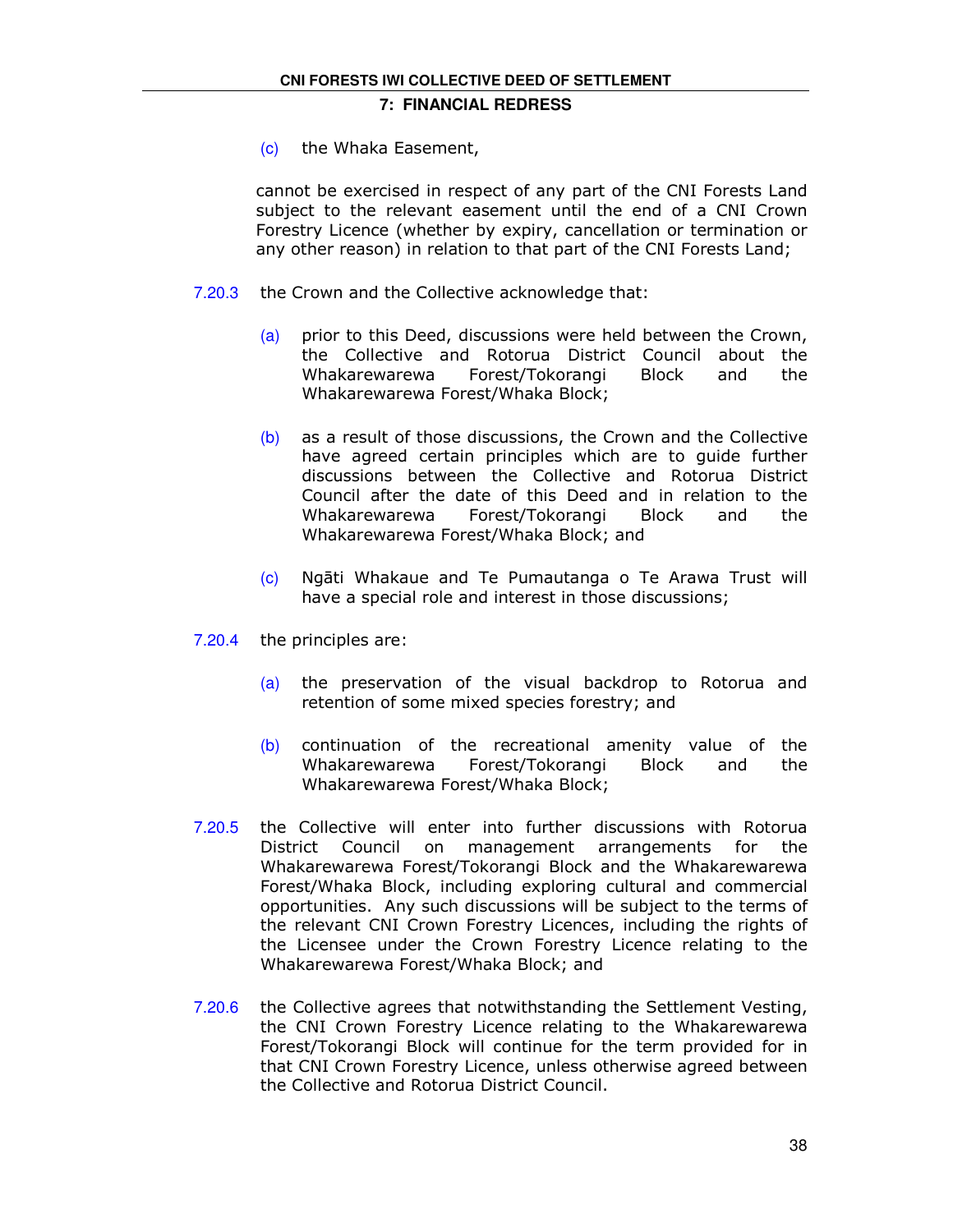(c) the Whaka Easement,

cannot be exercised in respect of any part of the CNI Forests Land subject to the relevant easement until the end of a CNI Crown Forestry Licence (whether by expiry, cancellation or termination or any other reason) in relation to that part of the CNI Forests Land;

7.20.3 the Crown and the Collective acknowledge that:

(a) prior to this Deed, discussions were held between the Crown, the Collective and Rotorua District Council about the Whakarewarewa Forest/Tokorangi Block and the Whakarewarewa Forest/Whaka Block;

(b) as a result of those discussions, the Crown and the Collective have agreed certain principles which are to guide further discussions between the Collective and Rotorua District Council after the date of this Deed and in relation to the Whakarewarewa Forest/Tokorangi Block and the Whakarewarewa Forest/Whaka Block; and

(c) Ngāti Whakaue and Te Pumautanga o Te Arawa Trust will have a special role and interest in those discussions;

7.20.4 the principles are:

(a) the preservation of the visual backdrop to Rotorua and retention of some mixed species forestry; and

(b) continuation of the recreational amenity value of the Whakarewarewa Forest/Tokorangi Block and the Whakarewarewa Forest/Whaka Block;

7.20.5 the Collective will enter into further discussions with Rotorua District Council on management arrangements for the Whakarewarewa Forest/Tokorangi Block and the Whakarewarewa Forest/Whaka Block, including exploring cultural and commercial opportunities. Any such discussions will be subject to the terms of the relevant CNI Crown Forestry Licences, including the rights of the Licensee under the Crown Forestry Licence relating to the Whakarewarewa Forest/Whaka Block; and

7.20.6 the Collective agrees that notwithstanding the Settlement Vesting, the CNI Crown Forestry Licence relating to the Whakarewarewa Forest/Tokorangi Block will continue for the term provided for in that CNI Crown Forestry Licence, unless otherwise agreed between the Collective and Rotorua District Council.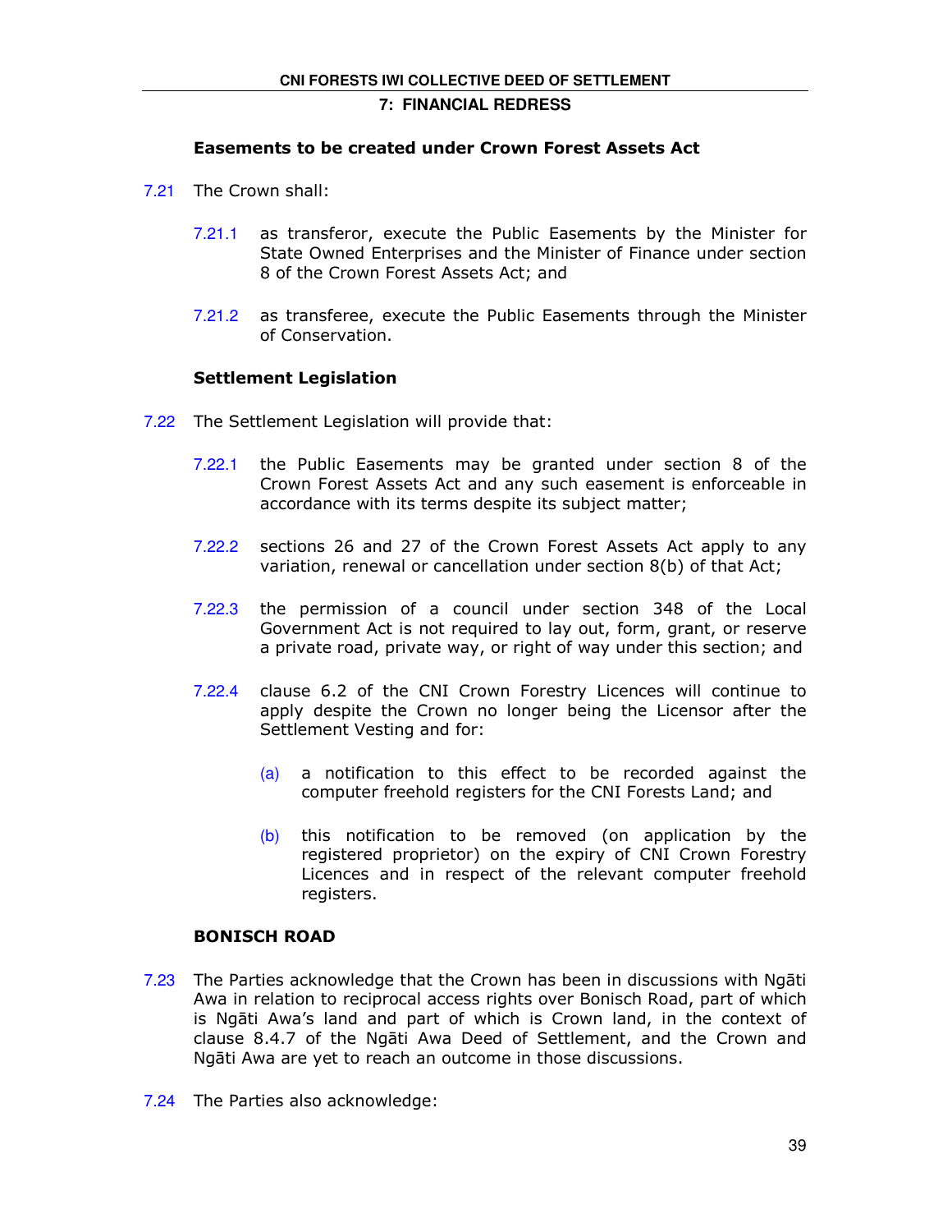### Easements to be created under Crown Forest Assets Act

7.21 The Crown shall:

7.21.1 as transferor, execute the Public Easements by the Minister for State Owned Enterprises and the Minister of Finance under section 8 of the Crown Forest Assets Act; and

7.21.2 as transferee, execute the Public Easements through the Minister of Conservation.

### Settlement Legislation

7.22 The Settlement Legislation will provide that:

7.22.1 the Public Easements may be granted under section 8 of the Crown Forest Assets Act and any such easement is enforceable in accordance with its terms despite its subject matter;

7.22.2 sections 26 and 27 of the Crown Forest Assets Act apply to any variation, renewal or cancellation under section 8(b) of that Act;

7.22.3 the permission of a council under section 348 of the Local Government Act is not required to lay out, form, grant, or reserve a private road, private way, or right of way under this section; and

7.22.4 clause 6.2 of the CNI Crown Forestry Licences will continue to apply despite the Crown no longer being the Licensor after the Settlement Vesting and for:

(a) a notification to this effect to be recorded against the computer freehold registers for the CNI Forests Land; and

(b) this notification to be removed (on application by the registered proprietor) on the expiry of CNI Crown Forestry Licences and in respect of the relevant computer freehold registers.

### BONISCH ROAD

7.23 The Parties acknowledge that the Crown has been in discussions with Ngāti Awa in relation to reciprocal access rights over Bonisch Road, part of which is Ngāti Awa's land and part of which is Crown land, in the context of clause 8.4.7 of the Ngāti Awa Deed of Settlement, and the Crown and Ngāti Awa are yet to reach an outcome in those discussions.

7.24 The Parties also acknowledge: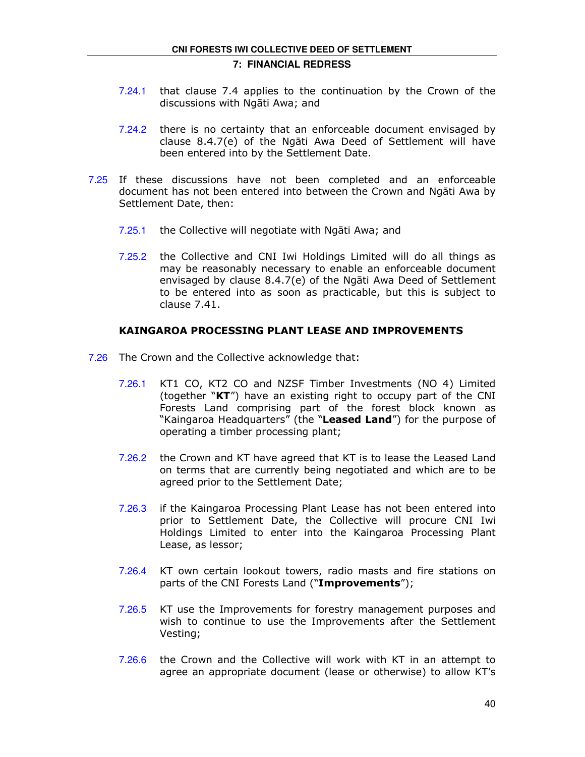7.24.1 that clause 7.4 applies to the continuation by the Crown of the discussions with Ngāti Awa; and

7.24.2 there is no certainty that an enforceable document envisaged by clause 8.4.7(e) of the Ngāti Awa Deed of Settlement will have been entered into by the Settlement Date.

7.25 If these discussions have not been completed and an enforceable document has not been entered into between the Crown and Ngāti Awa by Settlement Date, then:

7.25.1 the Collective will negotiate with Ngāti Awa; and

7.25.2 the Collective and CNI Iwi Holdings Limited will do all things as may be reasonably necessary to enable an enforceable document envisaged by clause 8.4.7(e) of the Ngāti Awa Deed of Settlement to be entered into as soon as practicable, but this is subject to clause 7.41.

### KAINGAROA PROCESSING PLANT LEASE AND IMPROVEMENTS

7.26 The Crown and the Collective acknowledge that:

7.26.1 KT1 CO, KT2 CO and NZSF Timber Investments (NO 4) Limited (together "**KT**") have an existing right to occupy part of the CNI Forests Land comprising part of the forest block known as "Kaingaroa Headquarters" (the "**Leased Land**") for the purpose of operating a timber processing plant;

7.26.2 the Crown and KT have agreed that KT is to lease the Leased Land on terms that are currently being negotiated and which are to be agreed prior to the Settlement Date;

7.26.3 if the Kaingaroa Processing Plant Lease has not been entered into prior to Settlement Date, the Collective will procure CNI Iwi Holdings Limited to enter into the Kaingaroa Processing Plant Lease, as lessor;

7.26.4 KT own certain lookout towers, radio masts and fire stations on parts of the CNI Forests Land ("**Improvements**");

7.26.5 KT use the Improvements for forestry management purposes and wish to continue to use the Improvements after the Settlement Vesting;

7.26.6 the Crown and the Collective will work with KT in an attempt to agree an appropriate document (lease or otherwise) to allow KT's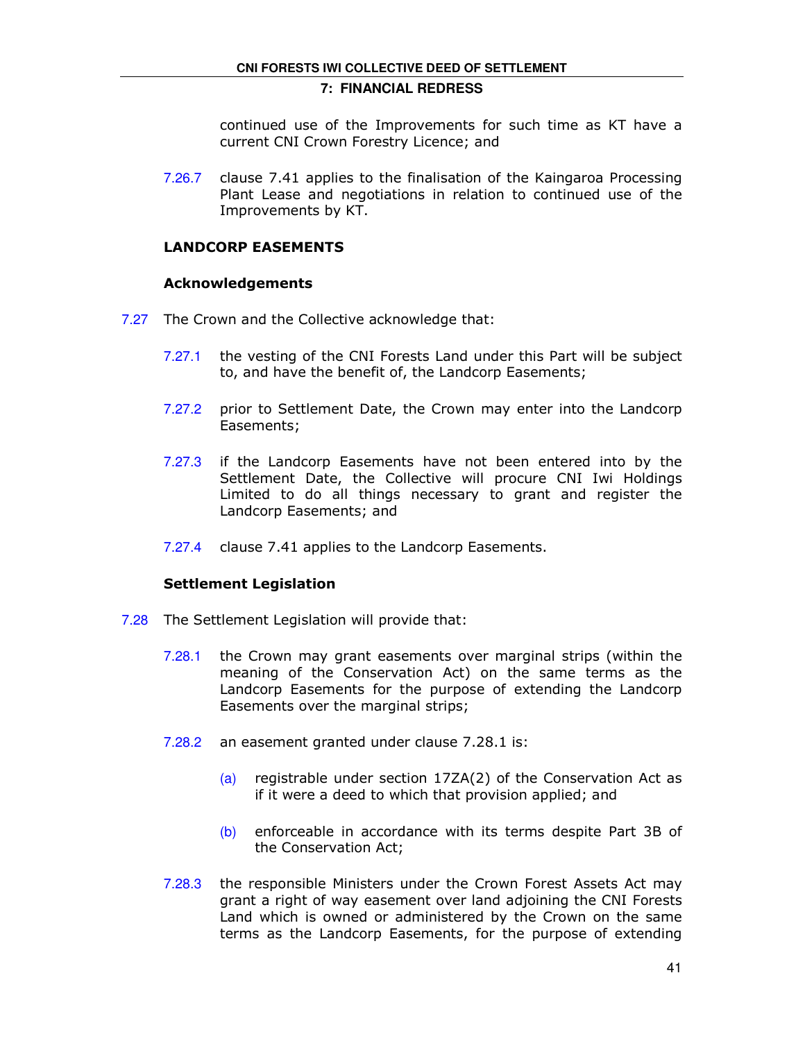continued use of the Improvements for such time as KT have a current CNI Crown Forestry Licence; and

7.26.7 clause 7.41 applies to the finalisation of the Kaingaroa Processing Plant Lease and negotiations in relation to continued use of the Improvements by KT.

### LANDCORP EASEMENTS

#### Acknowledgements

7.27 The Crown and the Collective acknowledge that:

7.27.1 the vesting of the CNI Forests Land under this Part will be subject to, and have the benefit of, the Landcorp Easements;

7.27.2 prior to Settlement Date, the Crown may enter into the Landcorp Easements;

7.27.3 if the Landcorp Easements have not been entered into by the Settlement Date, the Collective will procure CNI Iwi Holdings Limited to do all things necessary to grant and register the Landcorp Easements; and

7.27.4 clause 7.41 applies to the Landcorp Easements.

#### Settlement Legislation

7.28 The Settlement Legislation will provide that:

7.28.1 the Crown may grant easements over marginal strips (within the meaning of the Conservation Act) on the same terms as the Landcorp Easements for the purpose of extending the Landcorp Easements over the marginal strips;

7.28.2 an easement granted under clause 7.28.1 is:

(a) registrable under section 17ZA(2) of the Conservation Act as if it were a deed to which that provision applied; and

(b) enforceable in accordance with its terms despite Part 3B of the Conservation Act;

7.28.3 the responsible Ministers under the Crown Forest Assets Act may grant a right of way easement over land adjoining the CNI Forests Land which is owned or administered by the Crown on the same terms as the Landcorp Easements, for the purpose of extending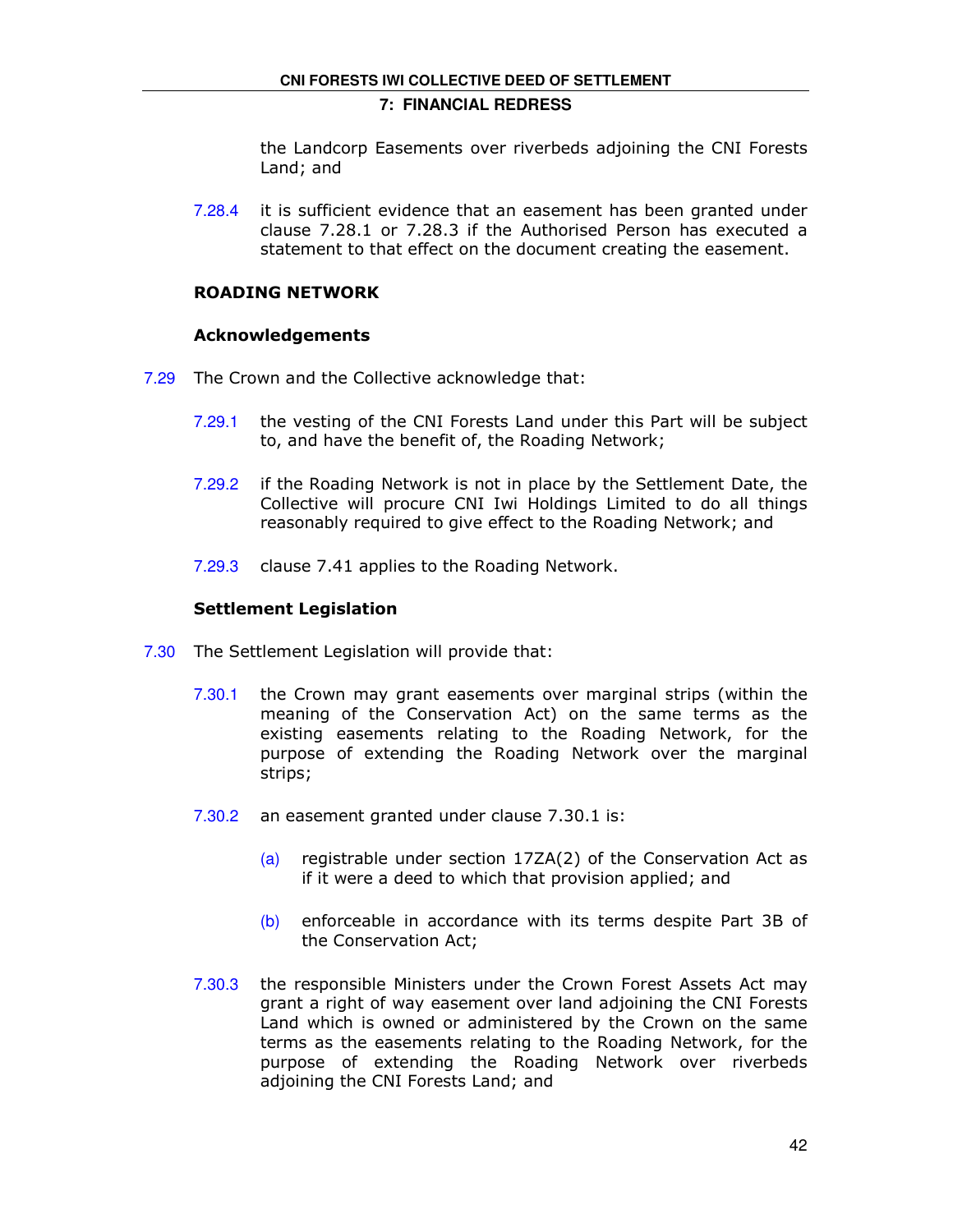the Landcorp Easements over riverbeds adjoining the CNI Forests Land; and

7.28.4 it is sufficient evidence that an easement has been granted under clause 7.28.1 or 7.28.3 if the Authorised Person has executed a statement to that effect on the document creating the easement.

**ROADING NETWORK**

**Acknowledgements**

7.29 The Crown and the Collective acknowledge that:

7.29.1 the vesting of the CNI Forests Land under this Part will be subject to, and have the benefit of, the Roading Network;

7.29.2 if the Roading Network is not in place by the Settlement Date, the Collective will procure CNI Iwi Holdings Limited to do all things reasonably required to give effect to the Roading Network; and

7.29.3 clause 7.41 applies to the Roading Network.

**Settlement Legislation**

7.30 The Settlement Legislation will provide that:

7.30.1 the Crown may grant easements over marginal strips (within the meaning of the Conservation Act) on the same terms as the existing easements relating to the Roading Network, for the purpose of extending the Roading Network over the marginal strips;

7.30.2 an easement granted under clause 7.30.1 is:

(a) registrable under section 17ZA(2) of the Conservation Act as if it were a deed to which that provision applied; and

(b) enforceable in accordance with its terms despite Part 3B of the Conservation Act;

7.30.3 the responsible Ministers under the Crown Forest Assets Act may grant a right of way easement over land adjoining the CNI Forests Land which is owned or administered by the Crown on the same terms as the easements relating to the Roading Network, for the purpose of extending the Roading Network over riverbeds adjoining the CNI Forests Land; and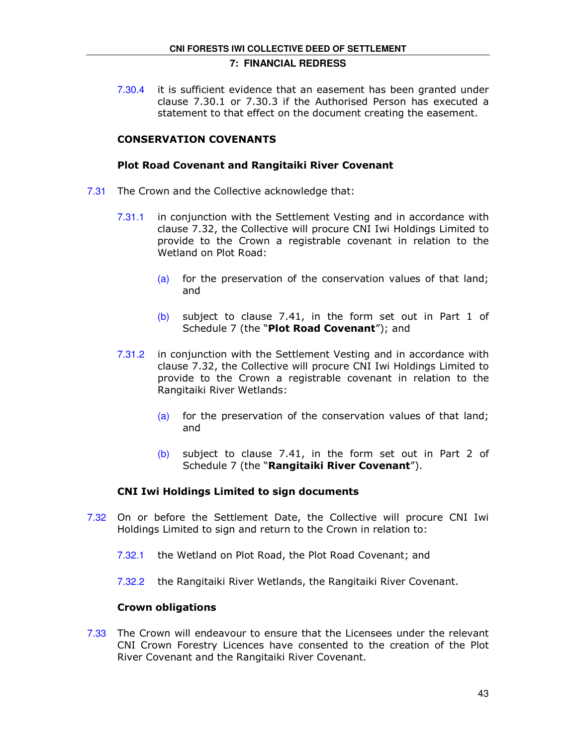7.30.4 it is sufficient evidence that an easement has been granted under clause 7.30.1 or 7.30.3 if the Authorised Person has executed a statement to that effect on the document creating the easement.

## CONSERVATION COVENANTS

### Plot Road Covenant and Rangitaiki River Covenant

7.31 The Crown and the Collective acknowledge that:

7.31.1 in conjunction with the Settlement Vesting and in accordance with clause 7.32, the Collective will procure CNI Iwi Holdings Limited to provide to the Crown a registrable covenant in relation to the Wetland on Plot Road:

(a) for the preservation of the conservation values of that land; and

(b) subject to clause 7.41, in the form set out in Part 1 of Schedule 7 (the "**Plot Road Covenant**"); and

7.31.2 in conjunction with the Settlement Vesting and in accordance with clause 7.32, the Collective will procure CNI Iwi Holdings Limited to provide to the Crown a registrable covenant in relation to the Rangitaiki River Wetlands:

(a) for the preservation of the conservation values of that land; and

(b) subject to clause 7.41, in the form set out in Part 2 of Schedule 7 (the "**Rangitaiki River Covenant**").

### CNI Iwi Holdings Limited to sign documents

7.32 On or before the Settlement Date, the Collective will procure CNI Iwi Holdings Limited to sign and return to the Crown in relation to:

7.32.1 the Wetland on Plot Road, the Plot Road Covenant; and

7.32.2 the Rangitaiki River Wetlands, the Rangitaiki River Covenant.

### Crown obligations

7.33 The Crown will endeavour to ensure that the Licensees under the relevant CNI Crown Forestry Licences have consented to the creation of the Plot River Covenant and the Rangitaiki River Covenant.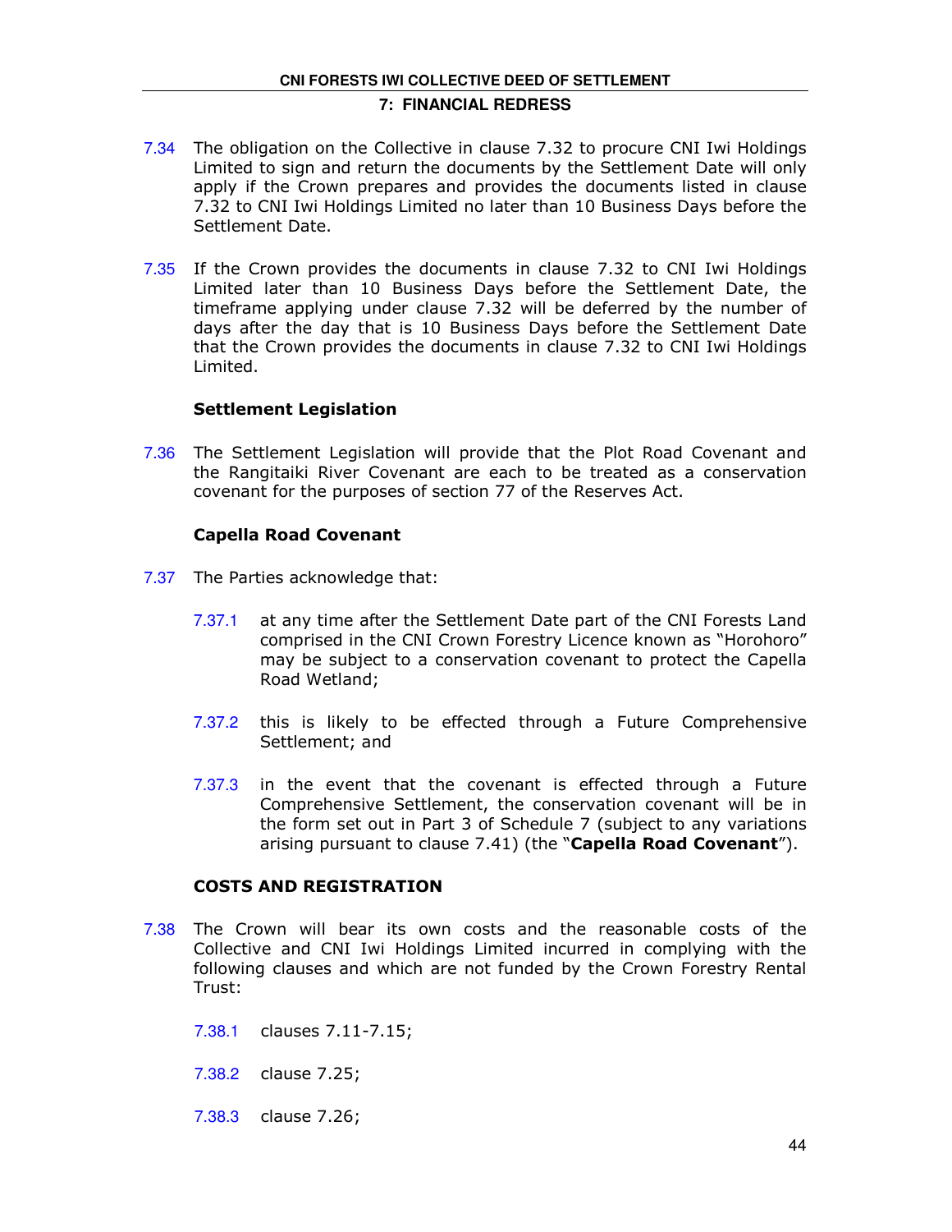7.34 The obligation on the Collective in clause 7.32 to procure CNI Iwi Holdings Limited to sign and return the documents by the Settlement Date will only apply if the Crown prepares and provides the documents listed in clause 7.32 to CNI Iwi Holdings Limited no later than 10 Business Days before the Settlement Date.

7.35 If the Crown provides the documents in clause 7.32 to CNI Iwi Holdings Limited later than 10 Business Days before the Settlement Date, the timeframe applying under clause 7.32 will be deferred by the number of days after the day that is 10 Business Days before the Settlement Date that the Crown provides the documents in clause 7.32 to CNI Iwi Holdings Limited.

### Settlement Legislation

7.36 The Settlement Legislation will provide that the Plot Road Covenant and the Rangitaiki River Covenant are each to be treated as a conservation covenant for the purposes of section 77 of the Reserves Act.

### Capella Road Covenant

7.37 The Parties acknowledge that:

7.37.1 at any time after the Settlement Date part of the CNI Forests Land comprised in the CNI Crown Forestry Licence known as "Horohoro" may be subject to a conservation covenant to protect the Capella Road Wetland;

7.37.2 this is likely to be effected through a Future Comprehensive Settlement; and

7.37.3 in the event that the covenant is effected through a Future Comprehensive Settlement, the conservation covenant will be in the form set out in Part 3 of Schedule 7 (subject to any variations arising pursuant to clause 7.41) (the "**Capella Road Covenant**").

### COSTS AND REGISTRATION

7.38 The Crown will bear its own costs and the reasonable costs of the Collective and CNI Iwi Holdings Limited incurred in complying with the following clauses and which are not funded by the Crown Forestry Rental Trust:

7.38.1 clauses 7.11-7.15;

7.38.2 clause 7.25;

7.38.3 clause 7.26;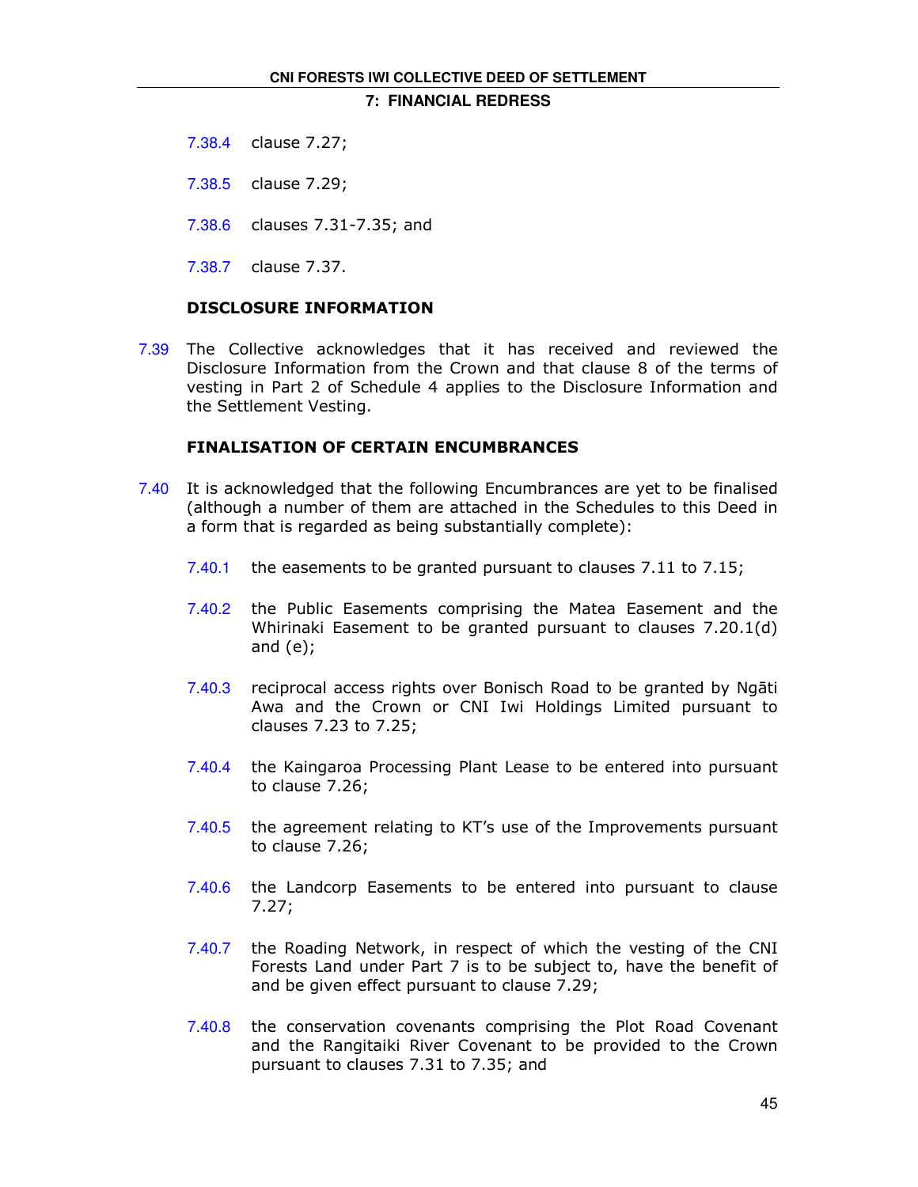7.38.4 clause 7.27;

7.38.5 clause 7.29;

7.38.6 clauses 7.31-7.35; and

7.38.7 clause 7.37.

**DISCLOSURE INFORMATION**

7.39 The Collective acknowledges that it has received and reviewed the Disclosure Information from the Crown and that clause 8 of the terms of vesting in Part 2 of Schedule 4 applies to the Disclosure Information and the Settlement Vesting.

**FINALISATION OF CERTAIN ENCUMBRANCES**

7.40 It is acknowledged that the following Encumbrances are yet to be finalised (although a number of them are attached in the Schedules to this Deed in a form that is regarded as being substantially complete):

7.40.1 the easements to be granted pursuant to clauses 7.11 to 7.15;

7.40.2 the Public Easements comprising the Matea Easement and the Whirinaki Easement to be granted pursuant to clauses 7.20.1(d) and (e);

7.40.3 reciprocal access rights over Bonisch Road to be granted by Ngāti Awa and the Crown or CNI Iwi Holdings Limited pursuant to clauses 7.23 to 7.25;

7.40.4 the Kaingaroa Processing Plant Lease to be entered into pursuant to clause 7.26;

7.40.5 the agreement relating to KT's use of the Improvements pursuant to clause 7.26;

7.40.6 the Landcorp Easements to be entered into pursuant to clause 7.27;

7.40.7 the Roading Network, in respect of which the vesting of the CNI Forests Land under Part 7 is to be subject to, have the benefit of and be given effect pursuant to clause 7.29;

7.40.8 the conservation covenants comprising the Plot Road Covenant and the Rangitaiki River Covenant to be provided to the Crown pursuant to clauses 7.31 to 7.35; and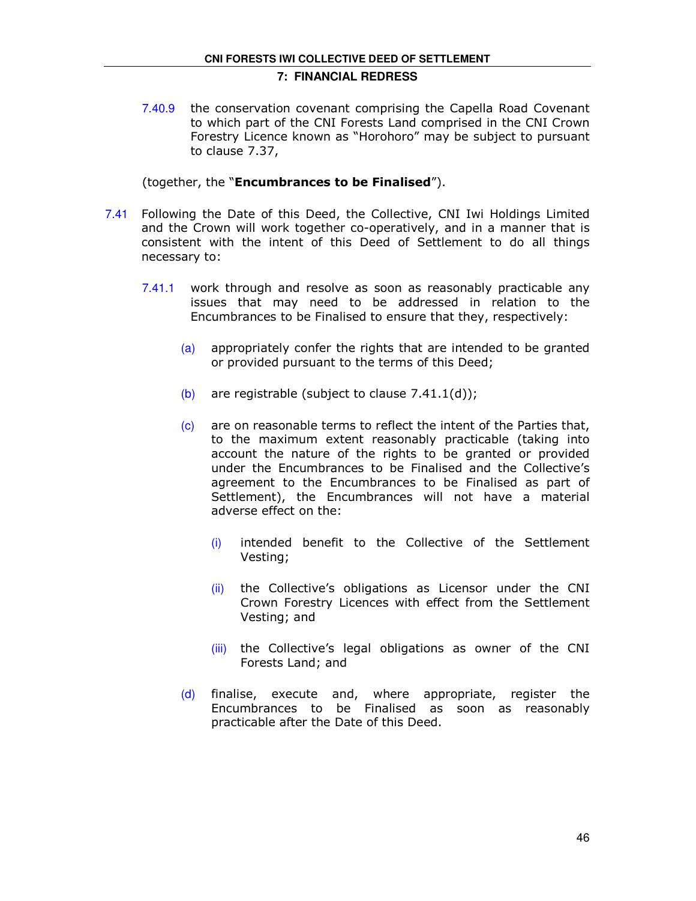7.40.9 the conservation covenant comprising the Capella Road Covenant to which part of the CNI Forests Land comprised in the CNI Crown Forestry Licence known as "Horohoro" may be subject to pursuant to clause 7.37,

(together, the "**Encumbrances to be Finalised**").

7.41 Following the Date of this Deed, the Collective, CNI Iwi Holdings Limited and the Crown will work together co-operatively, and in a manner that is consistent with the intent of this Deed of Settlement to do all things necessary to:

7.41.1 work through and resolve as soon as reasonably practicable any issues that may need to be addressed in relation to the Encumbrances to be Finalised to ensure that they, respectively:

(a) appropriately confer the rights that are intended to be granted or provided pursuant to the terms of this Deed;

(b) are registrable (subject to clause 7.41.1(d));

(c) are on reasonable terms to reflect the intent of the Parties that, to the maximum extent reasonably practicable (taking into account the nature of the rights to be granted or provided under the Encumbrances to be Finalised and the Collective's agreement to the Encumbrances to be Finalised as part of Settlement), the Encumbrances will not have a material adverse effect on the:

(i) intended benefit to the Collective of the Settlement Vesting;

(ii) the Collective's obligations as Licensor under the CNI Crown Forestry Licences with effect from the Settlement Vesting; and

(iii) the Collective's legal obligations as owner of the CNI Forests Land; and

(d) finalise, execute and, where appropriate, register the Encumbrances to be Finalised as soon as reasonably practicable after the Date of this Deed.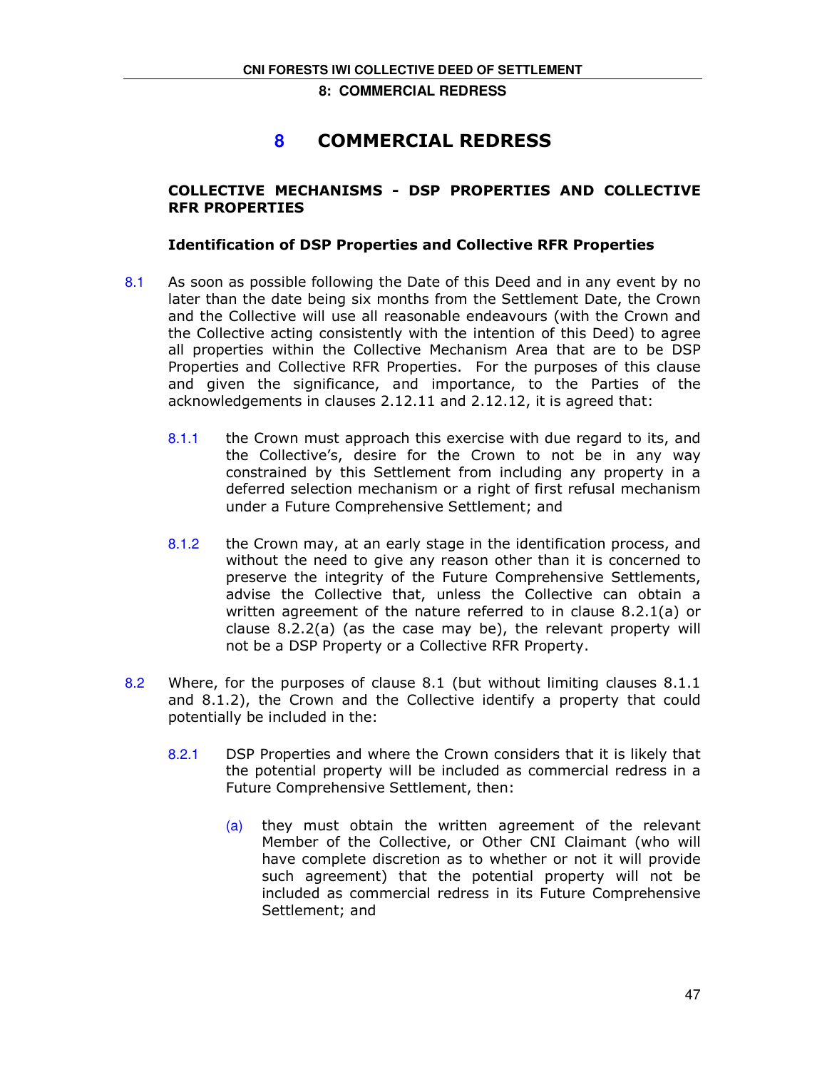# 8 COMMERCIAL REDRESS

## COLLECTIVE MECHANISMS - DSP PROPERTIES AND COLLECTIVE RFR PROPERTIES

### Identification of DSP Properties and Collective RFR Properties

8.1 As soon as possible following the Date of this Deed and in any event by no later than the date being six months from the Settlement Date, the Crown and the Collective will use all reasonable endeavours (with the Crown and the Collective acting consistently with the intention of this Deed) to agree all properties within the Collective Mechanism Area that are to be DSP Properties and Collective RFR Properties. For the purposes of this clause and given the significance, and importance, to the Parties of the acknowledgements in clauses 2.12.11 and 2.12.12, it is agreed that:

8.1.1 the Crown must approach this exercise with due regard to its, and the Collective's, desire for the Crown to not be in any way constrained by this Settlement from including any property in a deferred selection mechanism or a right of first refusal mechanism under a Future Comprehensive Settlement; and

8.1.2 the Crown may, at an early stage in the identification process, and without the need to give any reason other than it is concerned to preserve the integrity of the Future Comprehensive Settlements, advise the Collective that, unless the Collective can obtain a written agreement of the nature referred to in clause 8.2.1(a) or clause 8.2.2(a) (as the case may be), the relevant property will not be a DSP Property or a Collective RFR Property.

8.2 Where, for the purposes of clause 8.1 (but without limiting clauses 8.1.1 and 8.1.2), the Crown and the Collective identify a property that could potentially be included in the:

8.2.1 DSP Properties and where the Crown considers that it is likely that the potential property will be included as commercial redress in a Future Comprehensive Settlement, then:

(a) they must obtain the written agreement of the relevant Member of the Collective, or Other CNI Claimant (who will have complete discretion as to whether or not it will provide such agreement) that the potential property will not be included as commercial redress in its Future Comprehensive Settlement; and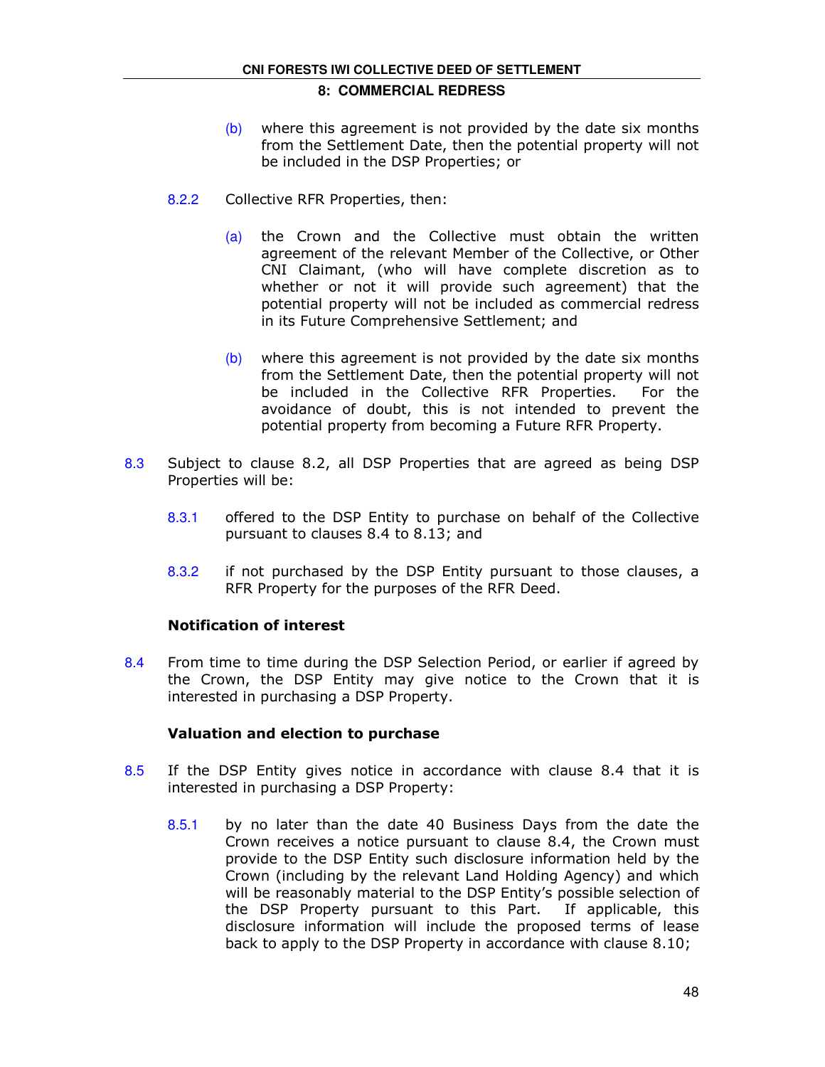(b) where this agreement is not provided by the date six months from the Settlement Date, then the potential property will not be included in the DSP Properties; or

8.2.2 Collective RFR Properties, then:

(a) the Crown and the Collective must obtain the written agreement of the relevant Member of the Collective, or Other CNI Claimant, (who will have complete discretion as to whether or not it will provide such agreement) that the potential property will not be included as commercial redress in its Future Comprehensive Settlement; and

(b) where this agreement is not provided by the date six months from the Settlement Date, then the potential property will not be included in the Collective RFR Properties. For the avoidance of doubt, this is not intended to prevent the potential property from becoming a Future RFR Property.

8.3 Subject to clause 8.2, all DSP Properties that are agreed as being DSP Properties will be:

8.3.1 offered to the DSP Entity to purchase on behalf of the Collective pursuant to clauses 8.4 to 8.13; and

8.3.2 if not purchased by the DSP Entity pursuant to those clauses, a RFR Property for the purposes of the RFR Deed.

**Notification of interest**

8.4 From time to time during the DSP Selection Period, or earlier if agreed by the Crown, the DSP Entity may give notice to the Crown that it is interested in purchasing a DSP Property.

**Valuation and election to purchase**

8.5 If the DSP Entity gives notice in accordance with clause 8.4 that it is interested in purchasing a DSP Property:

8.5.1 by no later than the date 40 Business Days from the date the Crown receives a notice pursuant to clause 8.4, the Crown must provide to the DSP Entity such disclosure information held by the Crown (including by the relevant Land Holding Agency) and which will be reasonably material to the DSP Entity's possible selection of the DSP Property pursuant to this Part. If applicable, this disclosure information will include the proposed terms of lease back to apply to the DSP Property in accordance with clause 8.10;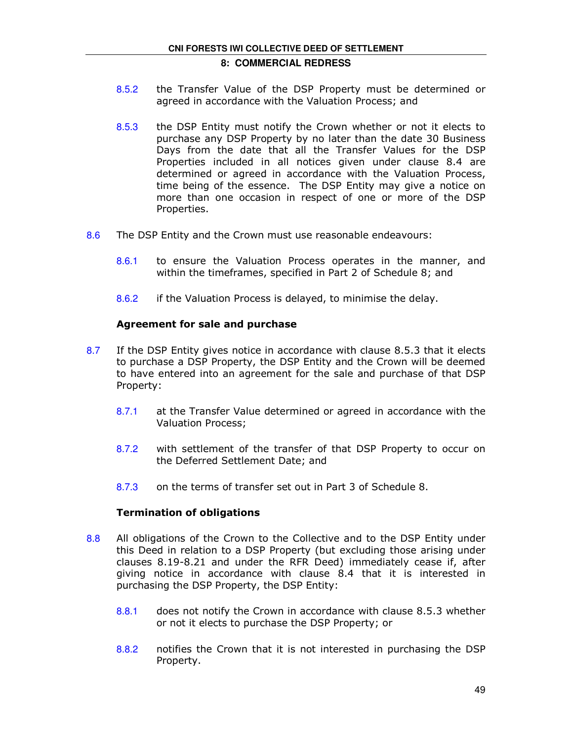8.5.2 the Transfer Value of the DSP Property must be determined or agreed in accordance with the Valuation Process; and

8.5.3 the DSP Entity must notify the Crown whether or not it elects to purchase any DSP Property by no later than the date 30 Business Days from the date that all the Transfer Values for the DSP Properties included in all notices given under clause 8.4 are determined or agreed in accordance with the Valuation Process, time being of the essence. The DSP Entity may give a notice on more than one occasion in respect of one or more of the DSP Properties.

8.6 The DSP Entity and the Crown must use reasonable endeavours:

8.6.1 to ensure the Valuation Process operates in the manner, and within the timeframes, specified in Part 2 of Schedule 8; and

8.6.2 if the Valuation Process is delayed, to minimise the delay.

**Agreement for sale and purchase**

8.7 If the DSP Entity gives notice in accordance with clause 8.5.3 that it elects to purchase a DSP Property, the DSP Entity and the Crown will be deemed to have entered into an agreement for the sale and purchase of that DSP Property:

8.7.1 at the Transfer Value determined or agreed in accordance with the Valuation Process;

8.7.2 with settlement of the transfer of that DSP Property to occur on the Deferred Settlement Date; and

8.7.3 on the terms of transfer set out in Part 3 of Schedule 8.

**Termination of obligations**

8.8 All obligations of the Crown to the Collective and to the DSP Entity under this Deed in relation to a DSP Property (but excluding those arising under clauses 8.19-8.21 and under the RFR Deed) immediately cease if, after giving notice in accordance with clause 8.4 that it is interested in purchasing the DSP Property, the DSP Entity:

8.8.1 does not notify the Crown in accordance with clause 8.5.3 whether or not it elects to purchase the DSP Property; or

8.8.2 notifies the Crown that it is not interested in purchasing the DSP Property.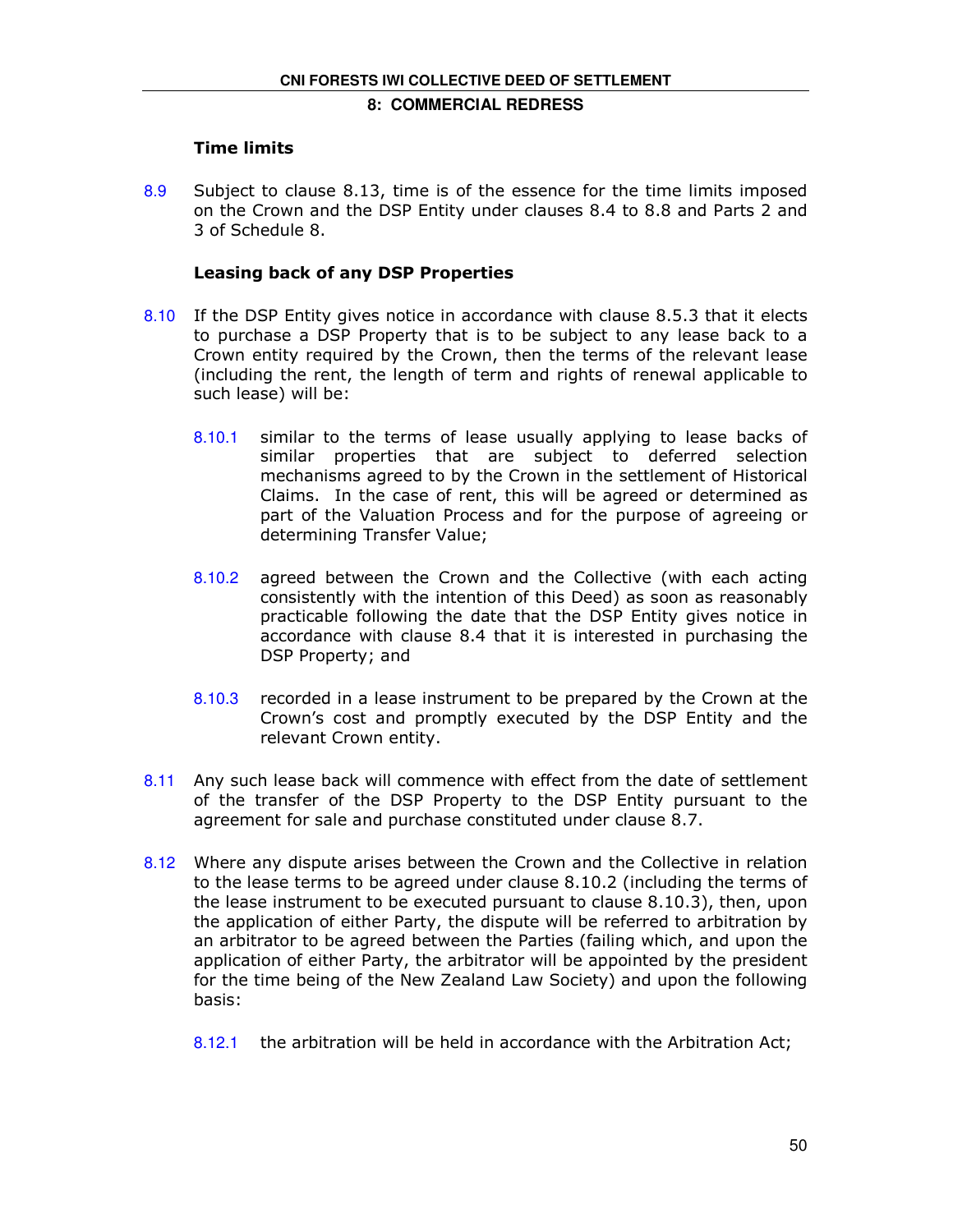### Time limits

8.9 Subject to clause 8.13, time is of the essence for the time limits imposed on the Crown and the DSP Entity under clauses 8.4 to 8.8 and Parts 2 and 3 of Schedule 8.

### Leasing back of any DSP Properties

8.10 If the DSP Entity gives notice in accordance with clause 8.5.3 that it elects to purchase a DSP Property that is to be subject to any lease back to a Crown entity required by the Crown, then the terms of the relevant lease (including the rent, the length of term and rights of renewal applicable to such lease) will be:

8.10.1 similar to the terms of lease usually applying to lease backs of similar properties that are subject to deferred selection mechanisms agreed to by the Crown in the settlement of Historical Claims. In the case of rent, this will be agreed or determined as part of the Valuation Process and for the purpose of agreeing or determining Transfer Value;

8.10.2 agreed between the Crown and the Collective (with each acting consistently with the intention of this Deed) as soon as reasonably practicable following the date that the DSP Entity gives notice in accordance with clause 8.4 that it is interested in purchasing the DSP Property; and

8.10.3 recorded in a lease instrument to be prepared by the Crown at the Crown's cost and promptly executed by the DSP Entity and the relevant Crown entity.

8.11 Any such lease back will commence with effect from the date of settlement of the transfer of the DSP Property to the DSP Entity pursuant to the agreement for sale and purchase constituted under clause 8.7.

8.12 Where any dispute arises between the Crown and the Collective in relation to the lease terms to be agreed under clause 8.10.2 (including the terms of the lease instrument to be executed pursuant to clause 8.10.3), then, upon the application of either Party, the dispute will be referred to arbitration by an arbitrator to be agreed between the Parties (failing which, and upon the application of either Party, the arbitrator will be appointed by the president for the time being of the New Zealand Law Society) and upon the following basis:

8.12.1 the arbitration will be held in accordance with the Arbitration Act;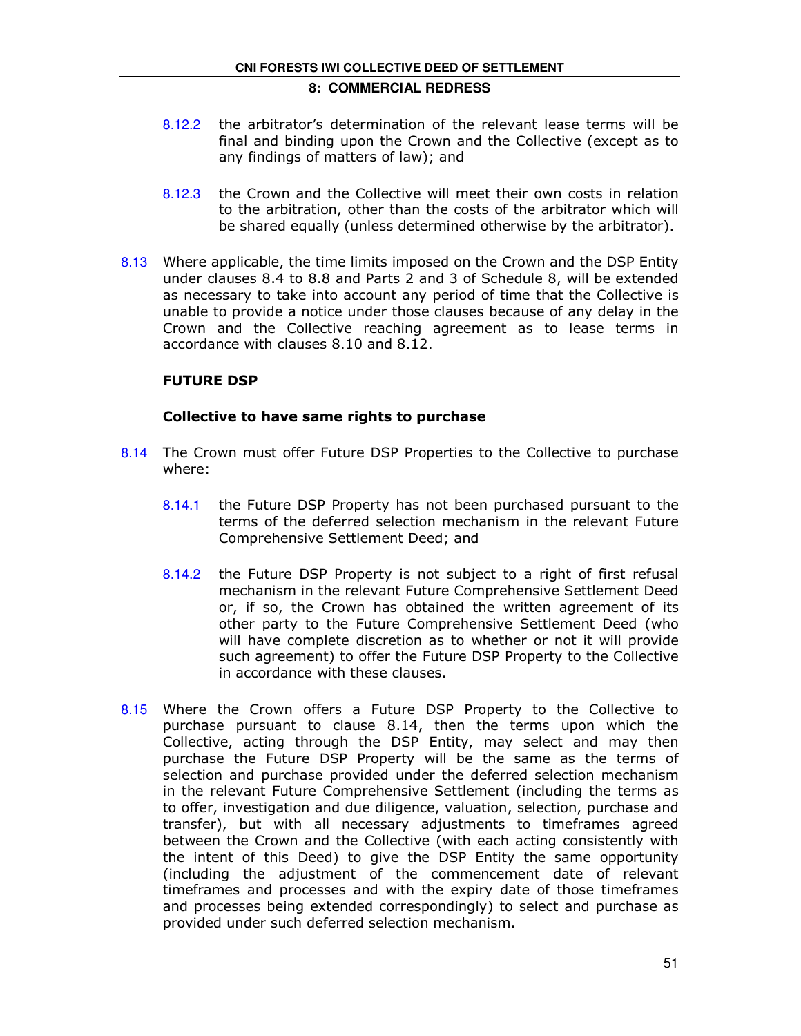8.12.2 the arbitrator's determination of the relevant lease terms will be final and binding upon the Crown and the Collective (except as to any findings of matters of law); and

8.12.3 the Crown and the Collective will meet their own costs in relation to the arbitration, other than the costs of the arbitrator which will be shared equally (unless determined otherwise by the arbitrator).

8.13 Where applicable, the time limits imposed on the Crown and the DSP Entity under clauses 8.4 to 8.8 and Parts 2 and 3 of Schedule 8, will be extended as necessary to take into account any period of time that the Collective is unable to provide a notice under those clauses because of any delay in the Crown and the Collective reaching agreement as to lease terms in accordance with clauses 8.10 and 8.12.

## FUTURE DSP

### Collective to have same rights to purchase

8.14 The Crown must offer Future DSP Properties to the Collective to purchase where:

8.14.1 the Future DSP Property has not been purchased pursuant to the terms of the deferred selection mechanism in the relevant Future Comprehensive Settlement Deed; and

8.14.2 the Future DSP Property is not subject to a right of first refusal mechanism in the relevant Future Comprehensive Settlement Deed or, if so, the Crown has obtained the written agreement of its other party to the Future Comprehensive Settlement Deed (who will have complete discretion as to whether or not it will provide such agreement) to offer the Future DSP Property to the Collective in accordance with these clauses.

8.15 Where the Crown offers a Future DSP Property to the Collective to purchase pursuant to clause 8.14, then the terms upon which the Collective, acting through the DSP Entity, may select and may then purchase the Future DSP Property will be the same as the terms of selection and purchase provided under the deferred selection mechanism in the relevant Future Comprehensive Settlement (including the terms as to offer, investigation and due diligence, valuation, selection, purchase and transfer), but with all necessary adjustments to timeframes agreed between the Crown and the Collective (with each acting consistently with the intent of this Deed) to give the DSP Entity the same opportunity (including the adjustment of the commencement date of relevant timeframes and processes and with the expiry date of those timeframes and processes being extended correspondingly) to select and purchase as provided under such deferred selection mechanism.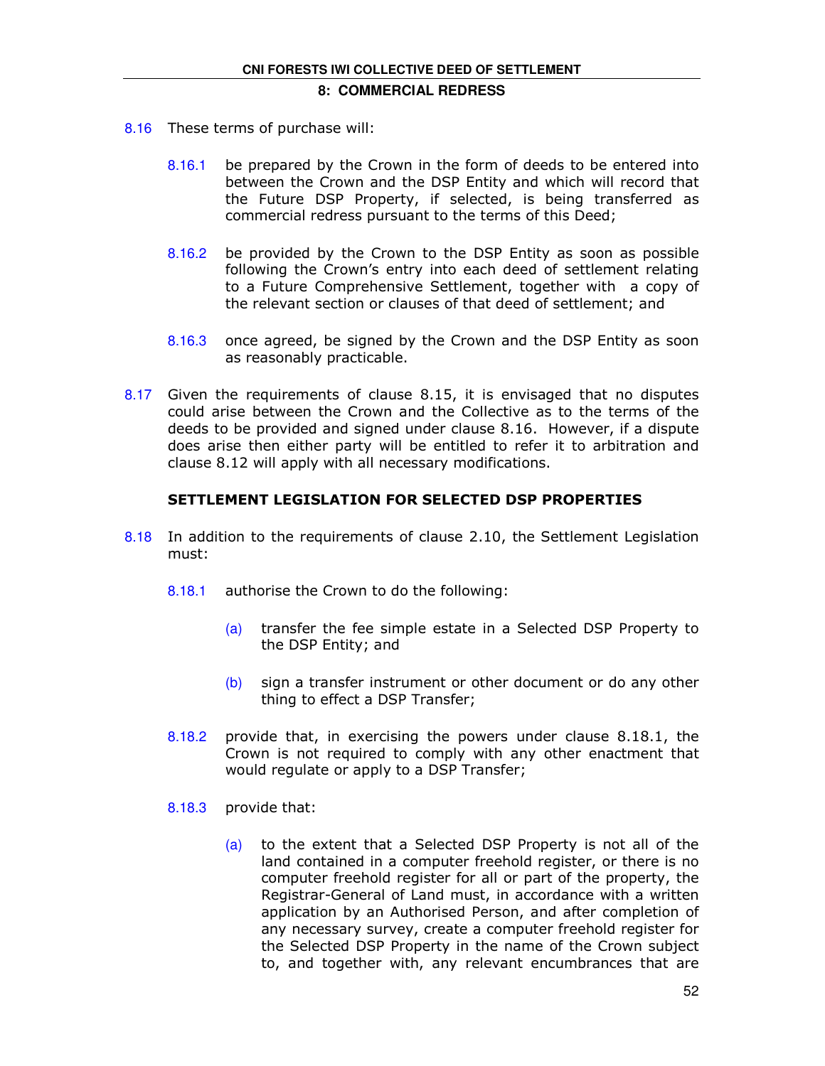8.16 These terms of purchase will:

8.16.1 be prepared by the Crown in the form of deeds to be entered into between the Crown and the DSP Entity and which will record that the Future DSP Property, if selected, is being transferred as commercial redress pursuant to the terms of this Deed;

8.16.2 be provided by the Crown to the DSP Entity as soon as possible following the Crown's entry into each deed of settlement relating to a Future Comprehensive Settlement, together with a copy of the relevant section or clauses of that deed of settlement; and

8.16.3 once agreed, be signed by the Crown and the DSP Entity as soon as reasonably practicable.

8.17 Given the requirements of clause 8.15, it is envisaged that no disputes could arise between the Crown and the Collective as to the terms of the deeds to be provided and signed under clause 8.16. However, if a dispute does arise then either party will be entitled to refer it to arbitration and clause 8.12 will apply with all necessary modifications.

### SETTLEMENT LEGISLATION FOR SELECTED DSP PROPERTIES

8.18 In addition to the requirements of clause 2.10, the Settlement Legislation must:

8.18.1 authorise the Crown to do the following:

(a) transfer the fee simple estate in a Selected DSP Property to the DSP Entity; and

(b) sign a transfer instrument or other document or do any other thing to effect a DSP Transfer;

8.18.2 provide that, in exercising the powers under clause 8.18.1, the Crown is not required to comply with any other enactment that would regulate or apply to a DSP Transfer;

8.18.3 provide that:

(a) to the extent that a Selected DSP Property is not all of the land contained in a computer freehold register, or there is no computer freehold register for all or part of the property, the Registrar-General of Land must, in accordance with a written application by an Authorised Person, and after completion of any necessary survey, create a computer freehold register for the Selected DSP Property in the name of the Crown subject to, and together with, any relevant encumbrances that are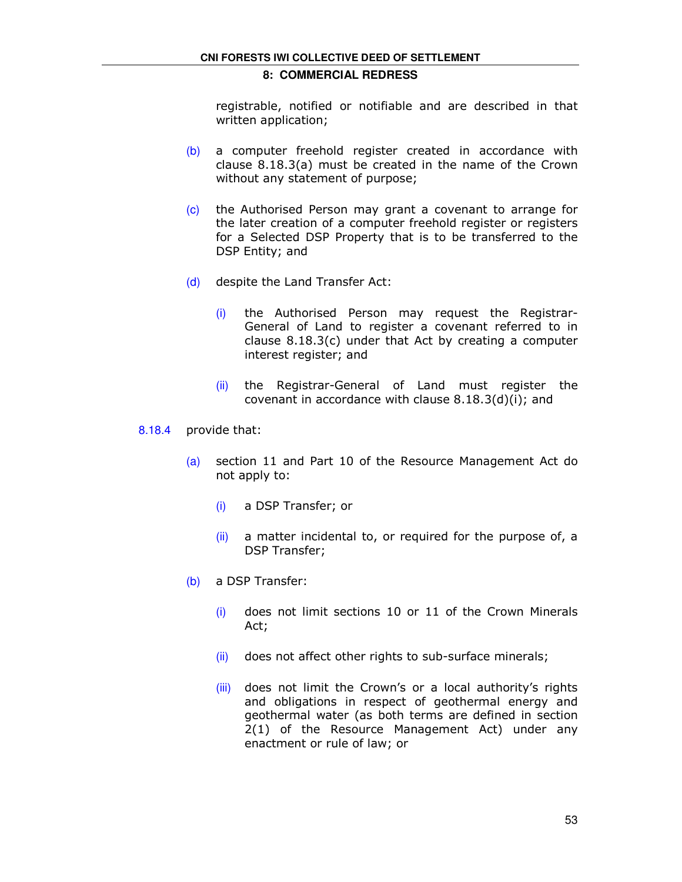registrable, notified or notifiable and are described in that written application;

(b) a computer freehold register created in accordance with clause 8.18.3(a) must be created in the name of the Crown without any statement of purpose;

(c) the Authorised Person may grant a covenant to arrange for the later creation of a computer freehold register or registers for a Selected DSP Property that is to be transferred to the DSP Entity; and

(d) despite the Land Transfer Act:

   (i) the Authorised Person may request the Registrar-General of Land to register a covenant referred to in clause 8.18.3(c) under that Act by creating a computer interest register; and

   (ii) the Registrar-General of Land must register the covenant in accordance with clause 8.18.3(d)(i); and

8.18.4 provide that:

(a) section 11 and Part 10 of the Resource Management Act do not apply to:

   (i) a DSP Transfer; or

   (ii) a matter incidental to, or required for the purpose of, a DSP Transfer;

(b) a DSP Transfer:

   (i) does not limit sections 10 or 11 of the Crown Minerals Act;

   (ii) does not affect other rights to sub-surface minerals;

   (iii) does not limit the Crown's or a local authority's rights and obligations in respect of geothermal energy and geothermal water (as both terms are defined in section 2(1) of the Resource Management Act) under any enactment or rule of law; or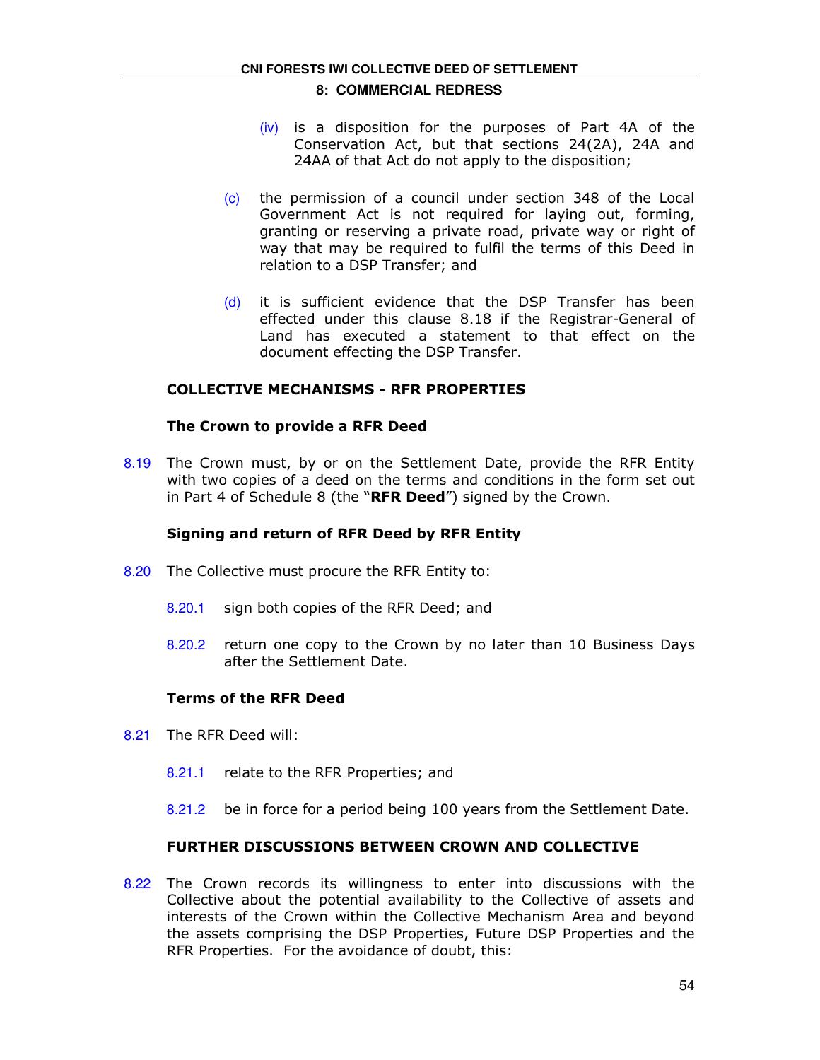(iv) is a disposition for the purposes of Part 4A of the Conservation Act, but that sections 24(2A), 24A and 24AA of that Act do not apply to the disposition;

(c) the permission of a council under section 348 of the Local Government Act is not required for laying out, forming, granting or reserving a private road, private way or right of way that may be required to fulfil the terms of this Deed in relation to a DSP Transfer; and

(d) it is sufficient evidence that the DSP Transfer has been effected under this clause 8.18 if the Registrar-General of Land has executed a statement to that effect on the document effecting the DSP Transfer.

### COLLECTIVE MECHANISMS - RFR PROPERTIES

#### The Crown to provide a RFR Deed

8.19 The Crown must, by or on the Settlement Date, provide the RFR Entity with two copies of a deed on the terms and conditions in the form set out in Part 4 of Schedule 8 (the "**RFR Deed**") signed by the Crown.

#### Signing and return of RFR Deed by RFR Entity

8.20 The Collective must procure the RFR Entity to:

8.20.1 sign both copies of the RFR Deed; and

8.20.2 return one copy to the Crown by no later than 10 Business Days after the Settlement Date.

#### Terms of the RFR Deed

8.21 The RFR Deed will:

8.21.1 relate to the RFR Properties; and

8.21.2 be in force for a period being 100 years from the Settlement Date.

### FURTHER DISCUSSIONS BETWEEN CROWN AND COLLECTIVE

8.22 The Crown records its willingness to enter into discussions with the Collective about the potential availability to the Collective of assets and interests of the Crown within the Collective Mechanism Area and beyond the assets comprising the DSP Properties, Future DSP Properties and the RFR Properties. For the avoidance of doubt, this: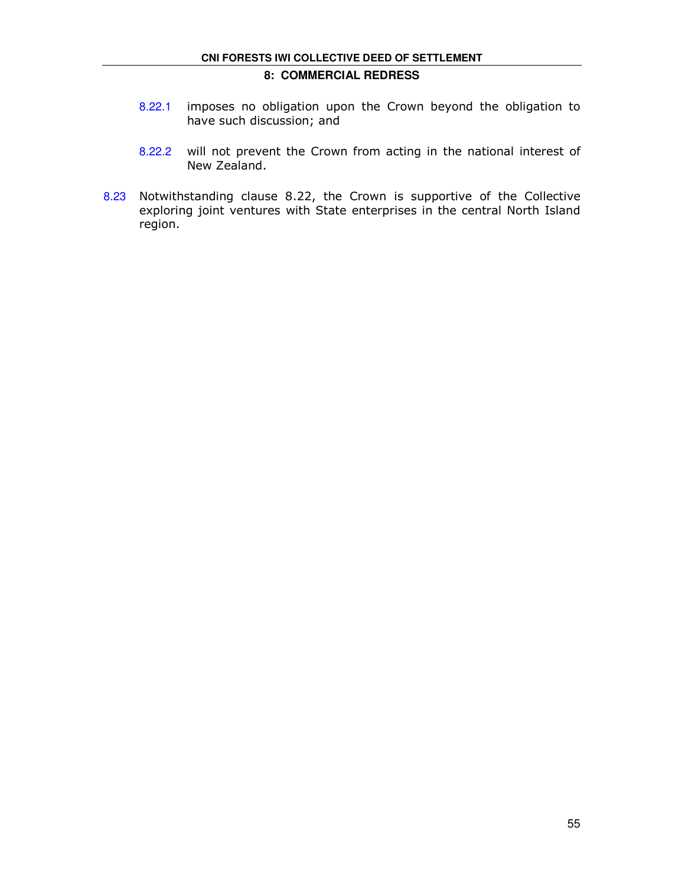8.22.1 imposes no obligation upon the Crown beyond the obligation to have such discussion; and

8.22.2 will not prevent the Crown from acting in the national interest of New Zealand.

8.23 Notwithstanding clause 8.22, the Crown is supportive of the Collective exploring joint ventures with State enterprises in the central North Island region.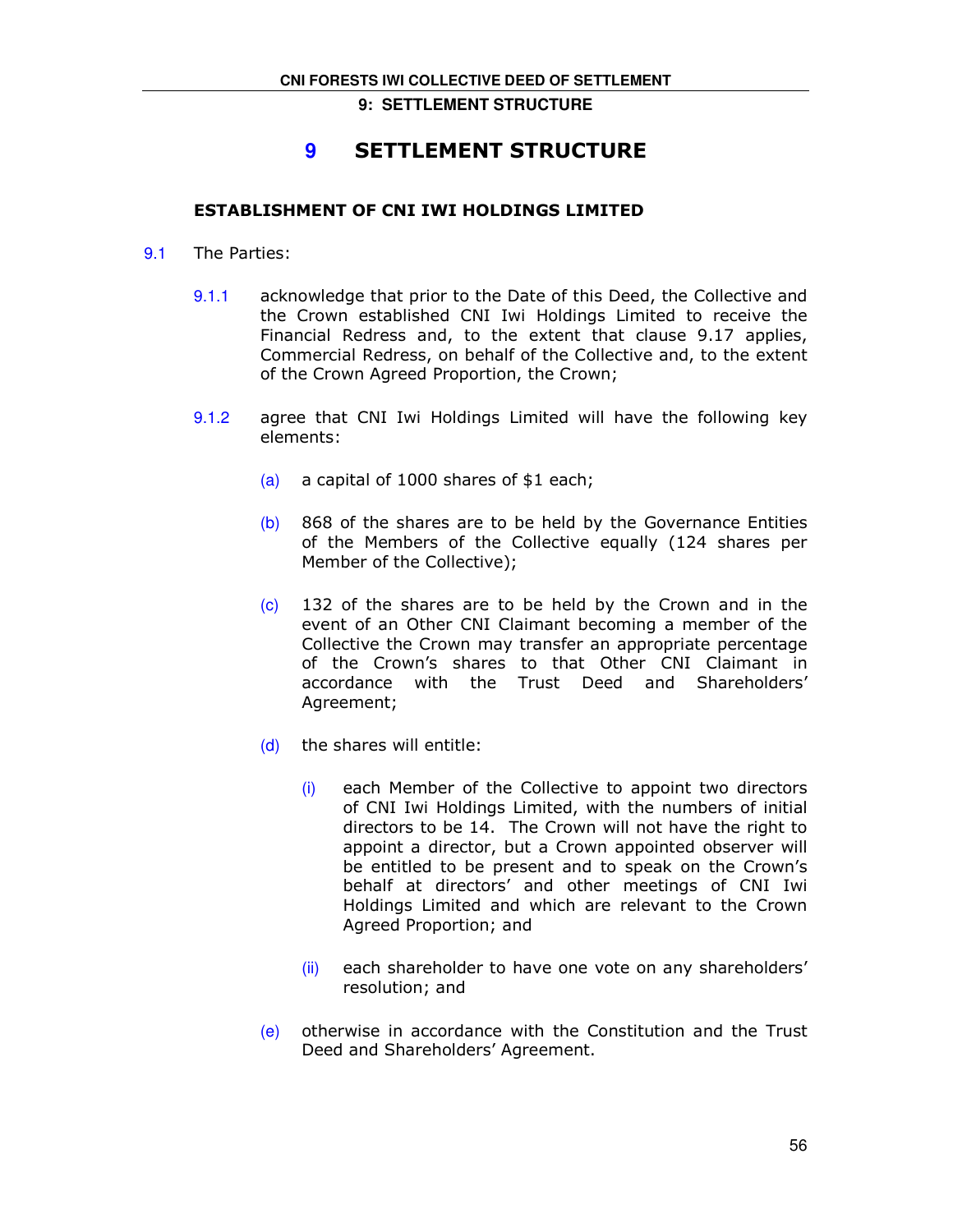# 9 SETTLEMENT STRUCTURE

### ESTABLISHMENT OF CNI IWI HOLDINGS LIMITED

9.1 The Parties:

9.1.1 acknowledge that prior to the Date of this Deed, the Collective and the Crown established CNI Iwi Holdings Limited to receive the Financial Redress and, to the extent that clause 9.17 applies, Commercial Redress, on behalf of the Collective and, to the extent of the Crown Agreed Proportion, the Crown;

9.1.2 agree that CNI Iwi Holdings Limited will have the following key elements:

(a) a capital of 1000 shares of $1 each;

(b) 868 of the shares are to be held by the Governance Entities of the Members of the Collective equally (124 shares per Member of the Collective);

(c) 132 of the shares are to be held by the Crown and in the event of an Other CNI Claimant becoming a member of the Collective the Crown may transfer an appropriate percentage of the Crown's shares to that Other CNI Claimant in accordance with the Trust Deed and Shareholders' Agreement;

(d) the shares will entitle:

(i) each Member of the Collective to appoint two directors of CNI Iwi Holdings Limited, with the numbers of initial directors to be 14. The Crown will not have the right to appoint a director, but a Crown appointed observer will be entitled to be present and to speak on the Crown's behalf at directors' and other meetings of CNI Iwi Holdings Limited and which are relevant to the Crown Agreed Proportion; and

(ii) each shareholder to have one vote on any shareholders' resolution; and

(e) otherwise in accordance with the Constitution and the Trust Deed and Shareholders' Agreement.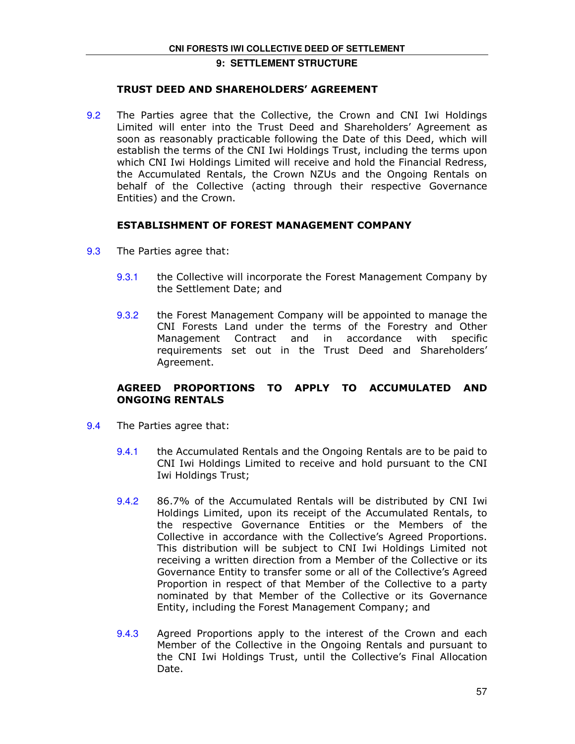## TRUST DEED AND SHAREHOLDERS' AGREEMENT

9.2 The Parties agree that the Collective, the Crown and CNI Iwi Holdings Limited will enter into the Trust Deed and Shareholders' Agreement as soon as reasonably practicable following the Date of this Deed, which will establish the terms of the CNI Iwi Holdings Trust, including the terms upon which CNI Iwi Holdings Limited will receive and hold the Financial Redress, the Accumulated Rentals, the Crown NZUs and the Ongoing Rentals on behalf of the Collective (acting through their respective Governance Entities) and the Crown.

## ESTABLISHMENT OF FOREST MANAGEMENT COMPANY

9.3 The Parties agree that:

9.3.1 the Collective will incorporate the Forest Management Company by the Settlement Date; and

9.3.2 the Forest Management Company will be appointed to manage the CNI Forests Land under the terms of the Forestry and Other Management Contract and in accordance with specific requirements set out in the Trust Deed and Shareholders' Agreement.

## AGREED PROPORTIONS TO APPLY TO ACCUMULATED AND ONGOING RENTALS

9.4 The Parties agree that:

9.4.1 the Accumulated Rentals and the Ongoing Rentals are to be paid to CNI Iwi Holdings Limited to receive and hold pursuant to the CNI Iwi Holdings Trust;

9.4.2 86.7% of the Accumulated Rentals will be distributed by CNI Iwi Holdings Limited, upon its receipt of the Accumulated Rentals, to the respective Governance Entities or the Members of the Collective in accordance with the Collective's Agreed Proportions. This distribution will be subject to CNI Iwi Holdings Limited not receiving a written direction from a Member of the Collective or its Governance Entity to transfer some or all of the Collective's Agreed Proportion in respect of that Member of the Collective to a party nominated by that Member of the Collective or its Governance Entity, including the Forest Management Company; and

9.4.3 Agreed Proportions apply to the interest of the Crown and each Member of the Collective in the Ongoing Rentals and pursuant to the CNI Iwi Holdings Trust, until the Collective's Final Allocation Date.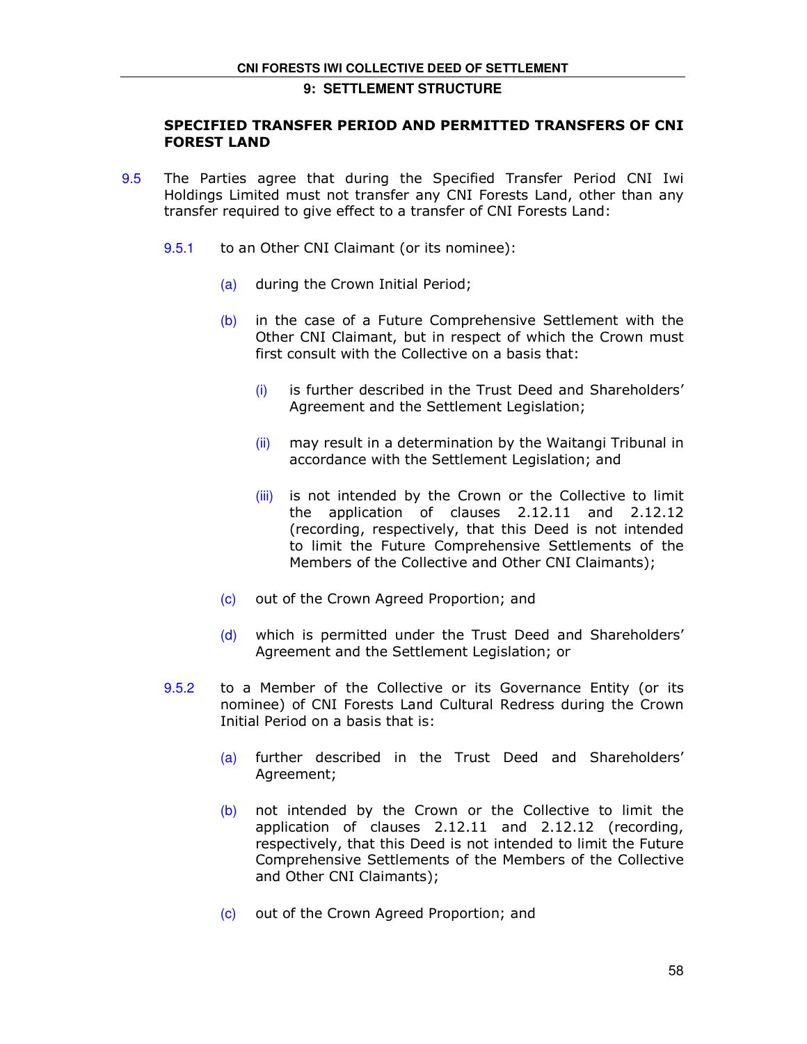## SPECIFIED TRANSFER PERIOD AND PERMITTED TRANSFERS OF CNI FOREST LAND

9.5 The Parties agree that during the Specified Transfer Period CNI Iwi Holdings Limited must not transfer any CNI Forests Land, other than any transfer required to give effect to a transfer of CNI Forests Land:

9.5.1 to an Other CNI Claimant (or its nominee):

(a) during the Crown Initial Period;

(b) in the case of a Future Comprehensive Settlement with the Other CNI Claimant, but in respect of which the Crown must first consult with the Collective on a basis that:

(i) is further described in the Trust Deed and Shareholders' Agreement and the Settlement Legislation;

(ii) may result in a determination by the Waitangi Tribunal in accordance with the Settlement Legislation; and

(iii) is not intended by the Crown or the Collective to limit the application of clauses 2.12.11 and 2.12.12 (recording, respectively, that this Deed is not intended to limit the Future Comprehensive Settlements of the Members of the Collective and Other CNI Claimants);

(c) out of the Crown Agreed Proportion; and

(d) which is permitted under the Trust Deed and Shareholders' Agreement and the Settlement Legislation; or

9.5.2 to a Member of the Collective or its Governance Entity (or its nominee) of CNI Forests Land Cultural Redress during the Crown Initial Period on a basis that is:

(a) further described in the Trust Deed and Shareholders' Agreement;

(b) not intended by the Crown or the Collective to limit the application of clauses 2.12.11 and 2.12.12 (recording, respectively, that this Deed is not intended to limit the Future Comprehensive Settlements of the Members of the Collective and Other CNI Claimants);

(c) out of the Crown Agreed Proportion; and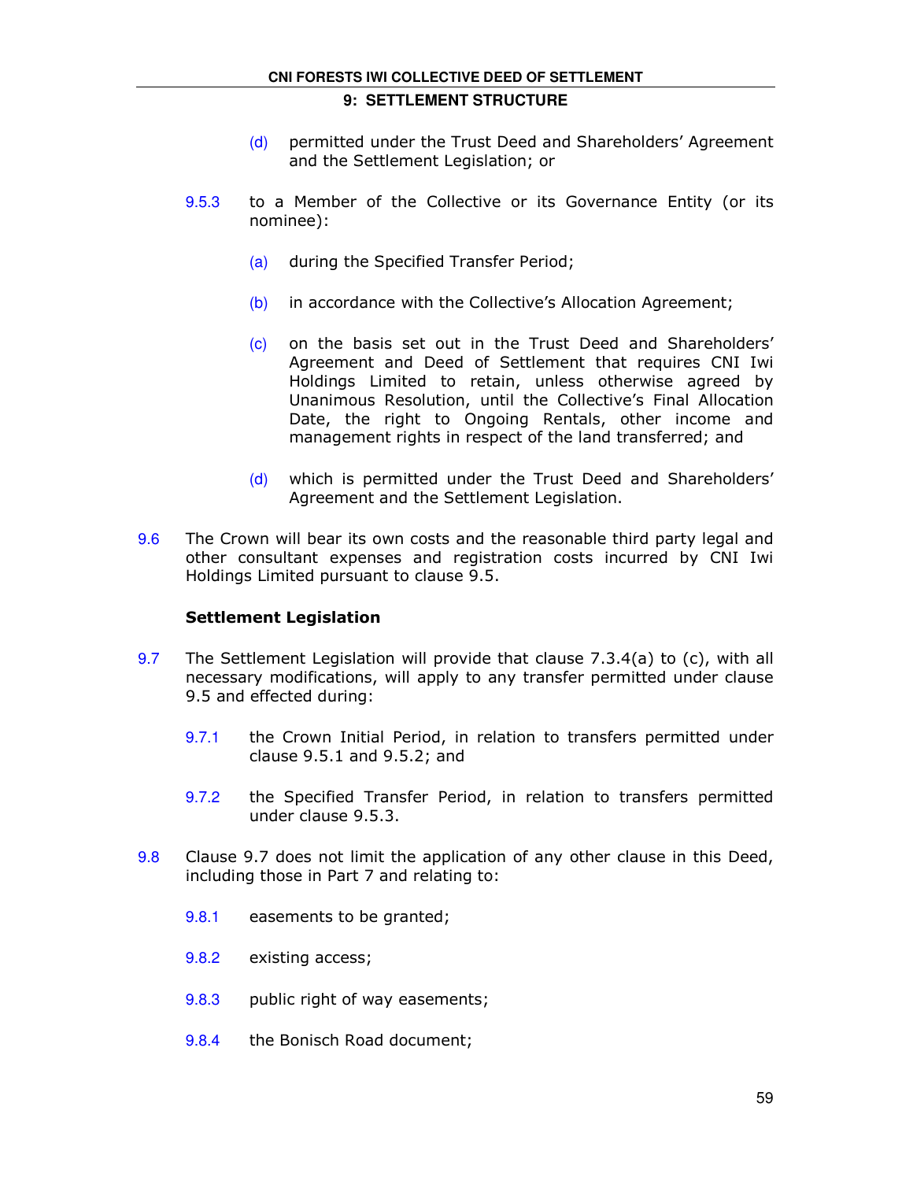(d) permitted under the Trust Deed and Shareholders' Agreement and the Settlement Legislation; or

9.5.3 to a Member of the Collective or its Governance Entity (or its nominee):

(a) during the Specified Transfer Period;

(b) in accordance with the Collective's Allocation Agreement;

(c) on the basis set out in the Trust Deed and Shareholders' Agreement and Deed of Settlement that requires CNI Iwi Holdings Limited to retain, unless otherwise agreed by Unanimous Resolution, until the Collective's Final Allocation Date, the right to Ongoing Rentals, other income and management rights in respect of the land transferred; and

(d) which is permitted under the Trust Deed and Shareholders' Agreement and the Settlement Legislation.

9.6 The Crown will bear its own costs and the reasonable third party legal and other consultant expenses and registration costs incurred by CNI Iwi Holdings Limited pursuant to clause 9.5.

### Settlement Legislation

9.7 The Settlement Legislation will provide that clause 7.3.4(a) to (c), with all necessary modifications, will apply to any transfer permitted under clause 9.5 and effected during:

9.7.1 the Crown Initial Period, in relation to transfers permitted under clause 9.5.1 and 9.5.2; and

9.7.2 the Specified Transfer Period, in relation to transfers permitted under clause 9.5.3.

9.8 Clause 9.7 does not limit the application of any other clause in this Deed, including those in Part 7 and relating to:

9.8.1 easements to be granted;

9.8.2 existing access;

9.8.3 public right of way easements;

9.8.4 the Bonisch Road document;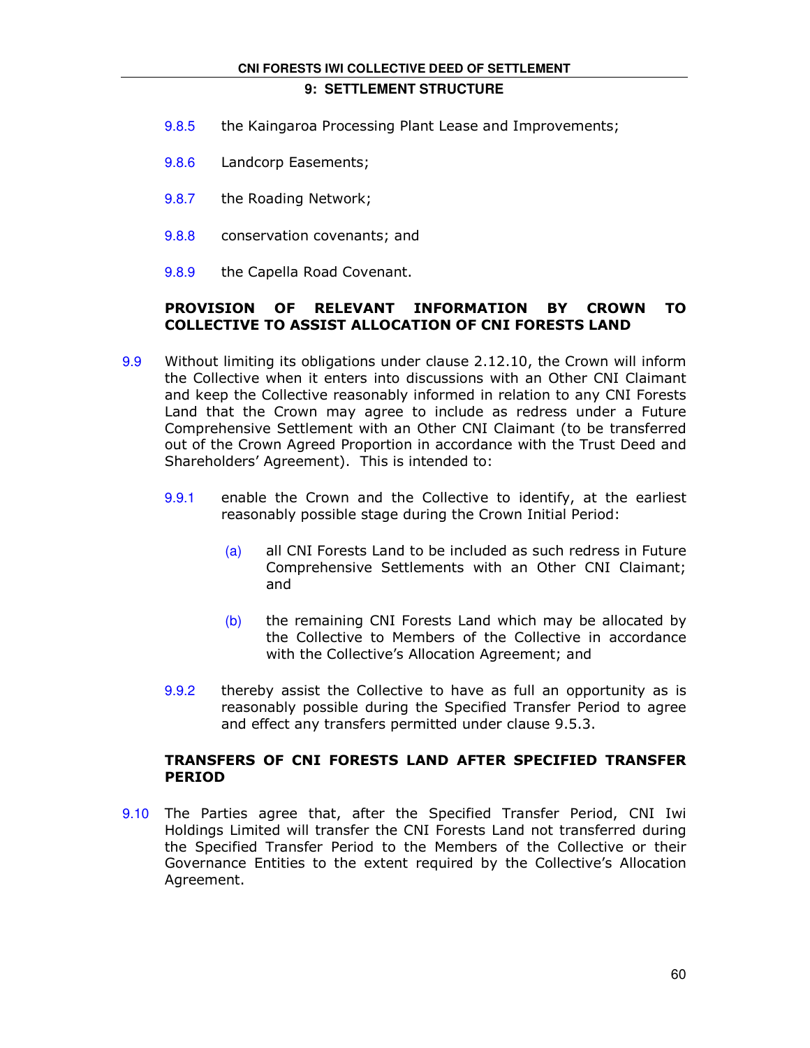9.8.5 the Kaingaroa Processing Plant Lease and Improvements;

9.8.6 Landcorp Easements;

9.8.7 the Roading Network;

9.8.8 conservation covenants; and

9.8.9 the Capella Road Covenant.

### PROVISION OF RELEVANT INFORMATION BY CROWN TO COLLECTIVE TO ASSIST ALLOCATION OF CNI FORESTS LAND

9.9 Without limiting its obligations under clause 2.12.10, the Crown will inform the Collective when it enters into discussions with an Other CNI Claimant and keep the Collective reasonably informed in relation to any CNI Forests Land that the Crown may agree to include as redress under a Future Comprehensive Settlement with an Other CNI Claimant (to be transferred out of the Crown Agreed Proportion in accordance with the Trust Deed and Shareholders' Agreement). This is intended to:

9.9.1 enable the Crown and the Collective to identify, at the earliest reasonably possible stage during the Crown Initial Period:

(a) all CNI Forests Land to be included as such redress in Future Comprehensive Settlements with an Other CNI Claimant; and

(b) the remaining CNI Forests Land which may be allocated by the Collective to Members of the Collective in accordance with the Collective's Allocation Agreement; and

9.9.2 thereby assist the Collective to have as full an opportunity as is reasonably possible during the Specified Transfer Period to agree and effect any transfers permitted under clause 9.5.3.

### TRANSFERS OF CNI FORESTS LAND AFTER SPECIFIED TRANSFER PERIOD

9.10 The Parties agree that, after the Specified Transfer Period, CNI Iwi Holdings Limited will transfer the CNI Forests Land not transferred during the Specified Transfer Period to the Members of the Collective or their Governance Entities to the extent required by the Collective's Allocation Agreement.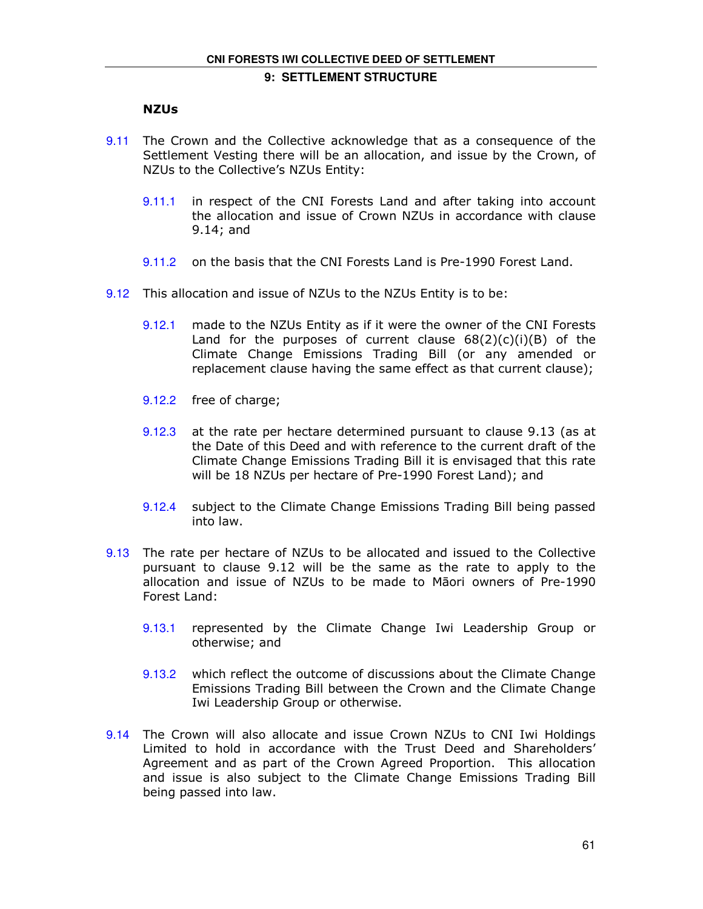### NZUs

9.11 The Crown and the Collective acknowledge that as a consequence of the Settlement Vesting there will be an allocation, and issue by the Crown, of NZUs to the Collective's NZUs Entity:

9.11.1 in respect of the CNI Forests Land and after taking into account the allocation and issue of Crown NZUs in accordance with clause 9.14; and

9.11.2 on the basis that the CNI Forests Land is Pre-1990 Forest Land.

9.12 This allocation and issue of NZUs to the NZUs Entity is to be:

9.12.1 made to the NZUs Entity as if it were the owner of the CNI Forests Land for the purposes of current clause 68(2)(c)(i)(B) of the Climate Change Emissions Trading Bill (or any amended or replacement clause having the same effect as that current clause);

9.12.2 free of charge;

9.12.3 at the rate per hectare determined pursuant to clause 9.13 (as at the Date of this Deed and with reference to the current draft of the Climate Change Emissions Trading Bill it is envisaged that this rate will be 18 NZUs per hectare of Pre-1990 Forest Land); and

9.12.4 subject to the Climate Change Emissions Trading Bill being passed into law.

9.13 The rate per hectare of NZUs to be allocated and issued to the Collective pursuant to clause 9.12 will be the same as the rate to apply to the allocation and issue of NZUs to be made to Māori owners of Pre-1990 Forest Land:

9.13.1 represented by the Climate Change Iwi Leadership Group or otherwise; and

9.13.2 which reflect the outcome of discussions about the Climate Change Emissions Trading Bill between the Crown and the Climate Change Iwi Leadership Group or otherwise.

9.14 The Crown will also allocate and issue Crown NZUs to CNI Iwi Holdings Limited to hold in accordance with the Trust Deed and Shareholders' Agreement and as part of the Crown Agreed Proportion. This allocation and issue is also subject to the Climate Change Emissions Trading Bill being passed into law.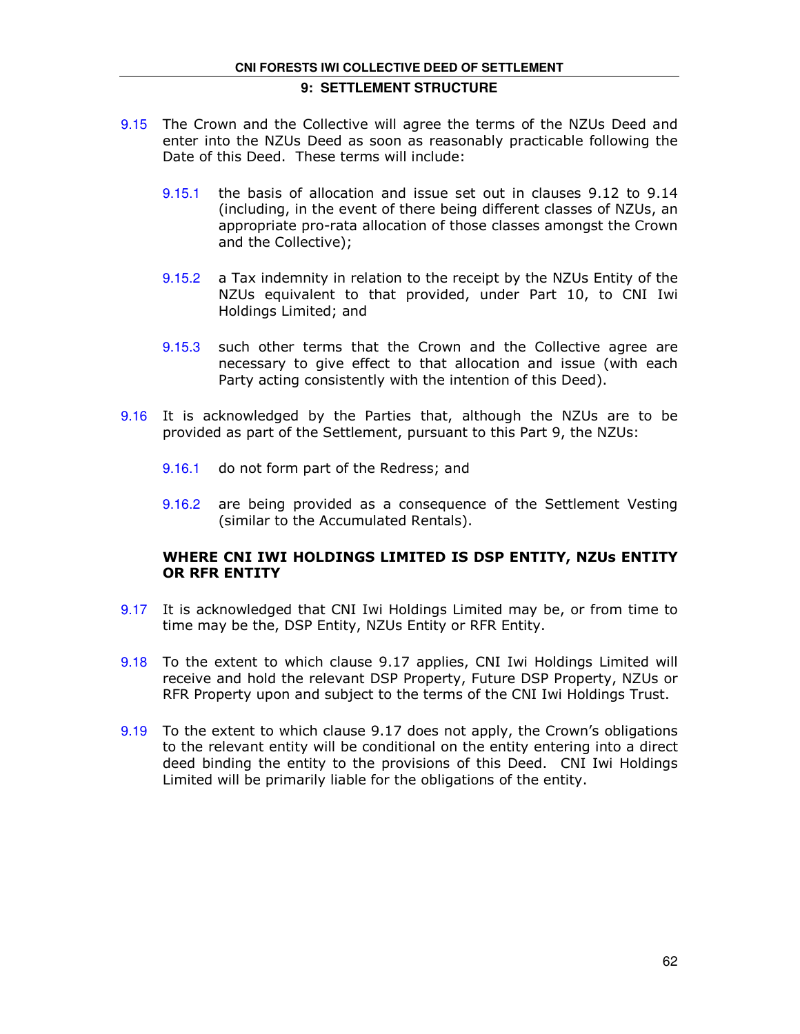9.15 The Crown and the Collective will agree the terms of the NZUs Deed and enter into the NZUs Deed as soon as reasonably practicable following the Date of this Deed. These terms will include:

9.15.1 the basis of allocation and issue set out in clauses 9.12 to 9.14 (including, in the event of there being different classes of NZUs, an appropriate pro-rata allocation of those classes amongst the Crown and the Collective);

9.15.2 a Tax indemnity in relation to the receipt by the NZUs Entity of the NZUs equivalent to that provided, under Part 10, to CNI Iwi Holdings Limited; and

9.15.3 such other terms that the Crown and the Collective agree are necessary to give effect to that allocation and issue (with each Party acting consistently with the intention of this Deed).

9.16 It is acknowledged by the Parties that, although the NZUs are to be provided as part of the Settlement, pursuant to this Part 9, the NZUs:

9.16.1 do not form part of the Redress; and

9.16.2 are being provided as a consequence of the Settlement Vesting (similar to the Accumulated Rentals).

### WHERE CNI IWI HOLDINGS LIMITED IS DSP ENTITY, NZUs ENTITY OR RFR ENTITY

9.17 It is acknowledged that CNI Iwi Holdings Limited may be, or from time to time may be the, DSP Entity, NZUs Entity or RFR Entity.

9.18 To the extent to which clause 9.17 applies, CNI Iwi Holdings Limited will receive and hold the relevant DSP Property, Future DSP Property, NZUs or RFR Property upon and subject to the terms of the CNI Iwi Holdings Trust.

9.19 To the extent to which clause 9.17 does not apply, the Crown's obligations to the relevant entity will be conditional on the entity entering into a direct deed binding the entity to the provisions of this Deed. CNI Iwi Holdings Limited will be primarily liable for the obligations of the entity.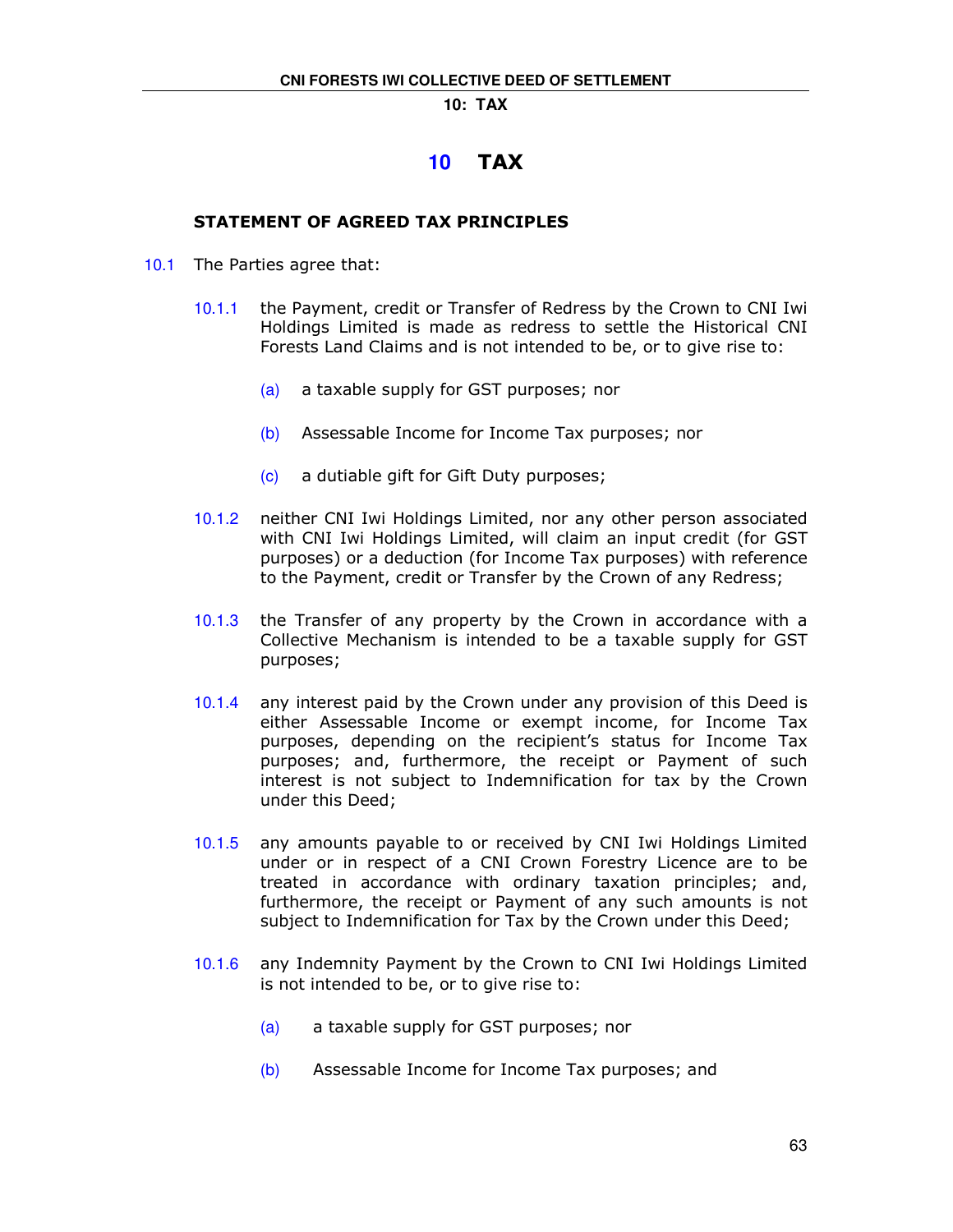# 10 TAX

## STATEMENT OF AGREED TAX PRINCIPLES

10.1 The Parties agree that:

10.1.1 the Payment, credit or Transfer of Redress by the Crown to CNI Iwi Holdings Limited is made as redress to settle the Historical CNI Forests Land Claims and is not intended to be, or to give rise to:

(a) a taxable supply for GST purposes; nor

(b) Assessable Income for Income Tax purposes; nor

(c) a dutiable gift for Gift Duty purposes;

10.1.2 neither CNI Iwi Holdings Limited, nor any other person associated with CNI Iwi Holdings Limited, will claim an input credit (for GST purposes) or a deduction (for Income Tax purposes) with reference to the Payment, credit or Transfer by the Crown of any Redress;

10.1.3 the Transfer of any property by the Crown in accordance with a Collective Mechanism is intended to be a taxable supply for GST purposes;

10.1.4 any interest paid by the Crown under any provision of this Deed is either Assessable Income or exempt income, for Income Tax purposes, depending on the recipient's status for Income Tax purposes; and, furthermore, the receipt or Payment of such interest is not subject to Indemnification for tax by the Crown under this Deed;

10.1.5 any amounts payable to or received by CNI Iwi Holdings Limited under or in respect of a CNI Crown Forestry Licence are to be treated in accordance with ordinary taxation principles; and, furthermore, the receipt or Payment of any such amounts is not subject to Indemnification for Tax by the Crown under this Deed;

10.1.6 any Indemnity Payment by the Crown to CNI Iwi Holdings Limited is not intended to be, or to give rise to:

(a) a taxable supply for GST purposes; nor

(b) Assessable Income for Income Tax purposes; and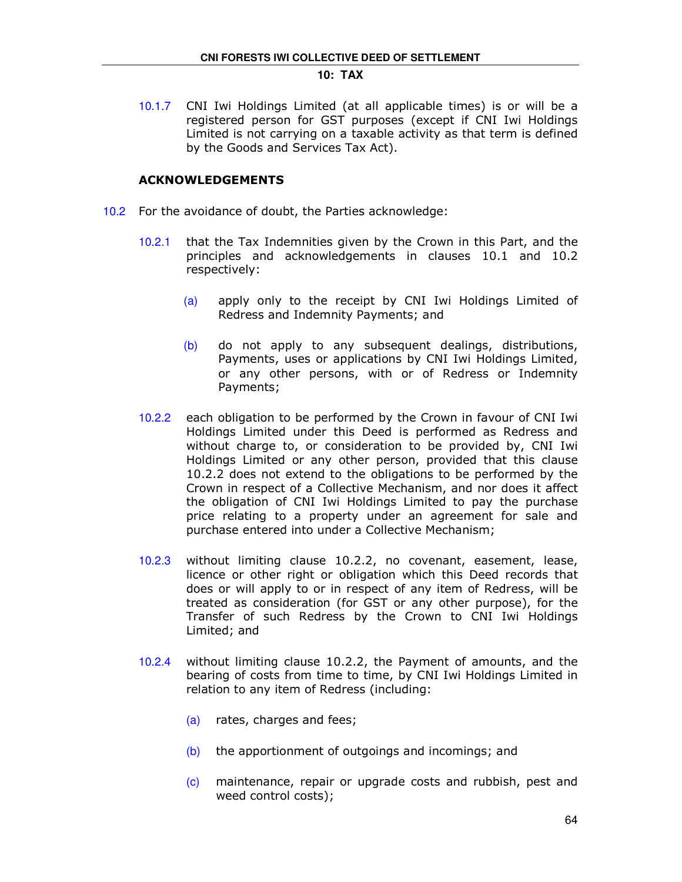10.1.7 CNI Iwi Holdings Limited (at all applicable times) is or will be a registered person for GST purposes (except if CNI Iwi Holdings Limited is not carrying on a taxable activity as that term is defined by the Goods and Services Tax Act).

**ACKNOWLEDGEMENTS**

10.2 For the avoidance of doubt, the Parties acknowledge:

10.2.1 that the Tax Indemnities given by the Crown in this Part, and the principles and acknowledgements in clauses 10.1 and 10.2 respectively:

(a) apply only to the receipt by CNI Iwi Holdings Limited of Redress and Indemnity Payments; and

(b) do not apply to any subsequent dealings, distributions, Payments, uses or applications by CNI Iwi Holdings Limited, or any other persons, with or of Redress or Indemnity Payments;

10.2.2 each obligation to be performed by the Crown in favour of CNI Iwi Holdings Limited under this Deed is performed as Redress and without charge to, or consideration to be provided by, CNI Iwi Holdings Limited or any other person, provided that this clause 10.2.2 does not extend to the obligations to be performed by the Crown in respect of a Collective Mechanism, and nor does it affect the obligation of CNI Iwi Holdings Limited to pay the purchase price relating to a property under an agreement for sale and purchase entered into under a Collective Mechanism;

10.2.3 without limiting clause 10.2.2, no covenant, easement, lease, licence or other right or obligation which this Deed records that does or will apply to or in respect of any item of Redress, will be treated as consideration (for GST or any other purpose), for the Transfer of such Redress by the Crown to CNI Iwi Holdings Limited; and

10.2.4 without limiting clause 10.2.2, the Payment of amounts, and the bearing of costs from time to time, by CNI Iwi Holdings Limited in relation to any item of Redress (including:

(a) rates, charges and fees;

(b) the apportionment of outgoings and incomings; and

(c) maintenance, repair or upgrade costs and rubbish, pest and weed control costs);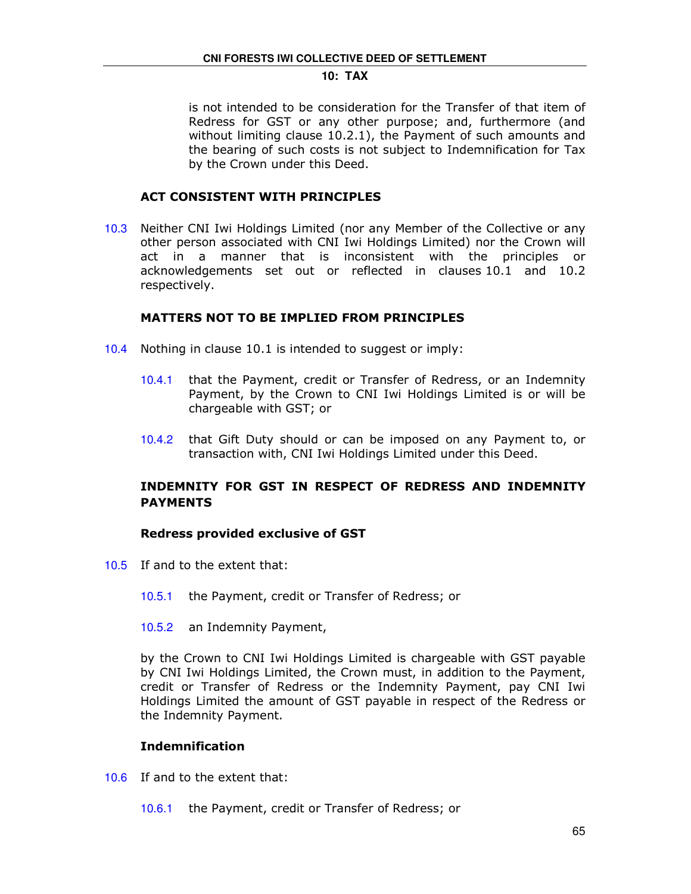is not intended to be consideration for the Transfer of that item of Redress for GST or any other purpose; and, furthermore (and without limiting clause 10.2.1), the Payment of such amounts and the bearing of such costs is not subject to Indemnification for Tax by the Crown under this Deed.

### ACT CONSISTENT WITH PRINCIPLES

10.3 Neither CNI Iwi Holdings Limited (nor any Member of the Collective or any other person associated with CNI Iwi Holdings Limited) nor the Crown will act in a manner that is inconsistent with the principles or acknowledgements set out or reflected in clauses 10.1 and 10.2 respectively.

### MATTERS NOT TO BE IMPLIED FROM PRINCIPLES

10.4 Nothing in clause 10.1 is intended to suggest or imply:

10.4.1 that the Payment, credit or Transfer of Redress, or an Indemnity Payment, by the Crown to CNI Iwi Holdings Limited is or will be chargeable with GST; or

10.4.2 that Gift Duty should or can be imposed on any Payment to, or transaction with, CNI Iwi Holdings Limited under this Deed.

### INDEMNITY FOR GST IN RESPECT OF REDRESS AND INDEMNITY PAYMENTS

#### Redress provided exclusive of GST

10.5 If and to the extent that:

10.5.1 the Payment, credit or Transfer of Redress; or

10.5.2 an Indemnity Payment,

by the Crown to CNI Iwi Holdings Limited is chargeable with GST payable by CNI Iwi Holdings Limited, the Crown must, in addition to the Payment, credit or Transfer of Redress or the Indemnity Payment, pay CNI Iwi Holdings Limited the amount of GST payable in respect of the Redress or the Indemnity Payment.

#### Indemnification

10.6 If and to the extent that:

10.6.1 the Payment, credit or Transfer of Redress; or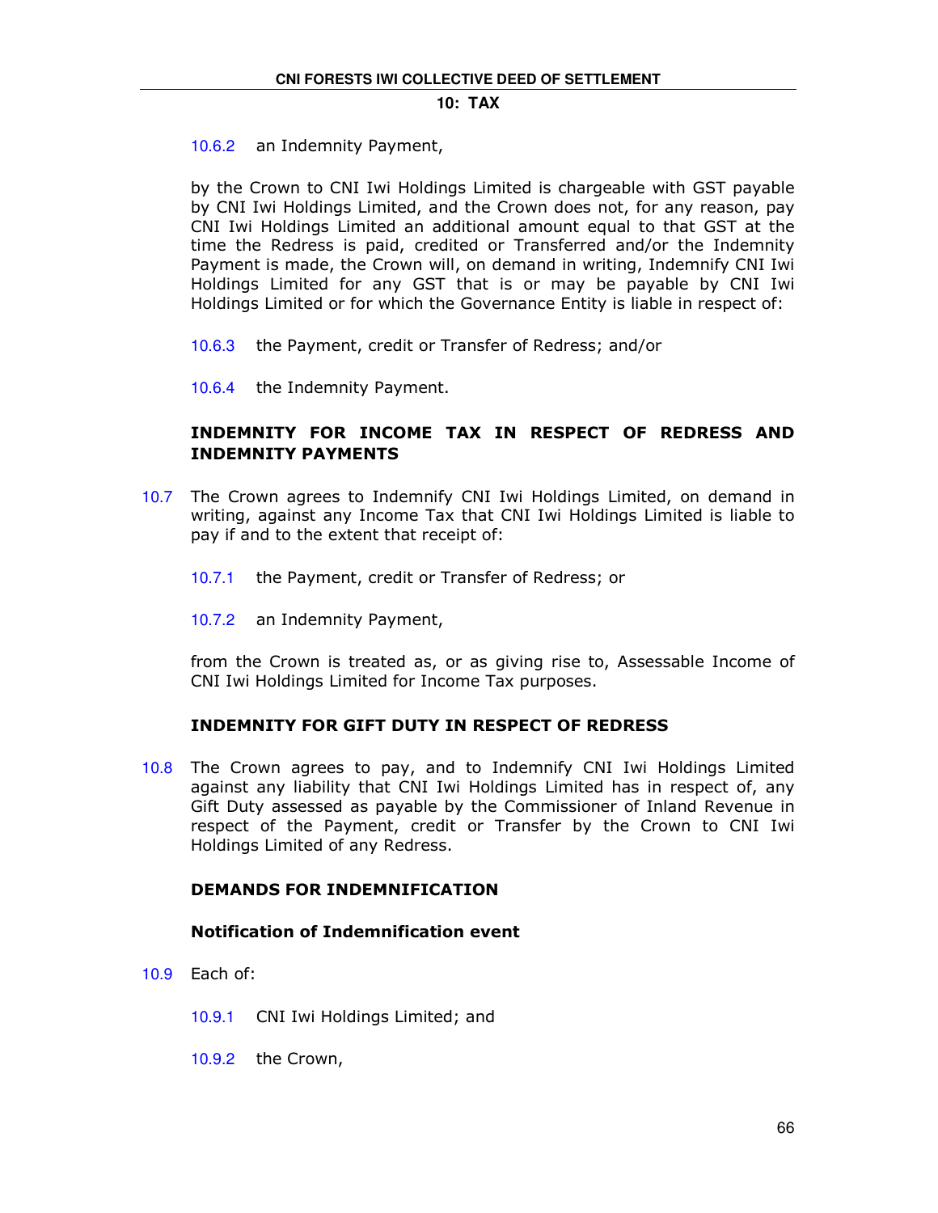10.6.2 an Indemnity Payment,

by the Crown to CNI Iwi Holdings Limited is chargeable with GST payable by CNI Iwi Holdings Limited, and the Crown does not, for any reason, pay CNI Iwi Holdings Limited an additional amount equal to that GST at the time the Redress is paid, credited or Transferred and/or the Indemnity Payment is made, the Crown will, on demand in writing, Indemnify CNI Iwi Holdings Limited for any GST that is or may be payable by CNI Iwi Holdings Limited or for which the Governance Entity is liable in respect of:

10.6.3 the Payment, credit or Transfer of Redress; and/or

10.6.4 the Indemnity Payment.

**INDEMNITY FOR INCOME TAX IN RESPECT OF REDRESS AND INDEMNITY PAYMENTS**

10.7 The Crown agrees to Indemnify CNI Iwi Holdings Limited, on demand in writing, against any Income Tax that CNI Iwi Holdings Limited is liable to pay if and to the extent that receipt of:

10.7.1 the Payment, credit or Transfer of Redress; or

10.7.2 an Indemnity Payment,

from the Crown is treated as, or as giving rise to, Assessable Income of CNI Iwi Holdings Limited for Income Tax purposes.

**INDEMNITY FOR GIFT DUTY IN RESPECT OF REDRESS**

10.8 The Crown agrees to pay, and to Indemnify CNI Iwi Holdings Limited against any liability that CNI Iwi Holdings Limited has in respect of, any Gift Duty assessed as payable by the Commissioner of Inland Revenue in respect of the Payment, credit or Transfer by the Crown to CNI Iwi Holdings Limited of any Redress.

**DEMANDS FOR INDEMNIFICATION**

**Notification of Indemnification event**

10.9 Each of:

10.9.1 CNI Iwi Holdings Limited; and

10.9.2 the Crown,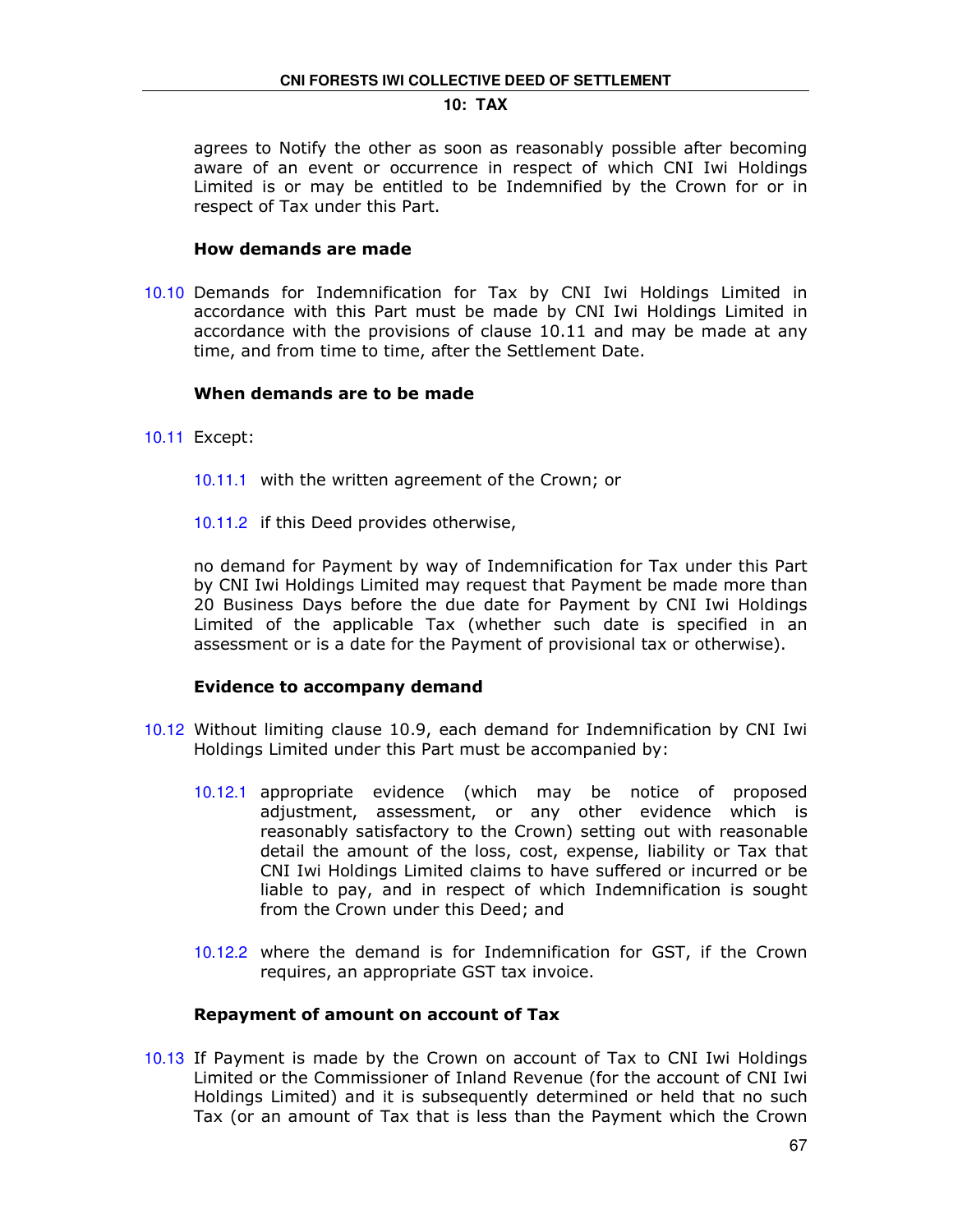agrees to Notify the other as soon as reasonably possible after becoming aware of an event or occurrence in respect of which CNI Iwi Holdings Limited is or may be entitled to be Indemnified by the Crown for or in respect of Tax under this Part.

**How demands are made**

10.10 Demands for Indemnification for Tax by CNI Iwi Holdings Limited in accordance with this Part must be made by CNI Iwi Holdings Limited in accordance with the provisions of clause 10.11 and may be made at any time, and from time to time, after the Settlement Date.

**When demands are to be made**

10.11 Except:

10.11.1 with the written agreement of the Crown; or

10.11.2 if this Deed provides otherwise,

no demand for Payment by way of Indemnification for Tax under this Part by CNI Iwi Holdings Limited may request that Payment be made more than 20 Business Days before the due date for Payment by CNI Iwi Holdings Limited of the applicable Tax (whether such date is specified in an assessment or is a date for the Payment of provisional tax or otherwise).

**Evidence to accompany demand**

10.12 Without limiting clause 10.9, each demand for Indemnification by CNI Iwi Holdings Limited under this Part must be accompanied by:

10.12.1 appropriate evidence (which may be notice of proposed adjustment, assessment, or any other evidence which is reasonably satisfactory to the Crown) setting out with reasonable detail the amount of the loss, cost, expense, liability or Tax that CNI Iwi Holdings Limited claims to have suffered or incurred or be liable to pay, and in respect of which Indemnification is sought from the Crown under this Deed; and

10.12.2 where the demand is for Indemnification for GST, if the Crown requires, an appropriate GST tax invoice.

**Repayment of amount on account of Tax**

10.13 If Payment is made by the Crown on account of Tax to CNI Iwi Holdings Limited or the Commissioner of Inland Revenue (for the account of CNI Iwi Holdings Limited) and it is subsequently determined or held that no such Tax (or an amount of Tax that is less than the Payment which the Crown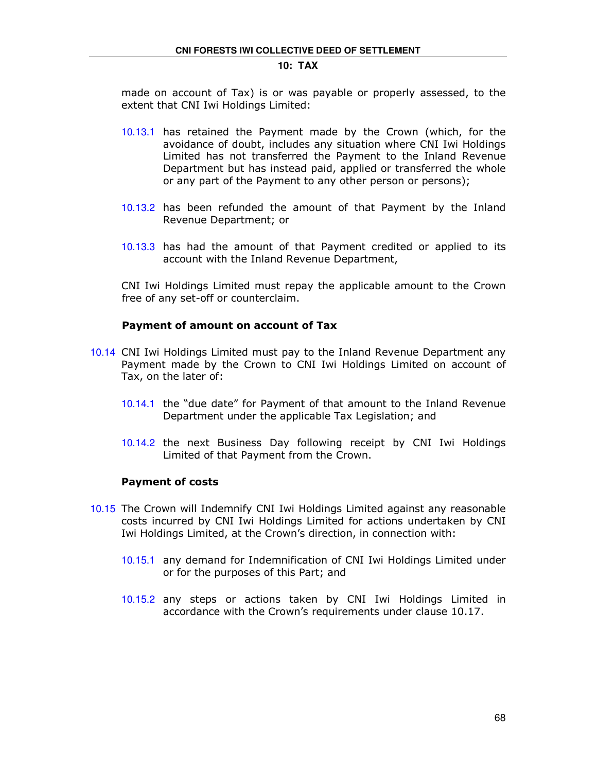made on account of Tax) is or was payable or properly assessed, to the extent that CNI Iwi Holdings Limited:

10.13.1 has retained the Payment made by the Crown (which, for the avoidance of doubt, includes any situation where CNI Iwi Holdings Limited has not transferred the Payment to the Inland Revenue Department but has instead paid, applied or transferred the whole or any part of the Payment to any other person or persons);

10.13.2 has been refunded the amount of that Payment by the Inland Revenue Department; or

10.13.3 has had the amount of that Payment credited or applied to its account with the Inland Revenue Department,

CNI Iwi Holdings Limited must repay the applicable amount to the Crown free of any set-off or counterclaim.

### Payment of amount on account of Tax

10.14 CNI Iwi Holdings Limited must pay to the Inland Revenue Department any Payment made by the Crown to CNI Iwi Holdings Limited on account of Tax, on the later of:

10.14.1 the "due date" for Payment of that amount to the Inland Revenue Department under the applicable Tax Legislation; and

10.14.2 the next Business Day following receipt by CNI Iwi Holdings Limited of that Payment from the Crown.

### Payment of costs

10.15 The Crown will Indemnify CNI Iwi Holdings Limited against any reasonable costs incurred by CNI Iwi Holdings Limited for actions undertaken by CNI Iwi Holdings Limited, at the Crown's direction, in connection with:

10.15.1 any demand for Indemnification of CNI Iwi Holdings Limited under or for the purposes of this Part; and

10.15.2 any steps or actions taken by CNI Iwi Holdings Limited in accordance with the Crown's requirements under clause 10.17.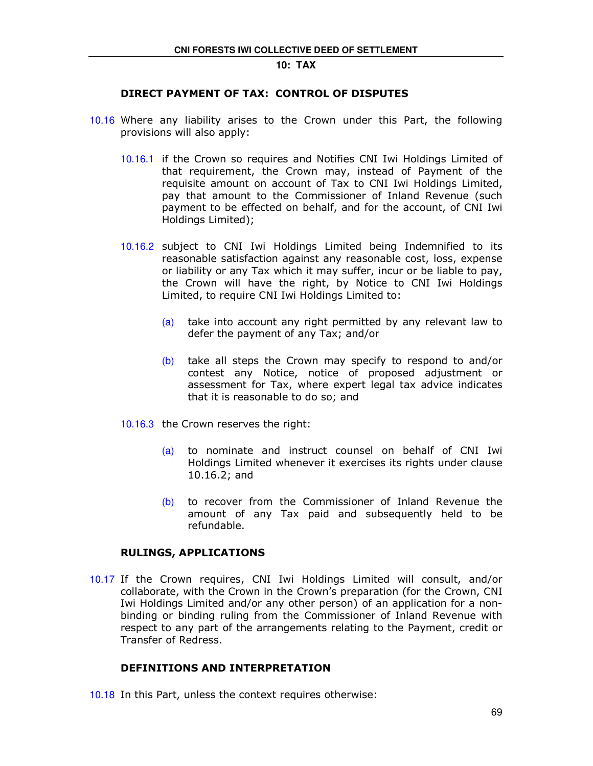### DIRECT PAYMENT OF TAX: CONTROL OF DISPUTES

10.16 Where any liability arises to the Crown under this Part, the following provisions will also apply:

10.16.1 if the Crown so requires and Notifies CNI Iwi Holdings Limited of that requirement, the Crown may, instead of Payment of the requisite amount on account of Tax to CNI Iwi Holdings Limited, pay that amount to the Commissioner of Inland Revenue (such payment to be effected on behalf, and for the account, of CNI Iwi Holdings Limited);

10.16.2 subject to CNI Iwi Holdings Limited being Indemnified to its reasonable satisfaction against any reasonable cost, loss, expense or liability or any Tax which it may suffer, incur or be liable to pay, the Crown will have the right, by Notice to CNI Iwi Holdings Limited, to require CNI Iwi Holdings Limited to:

(a) take into account any right permitted by any relevant law to defer the payment of any Tax; and/or

(b) take all steps the Crown may specify to respond to and/or contest any Notice, notice of proposed adjustment or assessment for Tax, where expert legal tax advice indicates that it is reasonable to do so; and

10.16.3 the Crown reserves the right:

(a) to nominate and instruct counsel on behalf of CNI Iwi Holdings Limited whenever it exercises its rights under clause 10.16.2; and

(b) to recover from the Commissioner of Inland Revenue the amount of any Tax paid and subsequently held to be refundable.

### RULINGS, APPLICATIONS

10.17 If the Crown requires, CNI Iwi Holdings Limited will consult, and/or collaborate, with the Crown in the Crown's preparation (for the Crown, CNI Iwi Holdings Limited and/or any other person) of an application for a non-binding or binding ruling from the Commissioner of Inland Revenue with respect to any part of the arrangements relating to the Payment, credit or Transfer of Redress.

### DEFINITIONS AND INTERPRETATION

10.18 In this Part, unless the context requires otherwise: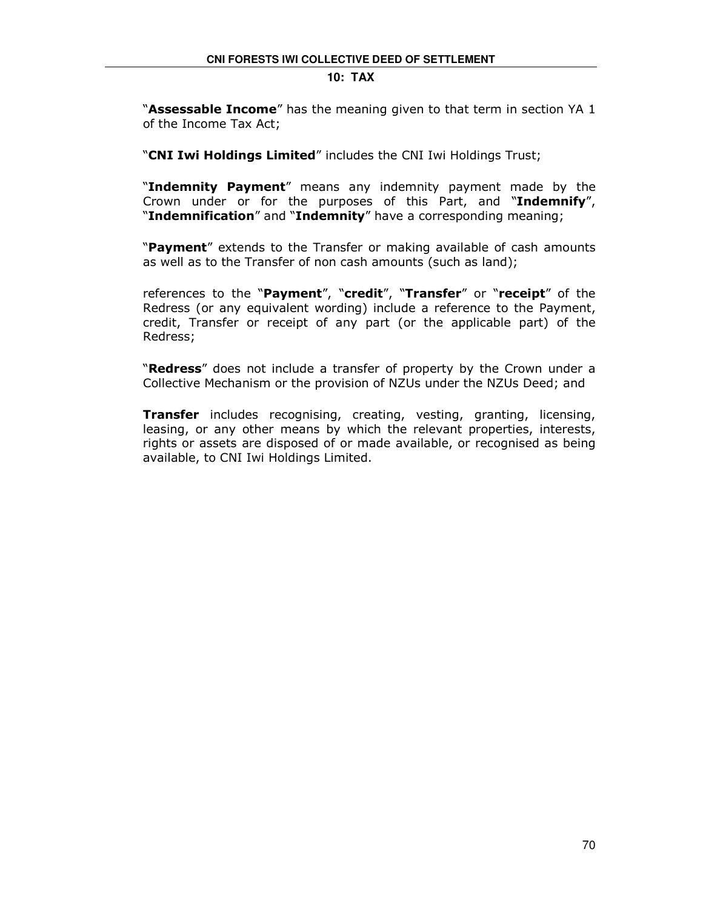"**Assessable Income**" has the meaning given to that term in section YA 1 of the Income Tax Act;

"**CNI Iwi Holdings Limited**" includes the CNI Iwi Holdings Trust;

"**Indemnity Payment**" means any indemnity payment made by the Crown under or for the purposes of this Part, and "**Indemnify**", "**Indemnification**" and "**Indemnity**" have a corresponding meaning;

"**Payment**" extends to the Transfer or making available of cash amounts as well as to the Transfer of non cash amounts (such as land);

references to the "**Payment**", "**credit**", "**Transfer**" or "**receipt**" of the Redress (or any equivalent wording) include a reference to the Payment, credit, Transfer or receipt of any part (or the applicable part) of the Redress;

"**Redress**" does not include a transfer of property by the Crown under a Collective Mechanism or the provision of NZUs under the NZUs Deed; and

**Transfer** includes recognising, creating, vesting, granting, licensing, leasing, or any other means by which the relevant properties, interests, rights or assets are disposed of or made available, or recognised as being available, to CNI Iwi Holdings Limited.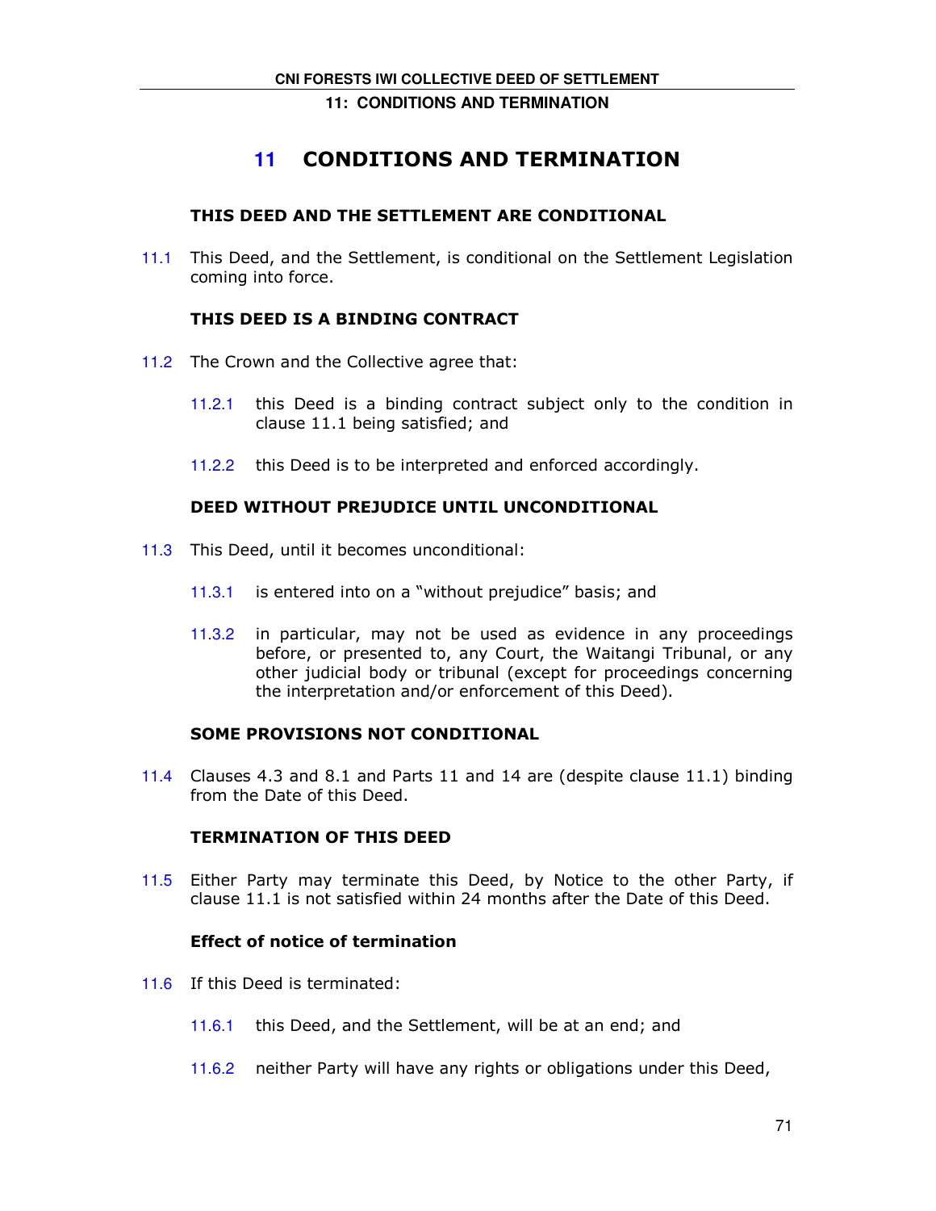# 11 CONDITIONS AND TERMINATION

### THIS DEED AND THE SETTLEMENT ARE CONDITIONAL

11.1 This Deed, and the Settlement, is conditional on the Settlement Legislation coming into force.

### THIS DEED IS A BINDING CONTRACT

11.2 The Crown and the Collective agree that:

11.2.1 this Deed is a binding contract subject only to the condition in clause 11.1 being satisfied; and

11.2.2 this Deed is to be interpreted and enforced accordingly.

### DEED WITHOUT PREJUDICE UNTIL UNCONDITIONAL

11.3 This Deed, until it becomes unconditional:

11.3.1 is entered into on a "without prejudice" basis; and

11.3.2 in particular, may not be used as evidence in any proceedings before, or presented to, any Court, the Waitangi Tribunal, or any other judicial body or tribunal (except for proceedings concerning the interpretation and/or enforcement of this Deed).

### SOME PROVISIONS NOT CONDITIONAL

11.4 Clauses 4.3 and 8.1 and Parts 11 and 14 are (despite clause 11.1) binding from the Date of this Deed.

### TERMINATION OF THIS DEED

11.5 Either Party may terminate this Deed, by Notice to the other Party, if clause 11.1 is not satisfied within 24 months after the Date of this Deed.

#### Effect of notice of termination

11.6 If this Deed is terminated:

11.6.1 this Deed, and the Settlement, will be at an end; and

11.6.2 neither Party will have any rights or obligations under this Deed,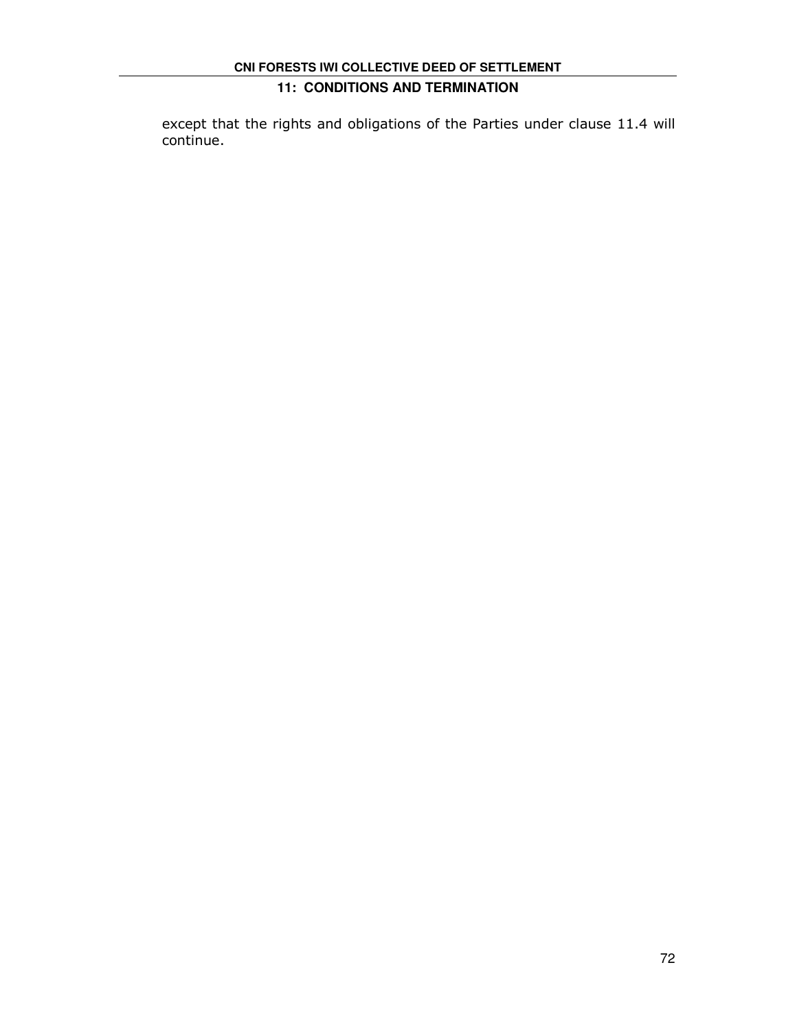except that the rights and obligations of the Parties under clause 11.4 will continue.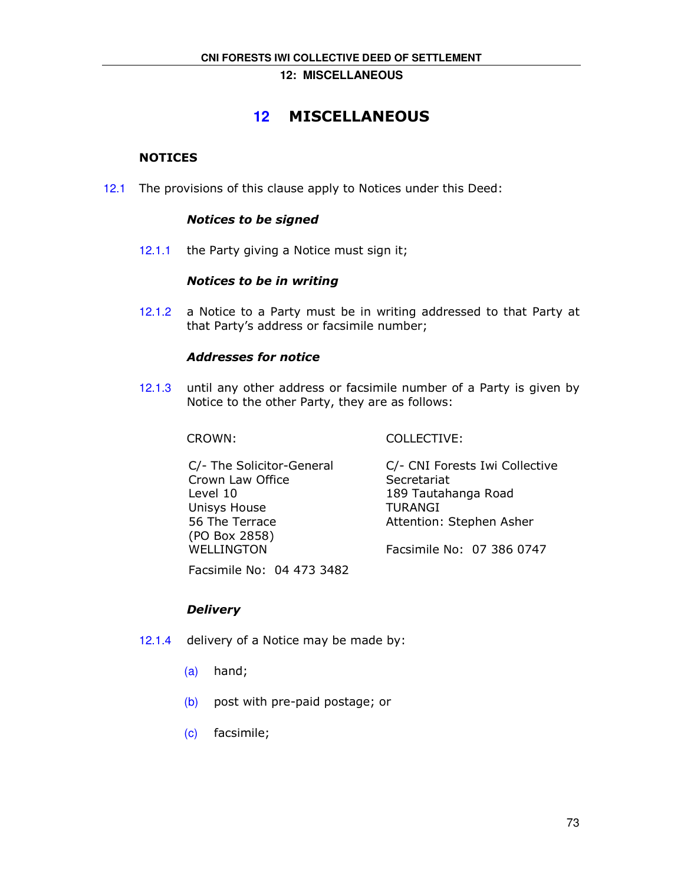# 12 MISCELLANEOUS

## NOTICES

12.1 The provisions of this clause apply to Notices under this Deed:

***Notices to be signed***

12.1.1 the Party giving a Notice must sign it;

***Notices to be in writing***

12.1.2 a Notice to a Party must be in writing addressed to that Party at that Party's address or facsimile number;

***Addresses for notice***

12.1.3 until any other address or facsimile number of a Party is given by Notice to the other Party, they are as follows:

CROWN:

C/- The Solicitor-General
Crown Law Office
Level 10
Unisys House
56 The Terrace
(PO Box 2858)
WELLINGTON

Facsimile No: 04 473 3482

COLLECTIVE:

C/- CNI Forests Iwi Collective Secretariat
189 Tautahanga Road
TURANGI
Attention: Stephen Asher

Facsimile No: 07 386 0747

***Delivery***

12.1.4 delivery of a Notice may be made by:

(a) hand;

(b) post with pre-paid postage; or

(c) facsimile;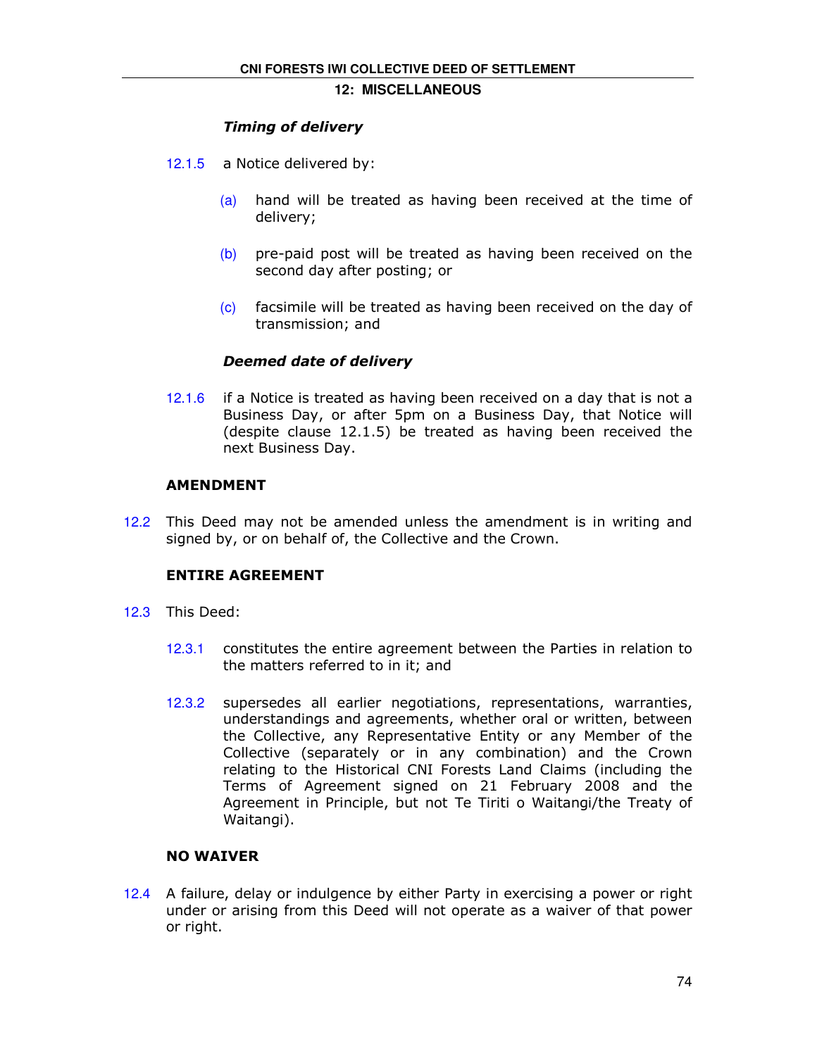## 12: MISCELLANEOUS

***Timing of delivery***

12.1.5 a Notice delivered by:

(a) hand will be treated as having been received at the time of delivery;

(b) pre-paid post will be treated as having been received on the second day after posting; or

(c) facsimile will be treated as having been received on the day of transmission; and

***Deemed date of delivery***

12.1.6 if a Notice is treated as having been received on a day that is not a Business Day, or after 5pm on a Business Day, that Notice will (despite clause 12.1.5) be treated as having been received the next Business Day.

### AMENDMENT

12.2 This Deed may not be amended unless the amendment is in writing and signed by, or on behalf of, the Collective and the Crown.

### ENTIRE AGREEMENT

12.3 This Deed:

12.3.1 constitutes the entire agreement between the Parties in relation to the matters referred to in it; and

12.3.2 supersedes all earlier negotiations, representations, warranties, understandings and agreements, whether oral or written, between the Collective, any Representative Entity or any Member of the Collective (separately or in any combination) and the Crown relating to the Historical CNI Forests Land Claims (including the Terms of Agreement signed on 21 February 2008 and the Agreement in Principle, but not Te Tiriti o Waitangi/the Treaty of Waitangi).

### NO WAIVER

12.4 A failure, delay or indulgence by either Party in exercising a power or right under or arising from this Deed will not operate as a waiver of that power or right.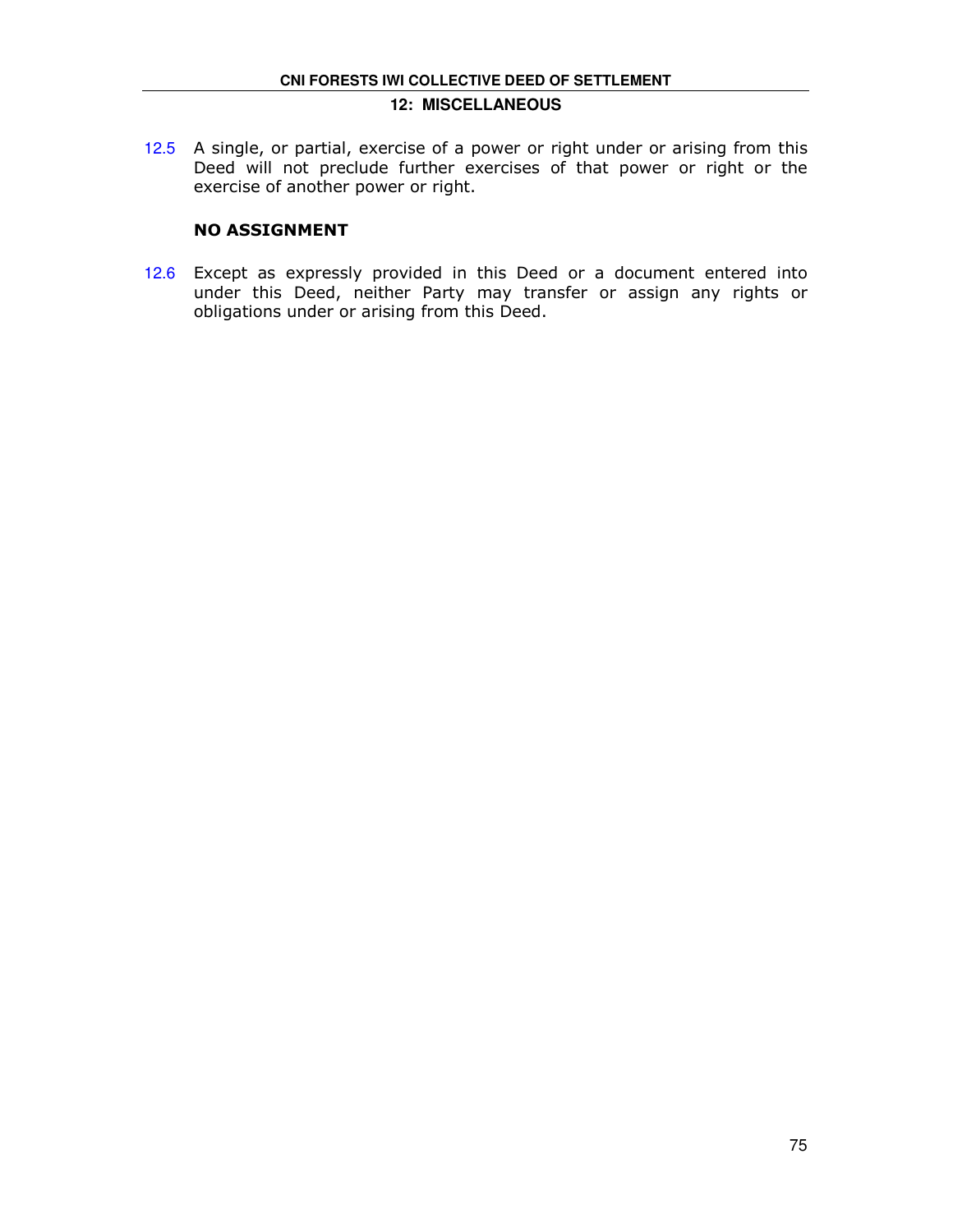12.5 A single, or partial, exercise of a power or right under or arising from this Deed will not preclude further exercises of that power or right or the exercise of another power or right.

### NO ASSIGNMENT

12.6 Except as expressly provided in this Deed or a document entered into under this Deed, neither Party may transfer or assign any rights or obligations under or arising from this Deed.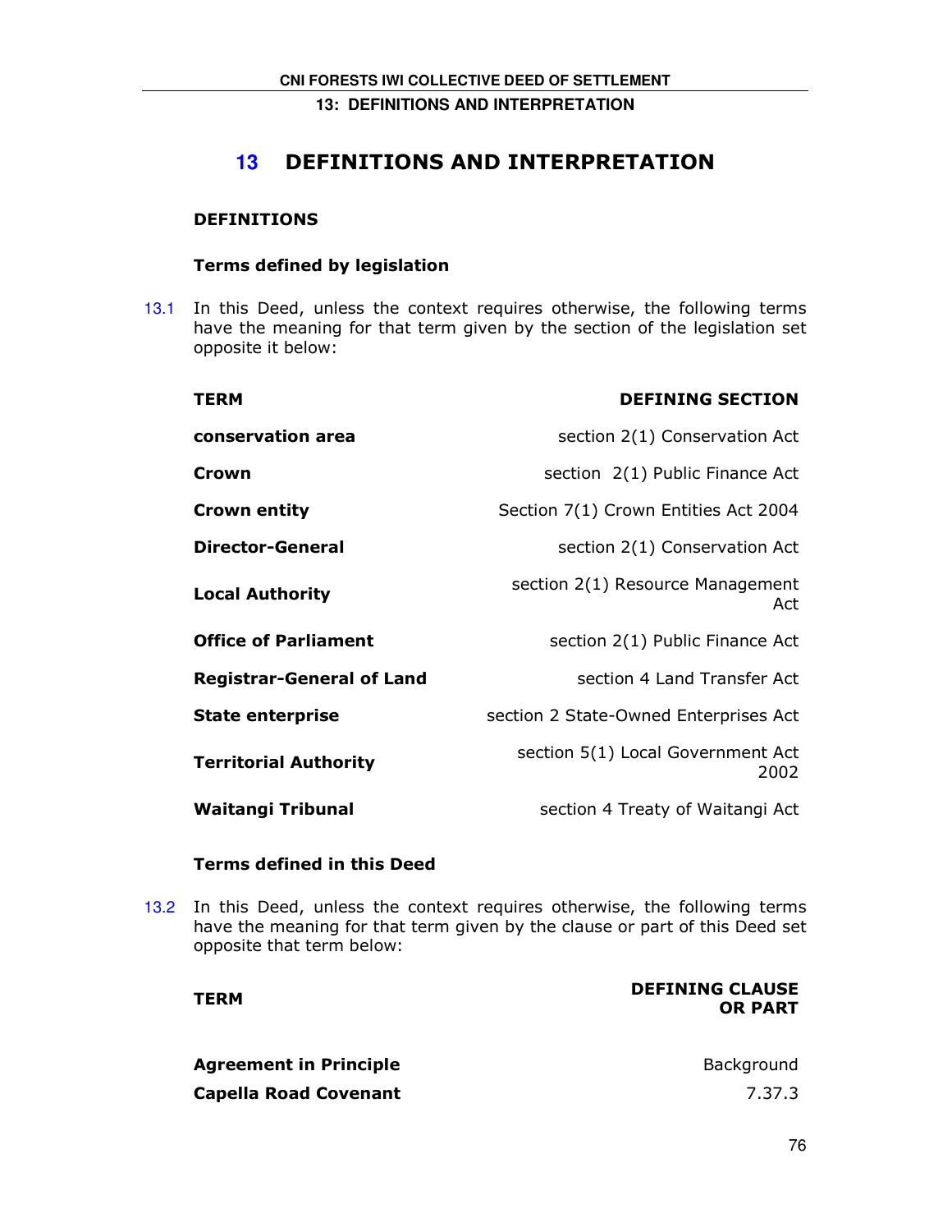# 13 DEFINITIONS AND INTERPRETATION

## DEFINITIONS

### Terms defined by legislation

13.1 In this Deed, unless the context requires otherwise, the following terms have the meaning for that term given by the section of the legislation set opposite it below:

| TERM | DEFINING SECTION |
|---|---|
| **conservation area** | section 2(1) Conservation Act |
| **Crown** | section 2(1) Public Finance Act |
| **Crown entity** | Section 7(1) Crown Entities Act 2004 |
| **Director-General** | section 2(1) Conservation Act |
| **Local Authority** | section 2(1) Resource Management Act |
| **Office of Parliament** | section 2(1) Public Finance Act |
| **Registrar-General of Land** | section 4 Land Transfer Act |
| **State enterprise** | section 2 State-Owned Enterprises Act |
| **Territorial Authority** | section 5(1) Local Government Act 2002 |
| **Waitangi Tribunal** | section 4 Treaty of Waitangi Act |

### Terms defined in this Deed

13.2 In this Deed, unless the context requires otherwise, the following terms have the meaning for that term given by the clause or part of this Deed set opposite that term below:

| TERM | DEFINING CLAUSE OR PART |
|---|---|
| **Agreement in Principle** | Background |
| **Capella Road Covenant** | 7.37.3 |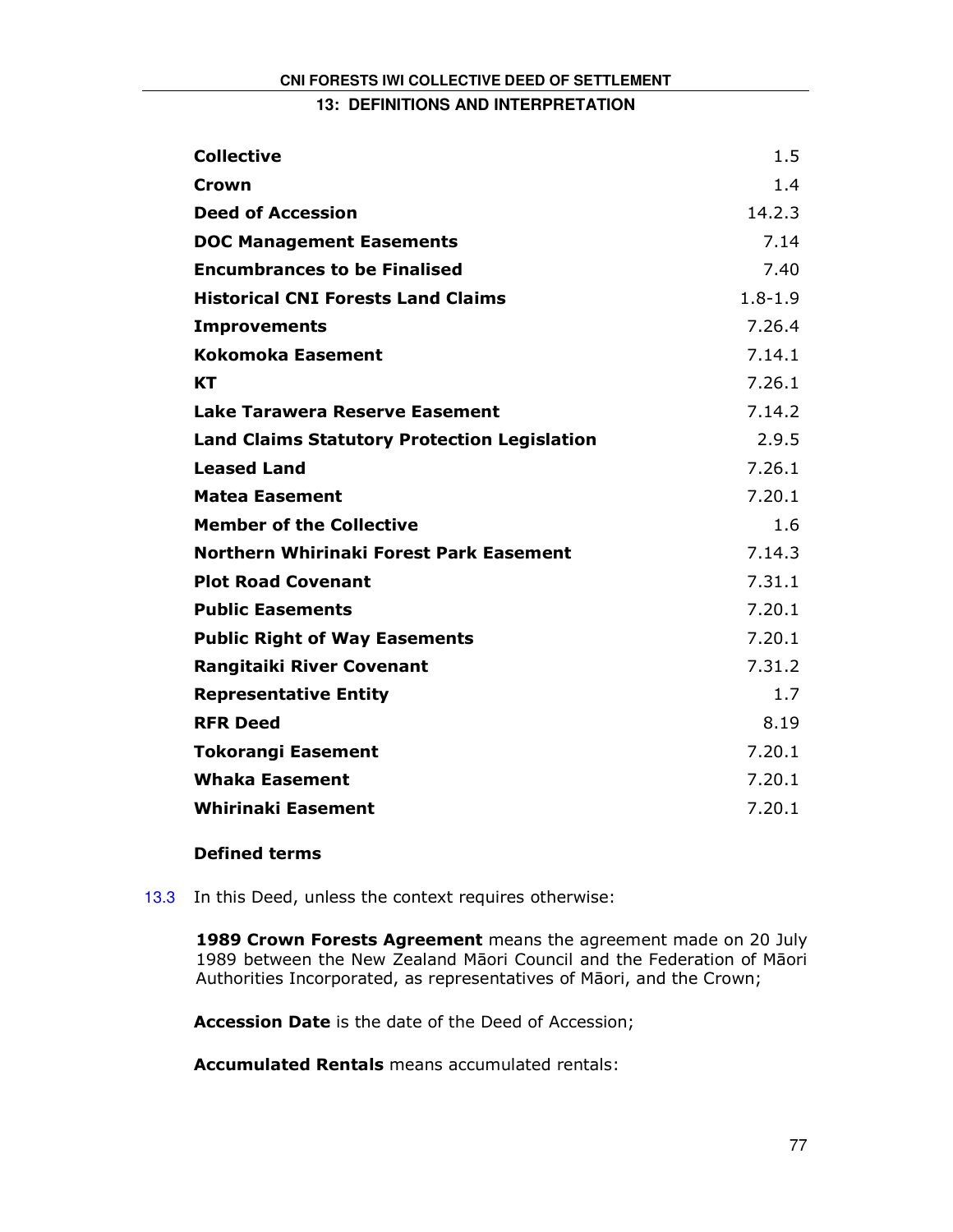| | |
|---|---|
| **Collective** | 1.5 |
| **Crown** | 1.4 |
| **Deed of Accession** | 14.2.3 |
| **DOC Management Easements** | 7.14 |
| **Encumbrances to be Finalised** | 7.40 |
| **Historical CNI Forests Land Claims** | 1.8-1.9 |
| **Improvements** | 7.26.4 |
| **Kokomoka Easement** | 7.14.1 |
| **KT** | 7.26.1 |
| **Lake Tarawera Reserve Easement** | 7.14.2 |
| **Land Claims Statutory Protection Legislation** | 2.9.5 |
| **Leased Land** | 7.26.1 |
| **Matea Easement** | 7.20.1 |
| **Member of the Collective** | 1.6 |
| **Northern Whirinaki Forest Park Easement** | 7.14.3 |
| **Plot Road Covenant** | 7.31.1 |
| **Public Easements** | 7.20.1 |
| **Public Right of Way Easements** | 7.20.1 |
| **Rangitaiki River Covenant** | 7.31.2 |
| **Representative Entity** | 1.7 |
| **RFR Deed** | 8.19 |
| **Tokorangi Easement** | 7.20.1 |
| **Whaka Easement** | 7.20.1 |
| **Whirinaki Easement** | 7.20.1 |

**Defined terms**

13.3 In this Deed, unless the context requires otherwise:

**1989 Crown Forests Agreement** means the agreement made on 20 July 1989 between the New Zealand Māori Council and the Federation of Māori Authorities Incorporated, as representatives of Māori, and the Crown;

**Accession Date** is the date of the Deed of Accession;

**Accumulated Rentals** means accumulated rentals: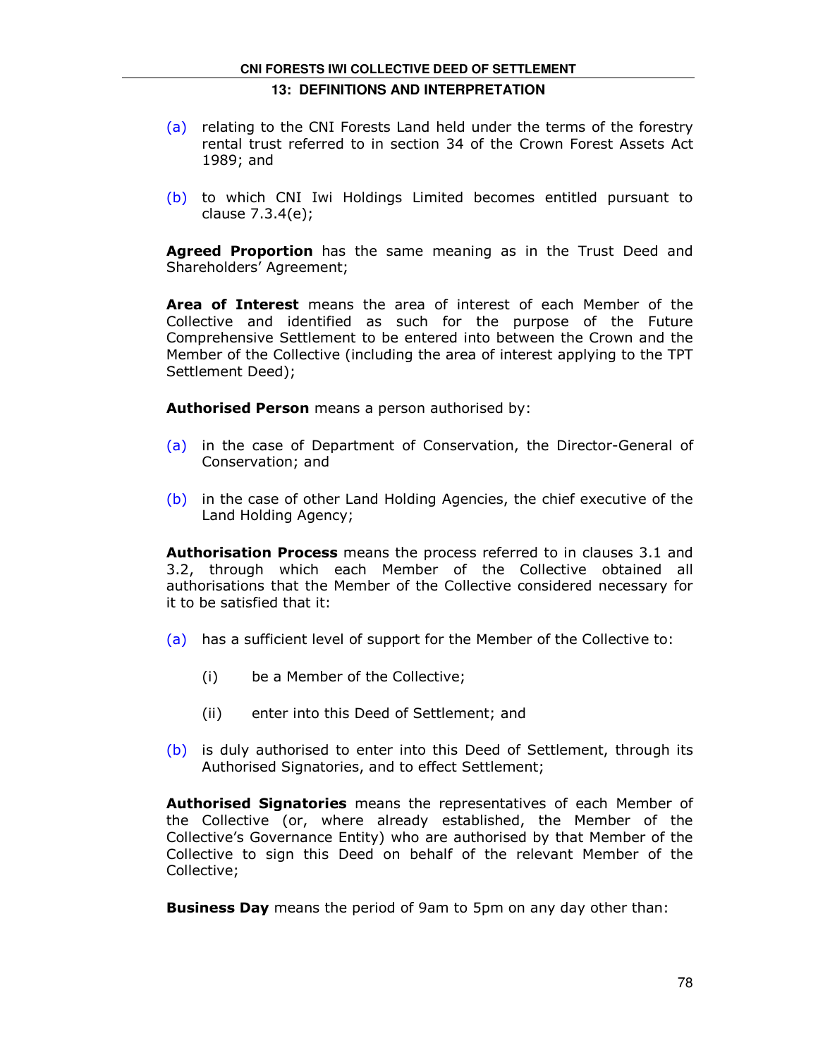(a) relating to the CNI Forests Land held under the terms of the forestry rental trust referred to in section 34 of the Crown Forest Assets Act 1989; and

(b) to which CNI Iwi Holdings Limited becomes entitled pursuant to clause 7.3.4(e);

**Agreed Proportion** has the same meaning as in the Trust Deed and Shareholders' Agreement;

**Area of Interest** means the area of interest of each Member of the Collective and identified as such for the purpose of the Future Comprehensive Settlement to be entered into between the Crown and the Member of the Collective (including the area of interest applying to the TPT Settlement Deed);

**Authorised Person** means a person authorised by:

(a) in the case of Department of Conservation, the Director-General of Conservation; and

(b) in the case of other Land Holding Agencies, the chief executive of the Land Holding Agency;

**Authorisation Process** means the process referred to in clauses 3.1 and 3.2, through which each Member of the Collective obtained all authorisations that the Member of the Collective considered necessary for it to be satisfied that it:

(a) has a sufficient level of support for the Member of the Collective to:

 (i) be a Member of the Collective;

 (ii) enter into this Deed of Settlement; and

(b) is duly authorised to enter into this Deed of Settlement, through its Authorised Signatories, and to effect Settlement;

**Authorised Signatories** means the representatives of each Member of the Collective (or, where already established, the Member of the Collective's Governance Entity) who are authorised by that Member of the Collective to sign this Deed on behalf of the relevant Member of the Collective;

**Business Day** means the period of 9am to 5pm on any day other than: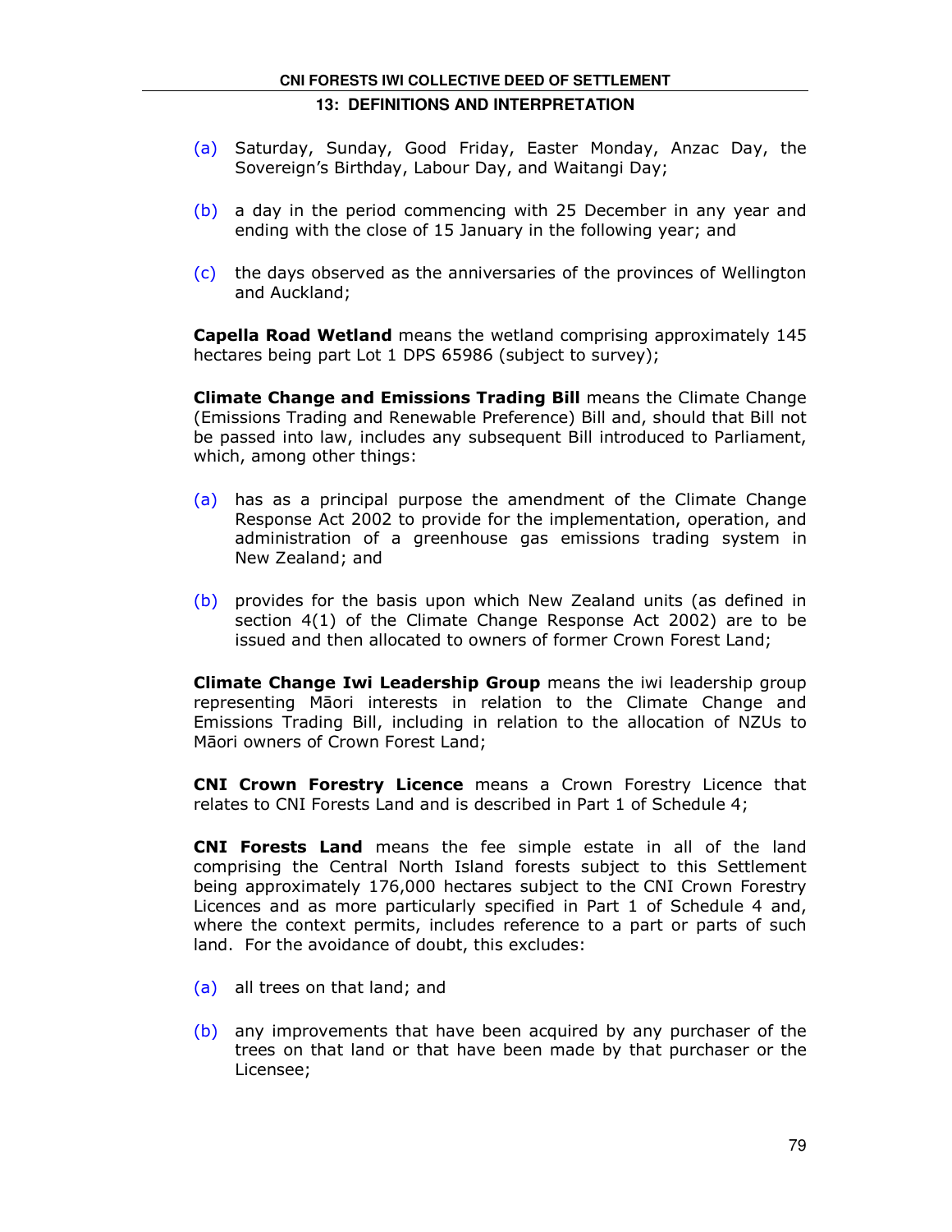(a) Saturday, Sunday, Good Friday, Easter Monday, Anzac Day, the Sovereign's Birthday, Labour Day, and Waitangi Day;

(b) a day in the period commencing with 25 December in any year and ending with the close of 15 January in the following year; and

(c) the days observed as the anniversaries of the provinces of Wellington and Auckland;

**Capella Road Wetland** means the wetland comprising approximately 145 hectares being part Lot 1 DPS 65986 (subject to survey);

**Climate Change and Emissions Trading Bill** means the Climate Change (Emissions Trading and Renewable Preference) Bill and, should that Bill not be passed into law, includes any subsequent Bill introduced to Parliament, which, among other things:

(a) has as a principal purpose the amendment of the Climate Change Response Act 2002 to provide for the implementation, operation, and administration of a greenhouse gas emissions trading system in New Zealand; and

(b) provides for the basis upon which New Zealand units (as defined in section 4(1) of the Climate Change Response Act 2002) are to be issued and then allocated to owners of former Crown Forest Land;

**Climate Change Iwi Leadership Group** means the iwi leadership group representing Māori interests in relation to the Climate Change and Emissions Trading Bill, including in relation to the allocation of NZUs to Māori owners of Crown Forest Land;

**CNI Crown Forestry Licence** means a Crown Forestry Licence that relates to CNI Forests Land and is described in Part 1 of Schedule 4;

**CNI Forests Land** means the fee simple estate in all of the land comprising the Central North Island forests subject to this Settlement being approximately 176,000 hectares subject to the CNI Crown Forestry Licences and as more particularly specified in Part 1 of Schedule 4 and, where the context permits, includes reference to a part or parts of such land. For the avoidance of doubt, this excludes:

(a) all trees on that land; and

(b) any improvements that have been acquired by any purchaser of the trees on that land or that have been made by that purchaser or the Licensee;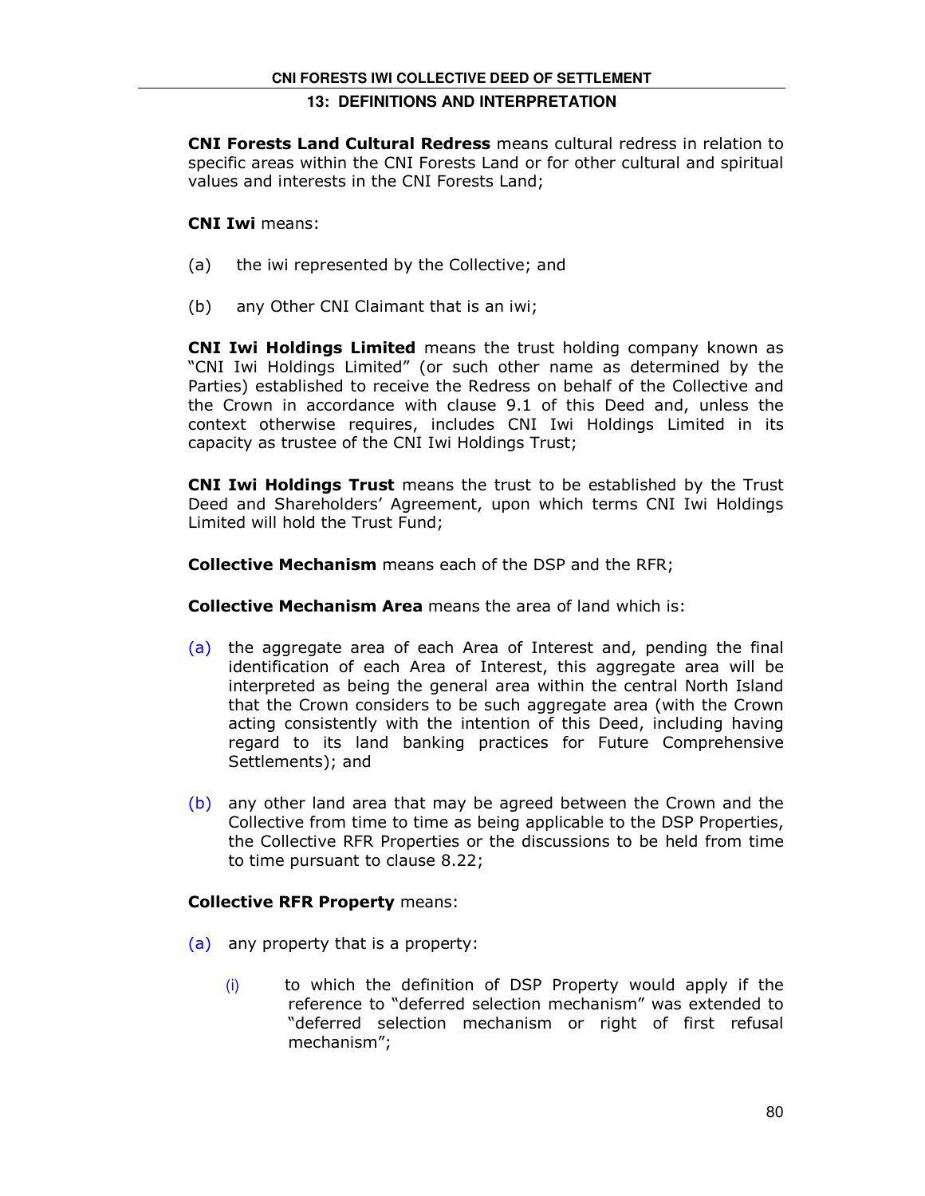**CNI Forests Land Cultural Redress** means cultural redress in relation to specific areas within the CNI Forests Land or for other cultural and spiritual values and interests in the CNI Forests Land;

**CNI Iwi** means:

(a) the iwi represented by the Collective; and

(b) any Other CNI Claimant that is an iwi;

**CNI Iwi Holdings Limited** means the trust holding company known as "CNI Iwi Holdings Limited" (or such other name as determined by the Parties) established to receive the Redress on behalf of the Collective and the Crown in accordance with clause 9.1 of this Deed and, unless the context otherwise requires, includes CNI Iwi Holdings Limited in its capacity as trustee of the CNI Iwi Holdings Trust;

**CNI Iwi Holdings Trust** means the trust to be established by the Trust Deed and Shareholders' Agreement, upon which terms CNI Iwi Holdings Limited will hold the Trust Fund;

**Collective Mechanism** means each of the DSP and the RFR;

**Collective Mechanism Area** means the area of land which is:

(a) the aggregate area of each Area of Interest and, pending the final identification of each Area of Interest, this aggregate area will be interpreted as being the general area within the central North Island that the Crown considers to be such aggregate area (with the Crown acting consistently with the intention of this Deed, including having regard to its land banking practices for Future Comprehensive Settlements); and

(b) any other land area that may be agreed between the Crown and the Collective from time to time as being applicable to the DSP Properties, the Collective RFR Properties or the discussions to be held from time to time pursuant to clause 8.22;

**Collective RFR Property** means:

(a) any property that is a property:

   (i) to which the definition of DSP Property would apply if the reference to "deferred selection mechanism" was extended to "deferred selection mechanism or right of first refusal mechanism";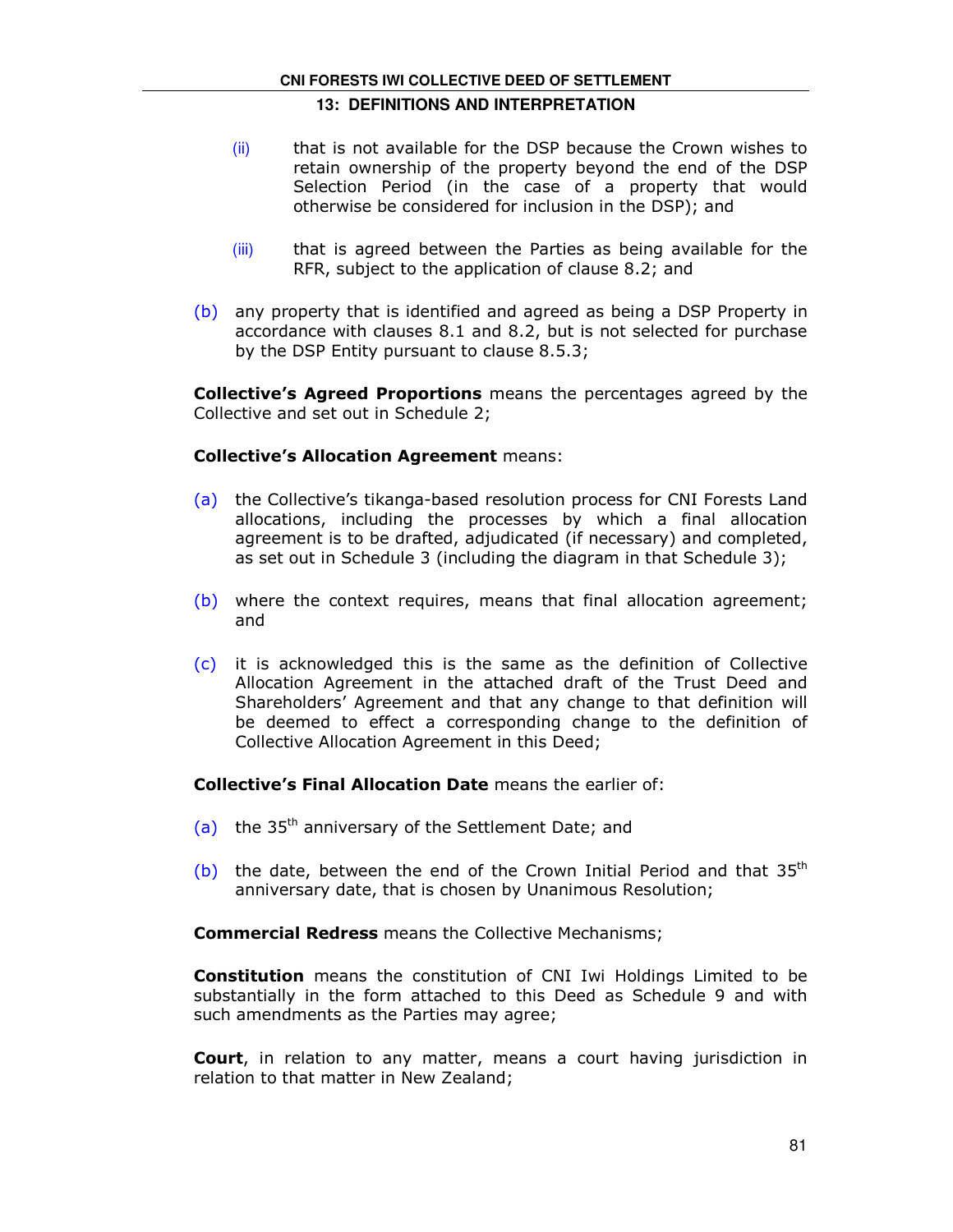(ii) that is not available for the DSP because the Crown wishes to retain ownership of the property beyond the end of the DSP Selection Period (in the case of a property that would otherwise be considered for inclusion in the DSP); and

(iii) that is agreed between the Parties as being available for the RFR, subject to the application of clause 8.2; and

(b) any property that is identified and agreed as being a DSP Property in accordance with clauses 8.1 and 8.2, but is not selected for purchase by the DSP Entity pursuant to clause 8.5.3;

**Collective's Agreed Proportions** means the percentages agreed by the Collective and set out in Schedule 2;

**Collective's Allocation Agreement** means:

(a) the Collective's tikanga-based resolution process for CNI Forests Land allocations, including the processes by which a final allocation agreement is to be drafted, adjudicated (if necessary) and completed, as set out in Schedule 3 (including the diagram in that Schedule 3);

(b) where the context requires, means that final allocation agreement; and

(c) it is acknowledged this is the same as the definition of Collective Allocation Agreement in the attached draft of the Trust Deed and Shareholders' Agreement and that any change to that definition will be deemed to effect a corresponding change to the definition of Collective Allocation Agreement in this Deed;

**Collective's Final Allocation Date** means the earlier of:

(a) the 35th anniversary of the Settlement Date; and

(b) the date, between the end of the Crown Initial Period and that 35th anniversary date, that is chosen by Unanimous Resolution;

**Commercial Redress** means the Collective Mechanisms;

**Constitution** means the constitution of CNI Iwi Holdings Limited to be substantially in the form attached to this Deed as Schedule 9 and with such amendments as the Parties may agree;

**Court**, in relation to any matter, means a court having jurisdiction in relation to that matter in New Zealand;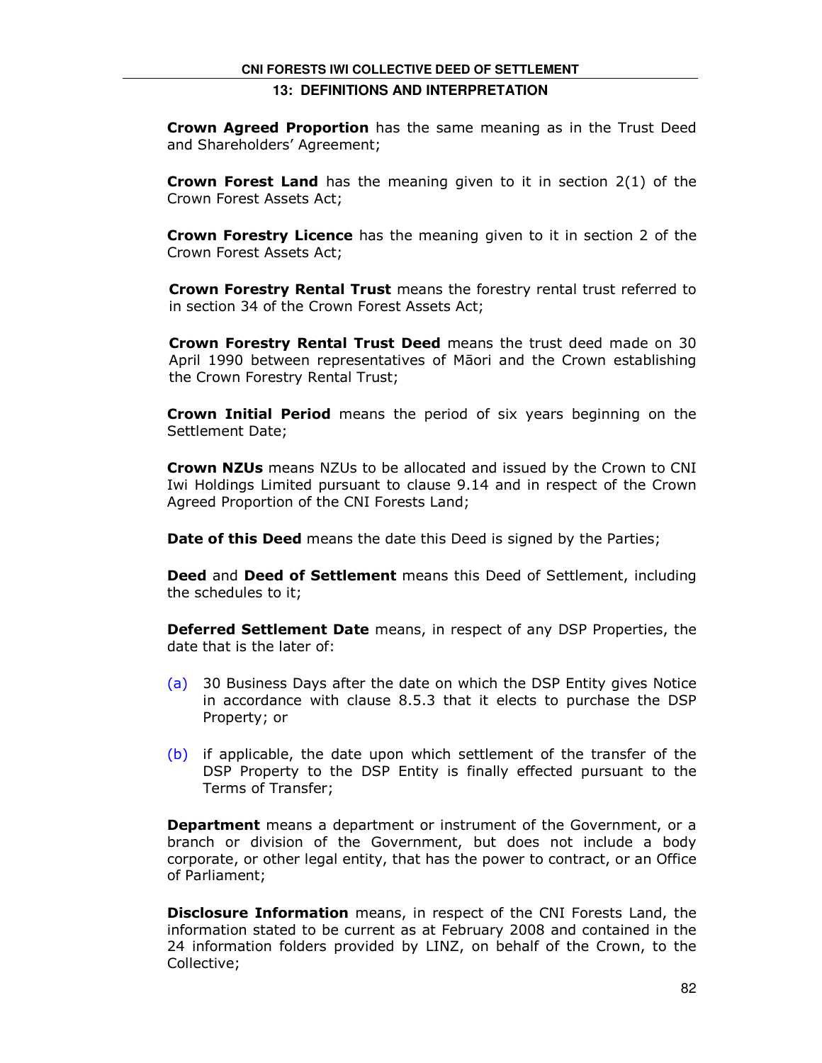**Crown Agreed Proportion** has the same meaning as in the Trust Deed and Shareholders' Agreement;

**Crown Forest Land** has the meaning given to it in section 2(1) of the Crown Forest Assets Act;

**Crown Forestry Licence** has the meaning given to it in section 2 of the Crown Forest Assets Act;

**Crown Forestry Rental Trust** means the forestry rental trust referred to in section 34 of the Crown Forest Assets Act;

**Crown Forestry Rental Trust Deed** means the trust deed made on 30 April 1990 between representatives of Māori and the Crown establishing the Crown Forestry Rental Trust;

**Crown Initial Period** means the period of six years beginning on the Settlement Date;

**Crown NZUs** means NZUs to be allocated and issued by the Crown to CNI Iwi Holdings Limited pursuant to clause 9.14 and in respect of the Crown Agreed Proportion of the CNI Forests Land;

**Date of this Deed** means the date this Deed is signed by the Parties;

**Deed** and **Deed of Settlement** means this Deed of Settlement, including the schedules to it;

**Deferred Settlement Date** means, in respect of any DSP Properties, the date that is the later of:

(a) 30 Business Days after the date on which the DSP Entity gives Notice in accordance with clause 8.5.3 that it elects to purchase the DSP Property; or

(b) if applicable, the date upon which settlement of the transfer of the DSP Property to the DSP Entity is finally effected pursuant to the Terms of Transfer;

**Department** means a department or instrument of the Government, or a branch or division of the Government, but does not include a body corporate, or other legal entity, that has the power to contract, or an Office of Parliament;

**Disclosure Information** means, in respect of the CNI Forests Land, the information stated to be current as at February 2008 and contained in the 24 information folders provided by LINZ, on behalf of the Crown, to the Collective;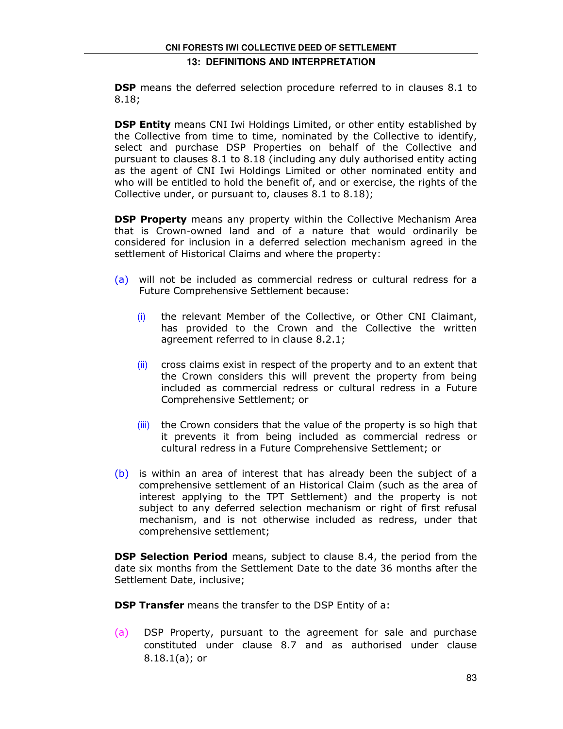**DSP** means the deferred selection procedure referred to in clauses 8.1 to 8.18;

**DSP Entity** means CNI Iwi Holdings Limited, or other entity established by the Collective from time to time, nominated by the Collective to identify, select and purchase DSP Properties on behalf of the Collective and pursuant to clauses 8.1 to 8.18 (including any duly authorised entity acting as the agent of CNI Iwi Holdings Limited or other nominated entity and who will be entitled to hold the benefit of, and or exercise, the rights of the Collective under, or pursuant to, clauses 8.1 to 8.18);

**DSP Property** means any property within the Collective Mechanism Area that is Crown-owned land and of a nature that would ordinarily be considered for inclusion in a deferred selection mechanism agreed in the settlement of Historical Claims and where the property:

(a) will not be included as commercial redress or cultural redress for a Future Comprehensive Settlement because:

   (i) the relevant Member of the Collective, or Other CNI Claimant, has provided to the Crown and the Collective the written agreement referred to in clause 8.2.1;

   (ii) cross claims exist in respect of the property and to an extent that the Crown considers this will prevent the property from being included as commercial redress or cultural redress in a Future Comprehensive Settlement; or

   (iii) the Crown considers that the value of the property is so high that it prevents it from being included as commercial redress or cultural redress in a Future Comprehensive Settlement; or

(b) is within an area of interest that has already been the subject of a comprehensive settlement of an Historical Claim (such as the area of interest applying to the TPT Settlement) and the property is not subject to any deferred selection mechanism or right of first refusal mechanism, and is not otherwise included as redress, under that comprehensive settlement;

**DSP Selection Period** means, subject to clause 8.4, the period from the date six months from the Settlement Date to the date 36 months after the Settlement Date, inclusive;

**DSP Transfer** means the transfer to the DSP Entity of a:

(a) DSP Property, pursuant to the agreement for sale and purchase constituted under clause 8.7 and as authorised under clause 8.18.1(a); or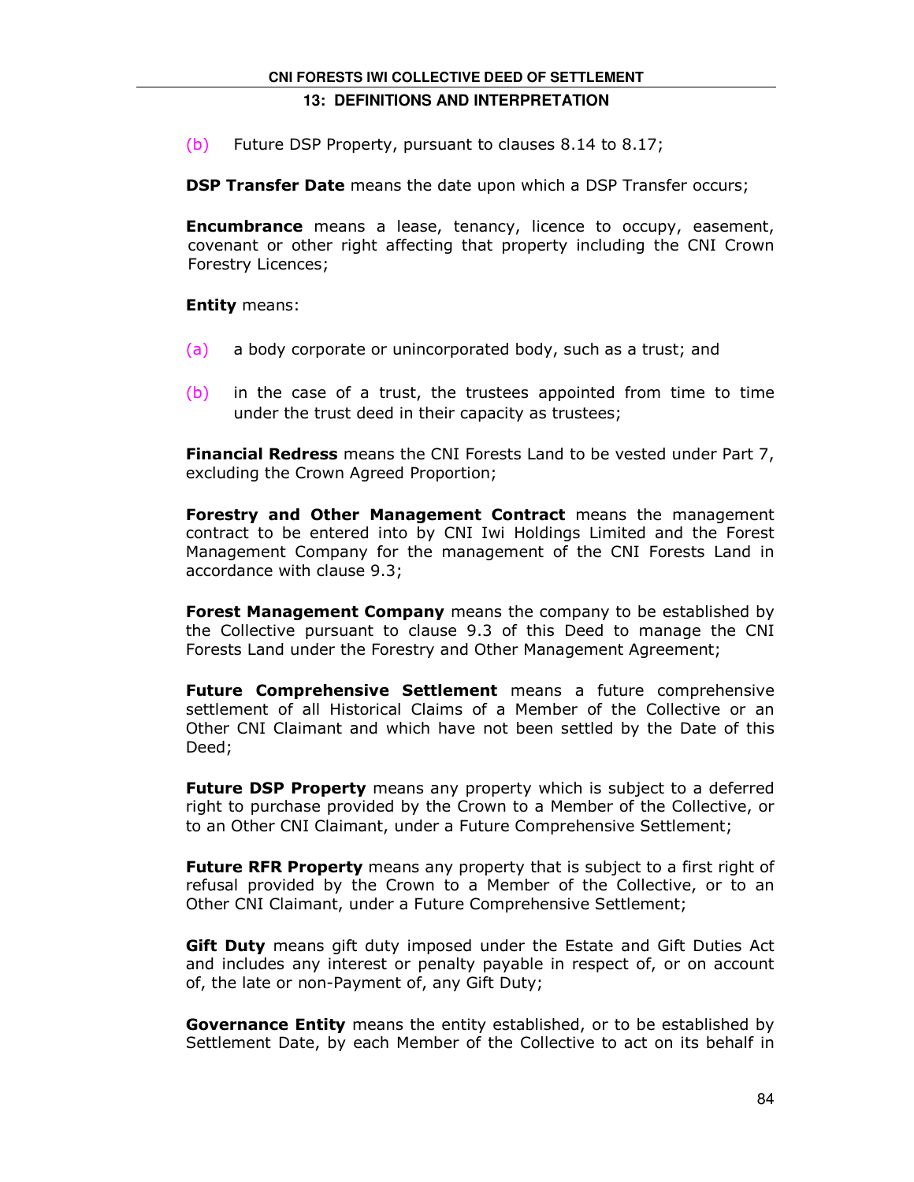(b) Future DSP Property, pursuant to clauses 8.14 to 8.17;

**DSP Transfer Date** means the date upon which a DSP Transfer occurs;

**Encumbrance** means a lease, tenancy, licence to occupy, easement, covenant or other right affecting that property including the CNI Crown Forestry Licences;

**Entity** means:

(a) a body corporate or unincorporated body, such as a trust; and

(b) in the case of a trust, the trustees appointed from time to time under the trust deed in their capacity as trustees;

**Financial Redress** means the CNI Forests Land to be vested under Part 7, excluding the Crown Agreed Proportion;

**Forestry and Other Management Contract** means the management contract to be entered into by CNI Iwi Holdings Limited and the Forest Management Company for the management of the CNI Forests Land in accordance with clause 9.3;

**Forest Management Company** means the company to be established by the Collective pursuant to clause 9.3 of this Deed to manage the CNI Forests Land under the Forestry and Other Management Agreement;

**Future Comprehensive Settlement** means a future comprehensive settlement of all Historical Claims of a Member of the Collective or an Other CNI Claimant and which have not been settled by the Date of this Deed;

**Future DSP Property** means any property which is subject to a deferred right to purchase provided by the Crown to a Member of the Collective, or to an Other CNI Claimant, under a Future Comprehensive Settlement;

**Future RFR Property** means any property that is subject to a first right of refusal provided by the Crown to a Member of the Collective, or to an Other CNI Claimant, under a Future Comprehensive Settlement;

**Gift Duty** means gift duty imposed under the Estate and Gift Duties Act and includes any interest or penalty payable in respect of, or on account of, the late or non-Payment of, any Gift Duty;

**Governance Entity** means the entity established, or to be established by Settlement Date, by each Member of the Collective to act on its behalf in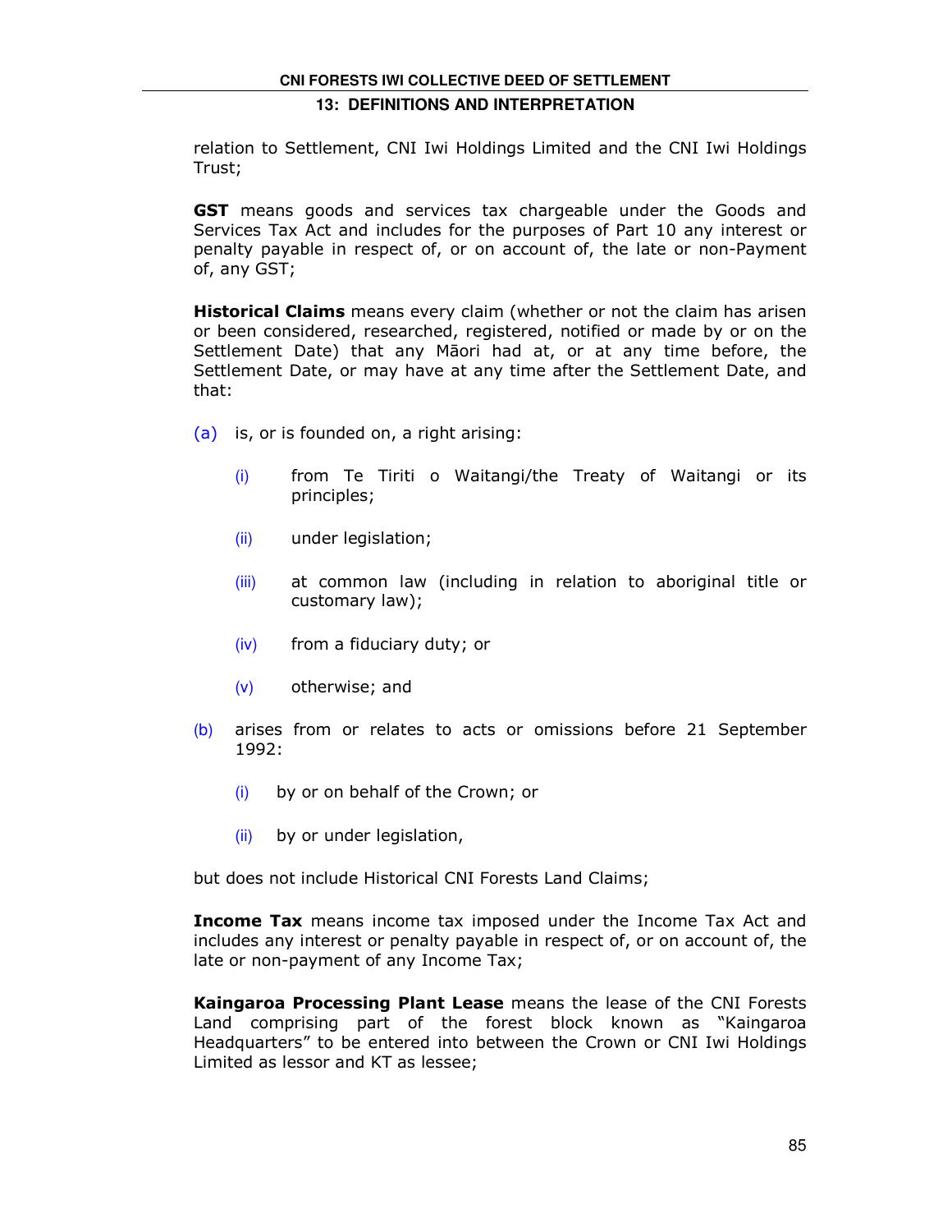relation to Settlement, CNI Iwi Holdings Limited and the CNI Iwi Holdings Trust;

**GST** means goods and services tax chargeable under the Goods and Services Tax Act and includes for the purposes of Part 10 any interest or penalty payable in respect of, or on account of, the late or non-Payment of, any GST;

**Historical Claims** means every claim (whether or not the claim has arisen or been considered, researched, registered, notified or made by or on the Settlement Date) that any Māori had at, or at any time before, the Settlement Date, or may have at any time after the Settlement Date, and that:

(a) is, or is founded on, a right arising:

   (i) from Te Tiriti o Waitangi/the Treaty of Waitangi or its principles;

   (ii) under legislation;

   (iii) at common law (including in relation to aboriginal title or customary law);

   (iv) from a fiduciary duty; or

   (v) otherwise; and

(b) arises from or relates to acts or omissions before 21 September 1992:

   (i) by or on behalf of the Crown; or

   (ii) by or under legislation,

but does not include Historical CNI Forests Land Claims;

**Income Tax** means income tax imposed under the Income Tax Act and includes any interest or penalty payable in respect of, or on account of, the late or non-payment of any Income Tax;

**Kaingaroa Processing Plant Lease** means the lease of the CNI Forests Land comprising part of the forest block known as "Kaingaroa Headquarters" to be entered into between the Crown or CNI Iwi Holdings Limited as lessor and KT as lessee;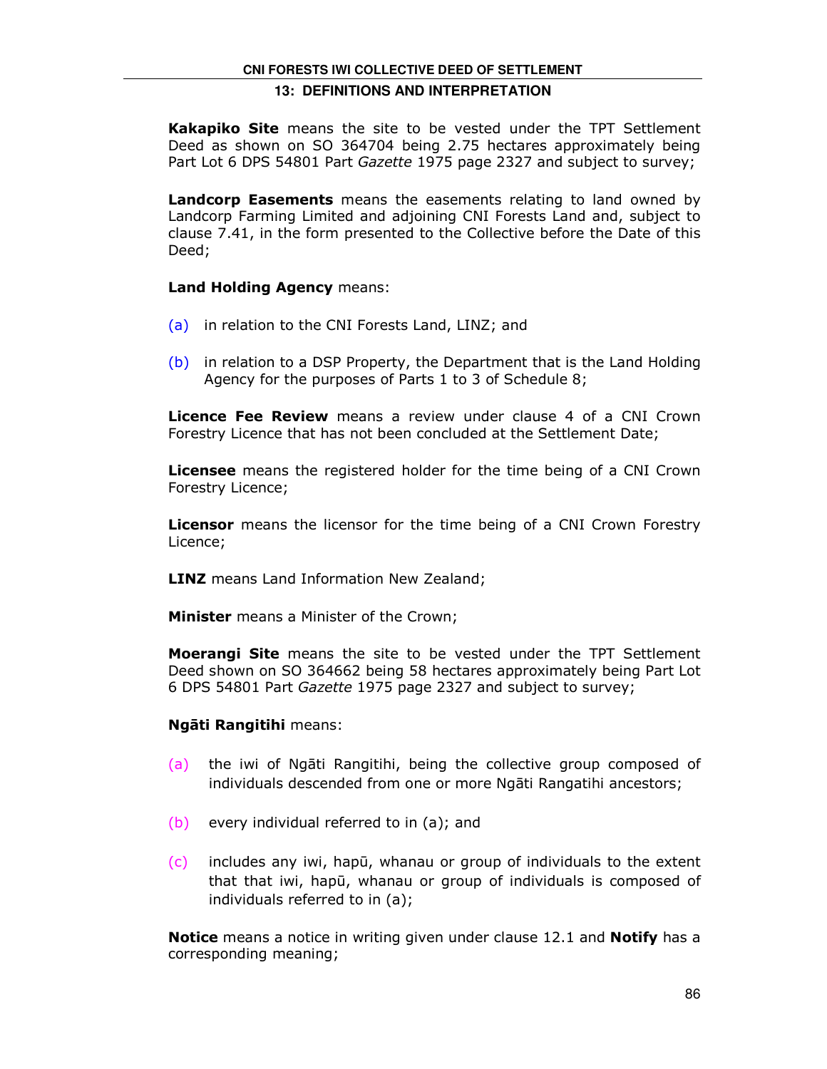**Kakapiko Site** means the site to be vested under the TPT Settlement Deed as shown on SO 364704 being 2.75 hectares approximately being Part Lot 6 DPS 54801 Part *Gazette* 1975 page 2327 and subject to survey;

**Landcorp Easements** means the easements relating to land owned by Landcorp Farming Limited and adjoining CNI Forests Land and, subject to clause 7.41, in the form presented to the Collective before the Date of this Deed;

**Land Holding Agency** means:

(a) in relation to the CNI Forests Land, LINZ; and

(b) in relation to a DSP Property, the Department that is the Land Holding Agency for the purposes of Parts 1 to 3 of Schedule 8;

**Licence Fee Review** means a review under clause 4 of a CNI Crown Forestry Licence that has not been concluded at the Settlement Date;

**Licensee** means the registered holder for the time being of a CNI Crown Forestry Licence;

**Licensor** means the licensor for the time being of a CNI Crown Forestry Licence;

**LINZ** means Land Information New Zealand;

**Minister** means a Minister of the Crown;

**Moerangi Site** means the site to be vested under the TPT Settlement Deed shown on SO 364662 being 58 hectares approximately being Part Lot 6 DPS 54801 Part *Gazette* 1975 page 2327 and subject to survey;

**Ngāti Rangitihi** means:

(a) the iwi of Ngāti Rangitihi, being the collective group composed of individuals descended from one or more Ngāti Rangatihi ancestors;

(b) every individual referred to in (a); and

(c) includes any iwi, hapū, whanau or group of individuals to the extent that that iwi, hapū, whanau or group of individuals is composed of individuals referred to in (a);

**Notice** means a notice in writing given under clause 12.1 and **Notify** has a corresponding meaning;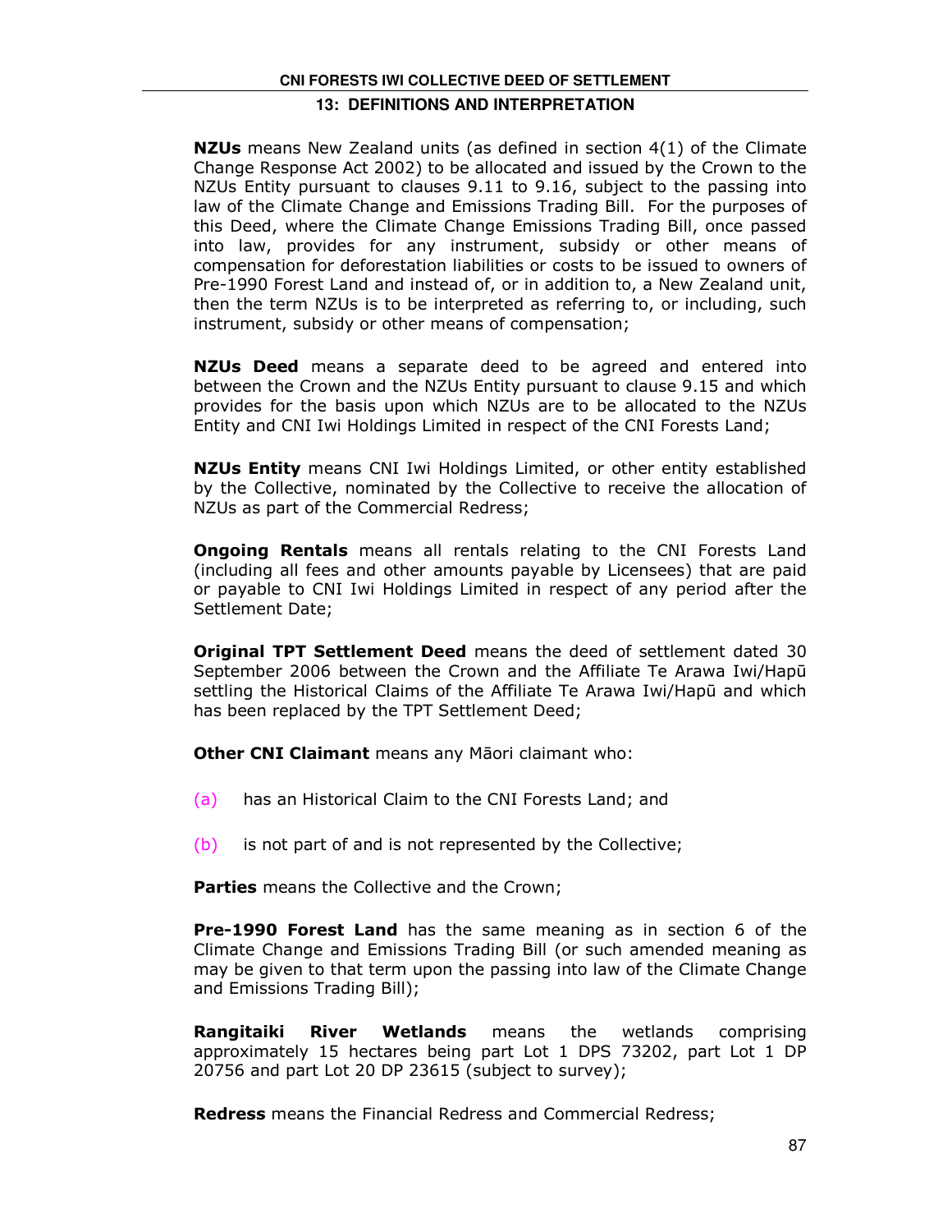**NZUs** means New Zealand units (as defined in section 4(1) of the Climate Change Response Act 2002) to be allocated and issued by the Crown to the NZUs Entity pursuant to clauses 9.11 to 9.16, subject to the passing into law of the Climate Change and Emissions Trading Bill. For the purposes of this Deed, where the Climate Change Emissions Trading Bill, once passed into law, provides for any instrument, subsidy or other means of compensation for deforestation liabilities or costs to be issued to owners of Pre-1990 Forest Land and instead of, or in addition to, a New Zealand unit, then the term NZUs is to be interpreted as referring to, or including, such instrument, subsidy or other means of compensation;

**NZUs Deed** means a separate deed to be agreed and entered into between the Crown and the NZUs Entity pursuant to clause 9.15 and which provides for the basis upon which NZUs are to be allocated to the NZUs Entity and CNI Iwi Holdings Limited in respect of the CNI Forests Land;

**NZUs Entity** means CNI Iwi Holdings Limited, or other entity established by the Collective, nominated by the Collective to receive the allocation of NZUs as part of the Commercial Redress;

**Ongoing Rentals** means all rentals relating to the CNI Forests Land (including all fees and other amounts payable by Licensees) that are paid or payable to CNI Iwi Holdings Limited in respect of any period after the Settlement Date;

**Original TPT Settlement Deed** means the deed of settlement dated 30 September 2006 between the Crown and the Affiliate Te Arawa Iwi/Hapū settling the Historical Claims of the Affiliate Te Arawa Iwi/Hapū and which has been replaced by the TPT Settlement Deed;

**Other CNI Claimant** means any Māori claimant who:

(a) has an Historical Claim to the CNI Forests Land; and

(b) is not part of and is not represented by the Collective;

**Parties** means the Collective and the Crown;

**Pre-1990 Forest Land** has the same meaning as in section 6 of the Climate Change and Emissions Trading Bill (or such amended meaning as may be given to that term upon the passing into law of the Climate Change and Emissions Trading Bill);

**Rangitaiki River Wetlands** means the wetlands comprising approximately 15 hectares being part Lot 1 DPS 73202, part Lot 1 DP 20756 and part Lot 20 DP 23615 (subject to survey);

**Redress** means the Financial Redress and Commercial Redress;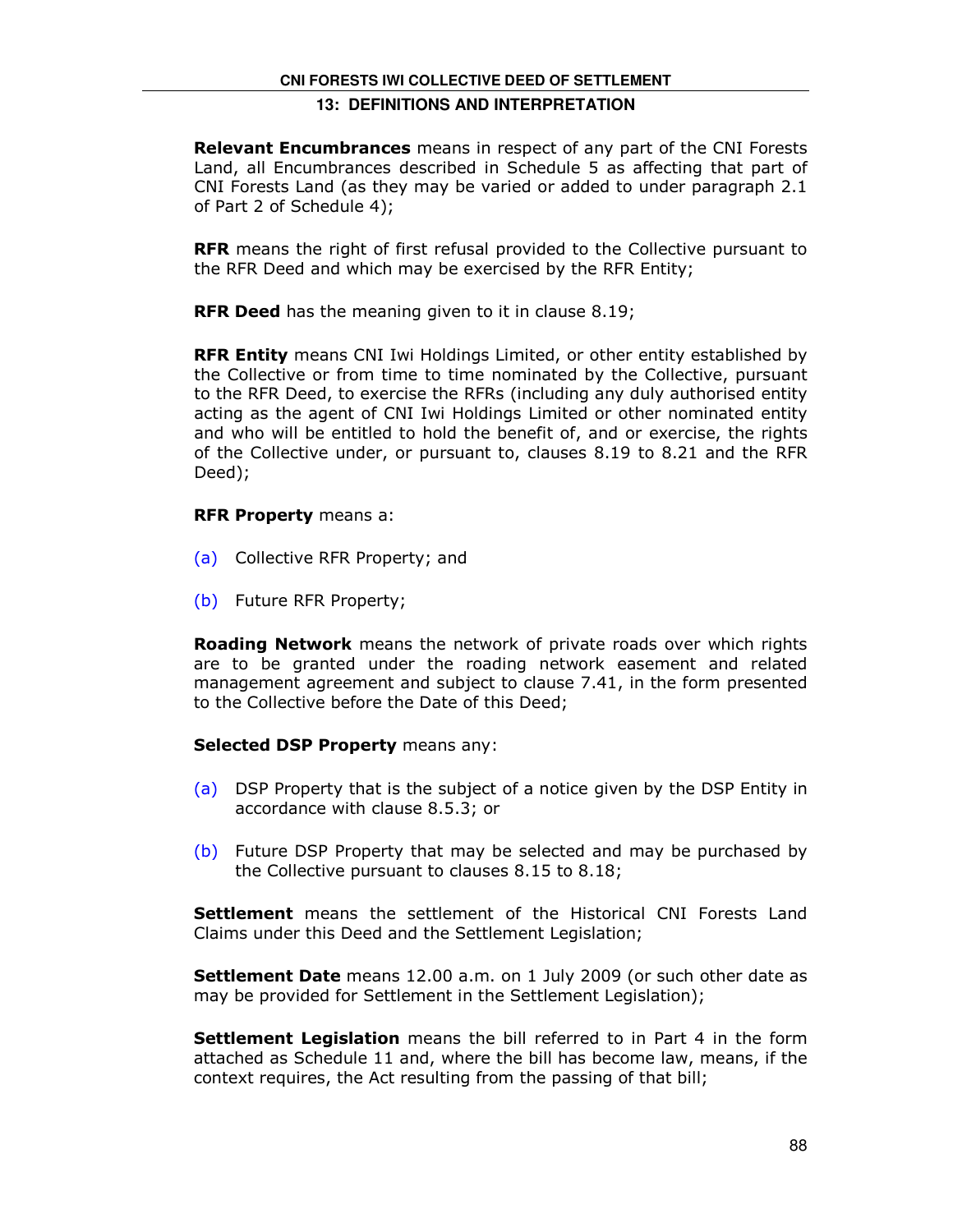**Relevant Encumbrances** means in respect of any part of the CNI Forests Land, all Encumbrances described in Schedule 5 as affecting that part of CNI Forests Land (as they may be varied or added to under paragraph 2.1 of Part 2 of Schedule 4);

**RFR** means the right of first refusal provided to the Collective pursuant to the RFR Deed and which may be exercised by the RFR Entity;

**RFR Deed** has the meaning given to it in clause 8.19;

**RFR Entity** means CNI Iwi Holdings Limited, or other entity established by the Collective or from time to time nominated by the Collective, pursuant to the RFR Deed, to exercise the RFRs (including any duly authorised entity acting as the agent of CNI Iwi Holdings Limited or other nominated entity and who will be entitled to hold the benefit of, and or exercise, the rights of the Collective under, or pursuant to, clauses 8.19 to 8.21 and the RFR Deed);

**RFR Property** means a:

(a) Collective RFR Property; and

(b) Future RFR Property;

**Roading Network** means the network of private roads over which rights are to be granted under the roading network easement and related management agreement and subject to clause 7.41, in the form presented to the Collective before the Date of this Deed;

**Selected DSP Property** means any:

(a) DSP Property that is the subject of a notice given by the DSP Entity in accordance with clause 8.5.3; or

(b) Future DSP Property that may be selected and may be purchased by the Collective pursuant to clauses 8.15 to 8.18;

**Settlement** means the settlement of the Historical CNI Forests Land Claims under this Deed and the Settlement Legislation;

**Settlement Date** means 12.00 a.m. on 1 July 2009 (or such other date as may be provided for Settlement in the Settlement Legislation);

**Settlement Legislation** means the bill referred to in Part 4 in the form attached as Schedule 11 and, where the bill has become law, means, if the context requires, the Act resulting from the passing of that bill;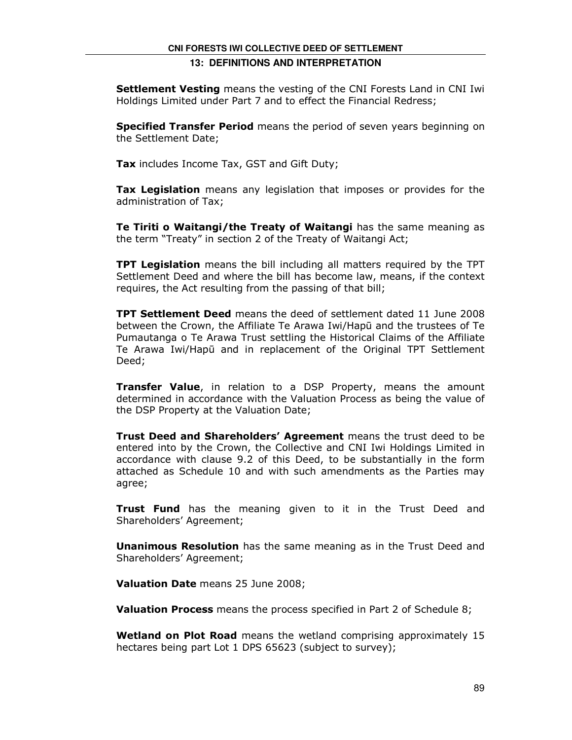## 13: DEFINITIONS AND INTERPRETATION

**Settlement Vesting** means the vesting of the CNI Forests Land in CNI Iwi Holdings Limited under Part 7 and to effect the Financial Redress;

**Specified Transfer Period** means the period of seven years beginning on the Settlement Date;

**Tax** includes Income Tax, GST and Gift Duty;

**Tax Legislation** means any legislation that imposes or provides for the administration of Tax;

**Te Tiriti o Waitangi/the Treaty of Waitangi** has the same meaning as the term "Treaty" in section 2 of the Treaty of Waitangi Act;

**TPT Legislation** means the bill including all matters required by the TPT Settlement Deed and where the bill has become law, means, if the context requires, the Act resulting from the passing of that bill;

**TPT Settlement Deed** means the deed of settlement dated 11 June 2008 between the Crown, the Affiliate Te Arawa Iwi/Hapū and the trustees of Te Pumautanga o Te Arawa Trust settling the Historical Claims of the Affiliate Te Arawa Iwi/Hapū and in replacement of the Original TPT Settlement Deed;

**Transfer Value**, in relation to a DSP Property, means the amount determined in accordance with the Valuation Process as being the value of the DSP Property at the Valuation Date;

**Trust Deed and Shareholders' Agreement** means the trust deed to be entered into by the Crown, the Collective and CNI Iwi Holdings Limited in accordance with clause 9.2 of this Deed, to be substantially in the form attached as Schedule 10 and with such amendments as the Parties may agree;

**Trust Fund** has the meaning given to it in the Trust Deed and Shareholders' Agreement;

**Unanimous Resolution** has the same meaning as in the Trust Deed and Shareholders' Agreement;

**Valuation Date** means 25 June 2008;

**Valuation Process** means the process specified in Part 2 of Schedule 8;

**Wetland on Plot Road** means the wetland comprising approximately 15 hectares being part Lot 1 DPS 65623 (subject to survey);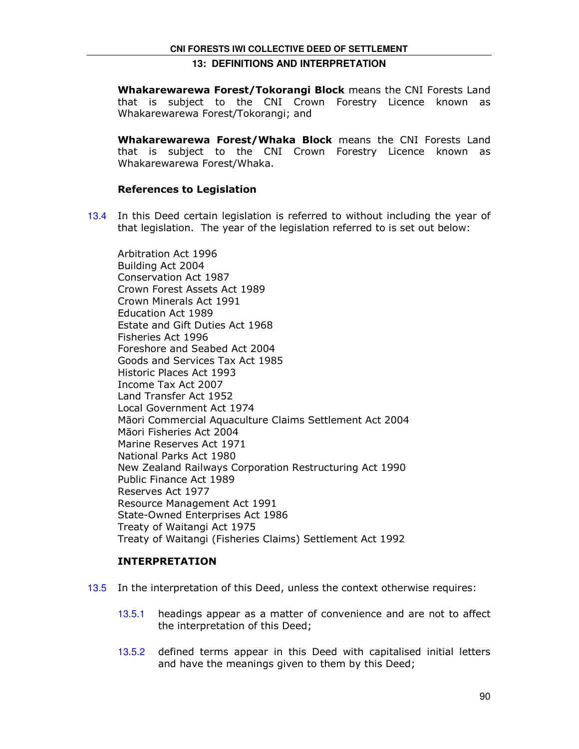**Whakarewarewa Forest/Tokorangi Block** means the CNI Forests Land that is subject to the CNI Crown Forestry Licence known as Whakarewarewa Forest/Tokorangi; and

**Whakarewarewa Forest/Whaka Block** means the CNI Forests Land that is subject to the CNI Crown Forestry Licence known as Whakarewarewa Forest/Whaka.

**References to Legislation**

13.4 In this Deed certain legislation is referred to without including the year of that legislation. The year of the legislation referred to is set out below:

Arbitration Act 1996
Building Act 2004
Conservation Act 1987
Crown Forest Assets Act 1989
Crown Minerals Act 1991
Education Act 1989
Estate and Gift Duties Act 1968
Fisheries Act 1996
Foreshore and Seabed Act 2004
Goods and Services Tax Act 1985
Historic Places Act 1993
Income Tax Act 2007
Land Transfer Act 1952
Local Government Act 1974
Māori Commercial Aquaculture Claims Settlement Act 2004
Māori Fisheries Act 2004
Marine Reserves Act 1971
National Parks Act 1980
New Zealand Railways Corporation Restructuring Act 1990
Public Finance Act 1989
Reserves Act 1977
Resource Management Act 1991
State-Owned Enterprises Act 1986
Treaty of Waitangi Act 1975
Treaty of Waitangi (Fisheries Claims) Settlement Act 1992

**INTERPRETATION**

13.5 In the interpretation of this Deed, unless the context otherwise requires:

13.5.1 headings appear as a matter of convenience and are not to affect the interpretation of this Deed;

13.5.2 defined terms appear in this Deed with capitalised initial letters and have the meanings given to them by this Deed;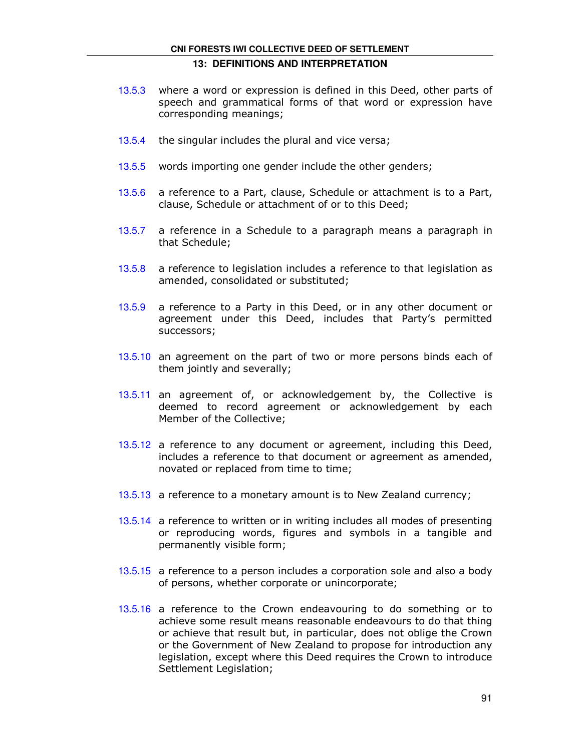13.5.3 where a word or expression is defined in this Deed, other parts of speech and grammatical forms of that word or expression have corresponding meanings;

13.5.4 the singular includes the plural and vice versa;

13.5.5 words importing one gender include the other genders;

13.5.6 a reference to a Part, clause, Schedule or attachment is to a Part, clause, Schedule or attachment of or to this Deed;

13.5.7 a reference in a Schedule to a paragraph means a paragraph in that Schedule;

13.5.8 a reference to legislation includes a reference to that legislation as amended, consolidated or substituted;

13.5.9 a reference to a Party in this Deed, or in any other document or agreement under this Deed, includes that Party's permitted successors;

13.5.10 an agreement on the part of two or more persons binds each of them jointly and severally;

13.5.11 an agreement of, or acknowledgement by, the Collective is deemed to record agreement or acknowledgement by each Member of the Collective;

13.5.12 a reference to any document or agreement, including this Deed, includes a reference to that document or agreement as amended, novated or replaced from time to time;

13.5.13 a reference to a monetary amount is to New Zealand currency;

13.5.14 a reference to written or in writing includes all modes of presenting or reproducing words, figures and symbols in a tangible and permanently visible form;

13.5.15 a reference to a person includes a corporation sole and also a body of persons, whether corporate or unincorporate;

13.5.16 a reference to the Crown endeavouring to do something or to achieve some result means reasonable endeavours to do that thing or achieve that result but, in particular, does not oblige the Crown or the Government of New Zealand to propose for introduction any legislation, except where this Deed requires the Crown to introduce Settlement Legislation;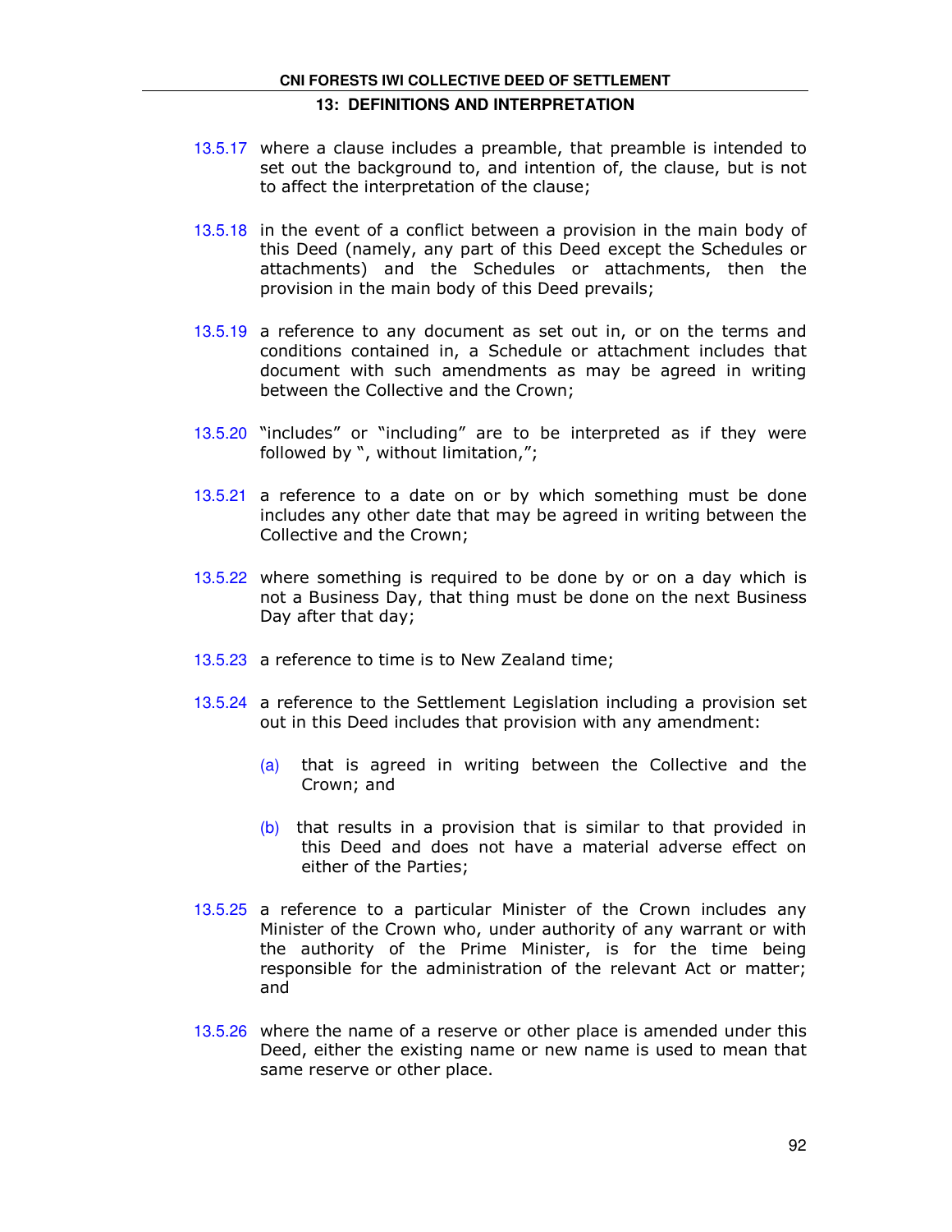13.5.17 where a clause includes a preamble, that preamble is intended to set out the background to, and intention of, the clause, but is not to affect the interpretation of the clause;

13.5.18 in the event of a conflict between a provision in the main body of this Deed (namely, any part of this Deed except the Schedules or attachments) and the Schedules or attachments, then the provision in the main body of this Deed prevails;

13.5.19 a reference to any document as set out in, or on the terms and conditions contained in, a Schedule or attachment includes that document with such amendments as may be agreed in writing between the Collective and the Crown;

13.5.20 "includes" or "including" are to be interpreted as if they were followed by ", without limitation,";

13.5.21 a reference to a date on or by which something must be done includes any other date that may be agreed in writing between the Collective and the Crown;

13.5.22 where something is required to be done by or on a day which is not a Business Day, that thing must be done on the next Business Day after that day;

13.5.23 a reference to time is to New Zealand time;

13.5.24 a reference to the Settlement Legislation including a provision set out in this Deed includes that provision with any amendment:

(a) that is agreed in writing between the Collective and the Crown; and

(b) that results in a provision that is similar to that provided in this Deed and does not have a material adverse effect on either of the Parties;

13.5.25 a reference to a particular Minister of the Crown includes any Minister of the Crown who, under authority of any warrant or with the authority of the Prime Minister, is for the time being responsible for the administration of the relevant Act or matter; and

13.5.26 where the name of a reserve or other place is amended under this Deed, either the existing name or new name is used to mean that same reserve or other place.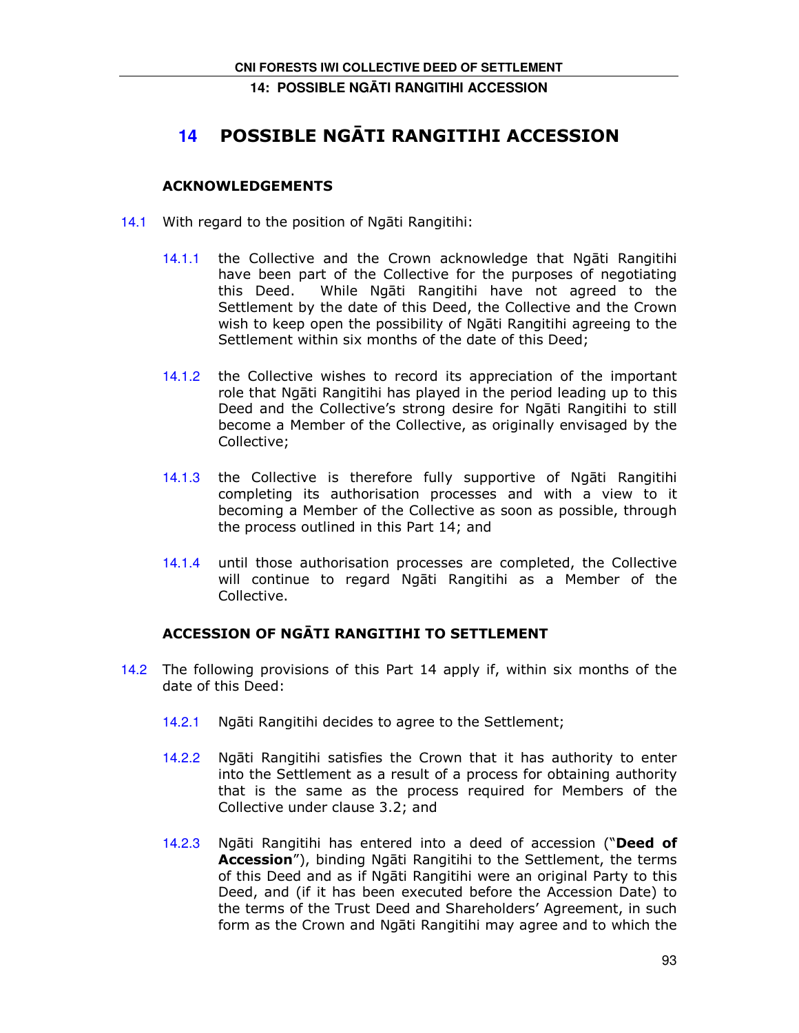# 14 POSSIBLE NGĀTI RANGITIHI ACCESSION

## ACKNOWLEDGEMENTS

14.1 With regard to the position of Ngāti Rangitihi:

14.1.1 the Collective and the Crown acknowledge that Ngāti Rangitihi have been part of the Collective for the purposes of negotiating this Deed. While Ngāti Rangitihi have not agreed to the Settlement by the date of this Deed, the Collective and the Crown wish to keep open the possibility of Ngāti Rangitihi agreeing to the Settlement within six months of the date of this Deed;

14.1.2 the Collective wishes to record its appreciation of the important role that Ngāti Rangitihi has played in the period leading up to this Deed and the Collective's strong desire for Ngāti Rangitihi to still become a Member of the Collective, as originally envisaged by the Collective;

14.1.3 the Collective is therefore fully supportive of Ngāti Rangitihi completing its authorisation processes and with a view to it becoming a Member of the Collective as soon as possible, through the process outlined in this Part 14; and

14.1.4 until those authorisation processes are completed, the Collective will continue to regard Ngāti Rangitihi as a Member of the Collective.

## ACCESSION OF NGĀTI RANGITIHI TO SETTLEMENT

14.2 The following provisions of this Part 14 apply if, within six months of the date of this Deed:

14.2.1 Ngāti Rangitihi decides to agree to the Settlement;

14.2.2 Ngāti Rangitihi satisfies the Crown that it has authority to enter into the Settlement as a result of a process for obtaining authority that is the same as the process required for Members of the Collective under clause 3.2; and

14.2.3 Ngāti Rangitihi has entered into a deed of accession ("**Deed of Accession**"), binding Ngāti Rangitihi to the Settlement, the terms of this Deed and as if Ngāti Rangitihi were an original Party to this Deed, and (if it has been executed before the Accession Date) to the terms of the Trust Deed and Shareholders' Agreement, in such form as the Crown and Ngāti Rangitihi may agree and to which the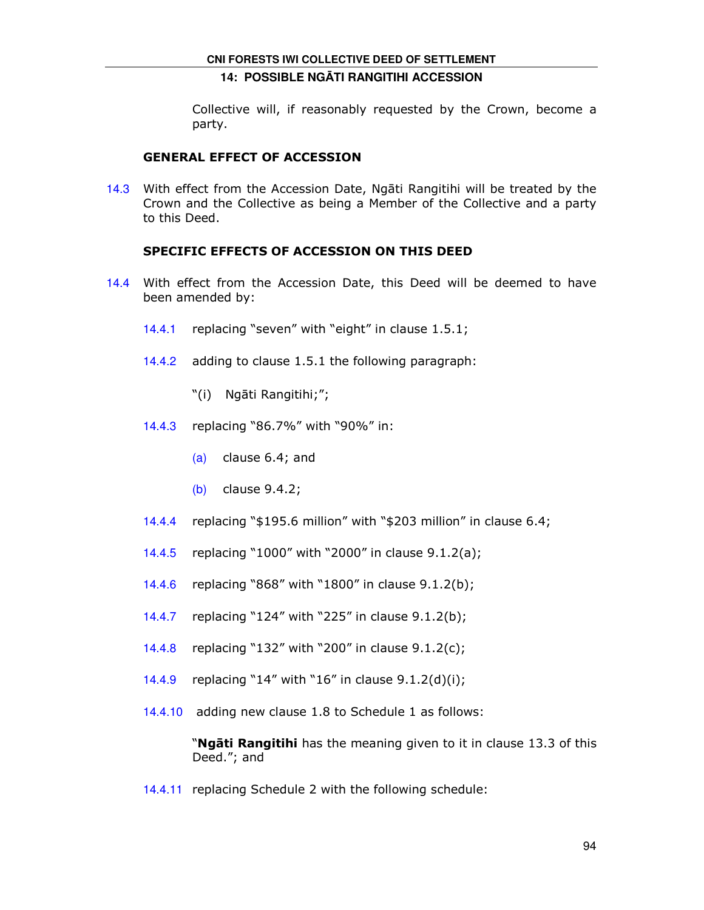Collective will, if reasonably requested by the Crown, become a party.

### GENERAL EFFECT OF ACCESSION

14.3 With effect from the Accession Date, Ngāti Rangitihi will be treated by the Crown and the Collective as being a Member of the Collective and a party to this Deed.

### SPECIFIC EFFECTS OF ACCESSION ON THIS DEED

14.4 With effect from the Accession Date, this Deed will be deemed to have been amended by:

14.4.1 replacing "seven" with "eight" in clause 1.5.1;

14.4.2 adding to clause 1.5.1 the following paragraph:

"(i) Ngāti Rangitihi;";

14.4.3 replacing "86.7%" with "90%" in:

(a) clause 6.4; and

(b) clause 9.4.2;

14.4.4 replacing "$195.6 million" with "$203 million" in clause 6.4;

14.4.5 replacing "1000" with "2000" in clause 9.1.2(a);

14.4.6 replacing "868" with "1800" in clause 9.1.2(b);

14.4.7 replacing "124" with "225" in clause 9.1.2(b);

14.4.8 replacing "132" with "200" in clause 9.1.2(c);

14.4.9 replacing "14" with "16" in clause 9.1.2(d)(i);

14.4.10 adding new clause 1.8 to Schedule 1 as follows:

"**Ngāti Rangitihi** has the meaning given to it in clause 13.3 of this Deed."; and

14.4.11 replacing Schedule 2 with the following schedule: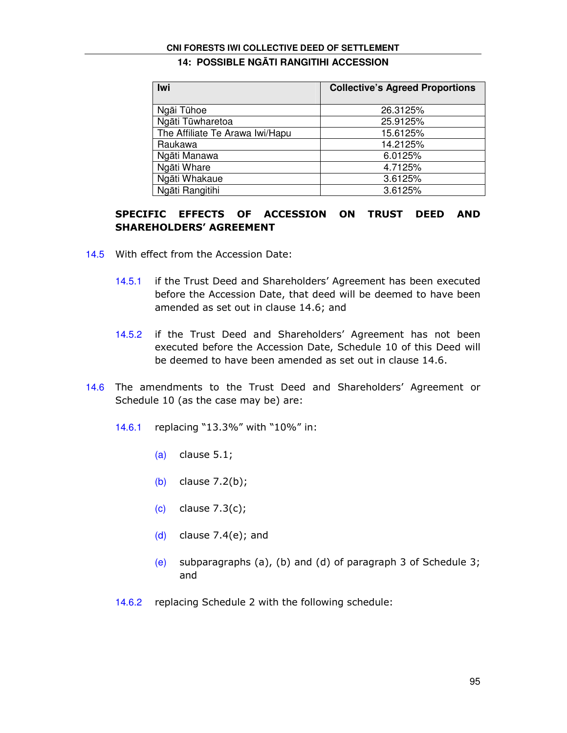| Iwi | Collective's Agreed Proportions |
|---|---|
| Ngāi Tūhoe | 26.3125% |
| Ngāti Tūwharetoa | 25.9125% |
| The Affiliate Te Arawa Iwi/Hapu | 15.6125% |
| Raukawa | 14.2125% |
| Ngāti Manawa | 6.0125% |
| Ngāti Whare | 4.7125% |
| Ngāti Whakaue | 3.6125% |
| Ngāti Rangitihi | 3.6125% |

## SPECIFIC EFFECTS OF ACCESSION ON TRUST DEED AND SHAREHOLDERS' AGREEMENT

14.5 With effect from the Accession Date:

14.5.1 if the Trust Deed and Shareholders' Agreement has been executed before the Accession Date, that deed will be deemed to have been amended as set out in clause 14.6; and

14.5.2 if the Trust Deed and Shareholders' Agreement has not been executed before the Accession Date, Schedule 10 of this Deed will be deemed to have been amended as set out in clause 14.6.

14.6 The amendments to the Trust Deed and Shareholders' Agreement or Schedule 10 (as the case may be) are:

14.6.1 replacing "13.3%" with "10%" in:

(a) clause 5.1;

(b) clause 7.2(b);

(c) clause 7.3(c);

(d) clause 7.4(e); and

(e) subparagraphs (a), (b) and (d) of paragraph 3 of Schedule 3; and

14.6.2 replacing Schedule 2 with the following schedule: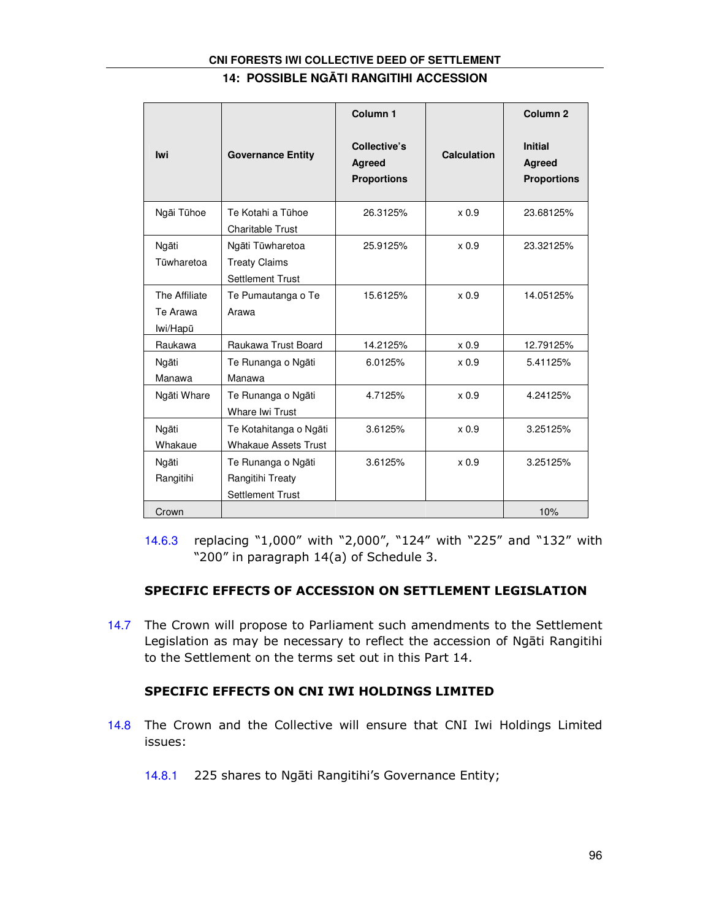## 14: POSSIBLE NGĀTI RANGITIHI ACCESSION

| Iwi | Governance Entity | Column 1<br><br>Collective's Agreed Proportions | Calculation | Column 2<br><br>Initial Agreed Proportions |
|---|---|---|---|---|
| Ngāi Tūhoe | Te Kotahi a Tūhoe Charitable Trust | 26.3125% | x 0.9 | 23.68125% |
| Ngāti Tūwharetoa | Ngāti Tūwharetoa Treaty Claims Settlement Trust | 25.9125% | x 0.9 | 23.32125% |
| The Affiliate Te Arawa Iwi/Hapū | Te Pumautanga o Te Arawa | 15.6125% | x 0.9 | 14.05125% |
| Raukawa | Raukawa Trust Board | 14.2125% | x 0.9 | 12.79125% |
| Ngāti Manawa | Te Runanga o Ngāti Manawa | 6.0125% | x 0.9 | 5.41125% |
| Ngāti Whare | Te Runanga o Ngāti Whare Iwi Trust | 4.7125% | x 0.9 | 4.24125% |
| Ngāti Whakaue | Te Kotahitanga o Ngāti Whakaue Assets Trust | 3.6125% | x 0.9 | 3.25125% |
| Ngāti Rangitihi | Te Runanga o Ngāti Rangitihi Treaty Settlement Trust | 3.6125% | x 0.9 | 3.25125% |
| Crown | | | | 10% |

14.6.3 replacing "1,000" with "2,000", "124" with "225" and "132" with "200" in paragraph 14(a) of Schedule 3.

### SPECIFIC EFFECTS OF ACCESSION ON SETTLEMENT LEGISLATION

14.7 The Crown will propose to Parliament such amendments to the Settlement Legislation as may be necessary to reflect the accession of Ngāti Rangitihi to the Settlement on the terms set out in this Part 14.

### SPECIFIC EFFECTS ON CNI IWI HOLDINGS LIMITED

14.8 The Crown and the Collective will ensure that CNI Iwi Holdings Limited issues:

14.8.1 225 shares to Ngāti Rangitihi's Governance Entity;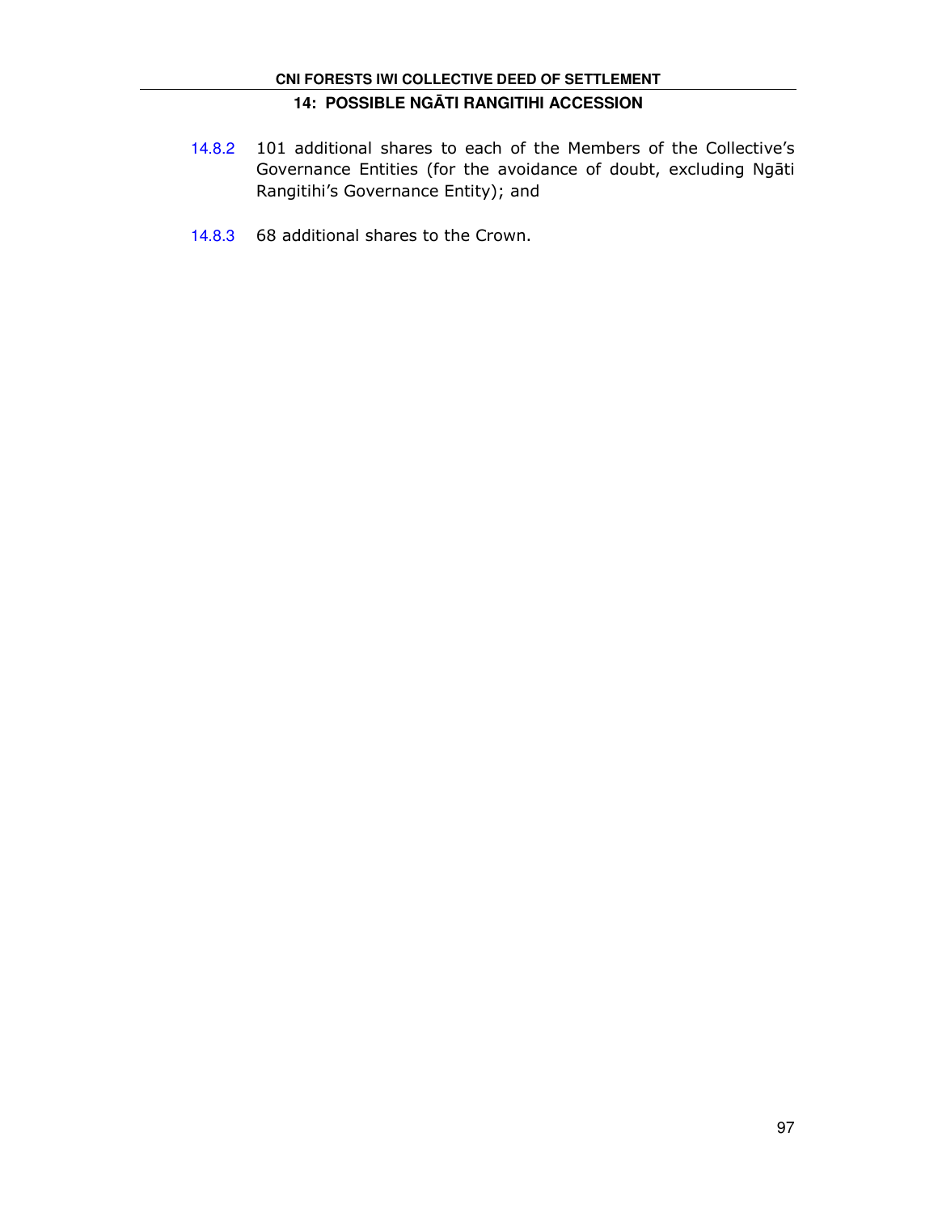14.8.2 101 additional shares to each of the Members of the Collective's Governance Entities (for the avoidance of doubt, excluding Ngāti Rangitihi's Governance Entity); and

14.8.3 68 additional shares to the Crown.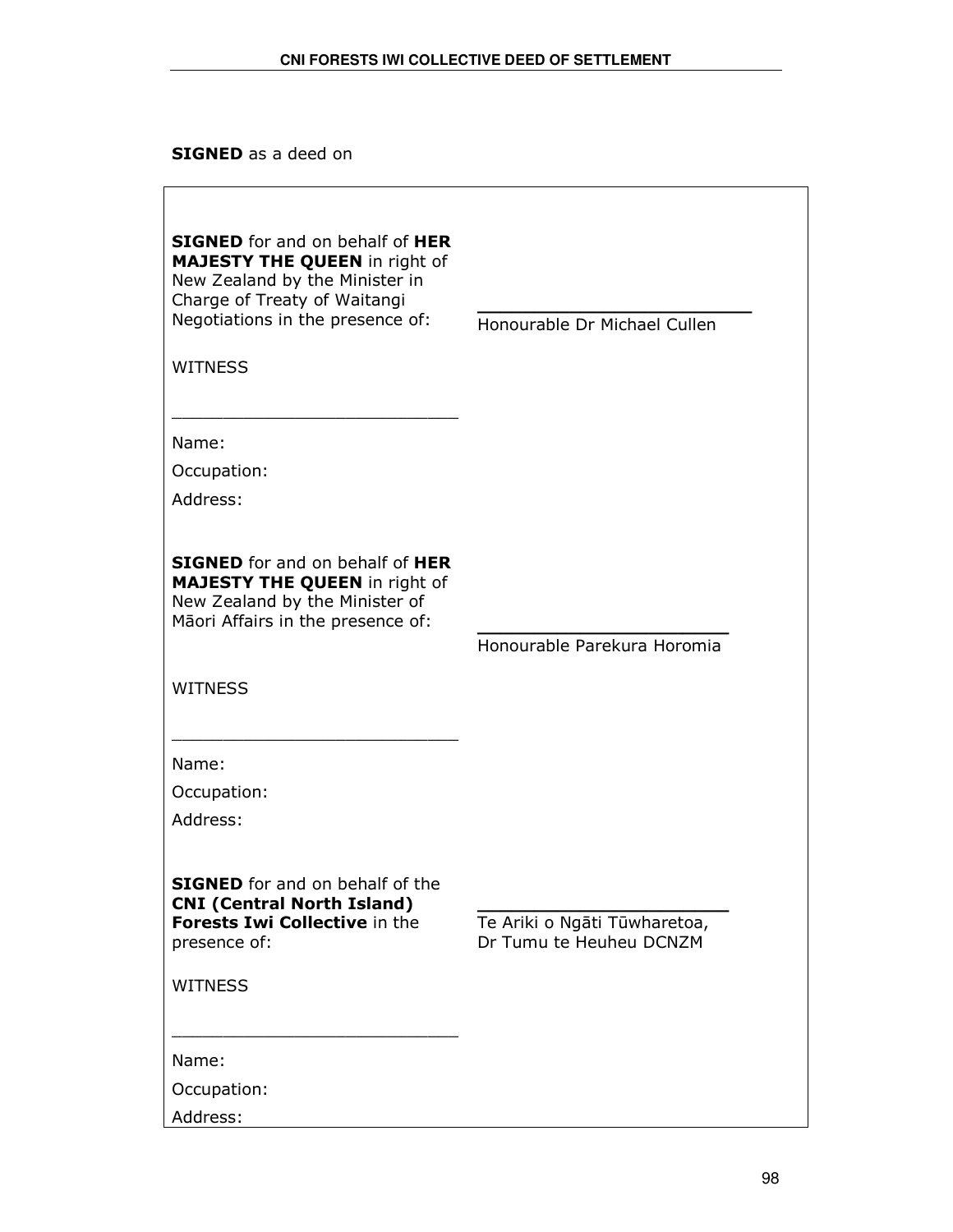**SIGNED** as a deed on

| | |
|---|---|
| **SIGNED** for and on behalf of **HER MAJESTY THE QUEEN** in right of New Zealand by the Minister in Charge of Treaty of Waitangi Negotiations in the presence of: | ____________________________<br>Honourable Dr Michael Cullen |
| WITNESS<br><br>____________________________<br>Name:<br>Occupation:<br>Address: | |
| **SIGNED** for and on behalf of **HER MAJESTY THE QUEEN** in right of New Zealand by the Minister of Māori Affairs in the presence of: | ____________________________<br>Honourable Parekura Horomia |
| WITNESS<br><br>____________________________<br>Name:<br>Occupation:<br>Address: | |
| **SIGNED** for and on behalf of the **CNI (Central North Island) Forests Iwi Collective** in the presence of: | ____________________________<br>Te Ariki o Ngāti Tūwharetoa, Dr Tumu te Heuheu DCNZM |
| WITNESS<br><br>____________________________<br>Name:<br>Occupation:<br>Address: | |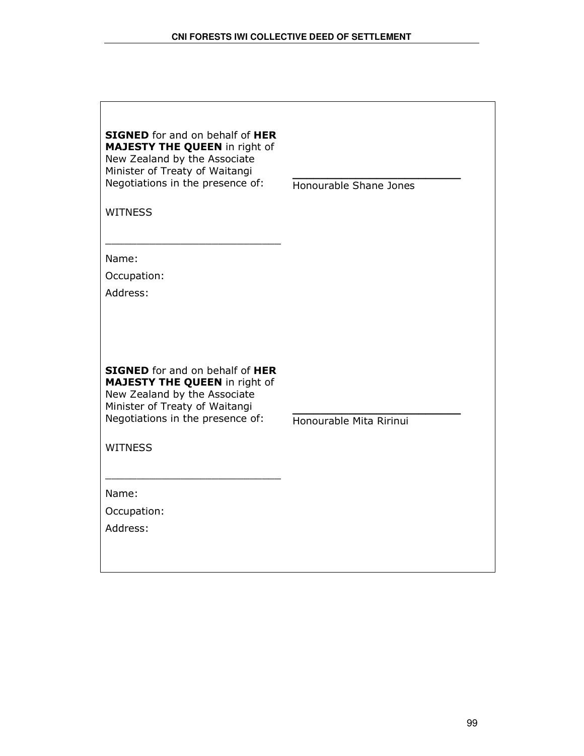**SIGNED** for and on behalf of **HER MAJESTY THE QUEEN** in right of New Zealand by the Associate Minister of Treaty of Waitangi Negotiations in the presence of:

\_\_\_\_\_\_\_\_\_\_\_\_\_\_\_\_\_\_\_\_\_\_\_\_\_\_
Honourable Shane Jones

WITNESS

\_\_\_\_\_\_\_\_\_\_\_\_\_\_\_\_\_\_\_\_\_\_\_\_\_\_

Name:

Occupation:

Address:

**SIGNED** for and on behalf of **HER MAJESTY THE QUEEN** in right of New Zealand by the Associate Minister of Treaty of Waitangi Negotiations in the presence of:

\_\_\_\_\_\_\_\_\_\_\_\_\_\_\_\_\_\_\_\_\_\_\_\_\_\_
Honourable Mita Ririnui

WITNESS

\_\_\_\_\_\_\_\_\_\_\_\_\_\_\_\_\_\_\_\_\_\_\_\_\_\_

Name:

Occupation:

Address: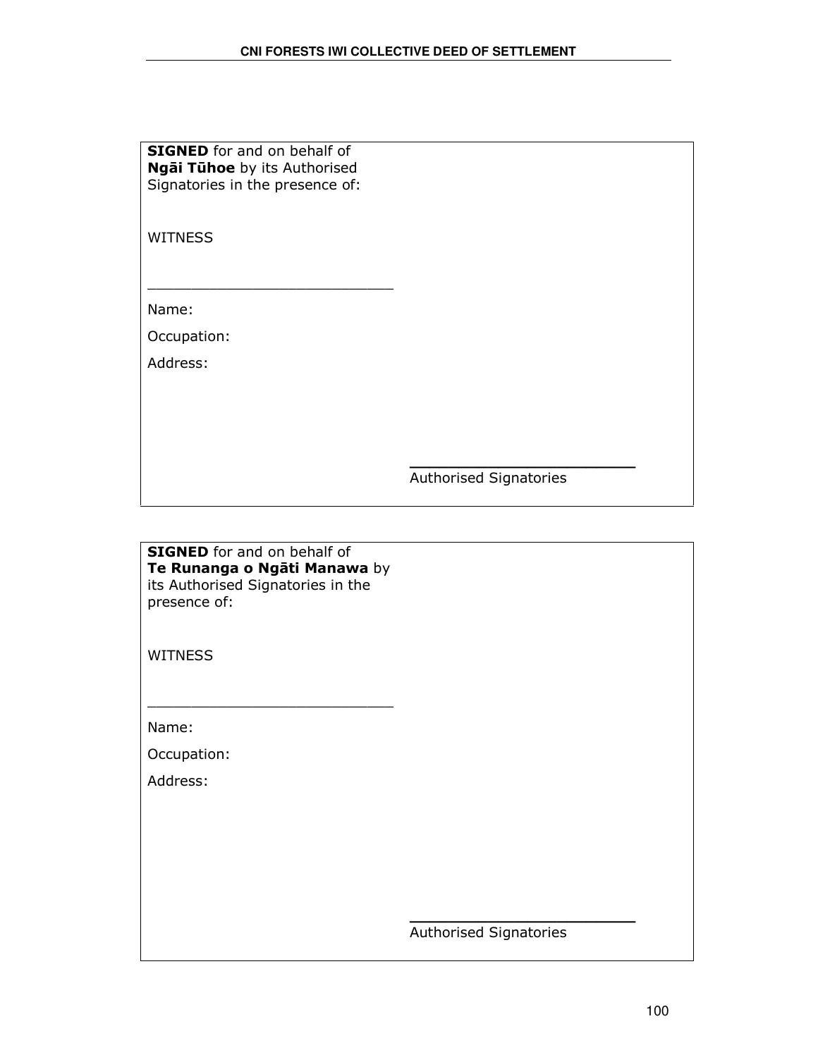| **SIGNED** for and on behalf of **Ngāi Tūhoe** by its Authorised Signatories in the presence of:<br><br>WITNESS<br><br>\_\_\_\_\_\_\_\_\_\_\_\_\_\_\_\_\_\_\_\_\_\_\_\_\_\_\_\_<br>Name:<br>Occupation:<br>Address: | <br><br><br><br><br><br><br><br><br><br>\_\_\_\_\_\_\_\_\_\_\_\_\_\_\_\_\_\_\_\_\_\_\_\_<br>Authorised Signatories |
|---|---|

| **SIGNED** for and on behalf of **Te Runanga o Ngāti Manawa** by its Authorised Signatories in the presence of:<br><br>WITNESS<br><br>\_\_\_\_\_\_\_\_\_\_\_\_\_\_\_\_\_\_\_\_\_\_\_\_\_\_\_\_<br>Name:<br>Occupation:<br>Address: | <br><br><br><br><br><br><br><br><br><br>\_\_\_\_\_\_\_\_\_\_\_\_\_\_\_\_\_\_\_\_\_\_\_\_<br>Authorised Signatories |
|---|---|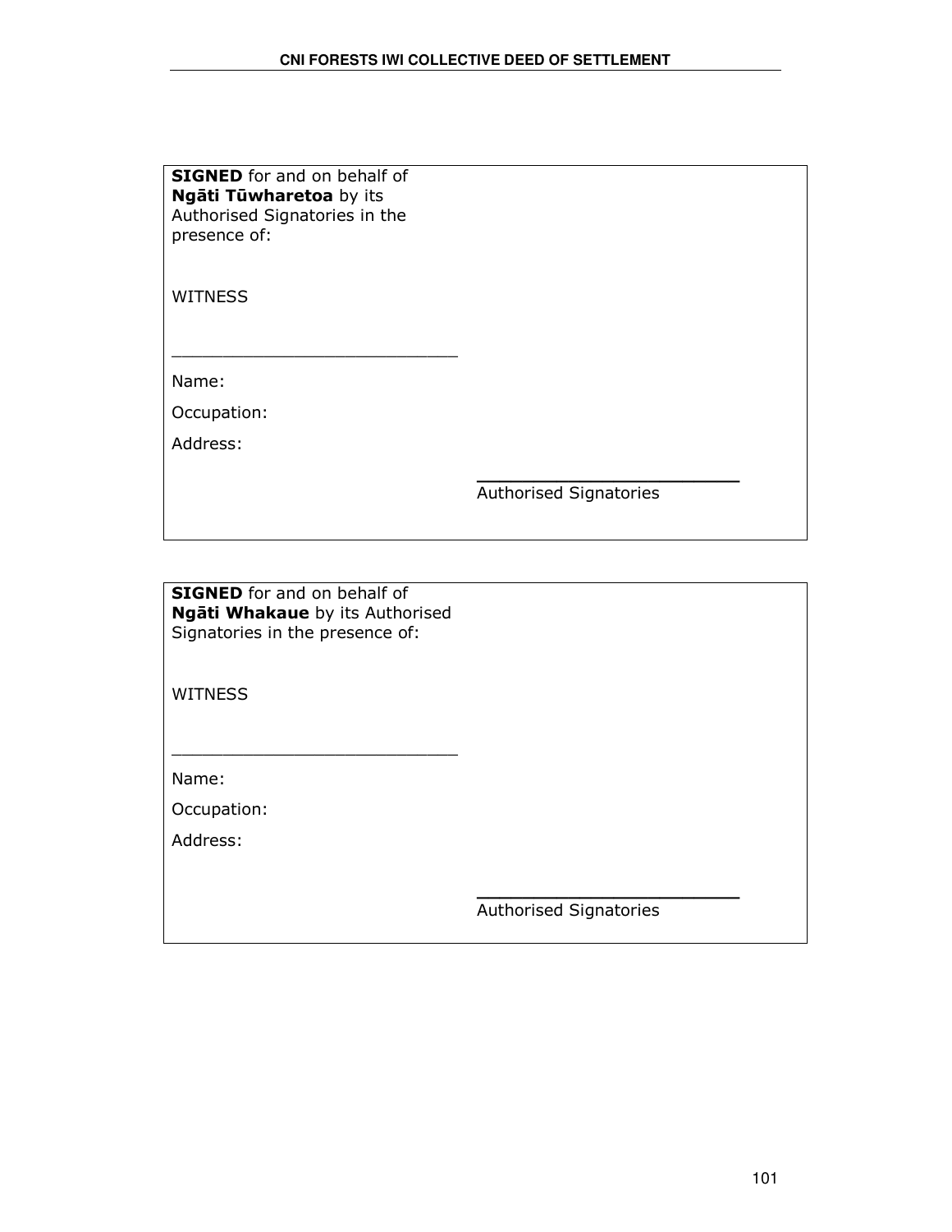**SIGNED** for and on behalf of **Ngāti Tūwharetoa** by its Authorised Signatories in the presence of:

WITNESS

\_\_\_\_\_\_\_\_\_\_\_\_\_\_\_\_\_\_\_\_\_\_\_\_\_\_\_\_

Name:

Occupation:

Address:

\_\_\_\_\_\_\_\_\_\_\_\_\_\_\_\_\_\_\_\_\_\_\_\_\_\_\_\_

Authorised Signatories

---

**SIGNED** for and on behalf of **Ngāti Whakaue** by its Authorised Signatories in the presence of:

WITNESS

\_\_\_\_\_\_\_\_\_\_\_\_\_\_\_\_\_\_\_\_\_\_\_\_\_\_\_\_

Name:

Occupation:

Address:

\_\_\_\_\_\_\_\_\_\_\_\_\_\_\_\_\_\_\_\_\_\_\_\_\_\_\_\_

Authorised Signatories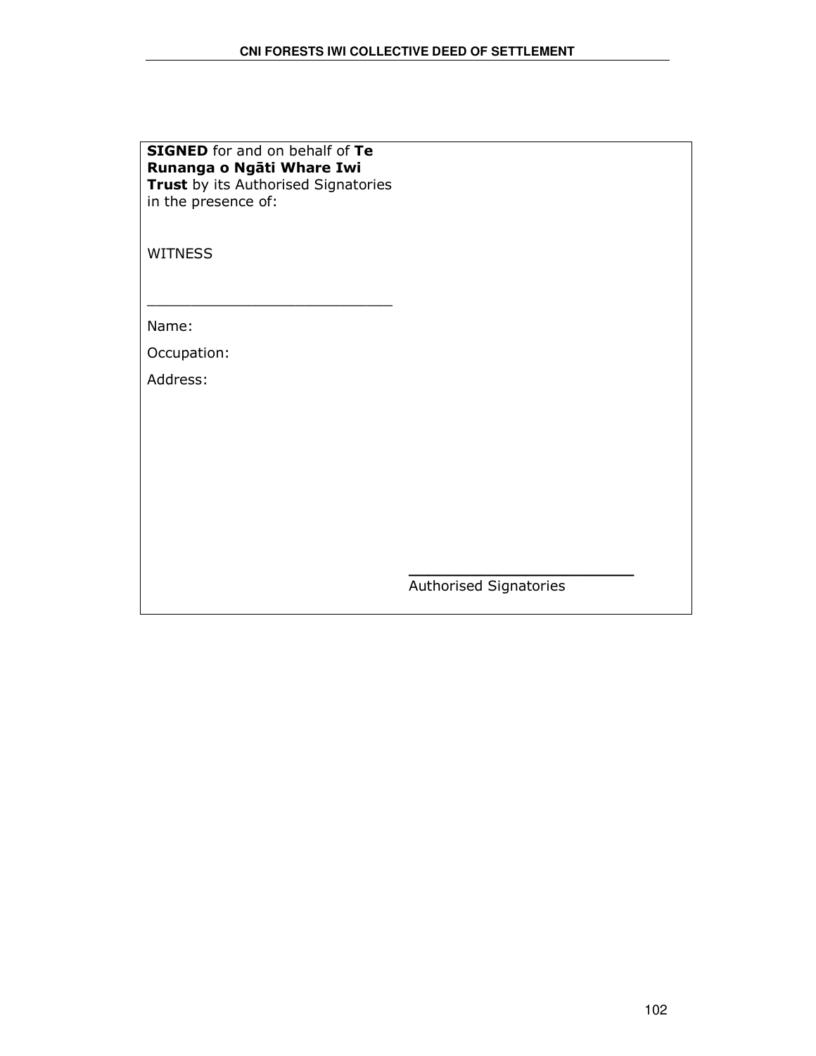**SIGNED** for and on behalf of **Te Runanga o Ngāti Whare Iwi Trust** by its Authorised Signatories in the presence of:

WITNESS

\_\_\_\_\_\_\_\_\_\_\_\_\_\_\_\_\_\_\_\_\_\_\_\_\_\_\_\_

Name:

Occupation:

Address:

\_\_\_\_\_\_\_\_\_\_\_\_\_\_\_\_\_\_\_\_\_\_\_\_\_\_

Authorised Signatories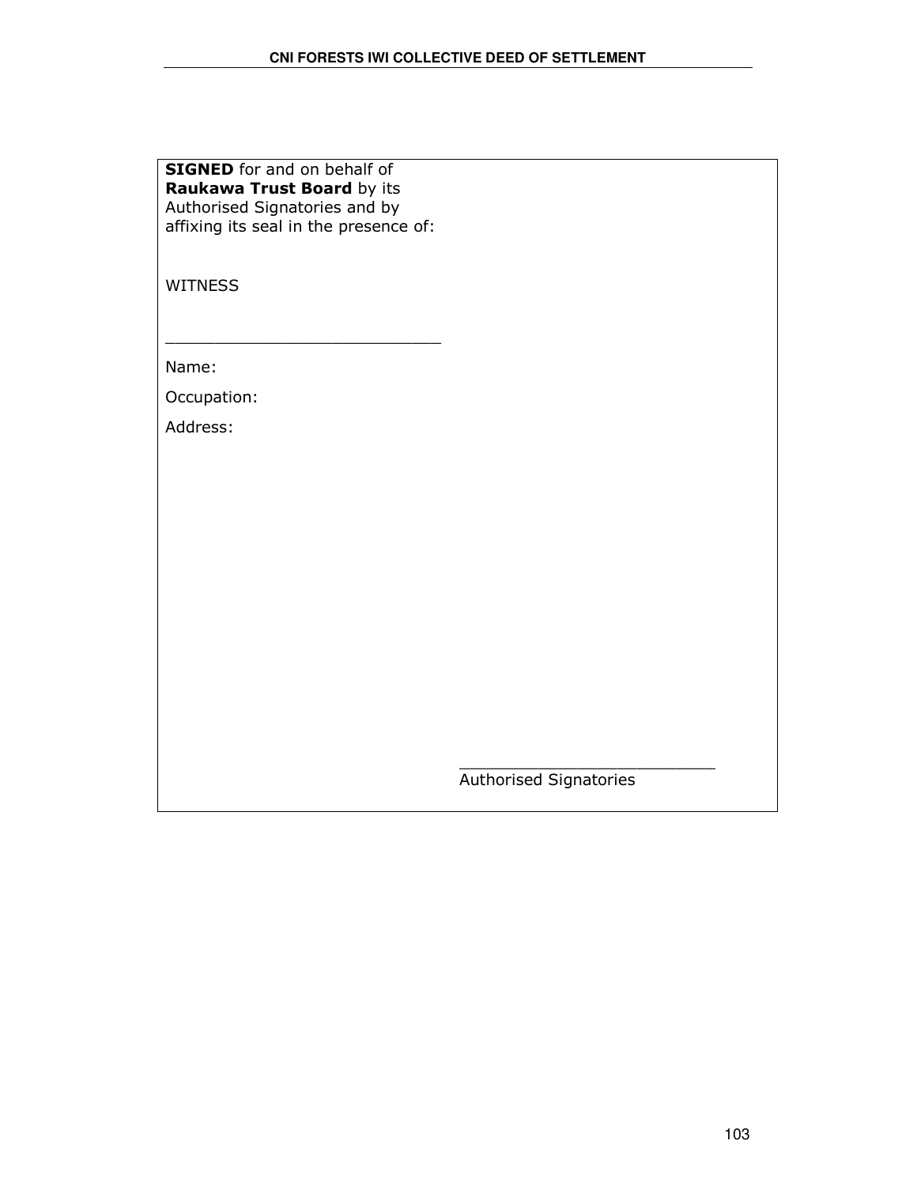**SIGNED** for and on behalf of **Raukawa Trust Board** by its Authorised Signatories and by affixing its seal in the presence of:

WITNESS

\_\_\_\_\_\_\_\_\_\_\_\_\_\_\_\_\_\_\_\_\_\_\_\_\_\_\_

Name:

Occupation:

Address:

\_\_\_\_\_\_\_\_\_\_\_\_\_\_\_\_\_\_\_\_\_\_\_\_\_\_\_

Authorised Signatories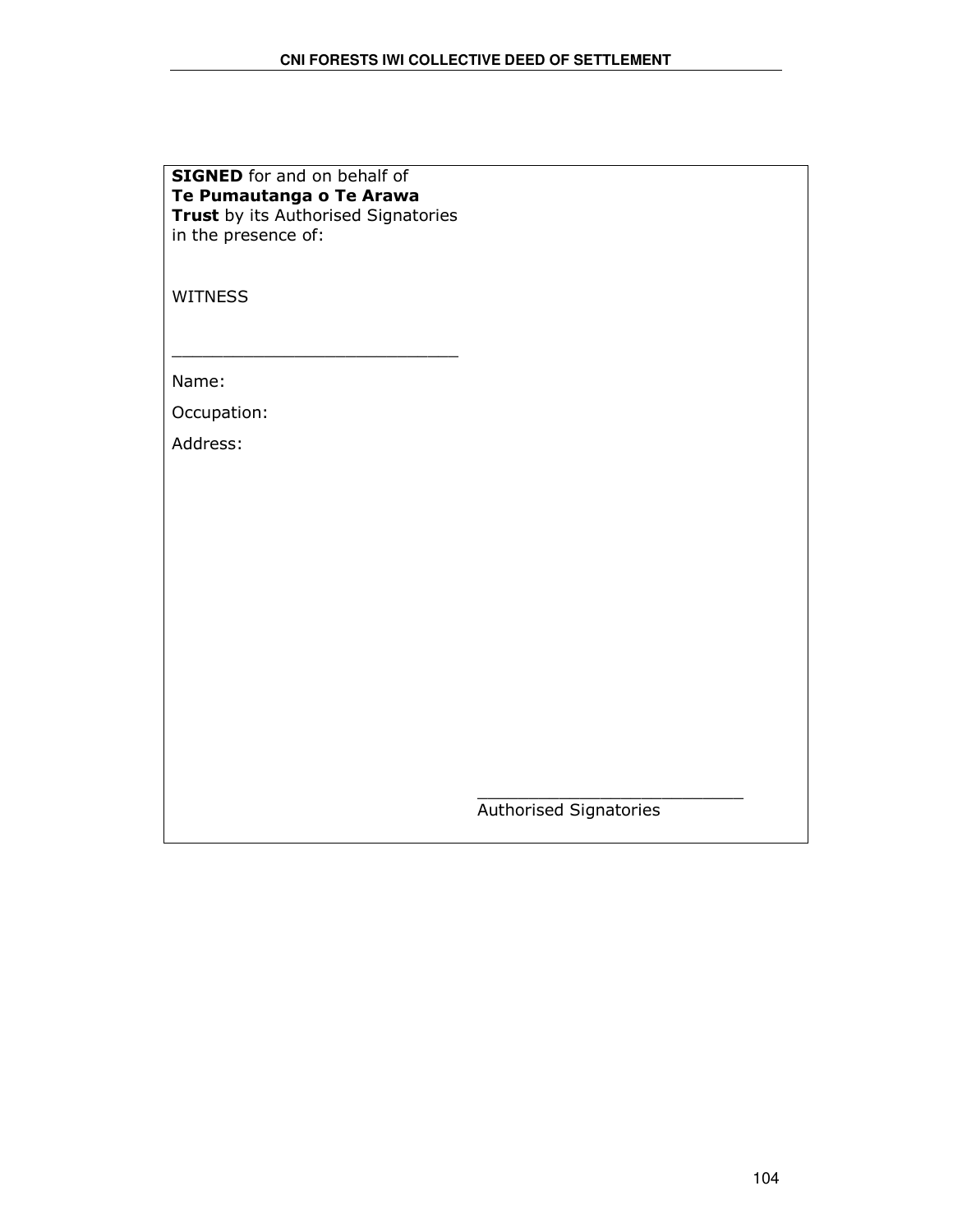**SIGNED** for and on behalf of
**Te Pumautanga o Te Arawa Trust** by its Authorised Signatories in the presence of:

WITNESS

____________________________

Name:

Occupation:

Address:

____________________________
Authorised Signatories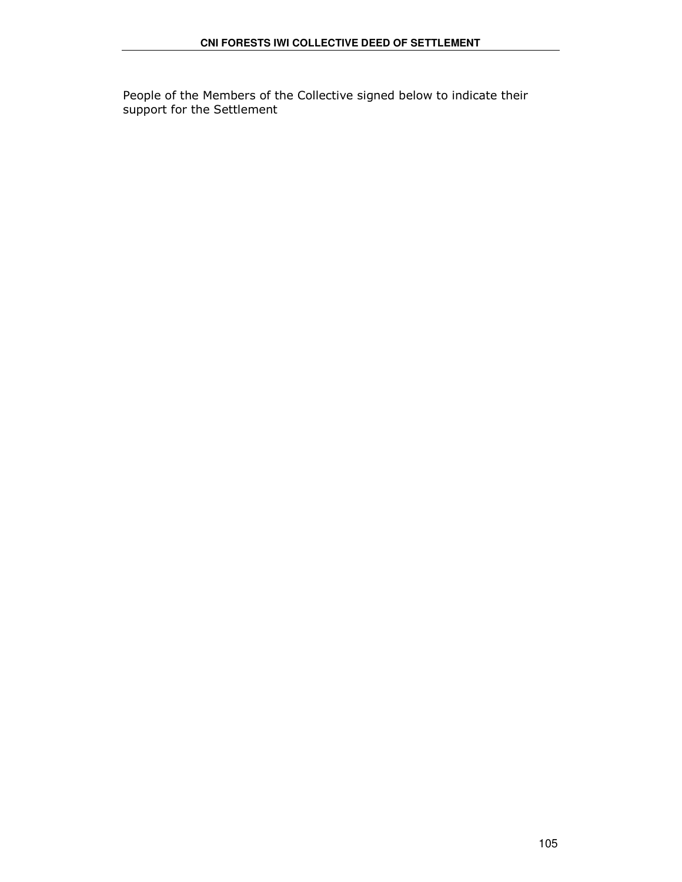People of the Members of the Collective signed below to indicate their support for the Settlement